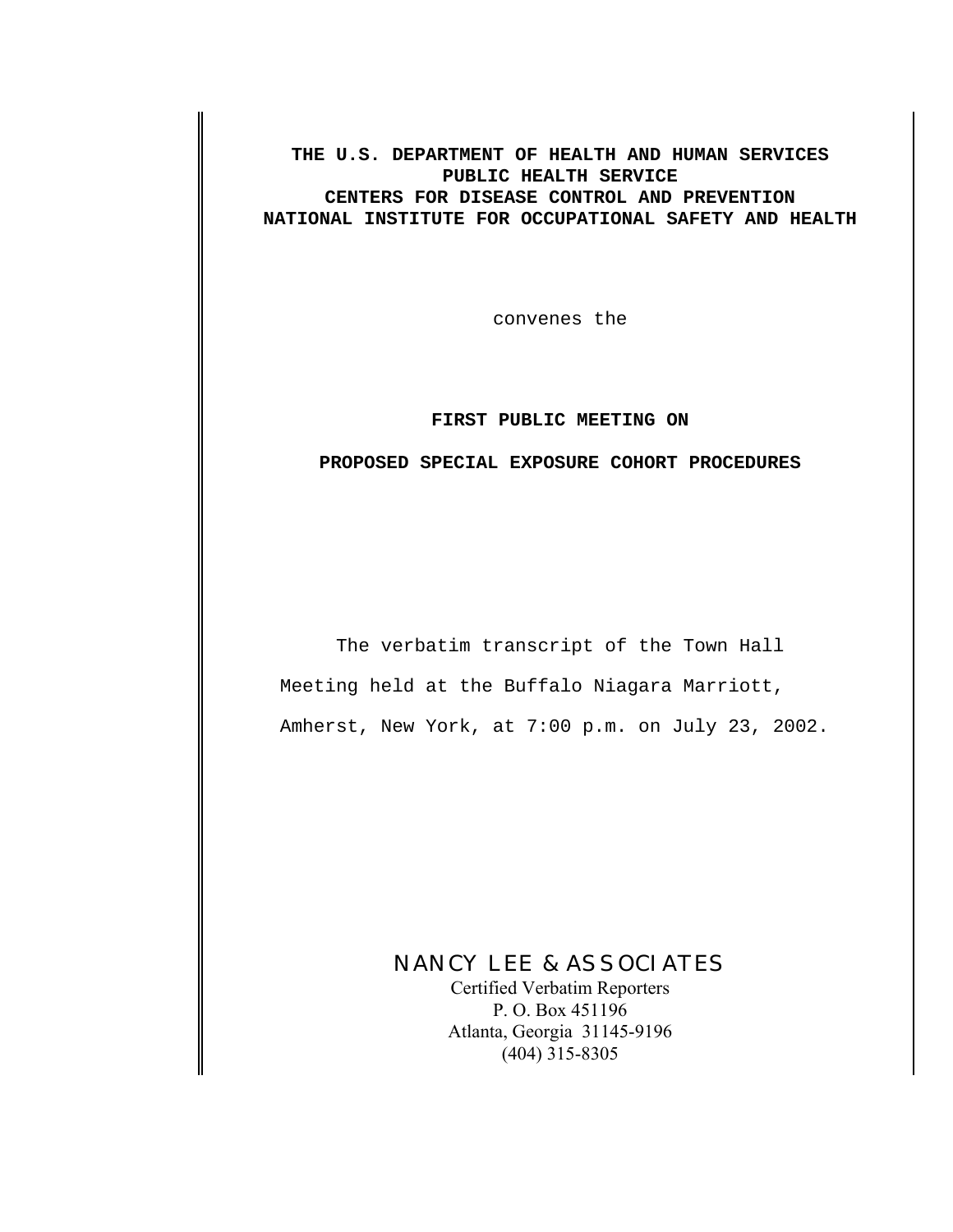**THE U.S. DEPARTMENT OF HEALTH AND HUMAN SERVICES**
**PUBLIC HEALTH SERVICE**
**CENTERS FOR DISEASE CONTROL AND PREVENTION**
**NATIONAL INSTITUTE FOR OCCUPATIONAL SAFETY AND HEALTH**

convenes the

# FIRST PUBLIC MEETING ON

# PROPOSED SPECIAL EXPOSURE COHORT PROCEDURES

The verbatim transcript of the Town Hall Meeting held at the Buffalo Niagara Marriott, Amherst, New York, at 7:00 p.m. on July 23, 2002.

NANCY LEE & ASSOCIATES
Certified Verbatim Reporters
P. O. Box 451196
Atlanta, Georgia 31145-9196
(404) 315-8305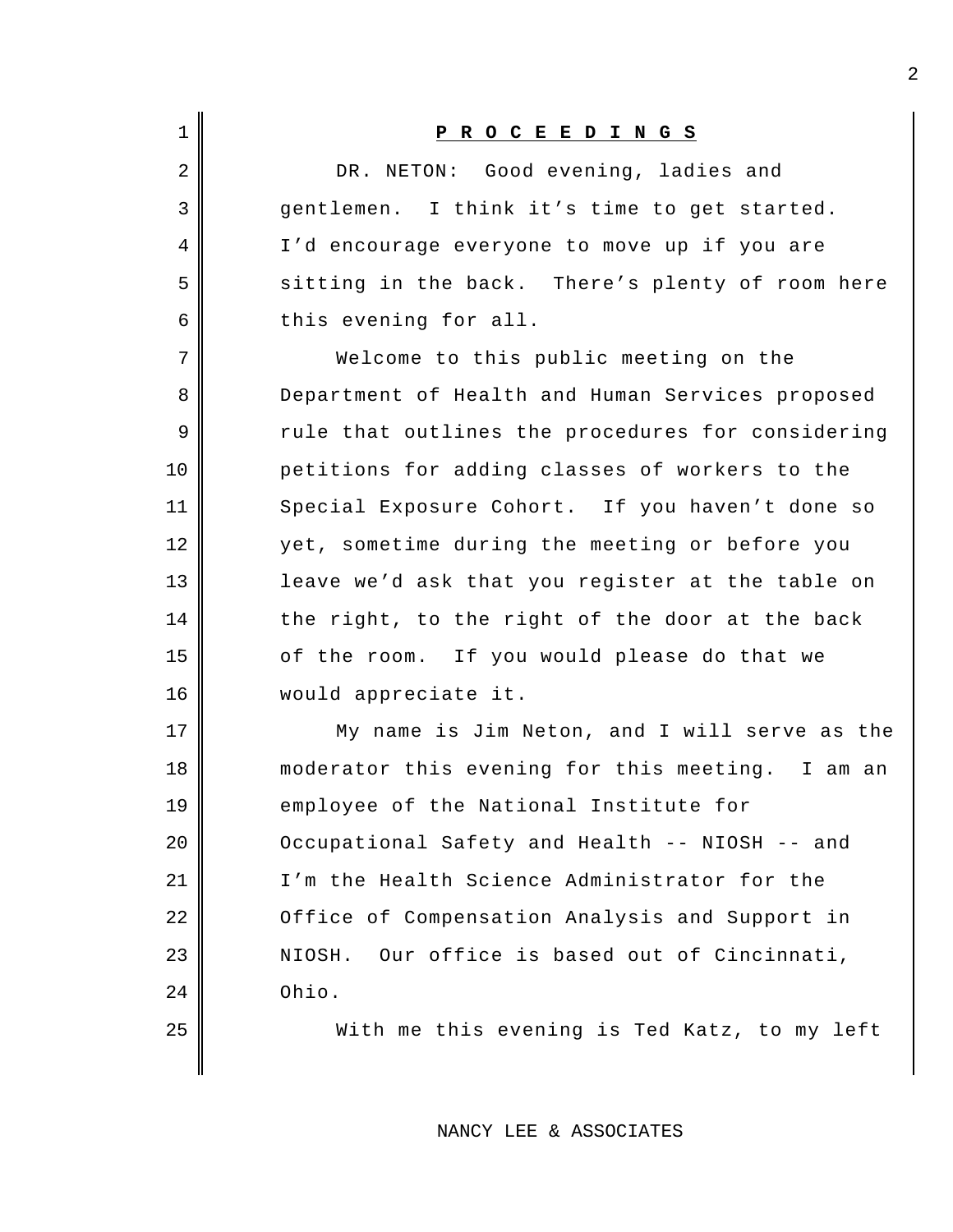**P R O C E E D I N G S**

DR. NETON: Good evening, ladies and gentlemen. I think it's time to get started. I'd encourage everyone to move up if you are sitting in the back. There's plenty of room here this evening for all.

Welcome to this public meeting on the Department of Health and Human Services proposed rule that outlines the procedures for considering petitions for adding classes of workers to the Special Exposure Cohort. If you haven't done so yet, sometime during the meeting or before you leave we'd ask that you register at the table on the right, to the right of the door at the back of the room. If you would please do that we would appreciate it.

My name is Jim Neton, and I will serve as the moderator this evening for this meeting. I am an employee of the National Institute for Occupational Safety and Health -- NIOSH -- and I'm the Health Science Administrator for the Office of Compensation Analysis and Support in NIOSH. Our office is based out of Cincinnati, Ohio.

With me this evening is Ted Katz, to my left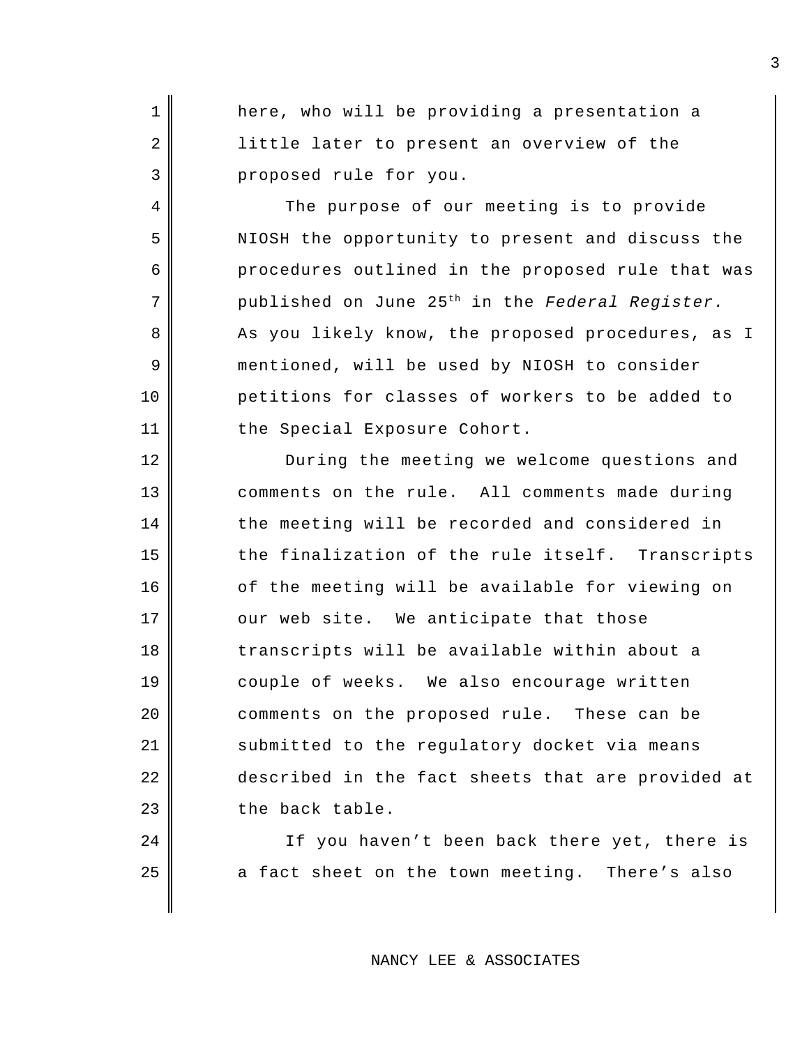here, who will be providing a presentation a little later to present an overview of the proposed rule for you.

The purpose of our meeting is to provide NIOSH the opportunity to present and discuss the procedures outlined in the proposed rule that was published on June 25th in the *Federal Register.* As you likely know, the proposed procedures, as I mentioned, will be used by NIOSH to consider petitions for classes of workers to be added to the Special Exposure Cohort.

During the meeting we welcome questions and comments on the rule. All comments made during the meeting will be recorded and considered in the finalization of the rule itself. Transcripts of the meeting will be available for viewing on our web site. We anticipate that those transcripts will be available within about a couple of weeks. We also encourage written comments on the proposed rule. These can be submitted to the regulatory docket via means described in the fact sheets that are provided at the back table.

If you haven't been back there yet, there is a fact sheet on the town meeting. There's also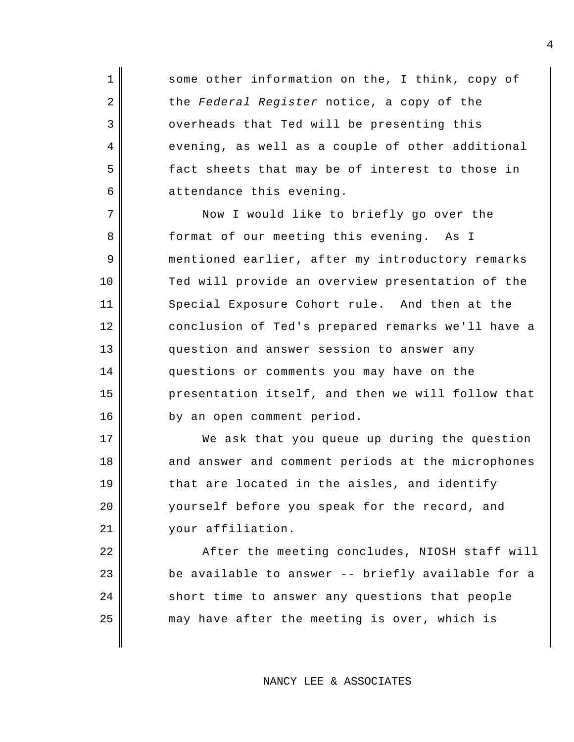some other information on the, I think, copy of the *Federal Register* notice, a copy of the overheads that Ted will be presenting this evening, as well as a couple of other additional fact sheets that may be of interest to those in attendance this evening.

Now I would like to briefly go over the format of our meeting this evening. As I mentioned earlier, after my introductory remarks Ted will provide an overview presentation of the Special Exposure Cohort rule. And then at the conclusion of Ted's prepared remarks we'll have a question and answer session to answer any questions or comments you may have on the presentation itself, and then we will follow that by an open comment period.

We ask that you queue up during the question and answer and comment periods at the microphones that are located in the aisles, and identify yourself before you speak for the record, and your affiliation.

After the meeting concludes, NIOSH staff will be available to answer -- briefly available for a short time to answer any questions that people may have after the meeting is over, which is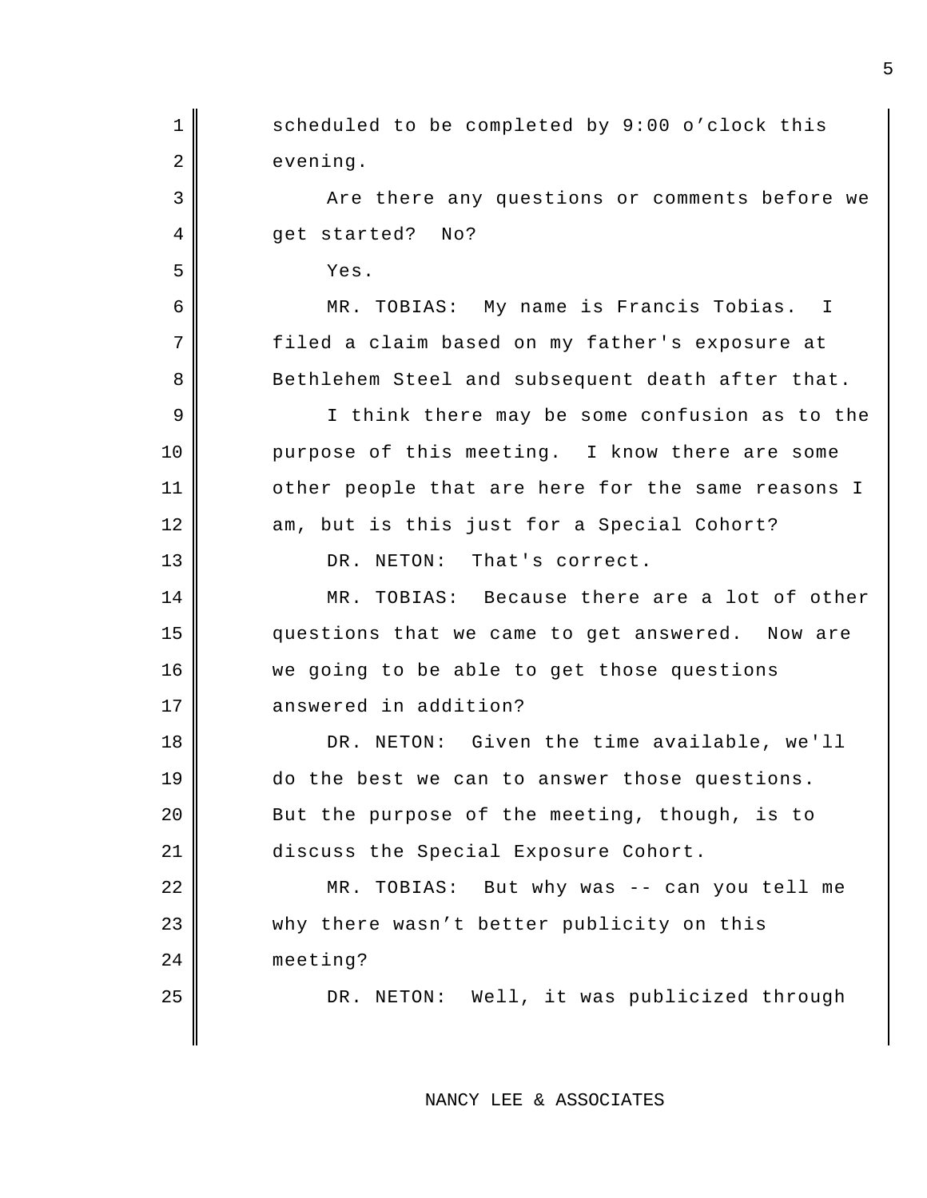scheduled to be completed by 9:00 o'clock this evening.

Are there any questions or comments before we get started? No?

Yes.

MR. TOBIAS: My name is Francis Tobias. I filed a claim based on my father's exposure at Bethlehem Steel and subsequent death after that.

I think there may be some confusion as to the purpose of this meeting. I know there are some other people that are here for the same reasons I am, but is this just for a Special Cohort?

DR. NETON: That's correct.

MR. TOBIAS: Because there are a lot of other questions that we came to get answered. Now are we going to be able to get those questions answered in addition?

DR. NETON: Given the time available, we'll do the best we can to answer those questions. But the purpose of the meeting, though, is to discuss the Special Exposure Cohort.

MR. TOBIAS: But why was -- can you tell me why there wasn't better publicity on this meeting?

DR. NETON: Well, it was publicized through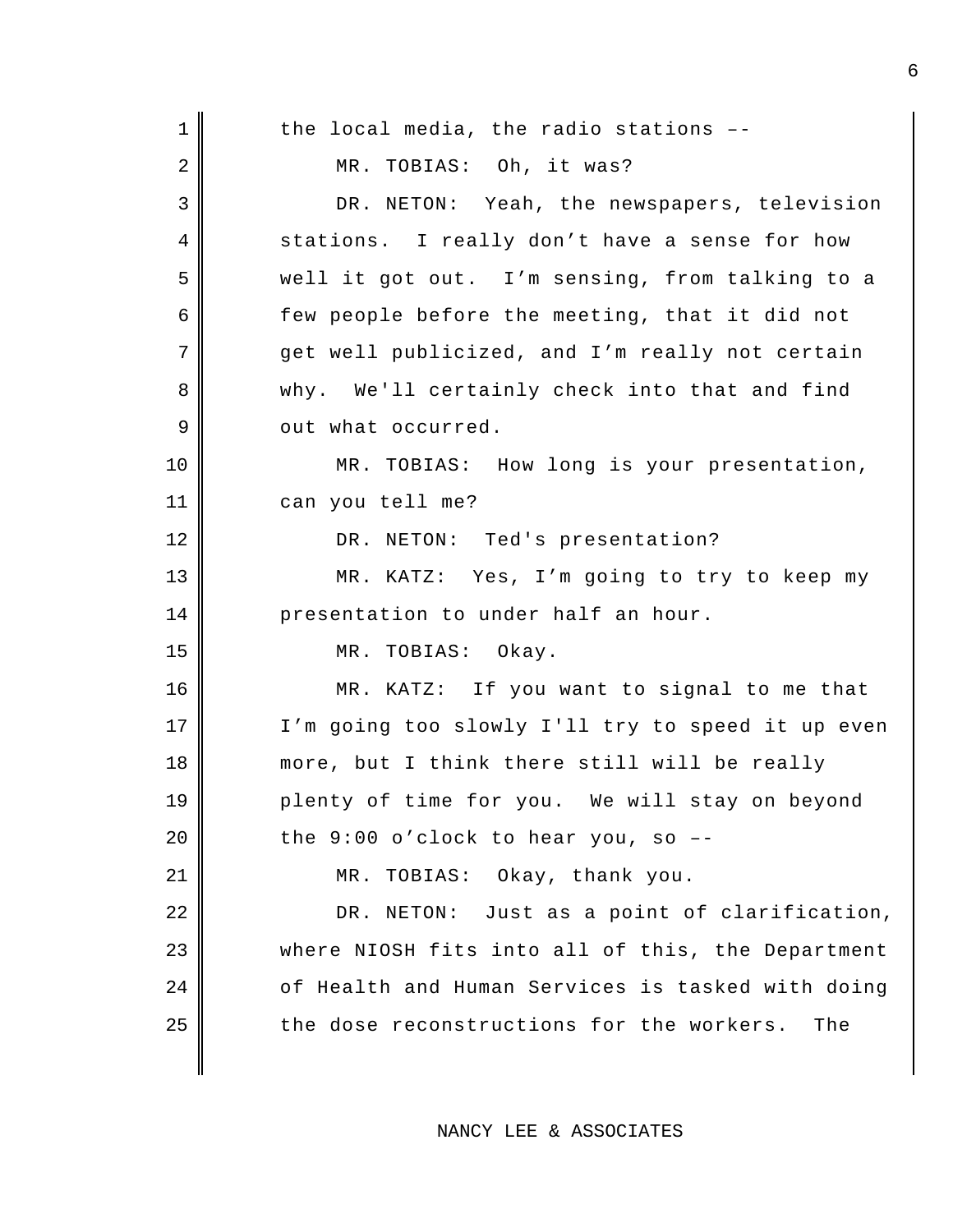the local media, the radio stations –-

MR. TOBIAS: Oh, it was?

DR. NETON: Yeah, the newspapers, television stations. I really don’t have a sense for how well it got out. I’m sensing, from talking to a few people before the meeting, that it did not get well publicized, and I’m really not certain why. We'll certainly check into that and find out what occurred.

MR. TOBIAS: How long is your presentation, can you tell me?

DR. NETON: Ted's presentation?

MR. KATZ: Yes, I’m going to try to keep my presentation to under half an hour.

MR. TOBIAS: Okay.

MR. KATZ: If you want to signal to me that I’m going too slowly I'll try to speed it up even more, but I think there still will be really plenty of time for you. We will stay on beyond the 9:00 o’clock to hear you, so –-

MR. TOBIAS: Okay, thank you.

DR. NETON: Just as a point of clarification, where NIOSH fits into all of this, the Department of Health and Human Services is tasked with doing the dose reconstructions for the workers. The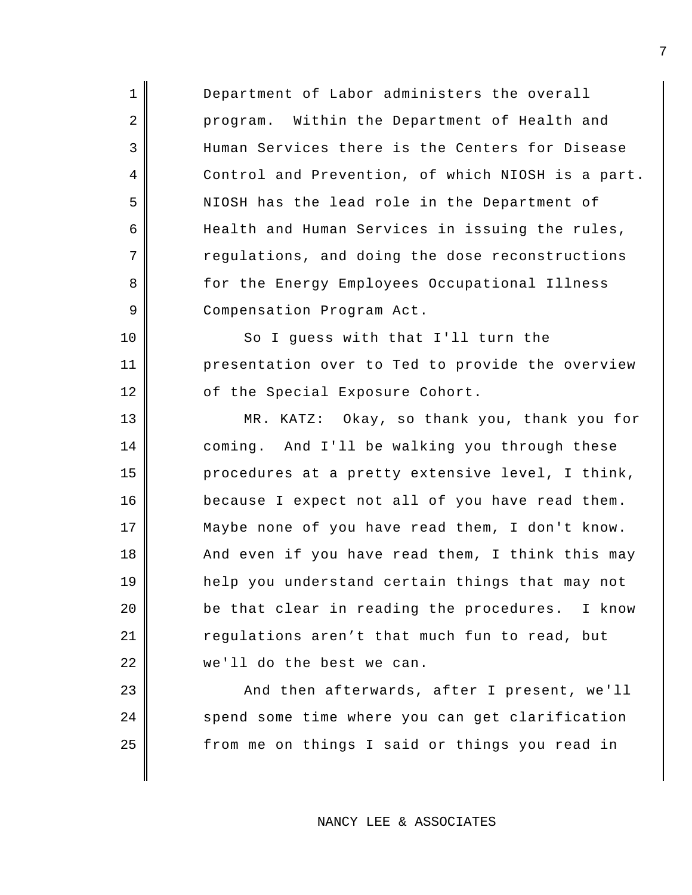Department of Labor administers the overall program. Within the Department of Health and Human Services there is the Centers for Disease Control and Prevention, of which NIOSH is a part. NIOSH has the lead role in the Department of Health and Human Services in issuing the rules, regulations, and doing the dose reconstructions for the Energy Employees Occupational Illness Compensation Program Act.

So I guess with that I'll turn the presentation over to Ted to provide the overview of the Special Exposure Cohort.

MR. KATZ: Okay, so thank you, thank you for coming. And I'll be walking you through these procedures at a pretty extensive level, I think, because I expect not all of you have read them. Maybe none of you have read them, I don't know. And even if you have read them, I think this may help you understand certain things that may not be that clear in reading the procedures. I know regulations aren’t that much fun to read, but we'll do the best we can.

And then afterwards, after I present, we'll spend some time where you can get clarification from me on things I said or things you read in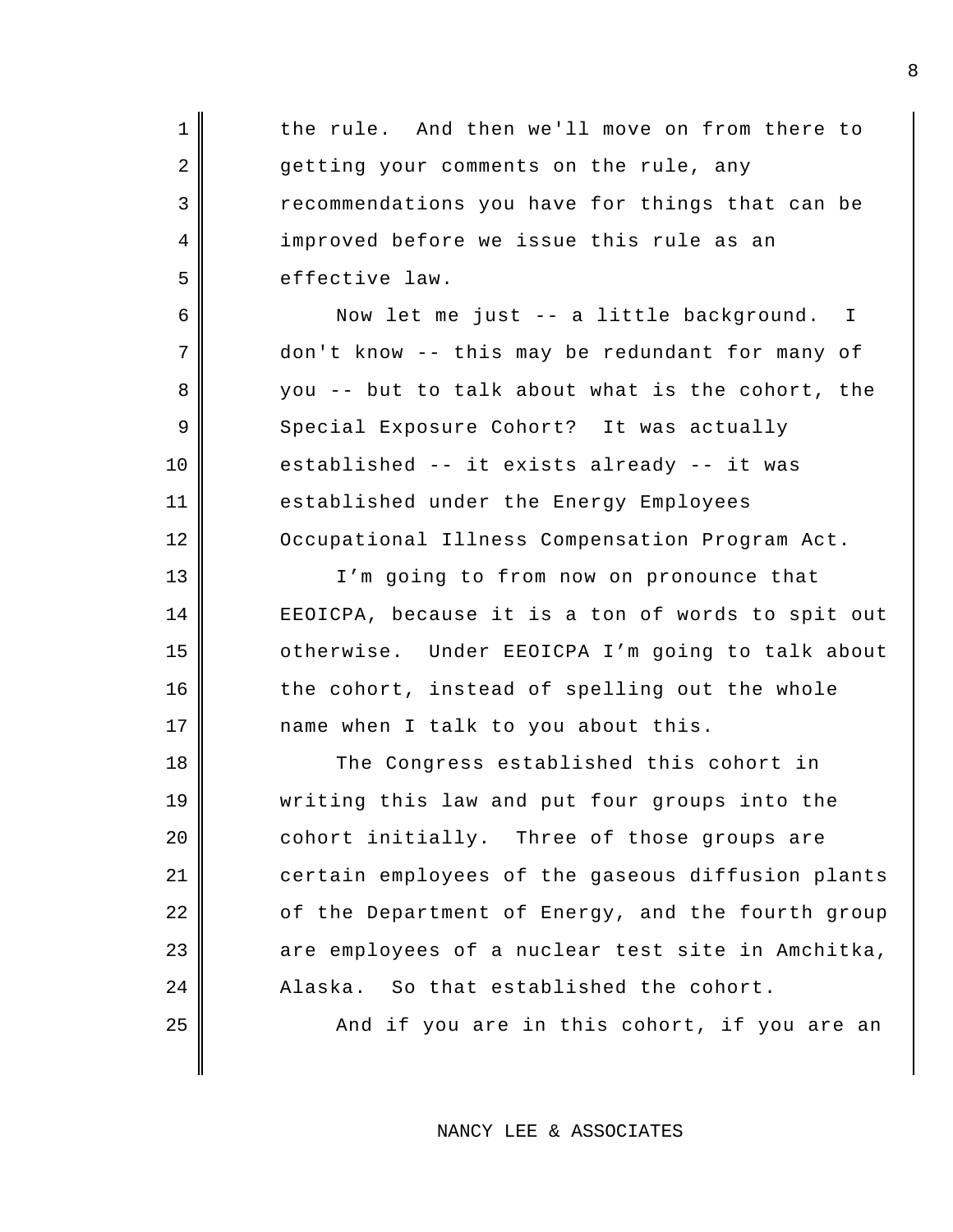the rule. And then we'll move on from there to getting your comments on the rule, any recommendations you have for things that can be improved before we issue this rule as an effective law.

Now let me just -- a little background. I don't know -- this may be redundant for many of you -- but to talk about what is the cohort, the Special Exposure Cohort? It was actually established -- it exists already -- it was established under the Energy Employees Occupational Illness Compensation Program Act.

I'm going to from now on pronounce that EEOICPA, because it is a ton of words to spit out otherwise. Under EEOICPA I'm going to talk about the cohort, instead of spelling out the whole name when I talk to you about this.

The Congress established this cohort in writing this law and put four groups into the cohort initially. Three of those groups are certain employees of the gaseous diffusion plants of the Department of Energy, and the fourth group are employees of a nuclear test site in Amchitka, Alaska. So that established the cohort.

And if you are in this cohort, if you are an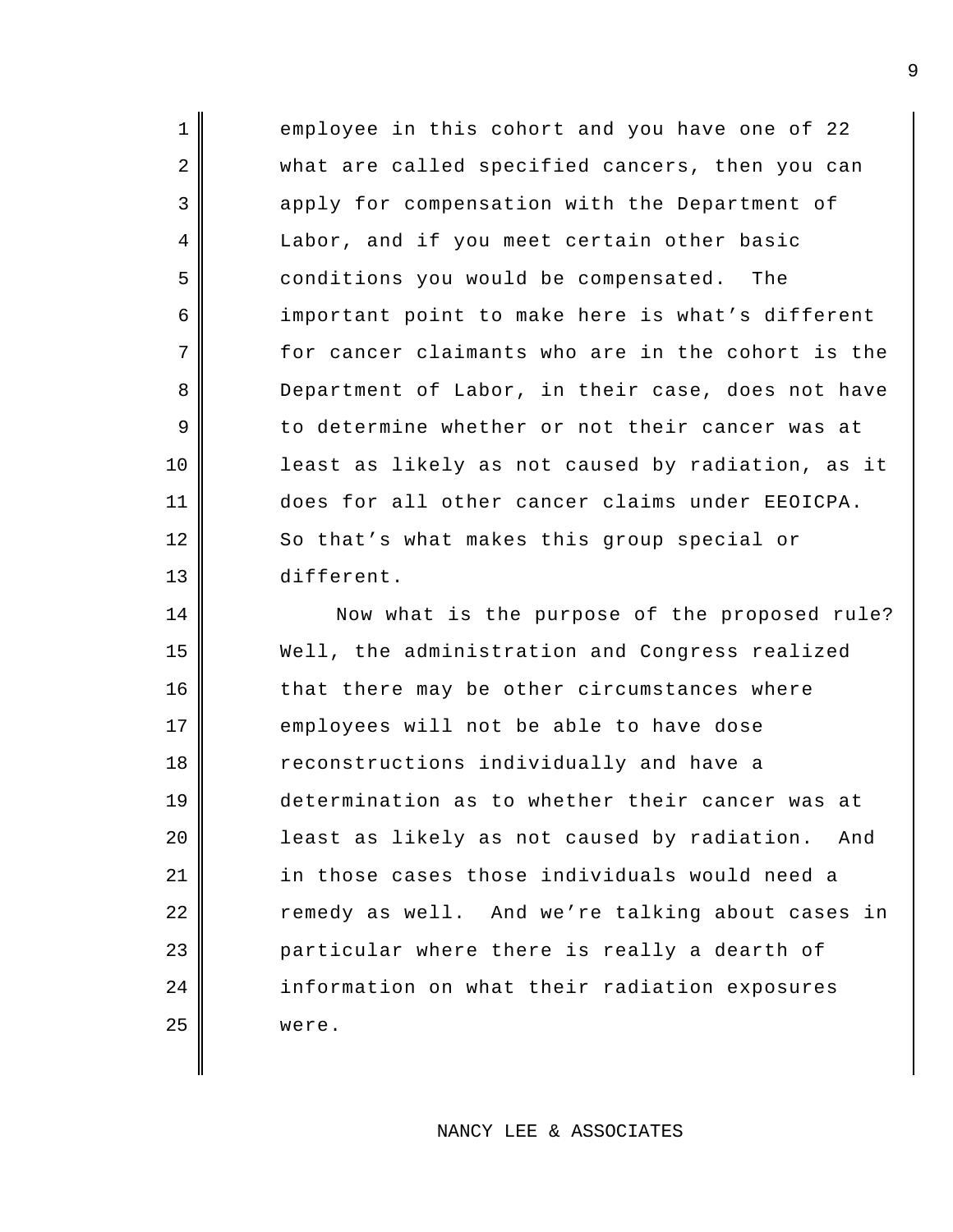employee in this cohort and you have one of 22 what are called specified cancers, then you can apply for compensation with the Department of Labor, and if you meet certain other basic conditions you would be compensated. The important point to make here is what's different for cancer claimants who are in the cohort is the Department of Labor, in their case, does not have to determine whether or not their cancer was at least as likely as not caused by radiation, as it does for all other cancer claims under EEOICPA. So that's what makes this group special or different.

Now what is the purpose of the proposed rule? Well, the administration and Congress realized that there may be other circumstances where employees will not be able to have dose reconstructions individually and have a determination as to whether their cancer was at least as likely as not caused by radiation. And in those cases those individuals would need a remedy as well. And we're talking about cases in particular where there is really a dearth of information on what their radiation exposures were.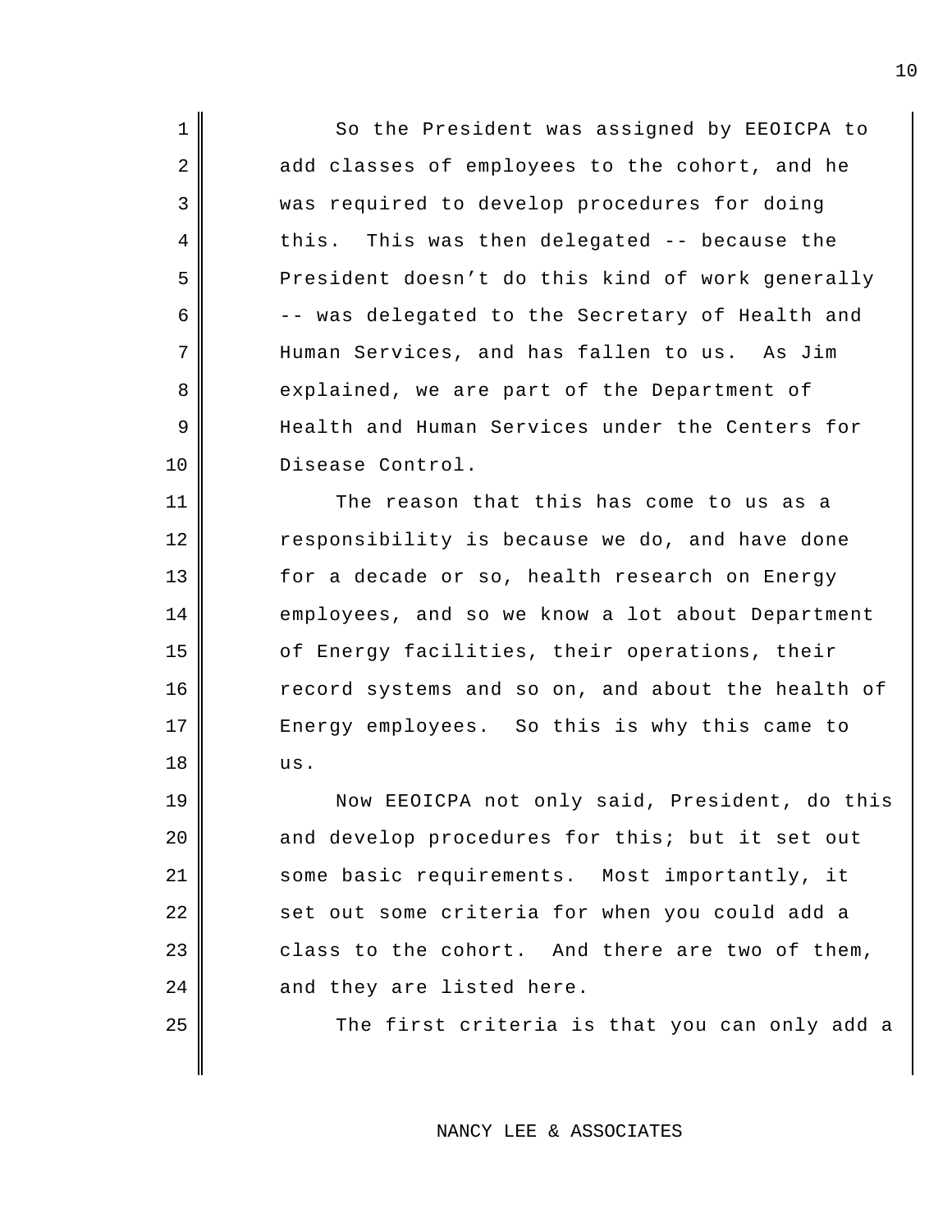So the President was assigned by EEOICPA to add classes of employees to the cohort, and he was required to develop procedures for doing this. This was then delegated -- because the President doesn't do this kind of work generally -- was delegated to the Secretary of Health and Human Services, and has fallen to us. As Jim explained, we are part of the Department of Health and Human Services under the Centers for Disease Control.

The reason that this has come to us as a responsibility is because we do, and have done for a decade or so, health research on Energy employees, and so we know a lot about Department of Energy facilities, their operations, their record systems and so on, and about the health of Energy employees. So this is why this came to us.

Now EEOICPA not only said, President, do this and develop procedures for this; but it set out some basic requirements. Most importantly, it set out some criteria for when you could add a class to the cohort. And there are two of them, and they are listed here.

The first criteria is that you can only add a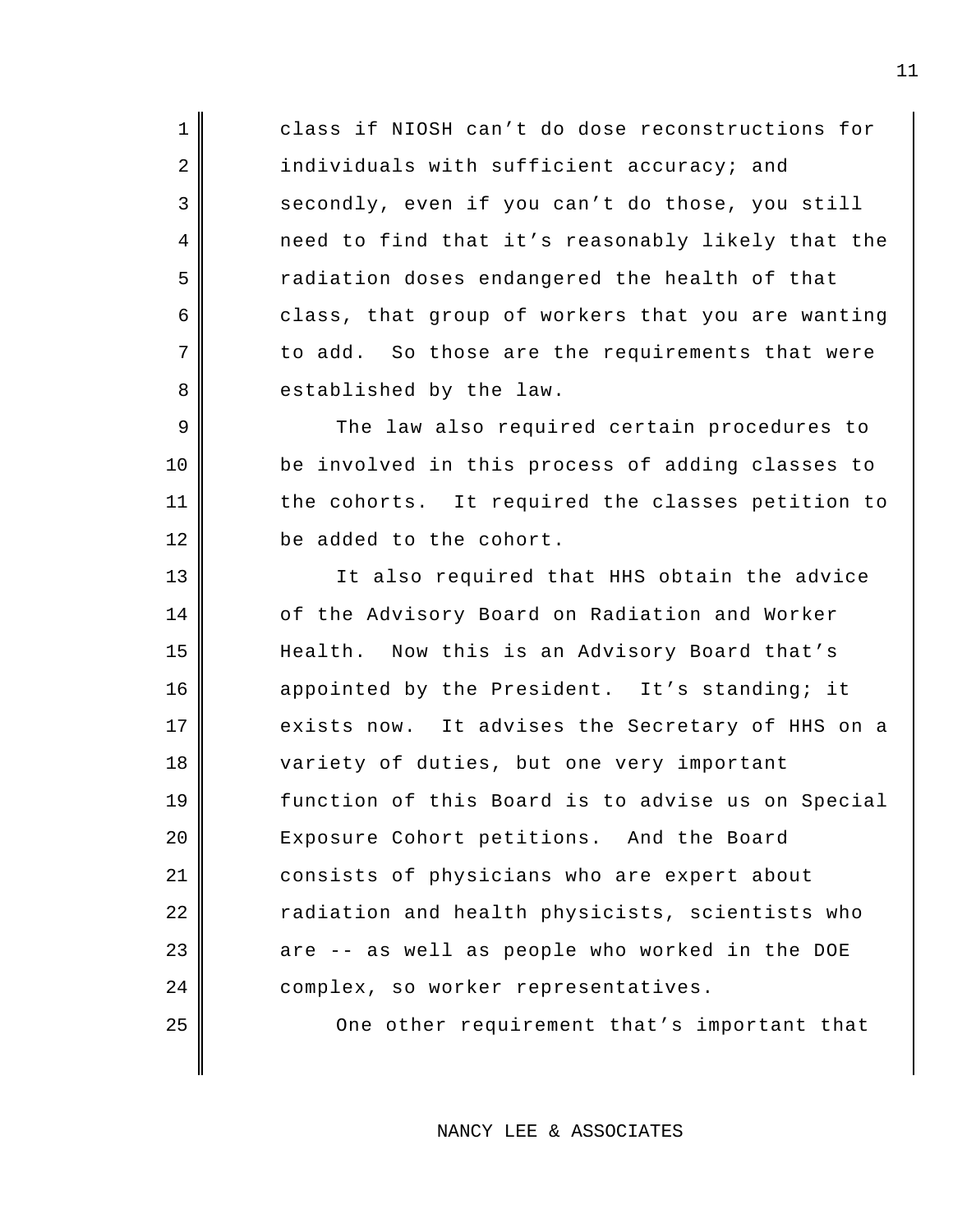class if NIOSH can't do dose reconstructions for individuals with sufficient accuracy; and secondly, even if you can't do those, you still need to find that it's reasonably likely that the radiation doses endangered the health of that class, that group of workers that you are wanting to add. So those are the requirements that were established by the law.

The law also required certain procedures to be involved in this process of adding classes to the cohorts. It required the classes petition to be added to the cohort.

It also required that HHS obtain the advice of the Advisory Board on Radiation and Worker Health. Now this is an Advisory Board that's appointed by the President. It's standing; it exists now. It advises the Secretary of HHS on a variety of duties, but one very important function of this Board is to advise us on Special Exposure Cohort petitions. And the Board consists of physicians who are expert about radiation and health physicists, scientists who are -- as well as people who worked in the DOE complex, so worker representatives.

One other requirement that's important that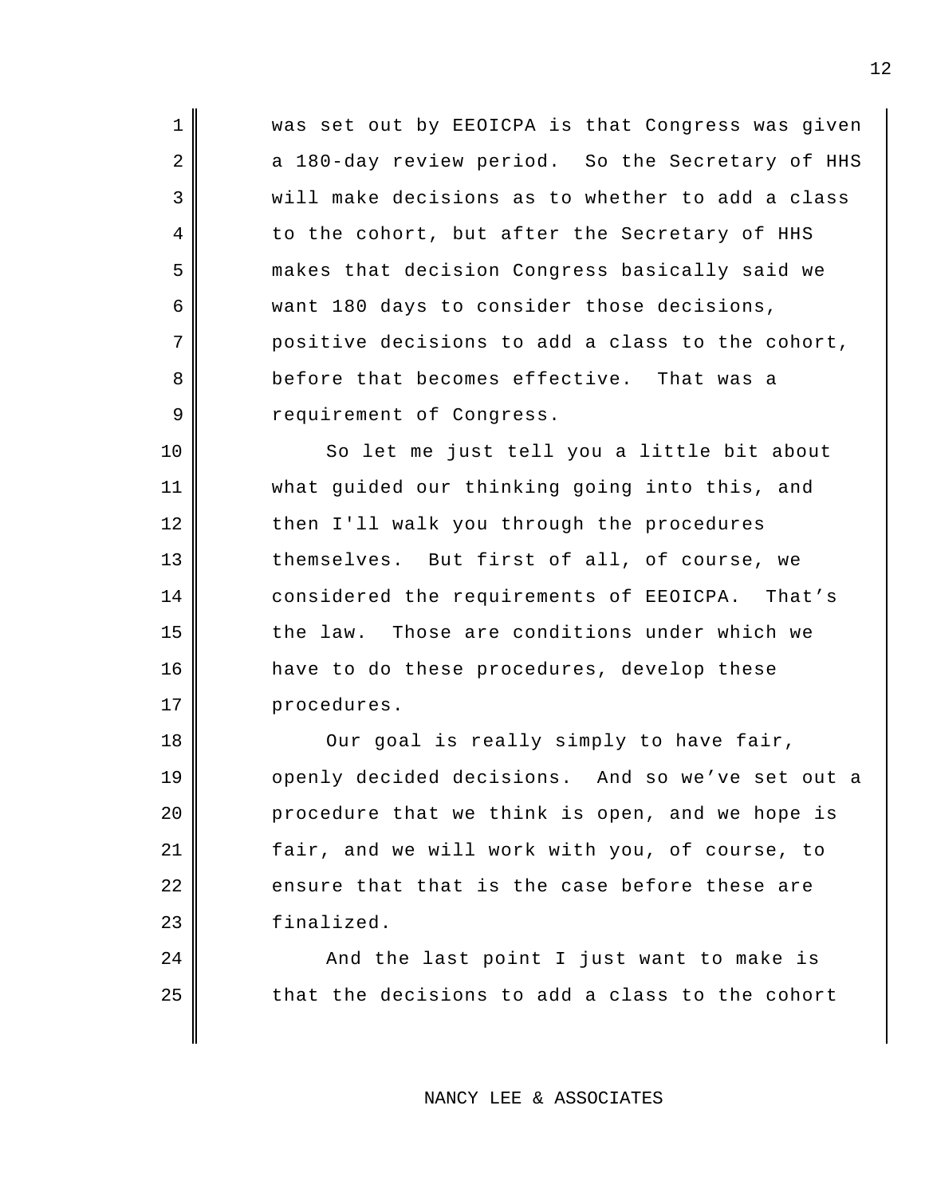was set out by EEOICPA is that Congress was given a 180-day review period. So the Secretary of HHS will make decisions as to whether to add a class to the cohort, but after the Secretary of HHS makes that decision Congress basically said we want 180 days to consider those decisions, positive decisions to add a class to the cohort, before that becomes effective. That was a requirement of Congress.

So let me just tell you a little bit about what guided our thinking going into this, and then I'll walk you through the procedures themselves. But first of all, of course, we considered the requirements of EEOICPA. That's the law. Those are conditions under which we have to do these procedures, develop these procedures.

Our goal is really simply to have fair, openly decided decisions. And so we've set out a procedure that we think is open, and we hope is fair, and we will work with you, of course, to ensure that that is the case before these are finalized.

And the last point I just want to make is that the decisions to add a class to the cohort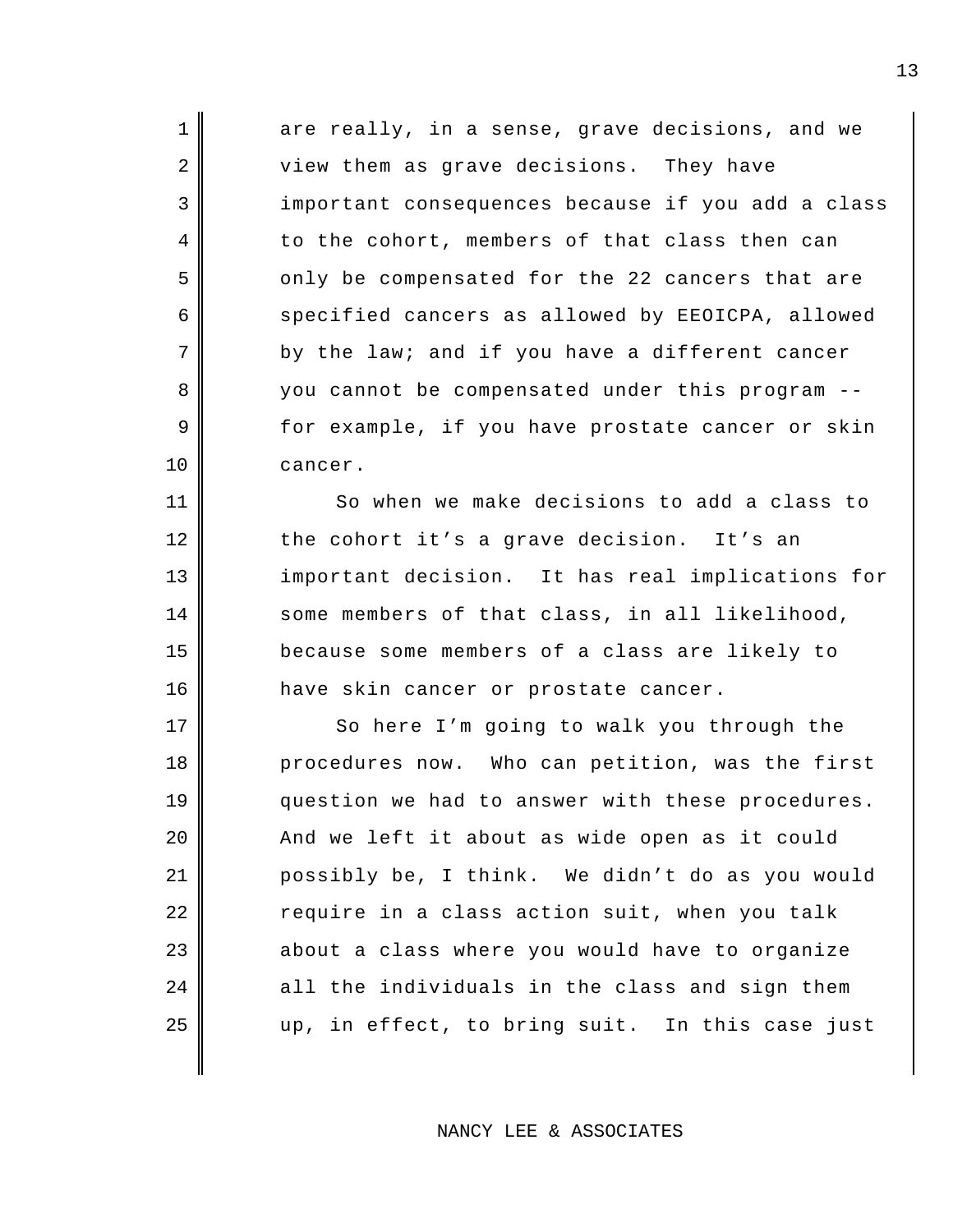are really, in a sense, grave decisions, and we view them as grave decisions. They have important consequences because if you add a class to the cohort, members of that class then can only be compensated for the 22 cancers that are specified cancers as allowed by EEOICPA, allowed by the law; and if you have a different cancer you cannot be compensated under this program -- for example, if you have prostate cancer or skin cancer.

So when we make decisions to add a class to the cohort it's a grave decision. It's an important decision. It has real implications for some members of that class, in all likelihood, because some members of a class are likely to have skin cancer or prostate cancer.

So here I'm going to walk you through the procedures now. Who can petition, was the first question we had to answer with these procedures. And we left it about as wide open as it could possibly be, I think. We didn't do as you would require in a class action suit, when you talk about a class where you would have to organize all the individuals in the class and sign them up, in effect, to bring suit. In this case just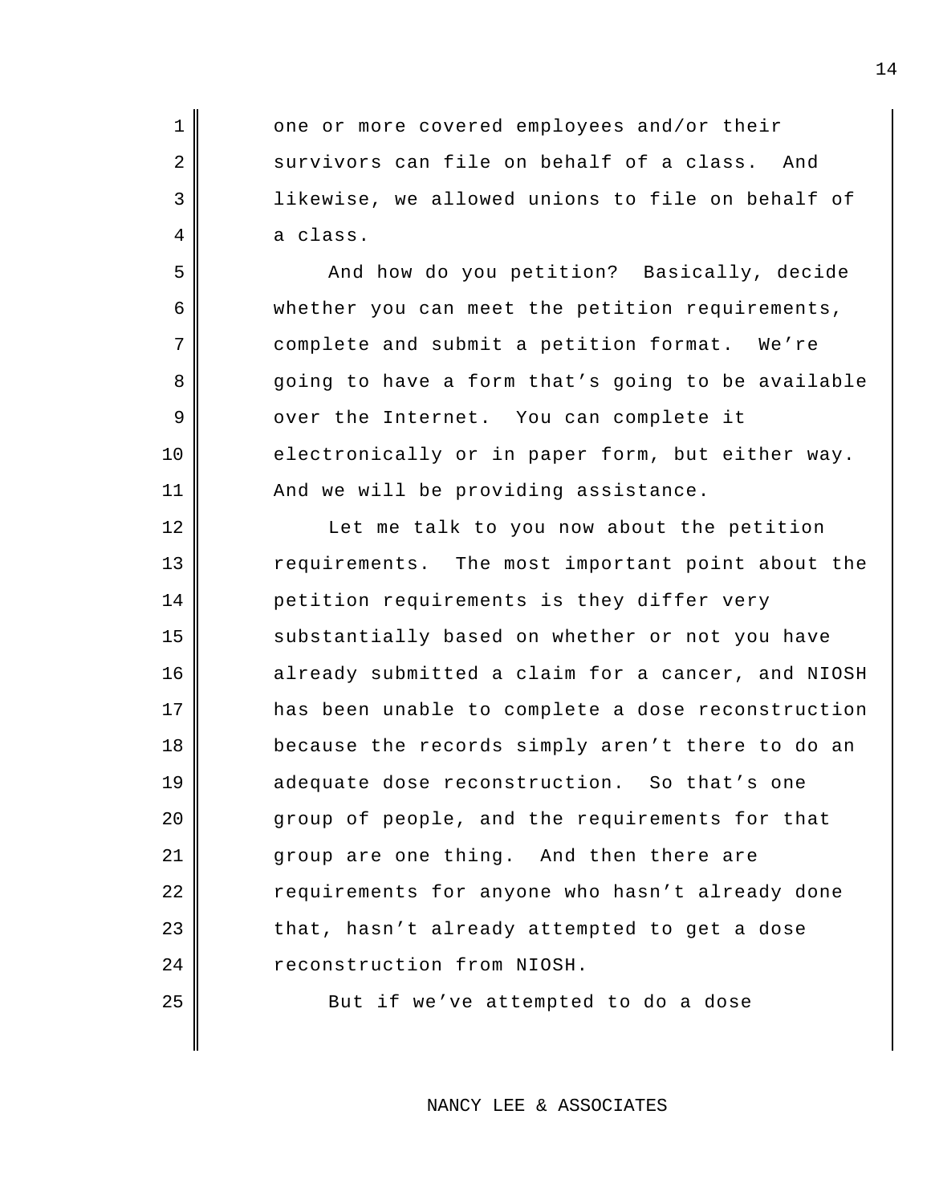one or more covered employees and/or their survivors can file on behalf of a class. And likewise, we allowed unions to file on behalf of a class.

And how do you petition? Basically, decide whether you can meet the petition requirements, complete and submit a petition format. We're going to have a form that's going to be available over the Internet. You can complete it electronically or in paper form, but either way. And we will be providing assistance.

Let me talk to you now about the petition requirements. The most important point about the petition requirements is they differ very substantially based on whether or not you have already submitted a claim for a cancer, and NIOSH has been unable to complete a dose reconstruction because the records simply aren't there to do an adequate dose reconstruction. So that's one group of people, and the requirements for that group are one thing. And then there are requirements for anyone who hasn't already done that, hasn't already attempted to get a dose reconstruction from NIOSH.

But if we've attempted to do a dose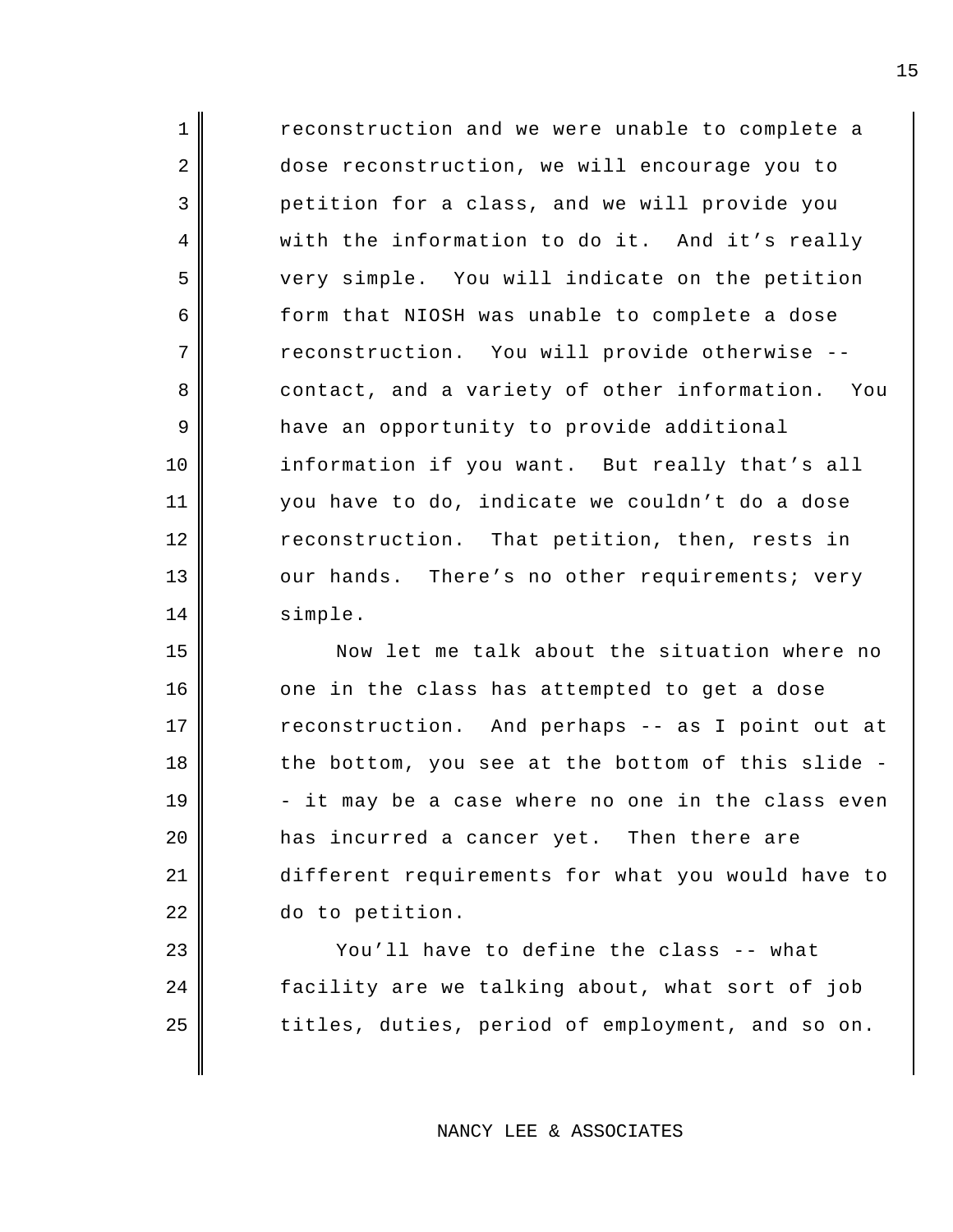reconstruction and we were unable to complete a dose reconstruction, we will encourage you to petition for a class, and we will provide you with the information to do it. And it's really very simple. You will indicate on the petition form that NIOSH was unable to complete a dose reconstruction. You will provide otherwise -- contact, and a variety of other information. You have an opportunity to provide additional information if you want. But really that's all you have to do, indicate we couldn't do a dose reconstruction. That petition, then, rests in our hands. There's no other requirements; very simple.

Now let me talk about the situation where no one in the class has attempted to get a dose reconstruction. And perhaps -- as I point out at the bottom, you see at the bottom of this slide -- it may be a case where no one in the class even has incurred a cancer yet. Then there are different requirements for what you would have to do to petition.

You'll have to define the class -- what facility are we talking about, what sort of job titles, duties, period of employment, and so on.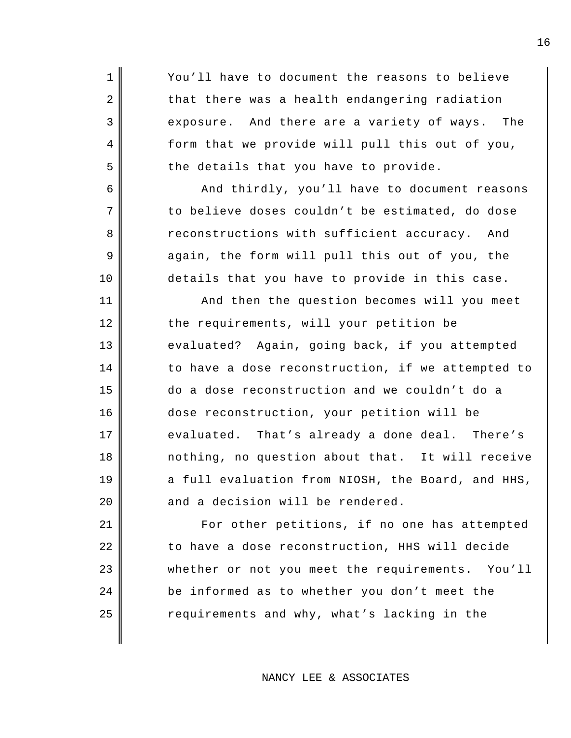You'll have to document the reasons to believe that there was a health endangering radiation exposure. And there are a variety of ways. The form that we provide will pull this out of you, the details that you have to provide.

And thirdly, you'll have to document reasons to believe doses couldn't be estimated, do dose reconstructions with sufficient accuracy. And again, the form will pull this out of you, the details that you have to provide in this case.

And then the question becomes will you meet the requirements, will your petition be evaluated? Again, going back, if you attempted to have a dose reconstruction, if we attempted to do a dose reconstruction and we couldn't do a dose reconstruction, your petition will be evaluated. That's already a done deal. There's nothing, no question about that. It will receive a full evaluation from NIOSH, the Board, and HHS, and a decision will be rendered.

For other petitions, if no one has attempted to have a dose reconstruction, HHS will decide whether or not you meet the requirements. You'll be informed as to whether you don't meet the requirements and why, what's lacking in the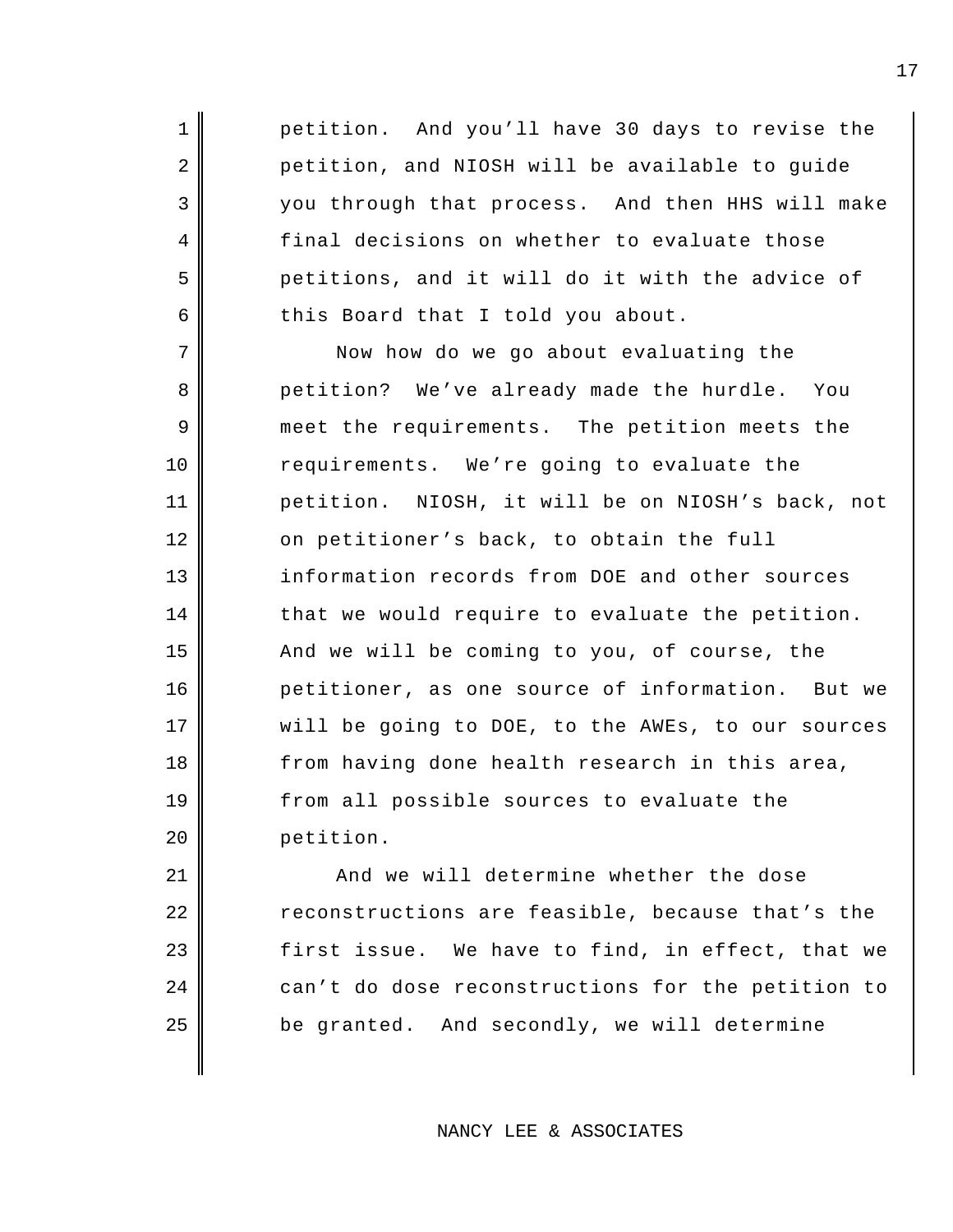petition. And you'll have 30 days to revise the petition, and NIOSH will be available to guide you through that process. And then HHS will make final decisions on whether to evaluate those petitions, and it will do it with the advice of this Board that I told you about.

Now how do we go about evaluating the petition? We've already made the hurdle. You meet the requirements. The petition meets the requirements. We're going to evaluate the petition. NIOSH, it will be on NIOSH's back, not on petitioner's back, to obtain the full information records from DOE and other sources that we would require to evaluate the petition. And we will be coming to you, of course, the petitioner, as one source of information. But we will be going to DOE, to the AWEs, to our sources from having done health research in this area, from all possible sources to evaluate the petition.

And we will determine whether the dose reconstructions are feasible, because that's the first issue. We have to find, in effect, that we can't do dose reconstructions for the petition to be granted. And secondly, we will determine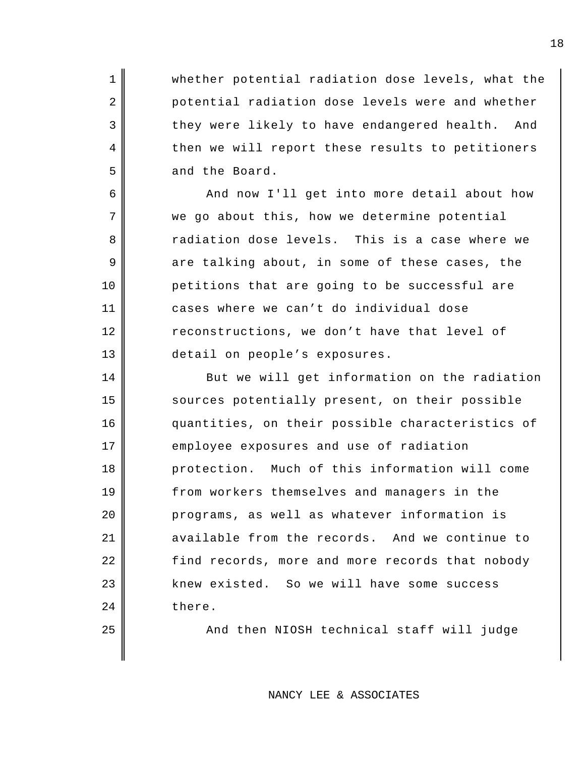whether potential radiation dose levels, what the potential radiation dose levels were and whether they were likely to have endangered health. And then we will report these results to petitioners and the Board.

And now I'll get into more detail about how we go about this, how we determine potential radiation dose levels. This is a case where we are talking about, in some of these cases, the petitions that are going to be successful are cases where we can't do individual dose reconstructions, we don't have that level of detail on people's exposures.

But we will get information on the radiation sources potentially present, on their possible quantities, on their possible characteristics of employee exposures and use of radiation protection. Much of this information will come from workers themselves and managers in the programs, as well as whatever information is available from the records. And we continue to find records, more and more records that nobody knew existed. So we will have some success there.

And then NIOSH technical staff will judge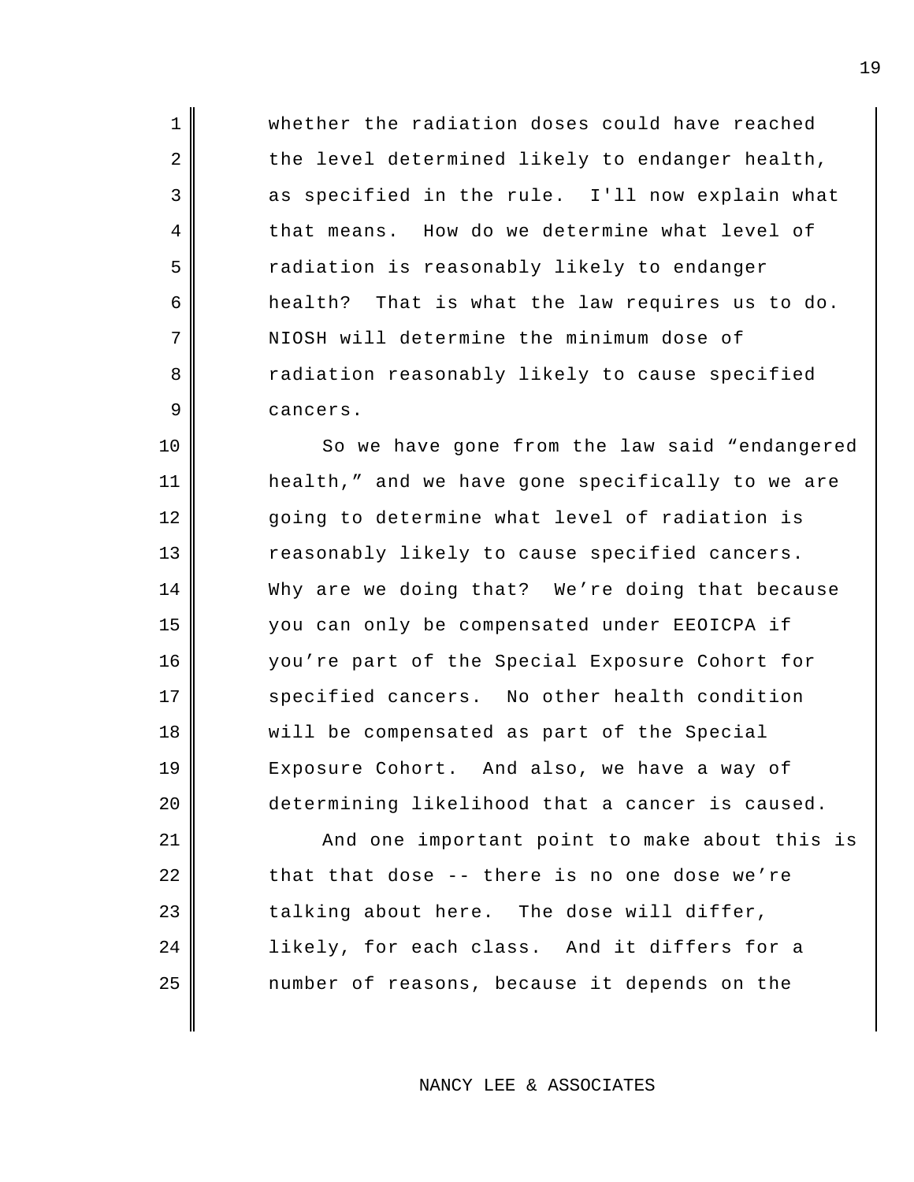whether the radiation doses could have reached the level determined likely to endanger health, as specified in the rule. I'll now explain what that means. How do we determine what level of radiation is reasonably likely to endanger health? That is what the law requires us to do. NIOSH will determine the minimum dose of radiation reasonably likely to cause specified cancers.

So we have gone from the law said "endangered health," and we have gone specifically to we are going to determine what level of radiation is reasonably likely to cause specified cancers. Why are we doing that? We're doing that because you can only be compensated under EEOICPA if you're part of the Special Exposure Cohort for specified cancers. No other health condition will be compensated as part of the Special Exposure Cohort. And also, we have a way of determining likelihood that a cancer is caused.

And one important point to make about this is that that dose -- there is no one dose we're talking about here. The dose will differ, likely, for each class. And it differs for a number of reasons, because it depends on the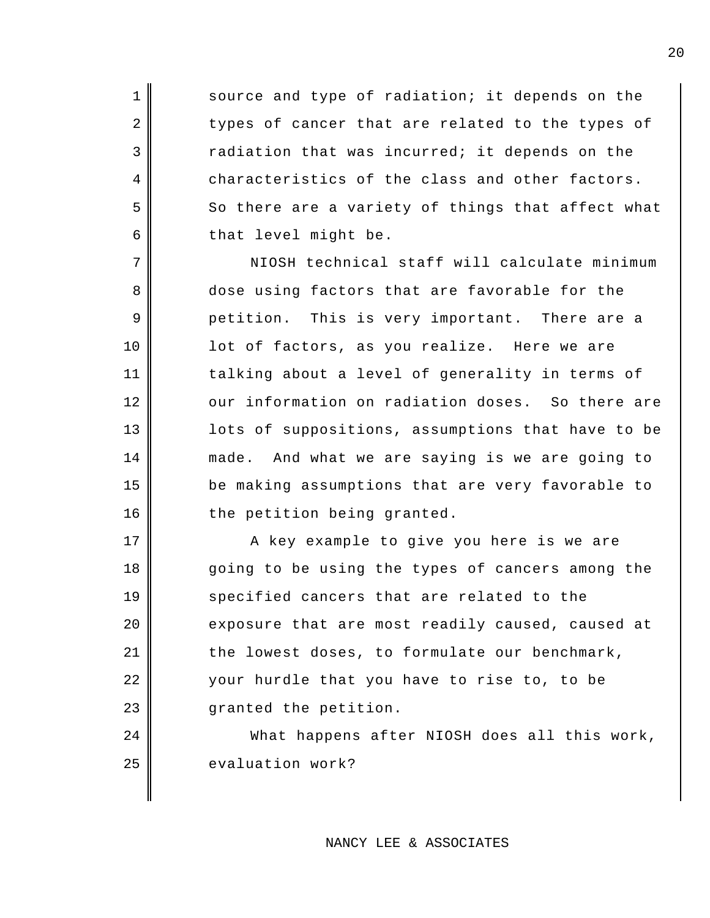source and type of radiation; it depends on the types of cancer that are related to the types of radiation that was incurred; it depends on the characteristics of the class and other factors. So there are a variety of things that affect what that level might be.

NIOSH technical staff will calculate minimum dose using factors that are favorable for the petition. This is very important. There are a lot of factors, as you realize. Here we are talking about a level of generality in terms of our information on radiation doses. So there are lots of suppositions, assumptions that have to be made. And what we are saying is we are going to be making assumptions that are very favorable to the petition being granted.

A key example to give you here is we are going to be using the types of cancers among the specified cancers that are related to the exposure that are most readily caused, caused at the lowest doses, to formulate our benchmark, your hurdle that you have to rise to, to be granted the petition.

What happens after NIOSH does all this work, evaluation work?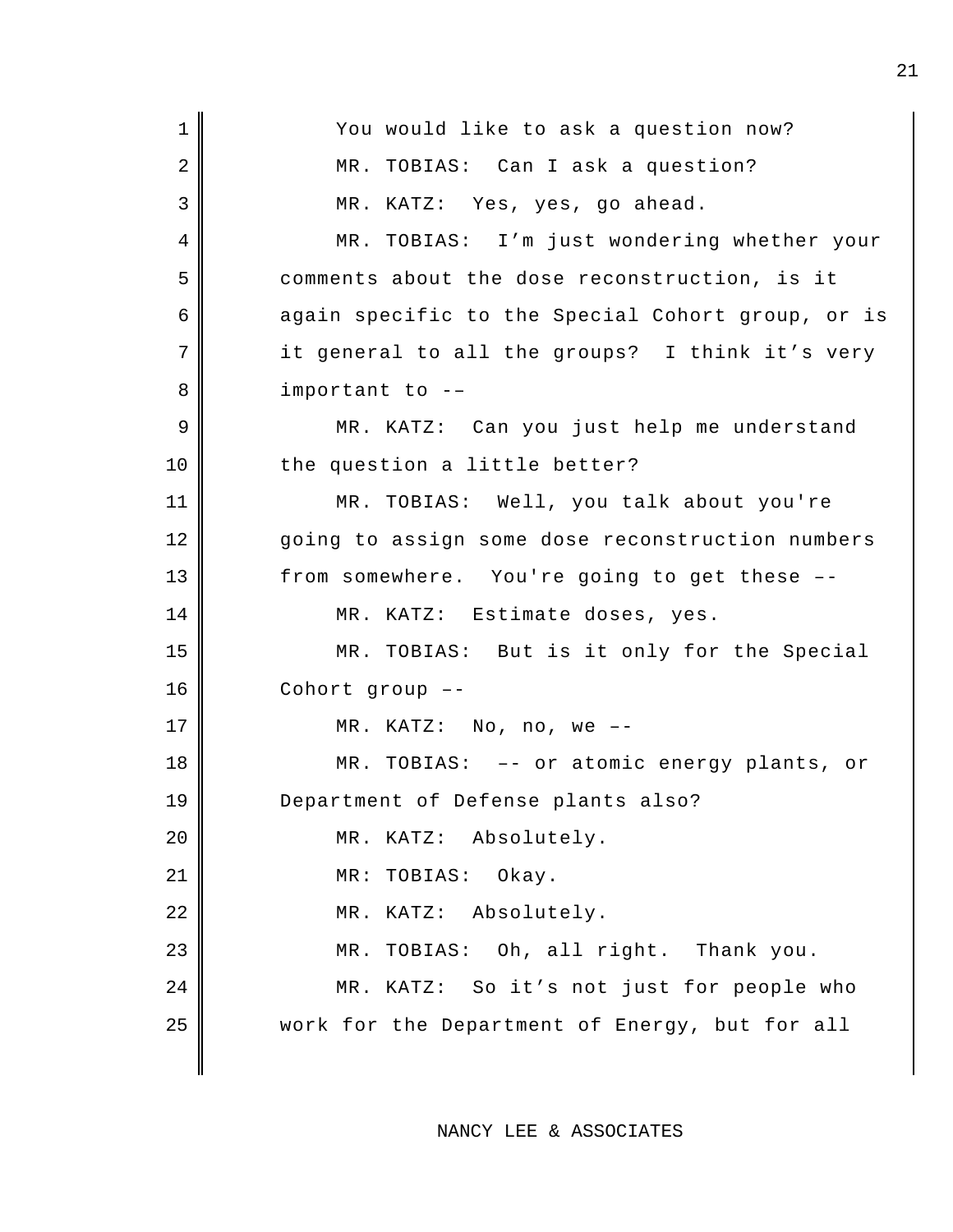You would like to ask a question now?

MR. TOBIAS: Can I ask a question?

MR. KATZ: Yes, yes, go ahead.

MR. TOBIAS: I'm just wondering whether your comments about the dose reconstruction, is it again specific to the Special Cohort group, or is it general to all the groups? I think it's very important to ––

MR. KATZ: Can you just help me understand the question a little better?

MR. TOBIAS: Well, you talk about you're going to assign some dose reconstruction numbers from somewhere. You're going to get these ––

MR. KATZ: Estimate doses, yes.

MR. TOBIAS: But is it only for the Special Cohort group ––

MR. KATZ: No, no, we ––

MR. TOBIAS: –– or atomic energy plants, or Department of Defense plants also?

MR. KATZ: Absolutely.

MR: TOBIAS: Okay.

MR. KATZ: Absolutely.

MR. TOBIAS: Oh, all right. Thank you.

MR. KATZ: So it's not just for people who work for the Department of Energy, but for all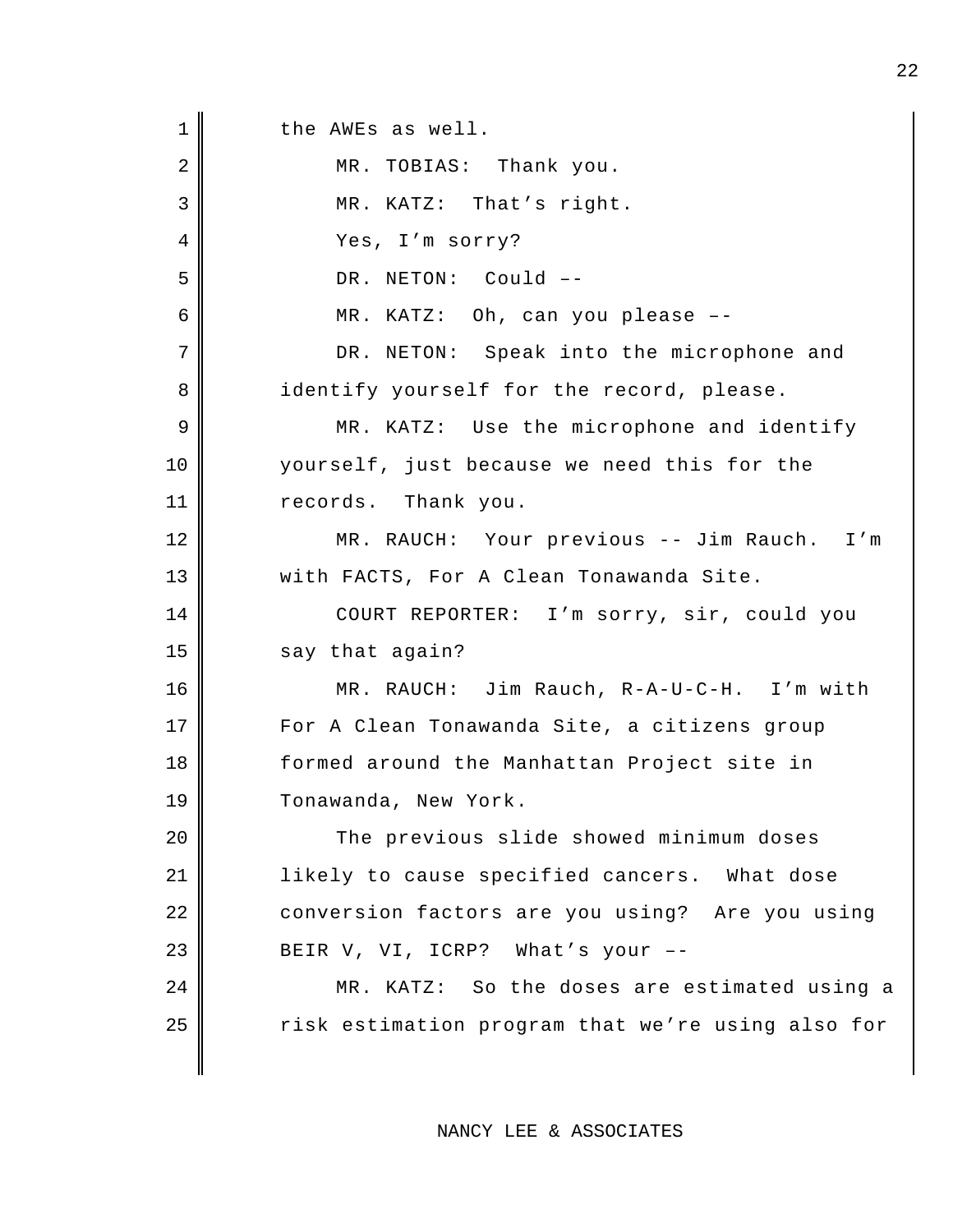the AWEs as well.

MR. TOBIAS: Thank you.

MR. KATZ: That's right.

Yes, I'm sorry?

DR. NETON: Could ––

MR. KATZ: Oh, can you please ––

DR. NETON: Speak into the microphone and identify yourself for the record, please.

MR. KATZ: Use the microphone and identify yourself, just because we need this for the records. Thank you.

MR. RAUCH: Your previous -- Jim Rauch. I'm with FACTS, For A Clean Tonawanda Site.

COURT REPORTER: I'm sorry, sir, could you say that again?

MR. RAUCH: Jim Rauch, R-A-U-C-H. I'm with For A Clean Tonawanda Site, a citizens group formed around the Manhattan Project site in Tonawanda, New York.

The previous slide showed minimum doses likely to cause specified cancers. What dose conversion factors are you using? Are you using BEIR V, VI, ICRP? What's your ––

MR. KATZ: So the doses are estimated using a risk estimation program that we're using also for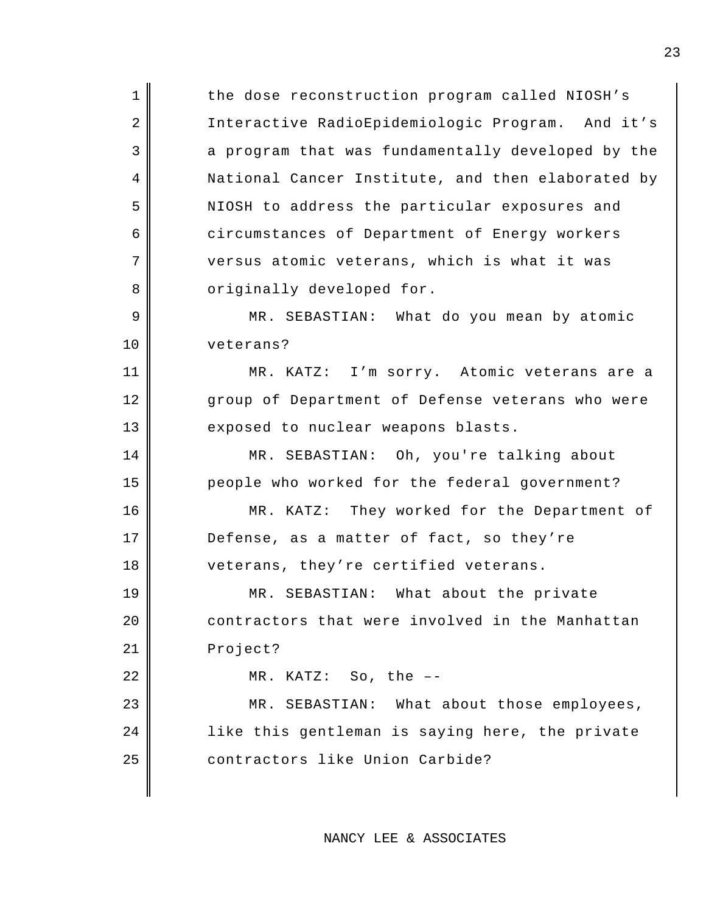the dose reconstruction program called NIOSH's Interactive RadioEpidemiologic Program. And it's a program that was fundamentally developed by the National Cancer Institute, and then elaborated by NIOSH to address the particular exposures and circumstances of Department of Energy workers versus atomic veterans, which is what it was originally developed for.

MR. SEBASTIAN: What do you mean by atomic veterans?

MR. KATZ: I'm sorry. Atomic veterans are a group of Department of Defense veterans who were exposed to nuclear weapons blasts.

MR. SEBASTIAN: Oh, you're talking about people who worked for the federal government?

MR. KATZ: They worked for the Department of Defense, as a matter of fact, so they're veterans, they're certified veterans.

MR. SEBASTIAN: What about the private contractors that were involved in the Manhattan Project?

MR. KATZ: So, the ––

MR. SEBASTIAN: What about those employees, like this gentleman is saying here, the private contractors like Union Carbide?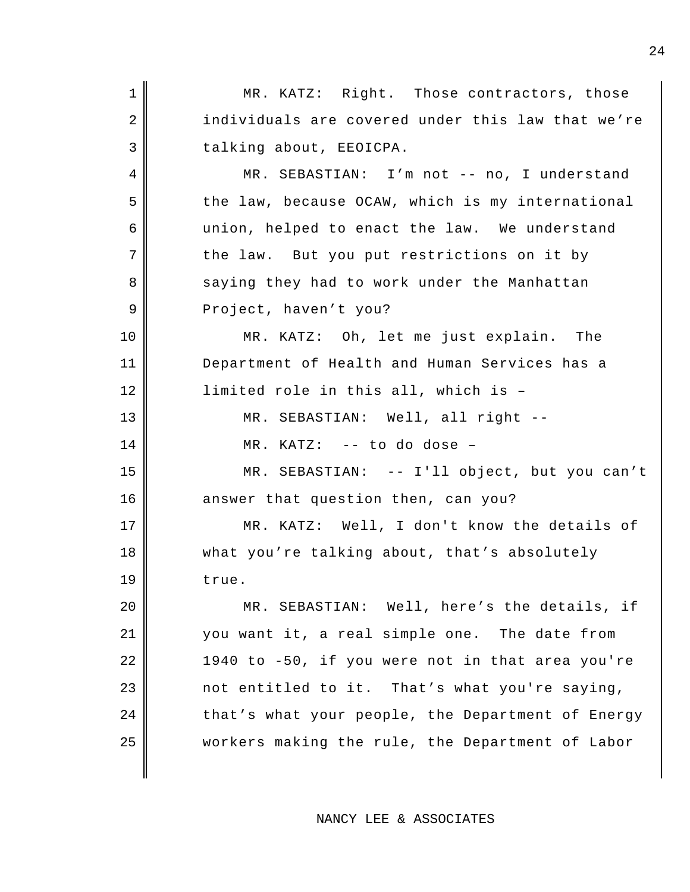MR. KATZ: Right. Those contractors, those individuals are covered under this law that we're talking about, EEOICPA.

MR. SEBASTIAN: I'm not -- no, I understand the law, because OCAW, which is my international union, helped to enact the law. We understand the law. But you put restrictions on it by saying they had to work under the Manhattan Project, haven't you?

MR. KATZ: Oh, let me just explain. The Department of Health and Human Services has a limited role in this all, which is –

MR. SEBASTIAN: Well, all right --

MR. KATZ: -- to do dose –

MR. SEBASTIAN: -- I'll object, but you can't answer that question then, can you?

MR. KATZ: Well, I don't know the details of what you're talking about, that's absolutely true.

MR. SEBASTIAN: Well, here's the details, if you want it, a real simple one. The date from 1940 to -50, if you were not in that area you're not entitled to it. That's what you're saying, that's what your people, the Department of Energy workers making the rule, the Department of Labor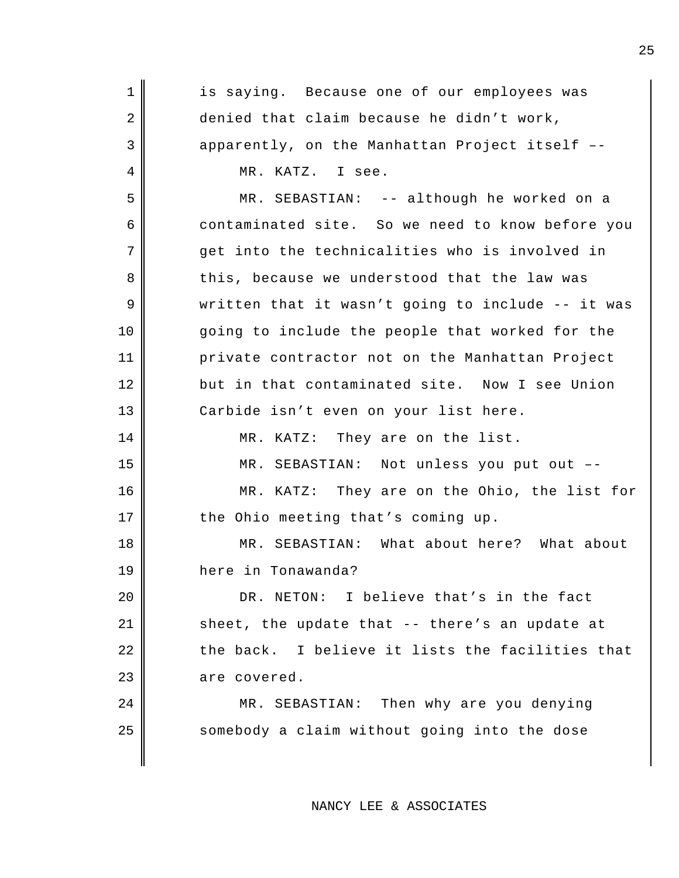is saying. Because one of our employees was denied that claim because he didn't work, apparently, on the Manhattan Project itself ––

MR. KATZ. I see.

MR. SEBASTIAN: -- although he worked on a contaminated site. So we need to know before you get into the technicalities who is involved in this, because we understood that the law was written that it wasn't going to include -- it was going to include the people that worked for the private contractor not on the Manhattan Project but in that contaminated site. Now I see Union Carbide isn't even on your list here.

MR. KATZ: They are on the list.

MR. SEBASTIAN: Not unless you put out ––

MR. KATZ: They are on the Ohio, the list for the Ohio meeting that's coming up.

MR. SEBASTIAN: What about here? What about here in Tonawanda?

DR. NETON: I believe that's in the fact sheet, the update that -- there's an update at the back. I believe it lists the facilities that are covered.

MR. SEBASTIAN: Then why are you denying somebody a claim without going into the dose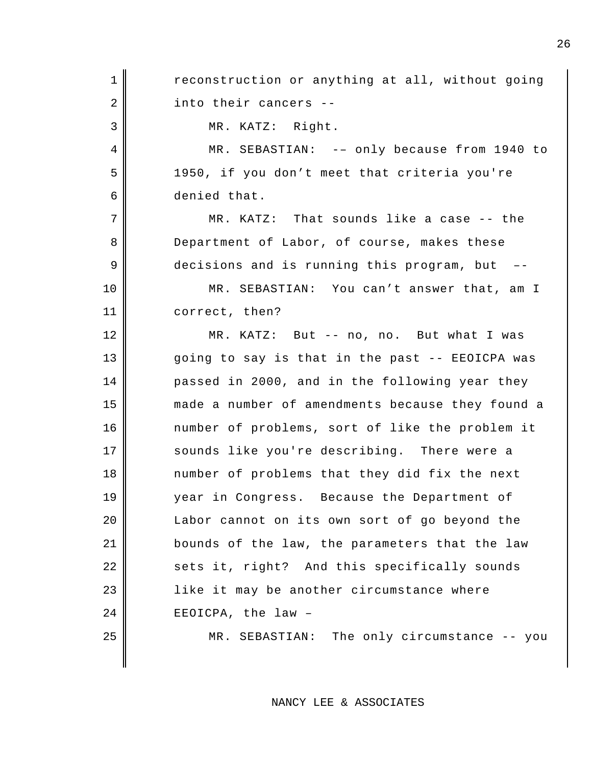reconstruction or anything at all, without going into their cancers --

MR. KATZ: Right.

MR. SEBASTIAN: -– only because from 1940 to 1950, if you don’t meet that criteria you're denied that.

MR. KATZ: That sounds like a case -- the Department of Labor, of course, makes these decisions and is running this program, but –-

MR. SEBASTIAN: You can’t answer that, am I correct, then?

MR. KATZ: But -- no, no. But what I was going to say is that in the past -- EEOICPA was passed in 2000, and in the following year they made a number of amendments because they found a number of problems, sort of like the problem it sounds like you're describing. There were a number of problems that they did fix the next year in Congress. Because the Department of Labor cannot on its own sort of go beyond the bounds of the law, the parameters that the law sets it, right? And this specifically sounds like it may be another circumstance where EEOICPA, the law –

MR. SEBASTIAN: The only circumstance -- you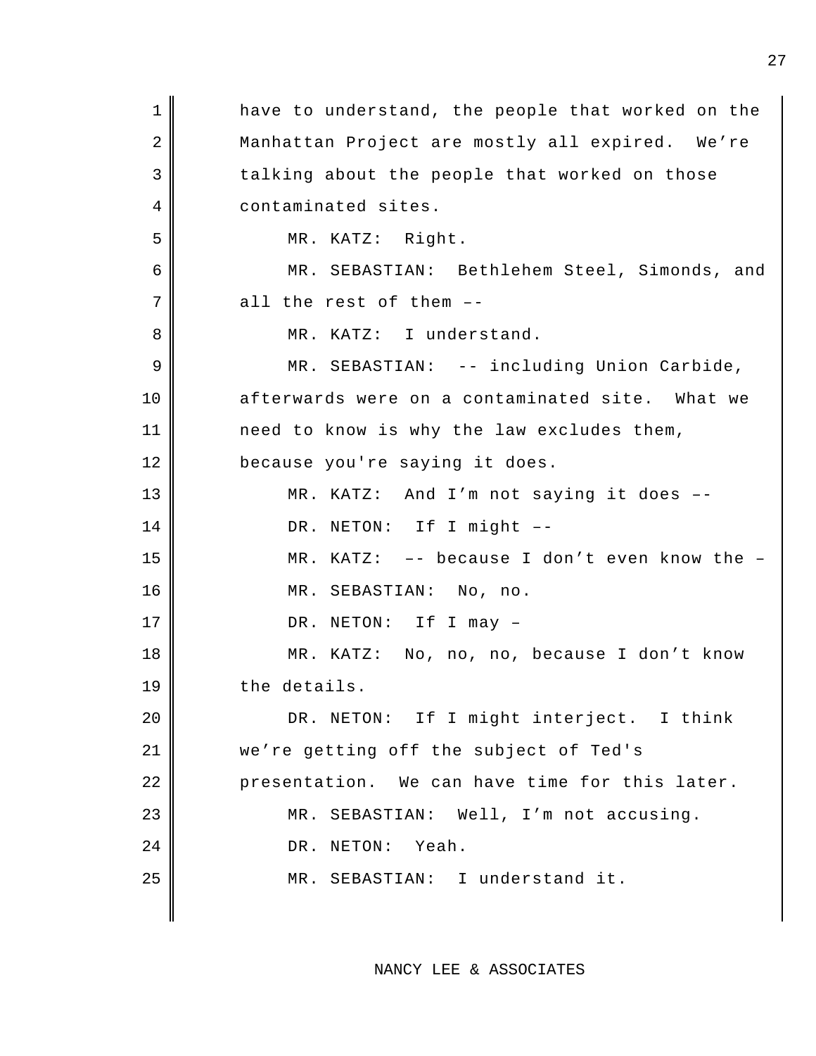have to understand, the people that worked on the Manhattan Project are mostly all expired. We're talking about the people that worked on those contaminated sites.

MR. KATZ: Right.

MR. SEBASTIAN: Bethlehem Steel, Simonds, and all the rest of them ––

MR. KATZ: I understand.

MR. SEBASTIAN: -- including Union Carbide, afterwards were on a contaminated site. What we need to know is why the law excludes them, because you're saying it does.

MR. KATZ: And I'm not saying it does ––

DR. NETON: If I might ––

MR. KATZ: –– because I don't even know the –

MR. SEBASTIAN: No, no.

DR. NETON: If I may –

MR. KATZ: No, no, no, because I don't know the details.

DR. NETON: If I might interject. I think we're getting off the subject of Ted's presentation. We can have time for this later.

MR. SEBASTIAN: Well, I'm not accusing.

DR. NETON: Yeah.

MR. SEBASTIAN: I understand it.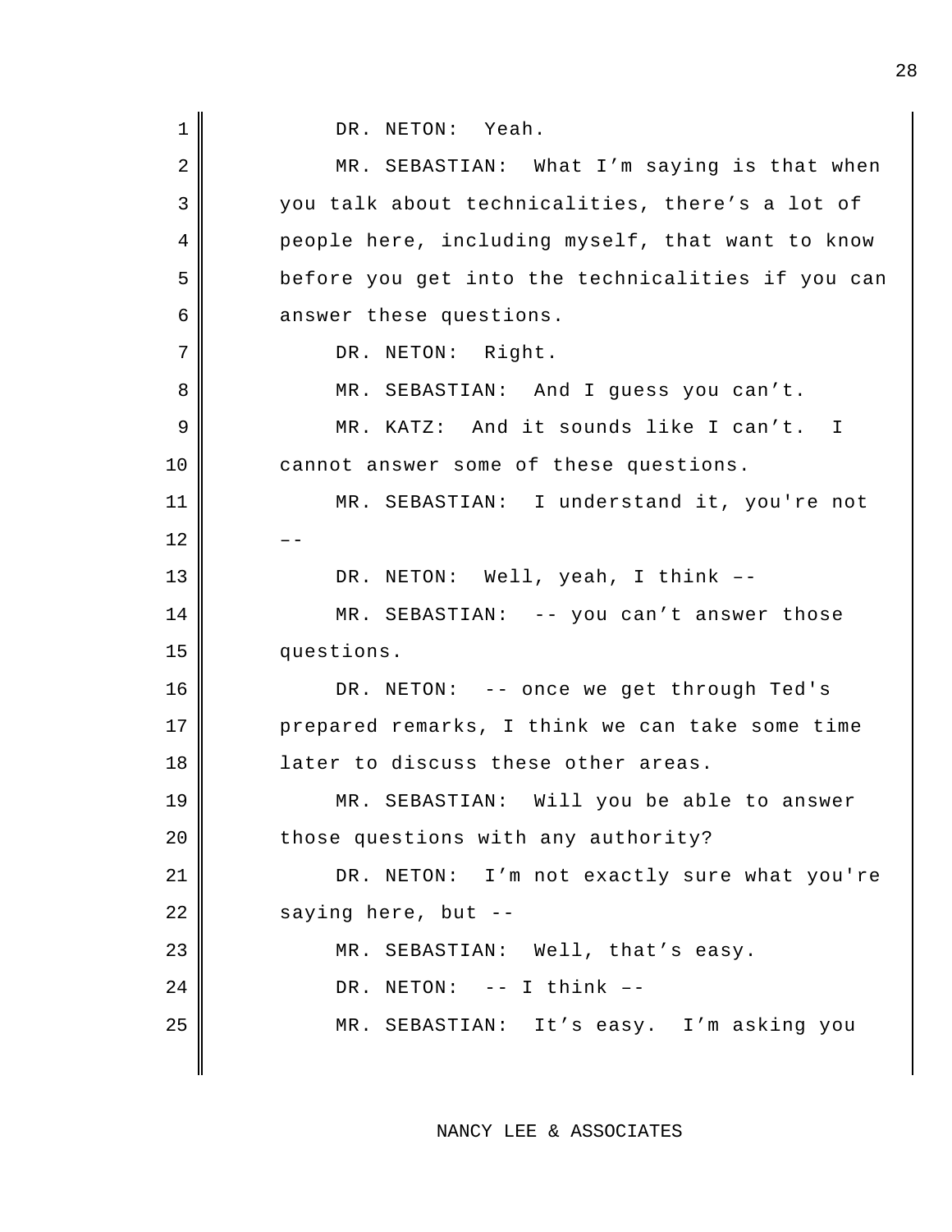DR. NETON: Yeah.

MR. SEBASTIAN: What I'm saying is that when you talk about technicalities, there's a lot of people here, including myself, that want to know before you get into the technicalities if you can answer these questions.

DR. NETON: Right.

MR. SEBASTIAN: And I guess you can't.

MR. KATZ: And it sounds like I can't. I cannot answer some of these questions.

MR. SEBASTIAN: I understand it, you're not ––

DR. NETON: Well, yeah, I think ––

MR. SEBASTIAN: -- you can't answer those questions.

DR. NETON: -- once we get through Ted's prepared remarks, I think we can take some time later to discuss these other areas.

MR. SEBASTIAN: Will you be able to answer those questions with any authority?

DR. NETON: I'm not exactly sure what you're saying here, but --

MR. SEBASTIAN: Well, that's easy.

DR. NETON: -- I think ––

MR. SEBASTIAN: It's easy. I'm asking you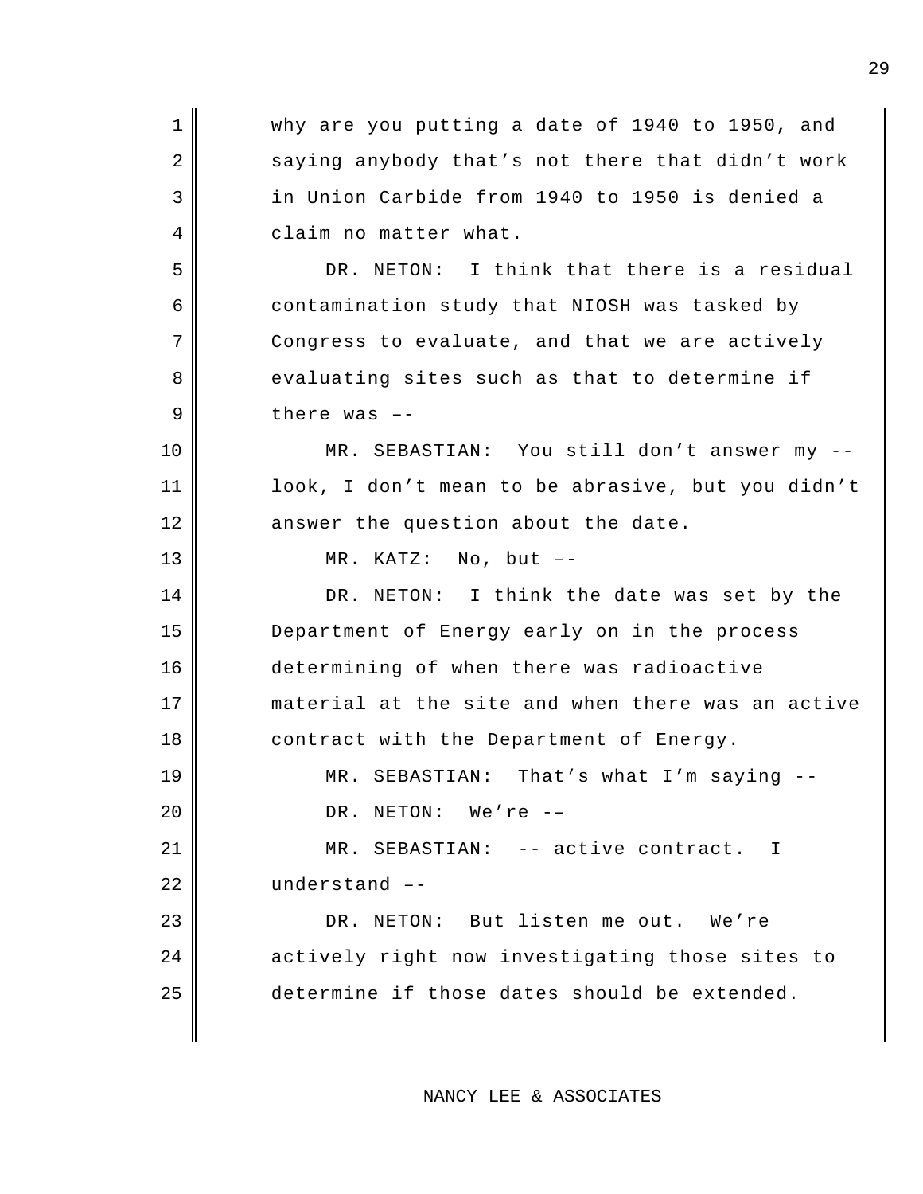why are you putting a date of 1940 to 1950, and saying anybody that's not there that didn't work in Union Carbide from 1940 to 1950 is denied a claim no matter what.

DR. NETON: I think that there is a residual contamination study that NIOSH was tasked by Congress to evaluate, and that we are actively evaluating sites such as that to determine if there was ––

MR. SEBASTIAN: You still don't answer my -- look, I don't mean to be abrasive, but you didn't answer the question about the date.

MR. KATZ: No, but ––

DR. NETON: I think the date was set by the Department of Energy early on in the process determining of when there was radioactive material at the site and when there was an active contract with the Department of Energy.

MR. SEBASTIAN: That's what I'm saying --

DR. NETON: We're ––

MR. SEBASTIAN: -- active contract. I understand ––

DR. NETON: But listen me out. We're actively right now investigating those sites to determine if those dates should be extended.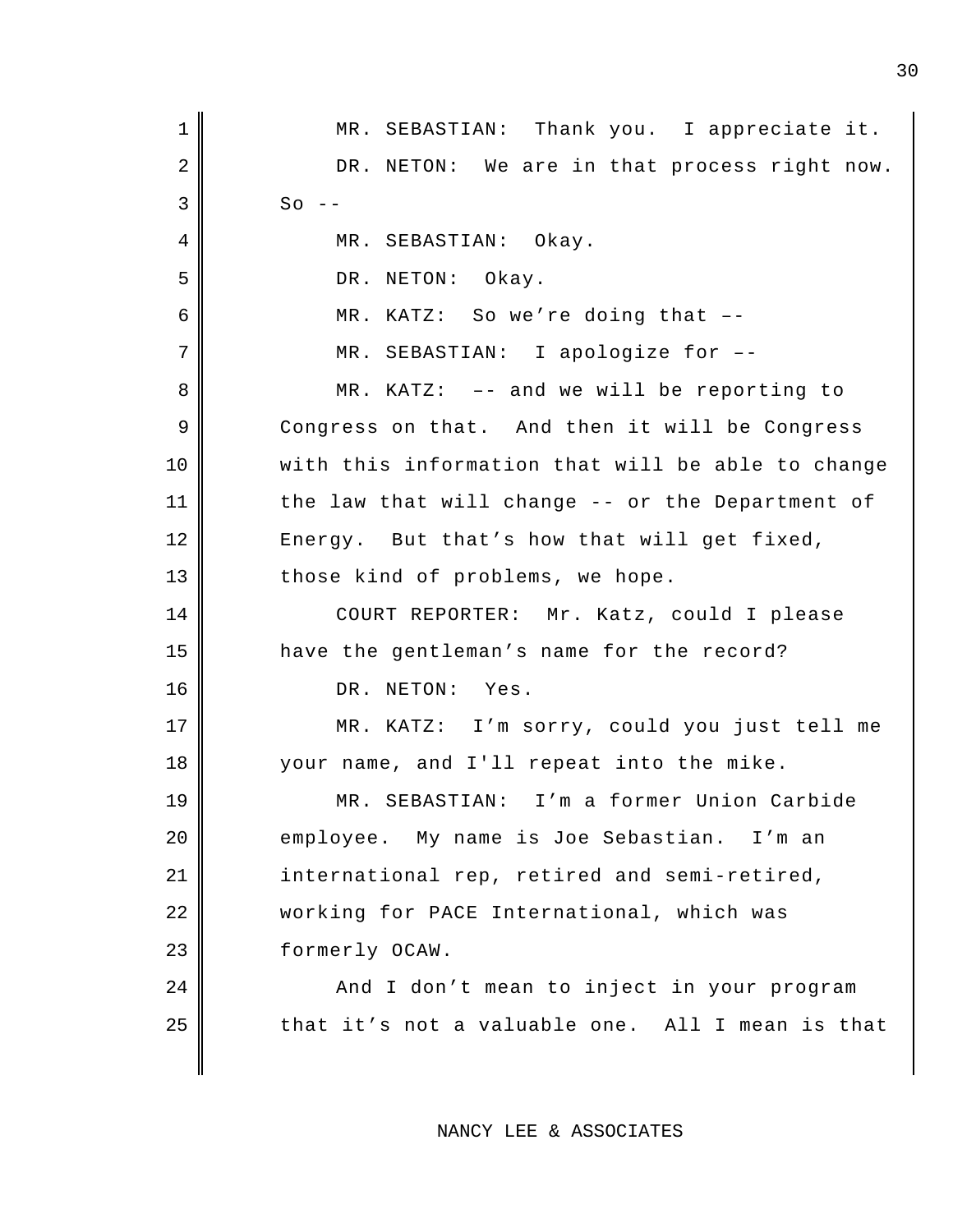MR. SEBASTIAN: Thank you. I appreciate it.

DR. NETON: We are in that process right now. So --

MR. SEBASTIAN: Okay.

DR. NETON: Okay.

MR. KATZ: So we're doing that ––

MR. SEBASTIAN: I apologize for ––

MR. KATZ: –– and we will be reporting to Congress on that. And then it will be Congress with this information that will be able to change the law that will change -- or the Department of Energy. But that's how that will get fixed, those kind of problems, we hope.

COURT REPORTER: Mr. Katz, could I please have the gentleman's name for the record?

DR. NETON: Yes.

MR. KATZ: I'm sorry, could you just tell me your name, and I'll repeat into the mike.

MR. SEBASTIAN: I'm a former Union Carbide employee. My name is Joe Sebastian. I'm an international rep, retired and semi-retired, working for PACE International, which was formerly OCAW.

And I don't mean to inject in your program that it's not a valuable one. All I mean is that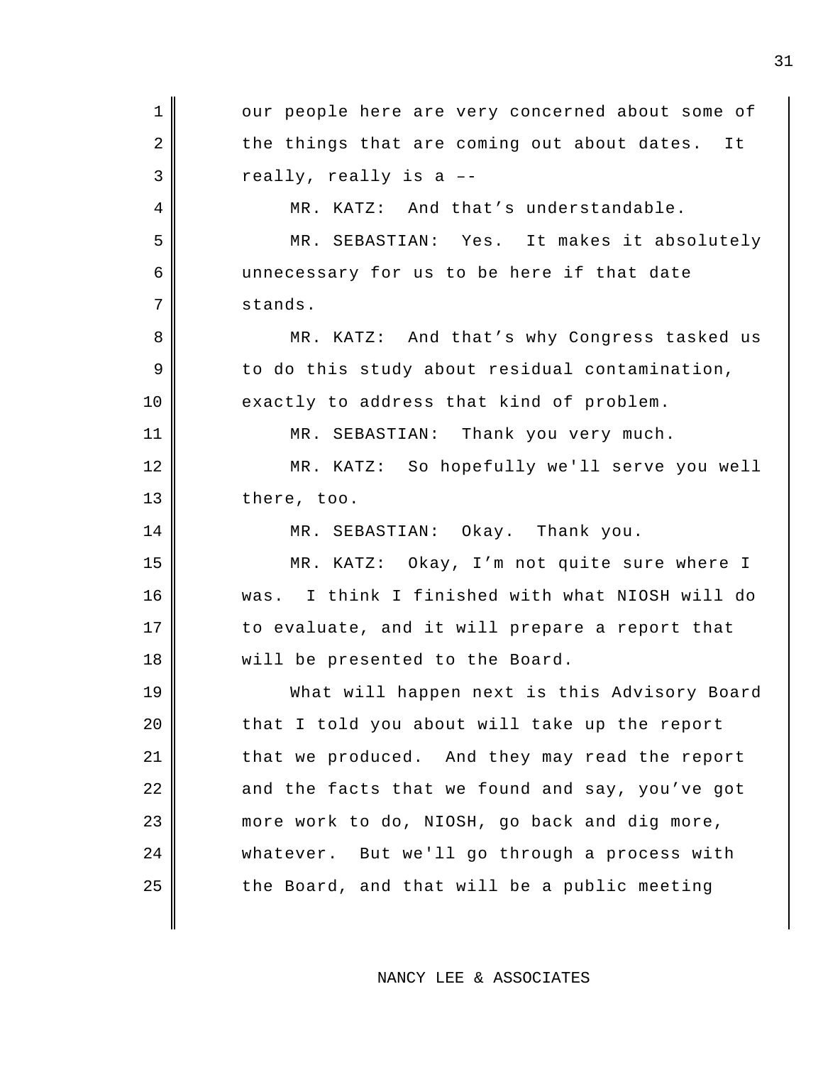our people here are very concerned about some of the things that are coming out about dates. It really, really is a ––

MR. KATZ: And that's understandable.

MR. SEBASTIAN: Yes. It makes it absolutely unnecessary for us to be here if that date stands.

MR. KATZ: And that's why Congress tasked us to do this study about residual contamination, exactly to address that kind of problem.

MR. SEBASTIAN: Thank you very much.

MR. KATZ: So hopefully we'll serve you well there, too.

MR. SEBASTIAN: Okay. Thank you.

MR. KATZ: Okay, I'm not quite sure where I was. I think I finished with what NIOSH will do to evaluate, and it will prepare a report that will be presented to the Board.

What will happen next is this Advisory Board that I told you about will take up the report that we produced. And they may read the report and the facts that we found and say, you've got more work to do, NIOSH, go back and dig more, whatever. But we'll go through a process with the Board, and that will be a public meeting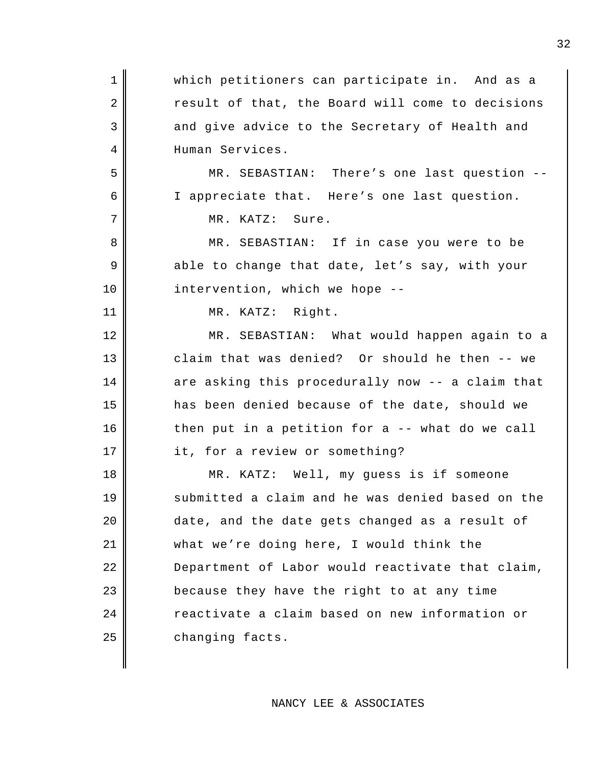which petitioners can participate in. And as a result of that, the Board will come to decisions and give advice to the Secretary of Health and Human Services.

MR. SEBASTIAN: There's one last question -- I appreciate that. Here's one last question.

MR. KATZ: Sure.

MR. SEBASTIAN: If in case you were to be able to change that date, let's say, with your intervention, which we hope --

MR. KATZ: Right.

MR. SEBASTIAN: What would happen again to a claim that was denied? Or should he then -- we are asking this procedurally now -- a claim that has been denied because of the date, should we then put in a petition for a -- what do we call it, for a review or something?

MR. KATZ: Well, my guess is if someone submitted a claim and he was denied based on the date, and the date gets changed as a result of what we're doing here, I would think the Department of Labor would reactivate that claim, because they have the right to at any time reactivate a claim based on new information or changing facts.

NANCY LEE & ASSOCIATES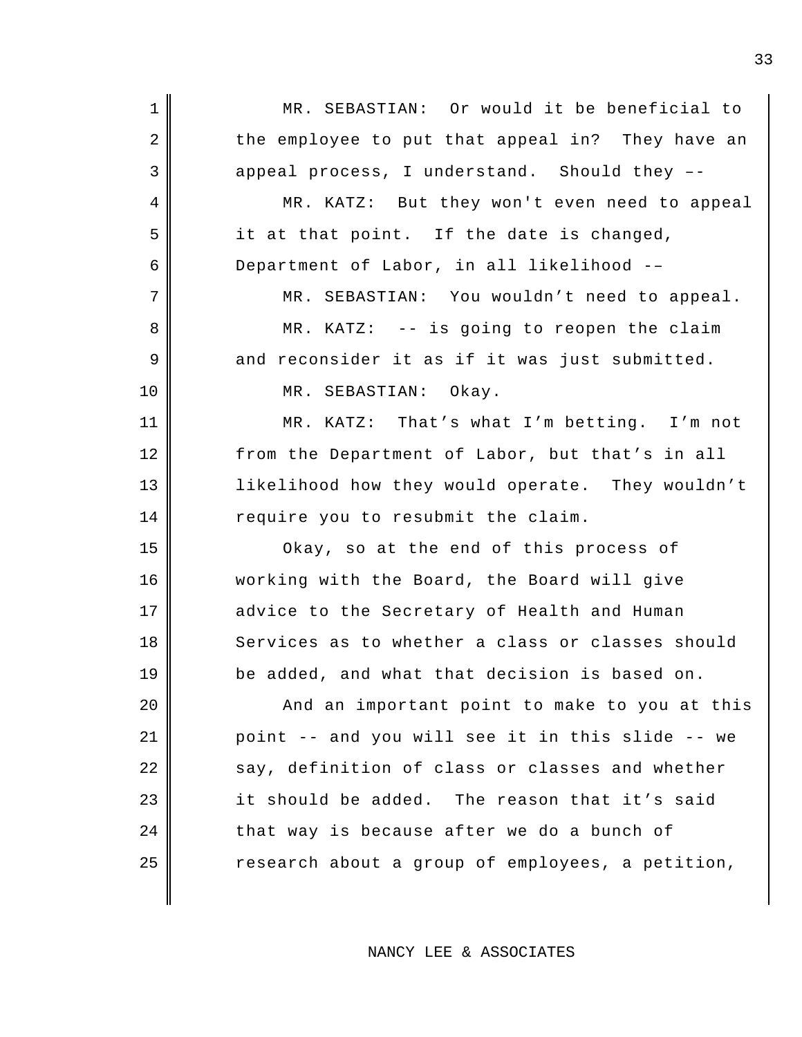MR. SEBASTIAN: Or would it be beneficial to the employee to put that appeal in? They have an appeal process, I understand. Should they ––

MR. KATZ: But they won't even need to appeal it at that point. If the date is changed, Department of Labor, in all likelihood -–

MR. SEBASTIAN: You wouldn't need to appeal.

MR. KATZ: -- is going to reopen the claim and reconsider it as if it was just submitted.

MR. SEBASTIAN: Okay.

MR. KATZ: That's what I'm betting. I'm not from the Department of Labor, but that's in all likelihood how they would operate. They wouldn't require you to resubmit the claim.

Okay, so at the end of this process of working with the Board, the Board will give advice to the Secretary of Health and Human Services as to whether a class or classes should be added, and what that decision is based on.

And an important point to make to you at this point -- and you will see it in this slide -- we say, definition of class or classes and whether it should be added. The reason that it's said that way is because after we do a bunch of research about a group of employees, a petition,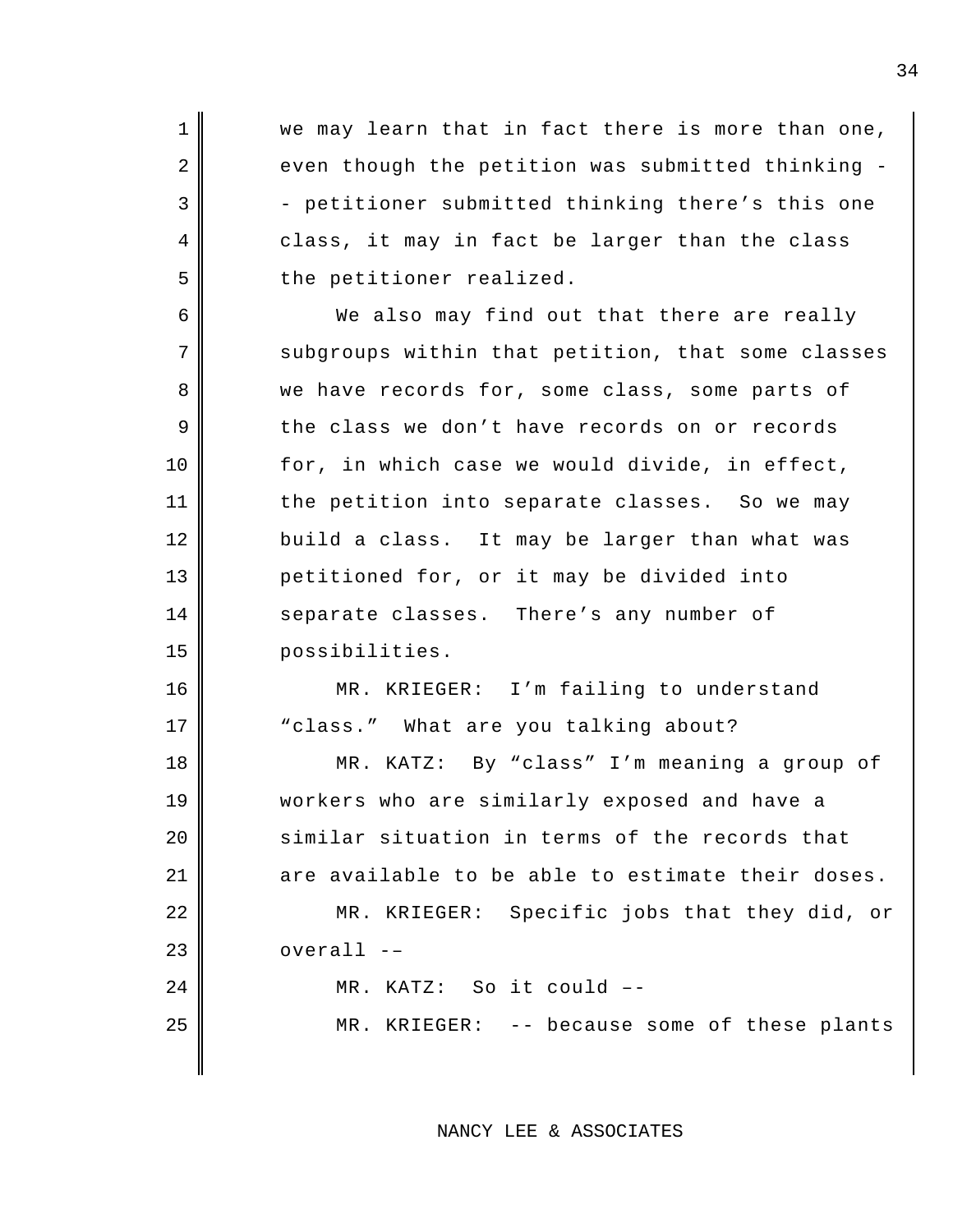we may learn that in fact there is more than one, even though the petition was submitted thinking -- petitioner submitted thinking there's this one class, it may in fact be larger than the class the petitioner realized.

We also may find out that there are really subgroups within that petition, that some classes we have records for, some class, some parts of the class we don't have records on or records for, in which case we would divide, in effect, the petition into separate classes. So we may build a class. It may be larger than what was petitioned for, or it may be divided into separate classes. There's any number of possibilities.

MR. KRIEGER: I'm failing to understand "class." What are you talking about?

MR. KATZ: By "class" I'm meaning a group of workers who are similarly exposed and have a similar situation in terms of the records that are available to be able to estimate their doses.

MR. KRIEGER: Specific jobs that they did, or overall --

MR. KATZ: So it could --

MR. KRIEGER: -- because some of these plants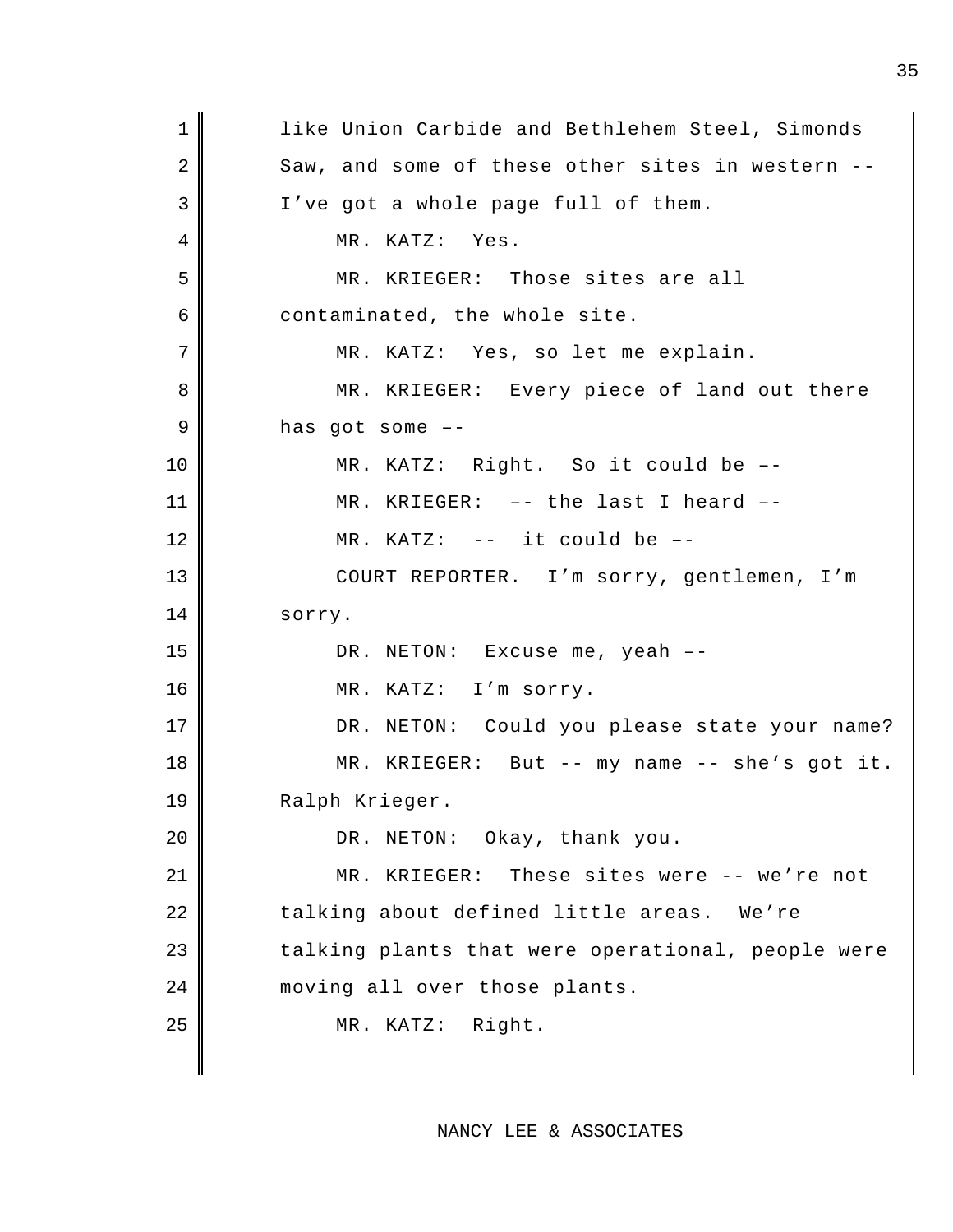like Union Carbide and Bethlehem Steel, Simonds Saw, and some of these other sites in western -- I've got a whole page full of them.

MR. KATZ: Yes.

MR. KRIEGER: Those sites are all contaminated, the whole site.

MR. KATZ: Yes, so let me explain.

MR. KRIEGER: Every piece of land out there has got some ––

MR. KATZ: Right. So it could be ––

MR. KRIEGER: –– the last I heard ––

MR. KATZ: -- it could be ––

COURT REPORTER. I'm sorry, gentlemen, I'm sorry.

DR. NETON: Excuse me, yeah ––

MR. KATZ: I'm sorry.

DR. NETON: Could you please state your name?

MR. KRIEGER: But -- my name -- she's got it. Ralph Krieger.

DR. NETON: Okay, thank you.

MR. KRIEGER: These sites were -- we're not talking about defined little areas. We're talking plants that were operational, people were moving all over those plants.

MR. KATZ: Right.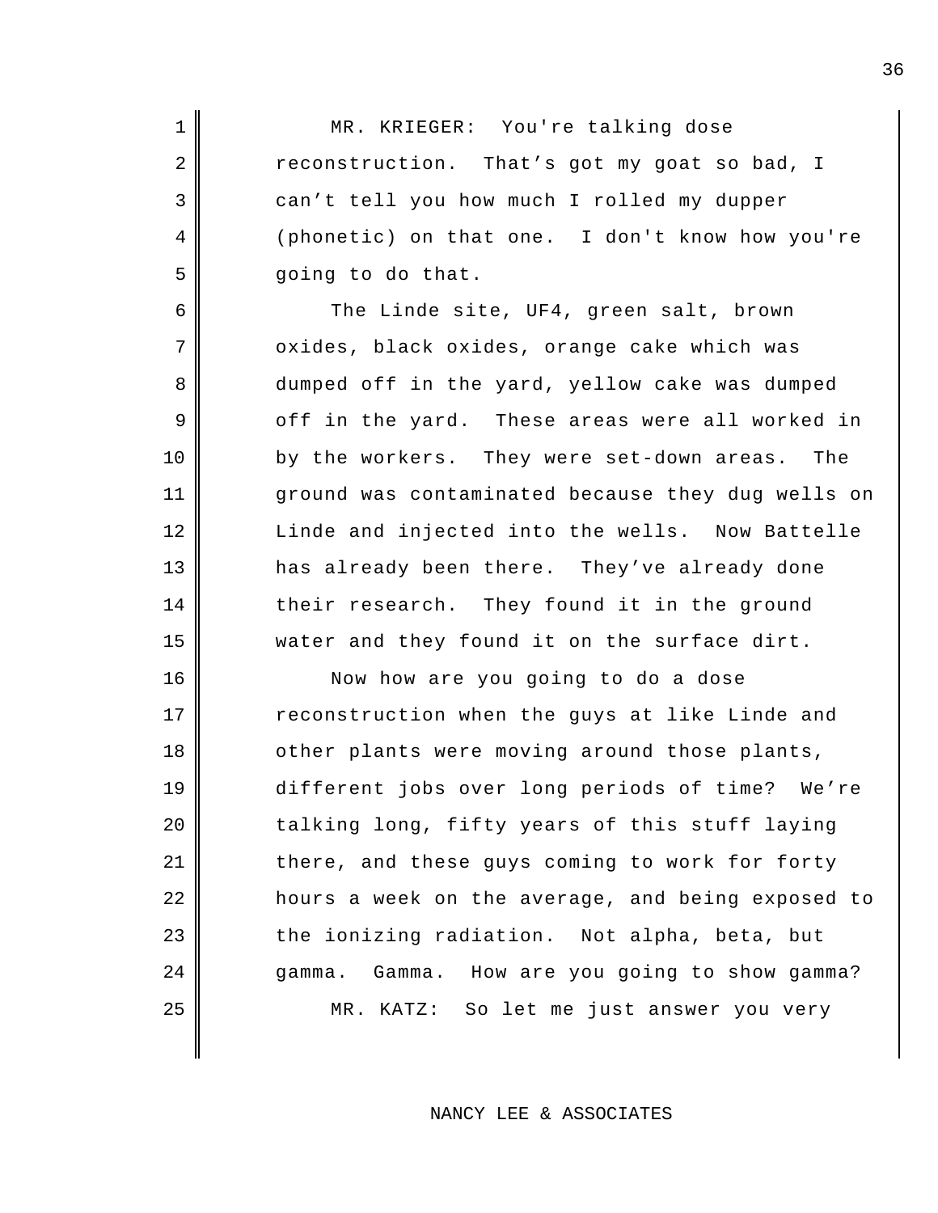MR. KRIEGER: You're talking dose reconstruction. That's got my goat so bad, I can't tell you how much I rolled my dupper (phonetic) on that one. I don't know how you're going to do that.

The Linde site, UF4, green salt, brown oxides, black oxides, orange cake which was dumped off in the yard, yellow cake was dumped off in the yard. These areas were all worked in by the workers. They were set-down areas. The ground was contaminated because they dug wells on Linde and injected into the wells. Now Battelle has already been there. They've already done their research. They found it in the ground water and they found it on the surface dirt.

Now how are you going to do a dose reconstruction when the guys at like Linde and other plants were moving around those plants, different jobs over long periods of time? We're talking long, fifty years of this stuff laying there, and these guys coming to work for forty hours a week on the average, and being exposed to the ionizing radiation. Not alpha, beta, but gamma. Gamma. How are you going to show gamma?

MR. KATZ: So let me just answer you very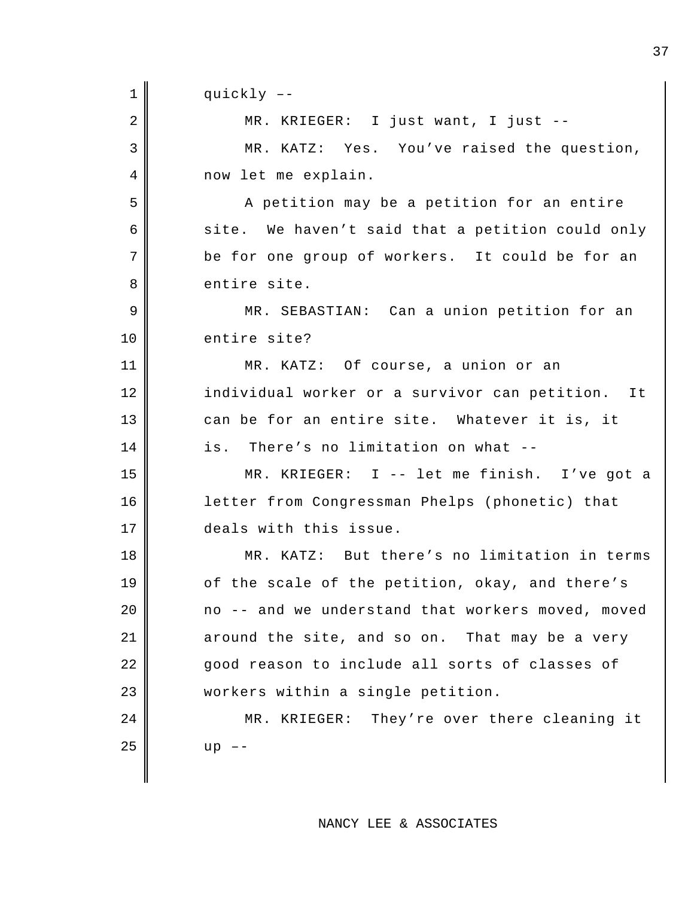quickly ––

MR. KRIEGER: I just want, I just --

MR. KATZ: Yes. You've raised the question, now let me explain.

A petition may be a petition for an entire site. We haven't said that a petition could only be for one group of workers. It could be for an entire site.

MR. SEBASTIAN: Can a union petition for an entire site?

MR. KATZ: Of course, a union or an individual worker or a survivor can petition. It can be for an entire site. Whatever it is, it is. There's no limitation on what --

MR. KRIEGER: I -- let me finish. I've got a letter from Congressman Phelps (phonetic) that deals with this issue.

MR. KATZ: But there's no limitation in terms of the scale of the petition, okay, and there's no -- and we understand that workers moved, moved around the site, and so on. That may be a very good reason to include all sorts of classes of workers within a single petition.

MR. KRIEGER: They're over there cleaning it up ––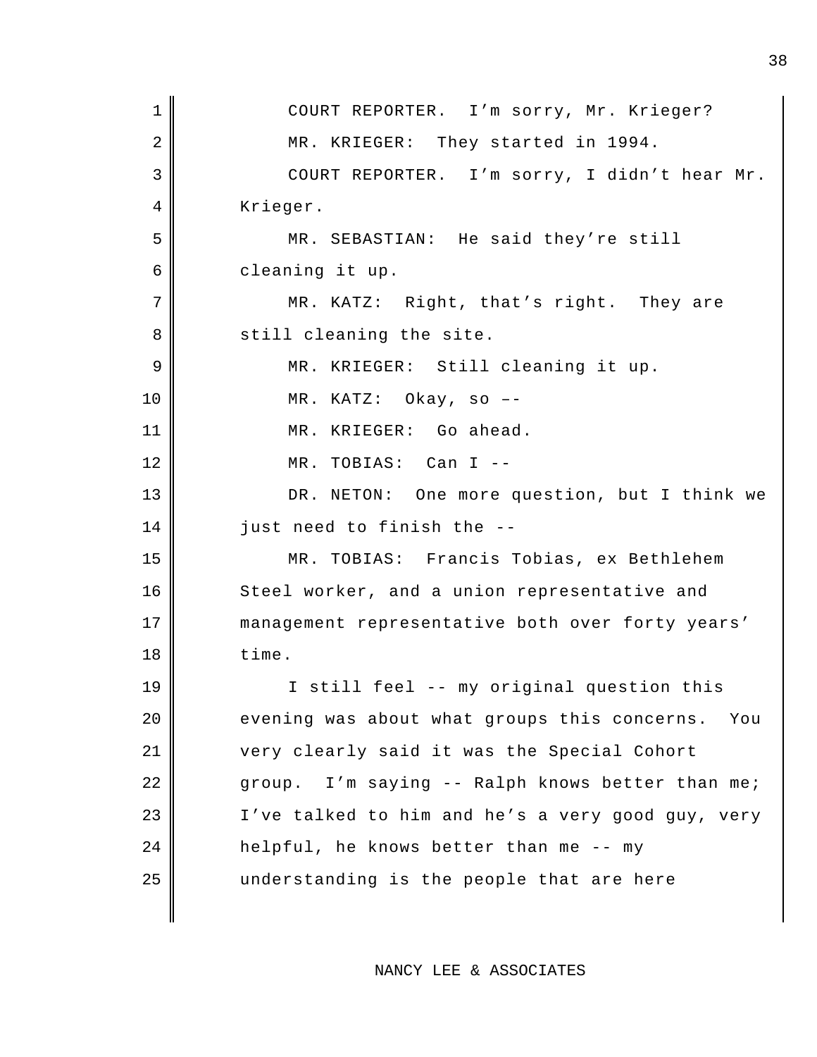COURT REPORTER. I'm sorry, Mr. Krieger?

MR. KRIEGER: They started in 1994.

COURT REPORTER. I'm sorry, I didn't hear Mr. Krieger.

MR. SEBASTIAN: He said they're still cleaning it up.

MR. KATZ: Right, that's right. They are still cleaning the site.

MR. KRIEGER: Still cleaning it up.

MR. KATZ: Okay, so ––

MR. KRIEGER: Go ahead.

MR. TOBIAS: Can I --

DR. NETON: One more question, but I think we just need to finish the --

MR. TOBIAS: Francis Tobias, ex Bethlehem Steel worker, and a union representative and management representative both over forty years' time.

I still feel -- my original question this evening was about what groups this concerns. You very clearly said it was the Special Cohort group. I'm saying -- Ralph knows better than me; I've talked to him and he's a very good guy, very helpful, he knows better than me -- my understanding is the people that are here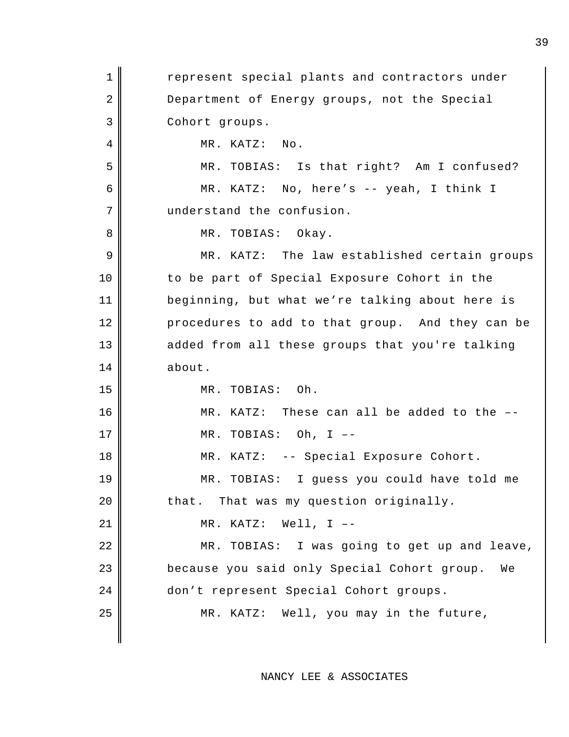represent special plants and contractors under Department of Energy groups, not the Special Cohort groups.

MR. KATZ: No.

MR. TOBIAS: Is that right? Am I confused?

MR. KATZ: No, here's -- yeah, I think I understand the confusion.

MR. TOBIAS: Okay.

MR. KATZ: The law established certain groups to be part of Special Exposure Cohort in the beginning, but what we're talking about here is procedures to add to that group. And they can be added from all these groups that you're talking about.

MR. TOBIAS: Oh.

MR. KATZ: These can all be added to the --

MR. TOBIAS: Oh, I --

MR. KATZ: -- Special Exposure Cohort.

MR. TOBIAS: I guess you could have told me that. That was my question originally.

MR. KATZ: Well, I --

MR. TOBIAS: I was going to get up and leave, because you said only Special Cohort group. We don't represent Special Cohort groups.

MR. KATZ: Well, you may in the future,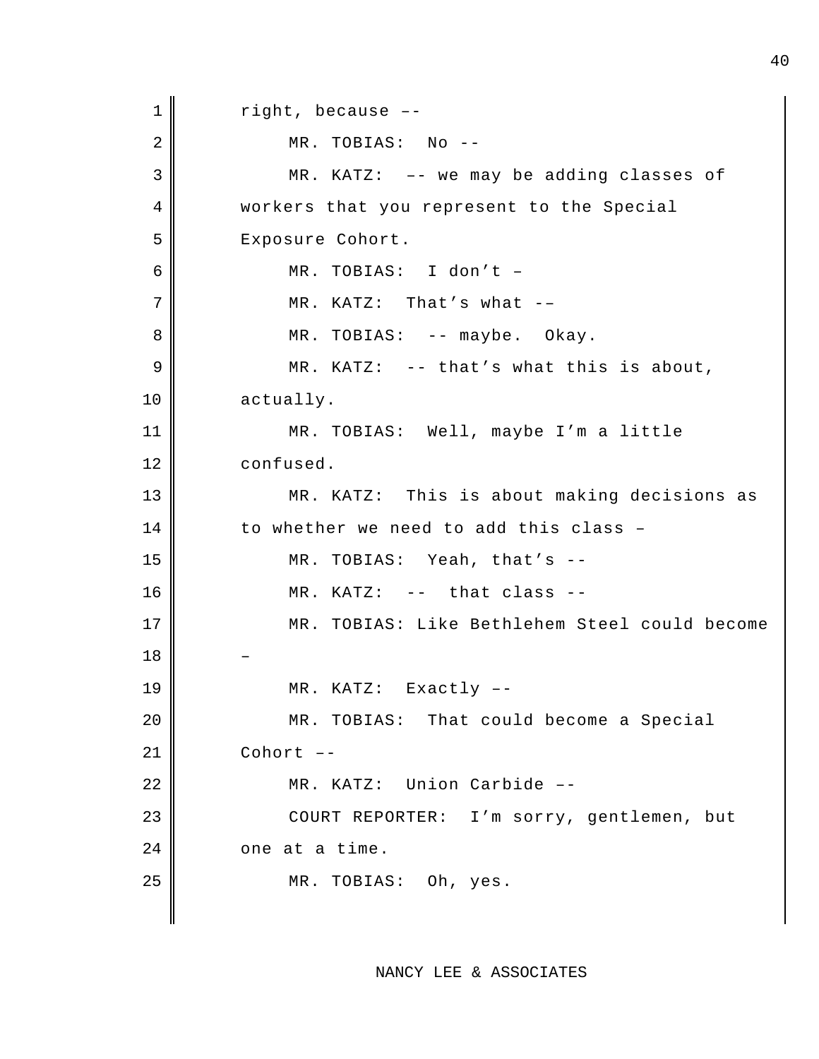right, because ––

MR. TOBIAS: No --

MR. KATZ: –– we may be adding classes of workers that you represent to the Special Exposure Cohort.

MR. TOBIAS: I don't –

MR. KATZ: That's what -–

MR. TOBIAS: -- maybe. Okay.

MR. KATZ: -- that's what this is about, actually.

MR. TOBIAS: Well, maybe I'm a little confused.

MR. KATZ: This is about making decisions as to whether we need to add this class –

MR. TOBIAS: Yeah, that's --

MR. KATZ: -- that class --

MR. TOBIAS: Like Bethlehem Steel could become –

MR. KATZ: Exactly ––

MR. TOBIAS: That could become a Special Cohort ––

MR. KATZ: Union Carbide ––

COURT REPORTER: I'm sorry, gentlemen, but one at a time.

MR. TOBIAS: Oh, yes.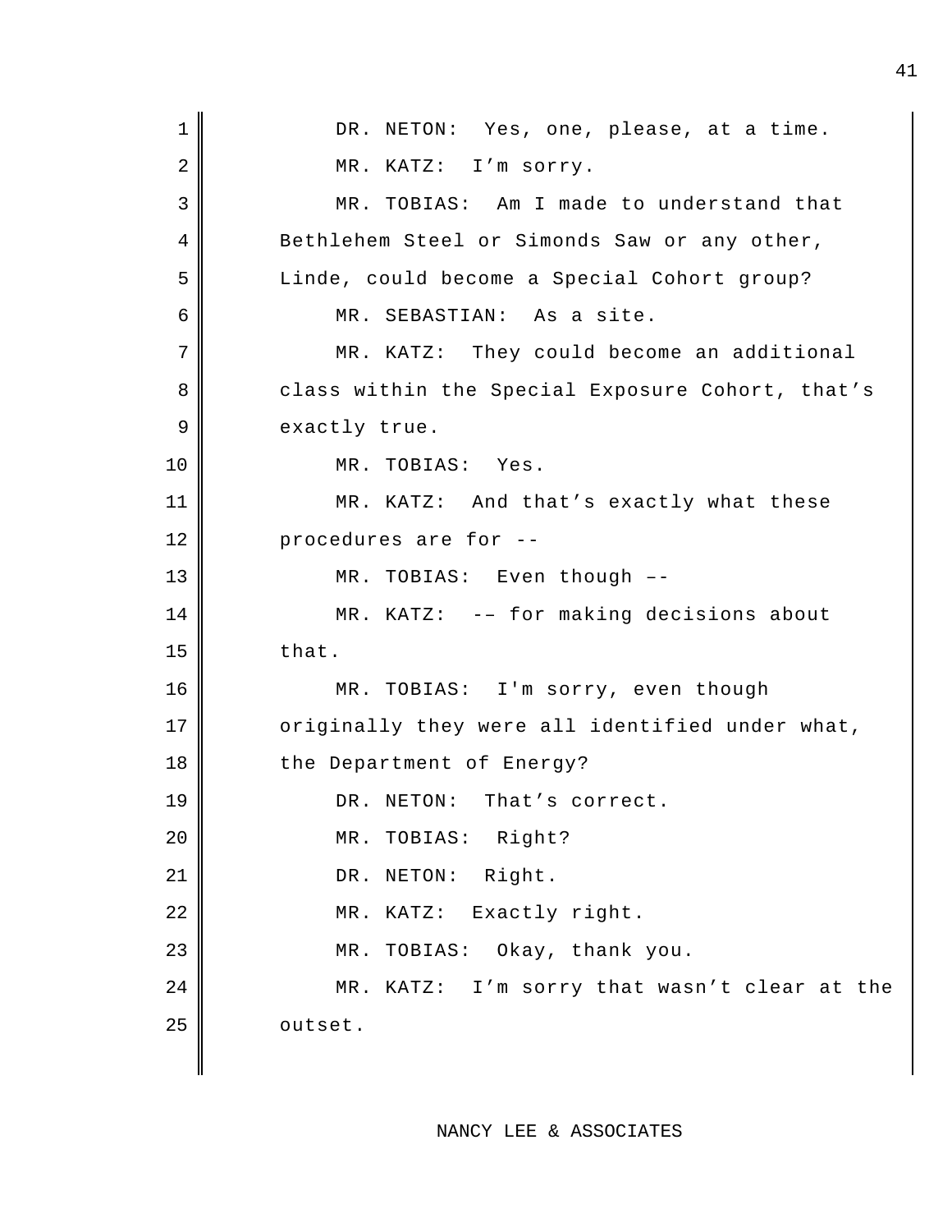DR. NETON: Yes, one, please, at a time.

MR. KATZ: I'm sorry.

MR. TOBIAS: Am I made to understand that Bethlehem Steel or Simonds Saw or any other, Linde, could become a Special Cohort group?

MR. SEBASTIAN: As a site.

MR. KATZ: They could become an additional class within the Special Exposure Cohort, that's exactly true.

MR. TOBIAS: Yes.

MR. KATZ: And that's exactly what these procedures are for --

MR. TOBIAS: Even though ––

MR. KATZ: –– for making decisions about that.

MR. TOBIAS: I'm sorry, even though originally they were all identified under what, the Department of Energy?

DR. NETON: That's correct.

MR. TOBIAS: Right?

DR. NETON: Right.

MR. KATZ: Exactly right.

MR. TOBIAS: Okay, thank you.

MR. KATZ: I'm sorry that wasn't clear at the outset.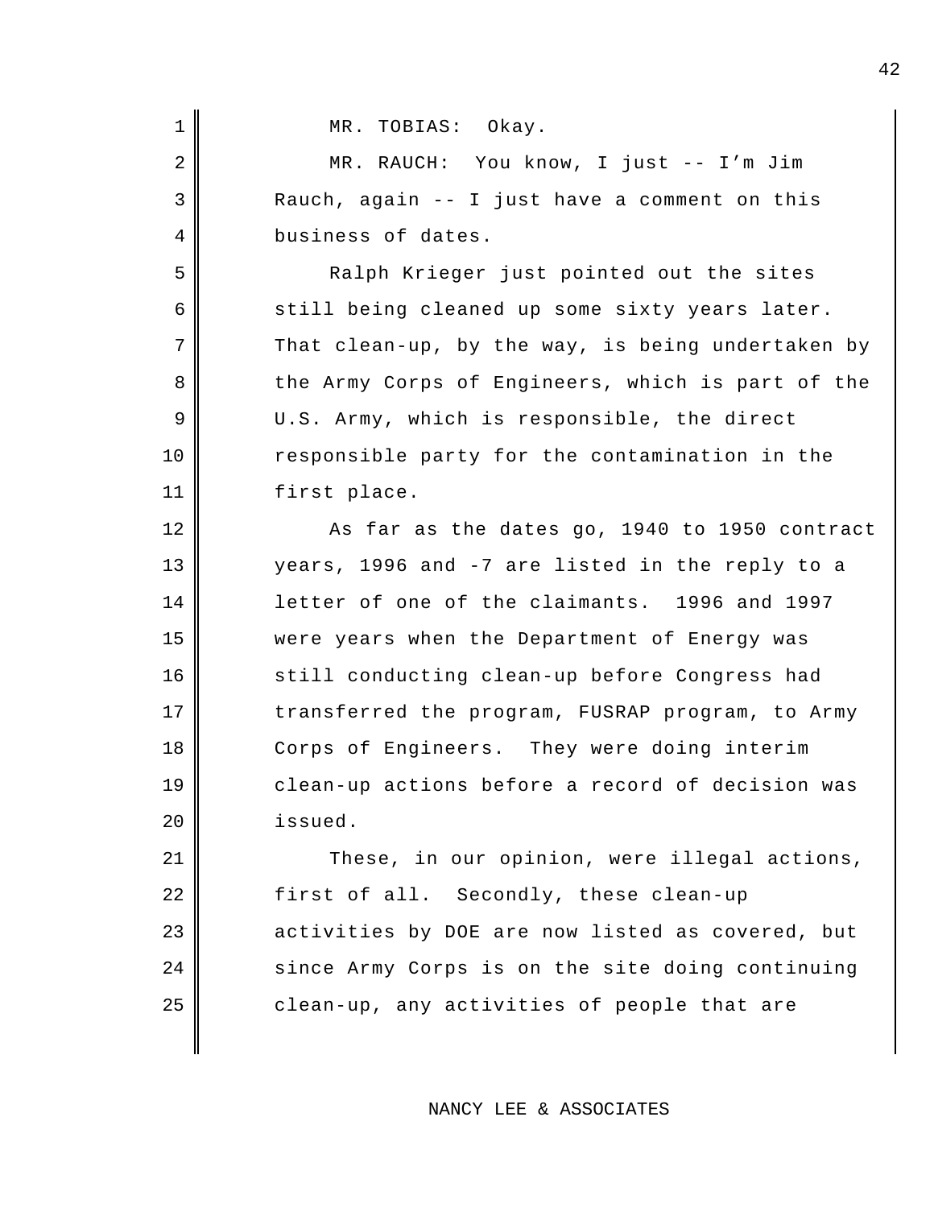MR. TOBIAS: Okay.

MR. RAUCH: You know, I just -- I'm Jim Rauch, again -- I just have a comment on this business of dates.

Ralph Krieger just pointed out the sites still being cleaned up some sixty years later. That clean-up, by the way, is being undertaken by the Army Corps of Engineers, which is part of the U.S. Army, which is responsible, the direct responsible party for the contamination in the first place.

As far as the dates go, 1940 to 1950 contract years, 1996 and -7 are listed in the reply to a letter of one of the claimants. 1996 and 1997 were years when the Department of Energy was still conducting clean-up before Congress had transferred the program, FUSRAP program, to Army Corps of Engineers. They were doing interim clean-up actions before a record of decision was issued.

These, in our opinion, were illegal actions, first of all. Secondly, these clean-up activities by DOE are now listed as covered, but since Army Corps is on the site doing continuing clean-up, any activities of people that are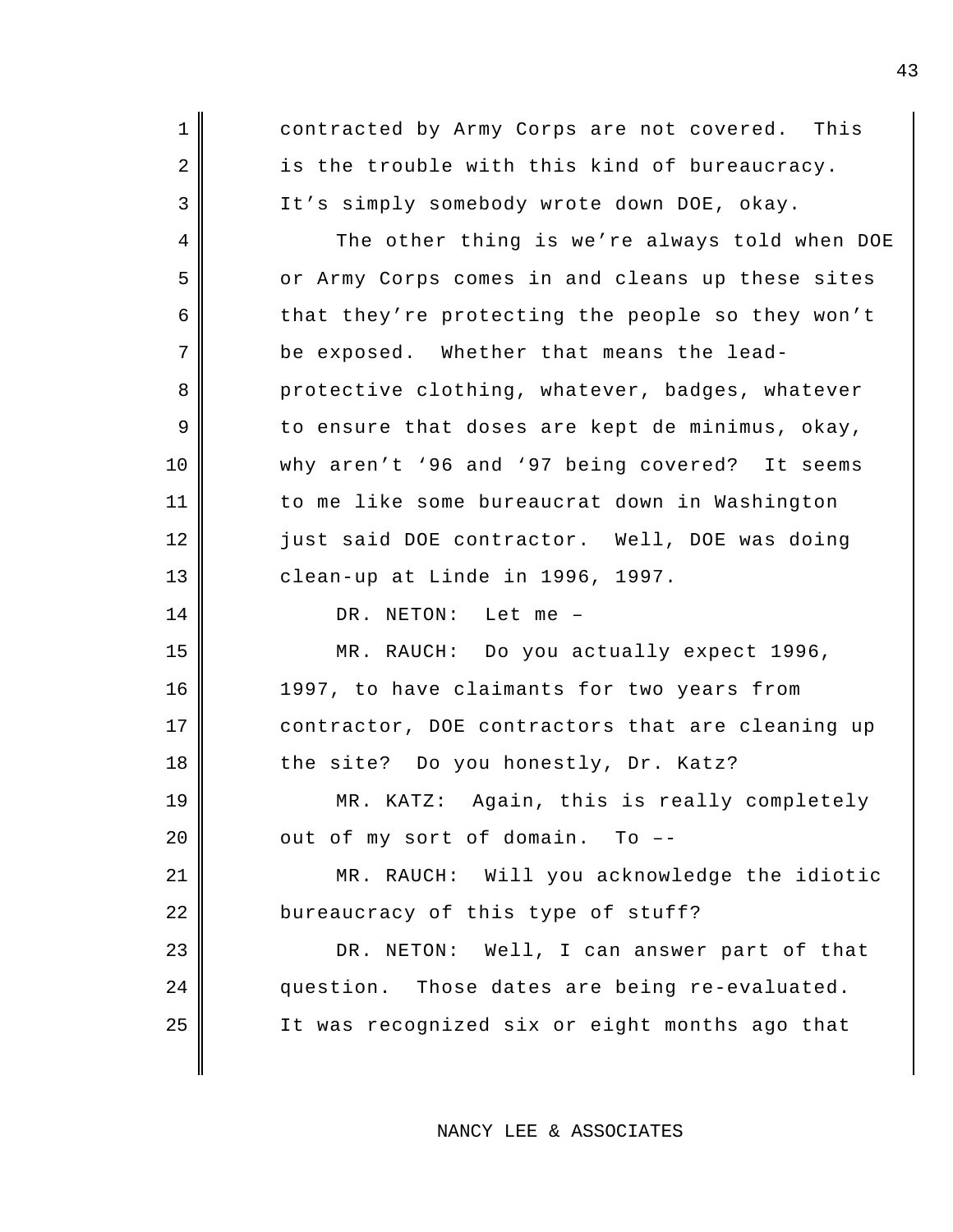contracted by Army Corps are not covered. This is the trouble with this kind of bureaucracy. It's simply somebody wrote down DOE, okay.

The other thing is we're always told when DOE or Army Corps comes in and cleans up these sites that they're protecting the people so they won't be exposed. Whether that means the lead-protective clothing, whatever, badges, whatever to ensure that doses are kept de minimus, okay, why aren't '96 and '97 being covered? It seems to me like some bureaucrat down in Washington just said DOE contractor. Well, DOE was doing clean-up at Linde in 1996, 1997.

DR. NETON: Let me –

MR. RAUCH: Do you actually expect 1996, 1997, to have claimants for two years from contractor, DOE contractors that are cleaning up the site? Do you honestly, Dr. Katz?

MR. KATZ: Again, this is really completely out of my sort of domain. To ––

MR. RAUCH: Will you acknowledge the idiotic bureaucracy of this type of stuff?

DR. NETON: Well, I can answer part of that question. Those dates are being re-evaluated. It was recognized six or eight months ago that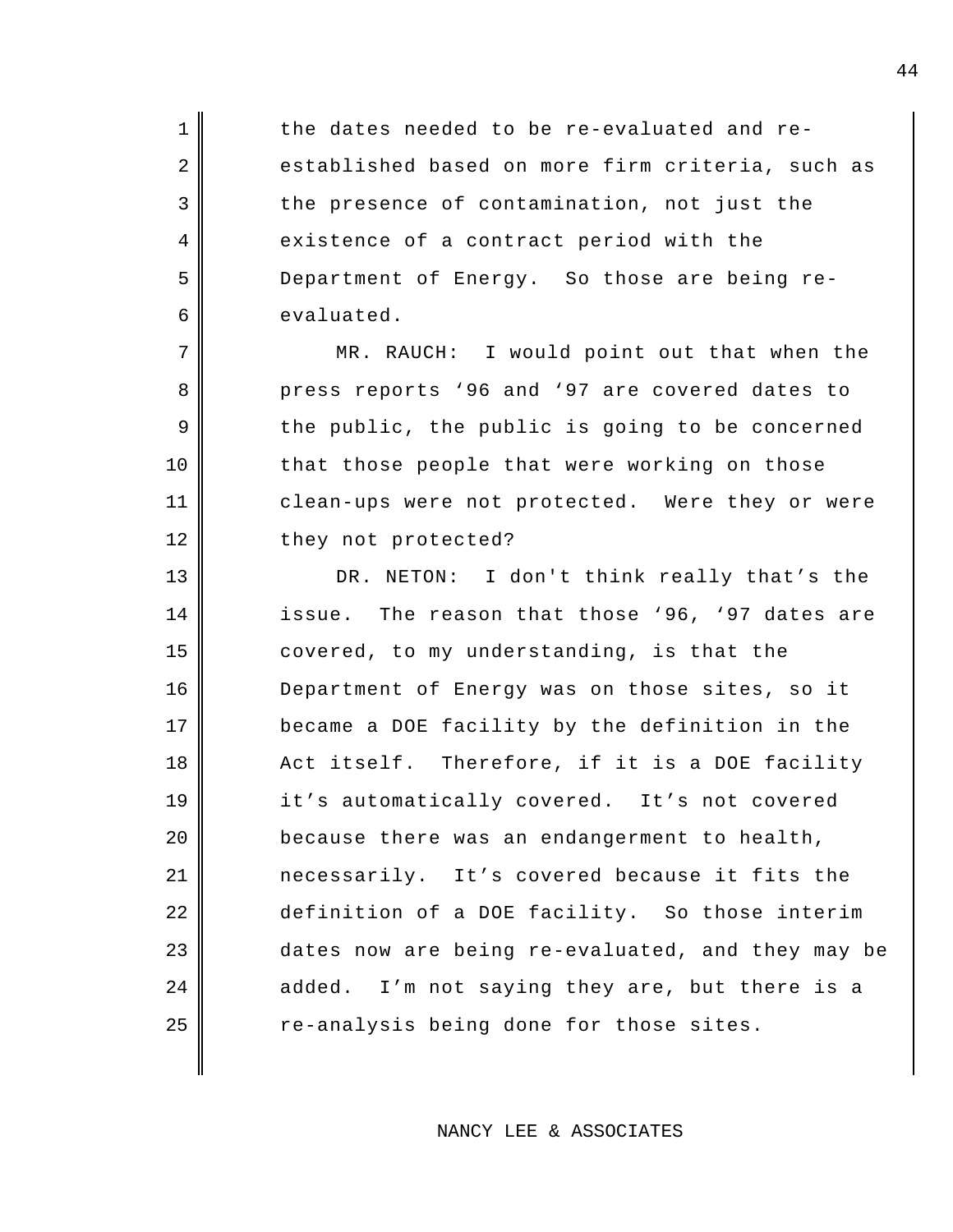the dates needed to be re-evaluated and re-established based on more firm criteria, such as the presence of contamination, not just the existence of a contract period with the Department of Energy. So those are being re-evaluated.

MR. RAUCH: I would point out that when the press reports ‘96 and ‘97 are covered dates to the public, the public is going to be concerned that those people that were working on those clean-ups were not protected. Were they or were they not protected?

DR. NETON: I don't think really that’s the issue. The reason that those ‘96, ‘97 dates are covered, to my understanding, is that the Department of Energy was on those sites, so it became a DOE facility by the definition in the Act itself. Therefore, if it is a DOE facility it’s automatically covered. It’s not covered because there was an endangerment to health, necessarily. It’s covered because it fits the definition of a DOE facility. So those interim dates now are being re-evaluated, and they may be added. I’m not saying they are, but there is a re-analysis being done for those sites.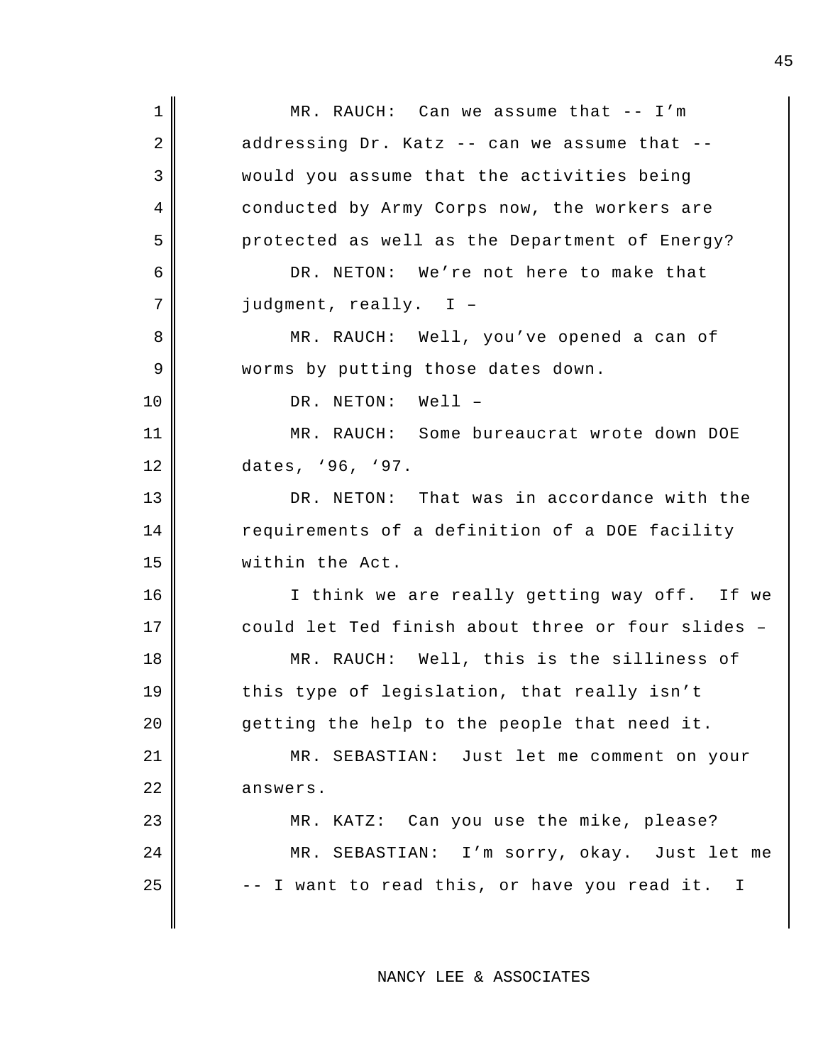MR. RAUCH: Can we assume that -- I'm addressing Dr. Katz -- can we assume that -- would you assume that the activities being conducted by Army Corps now, the workers are protected as well as the Department of Energy?

DR. NETON: We're not here to make that judgment, really. I –

MR. RAUCH: Well, you've opened a can of worms by putting those dates down.

DR. NETON: Well –

MR. RAUCH: Some bureaucrat wrote down DOE dates, '96, '97.

DR. NETON: That was in accordance with the requirements of a definition of a DOE facility within the Act.

I think we are really getting way off. If we could let Ted finish about three or four slides –

MR. RAUCH: Well, this is the silliness of this type of legislation, that really isn't getting the help to the people that need it.

MR. SEBASTIAN: Just let me comment on your answers.

MR. KATZ: Can you use the mike, please?

MR. SEBASTIAN: I'm sorry, okay. Just let me -- I want to read this, or have you read it. I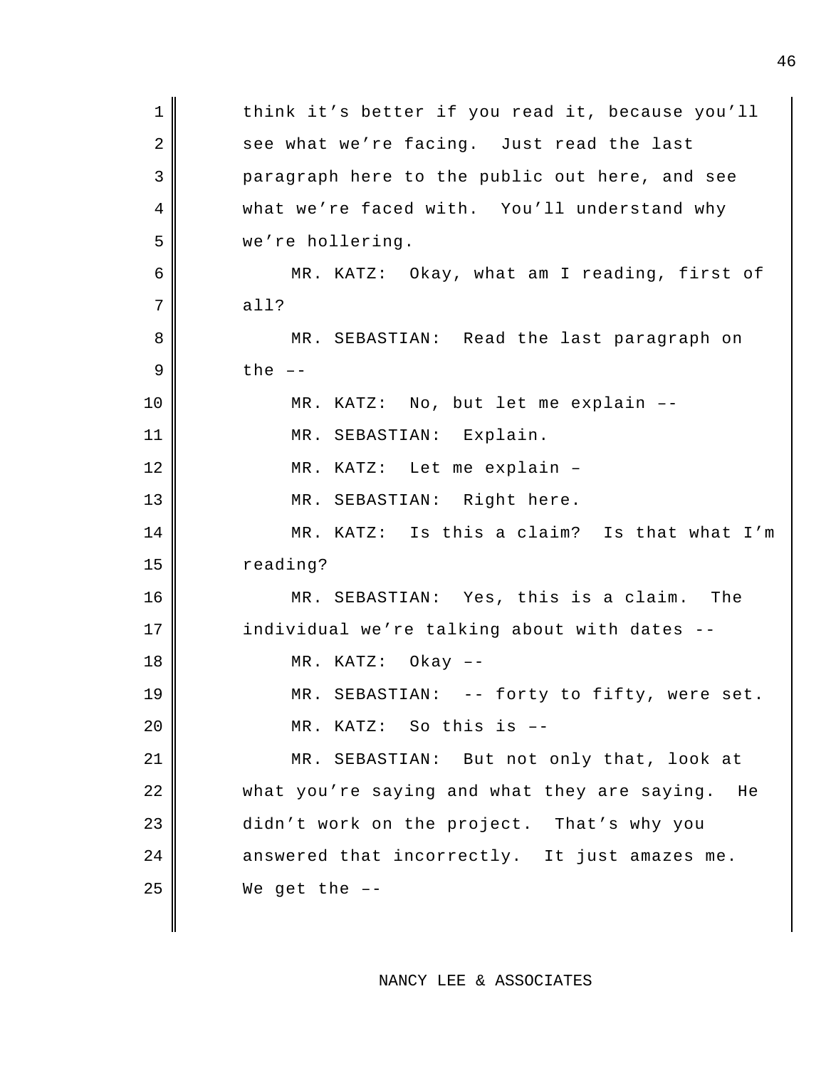think it's better if you read it, because you'll see what we're facing. Just read the last paragraph here to the public out here, and see what we're faced with. You'll understand why we're hollering.

MR. KATZ: Okay, what am I reading, first of all?

MR. SEBASTIAN: Read the last paragraph on the ––

MR. KATZ: No, but let me explain ––

MR. SEBASTIAN: Explain.

MR. KATZ: Let me explain –

MR. SEBASTIAN: Right here.

MR. KATZ: Is this a claim? Is that what I'm reading?

MR. SEBASTIAN: Yes, this is a claim. The individual we're talking about with dates --

MR. KATZ: Okay ––

MR. SEBASTIAN: -- forty to fifty, were set.

MR. KATZ: So this is ––

MR. SEBASTIAN: But not only that, look at what you're saying and what they are saying. He didn't work on the project. That's why you answered that incorrectly. It just amazes me. We get the ––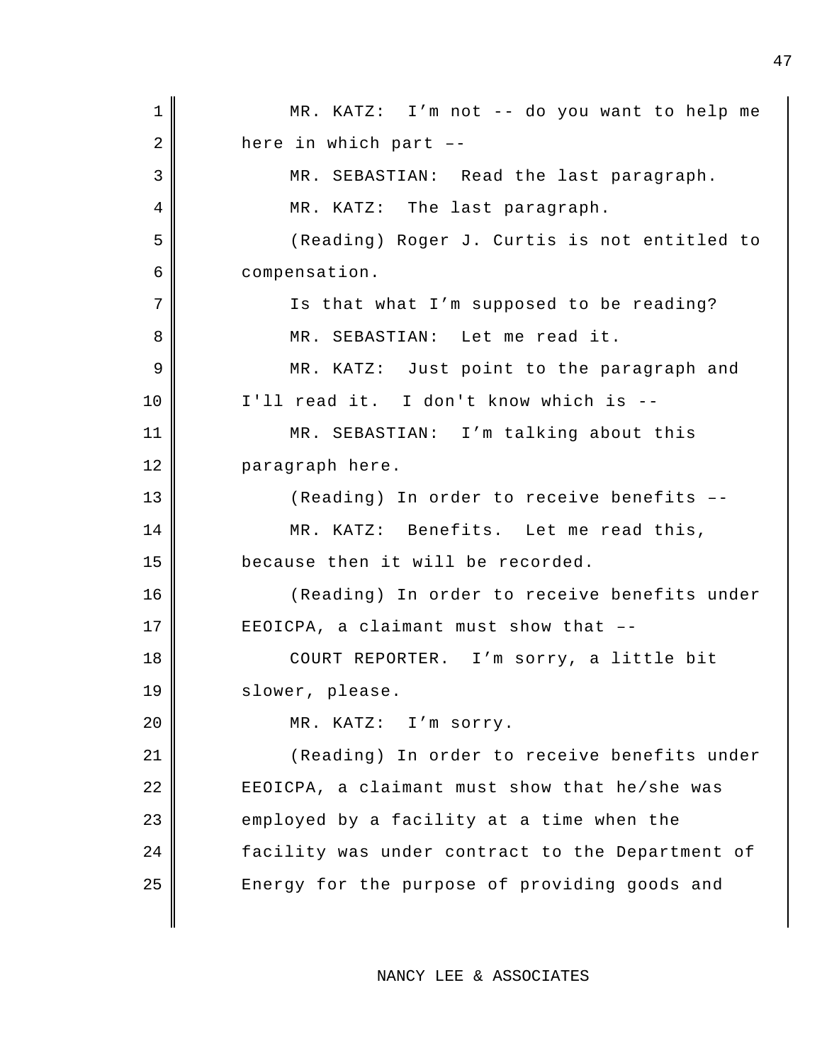MR. KATZ: I’m not -- do you want to help me here in which part ––

MR. SEBASTIAN: Read the last paragraph.

MR. KATZ: The last paragraph.

(Reading) Roger J. Curtis is not entitled to compensation.

Is that what I’m supposed to be reading?

MR. SEBASTIAN: Let me read it.

MR. KATZ: Just point to the paragraph and I'll read it. I don't know which is --

MR. SEBASTIAN: I’m talking about this paragraph here.

(Reading) In order to receive benefits ––

MR. KATZ: Benefits. Let me read this, because then it will be recorded.

(Reading) In order to receive benefits under EEOICPA, a claimant must show that ––

COURT REPORTER. I’m sorry, a little bit slower, please.

MR. KATZ: I’m sorry.

(Reading) In order to receive benefits under EEOICPA, a claimant must show that he/she was employed by a facility at a time when the facility was under contract to the Department of Energy for the purpose of providing goods and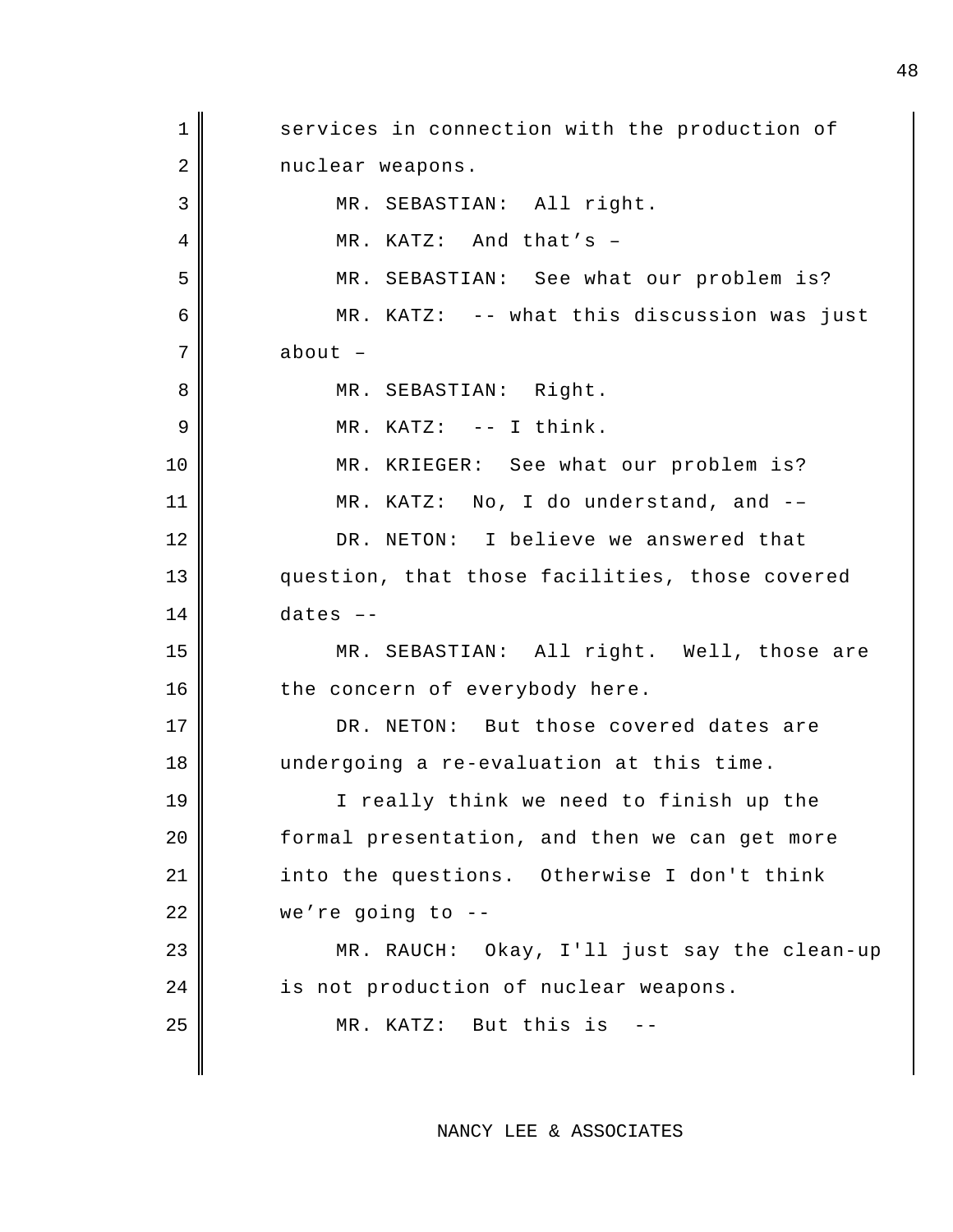services in connection with the production of nuclear weapons.

MR. SEBASTIAN: All right.

MR. KATZ: And that’s –

MR. SEBASTIAN: See what our problem is?

MR. KATZ: -- what this discussion was just about –

MR. SEBASTIAN: Right.

MR. KATZ: -- I think.

MR. KRIEGER: See what our problem is?

MR. KATZ: No, I do understand, and -–

DR. NETON: I believe we answered that question, that those facilities, those covered dates –-

MR. SEBASTIAN: All right. Well, those are the concern of everybody here.

DR. NETON: But those covered dates are undergoing a re-evaluation at this time.

I really think we need to finish up the formal presentation, and then we can get more into the questions. Otherwise I don't think we’re going to --

MR. RAUCH: Okay, I'll just say the clean-up is not production of nuclear weapons.

MR. KATZ: But this is --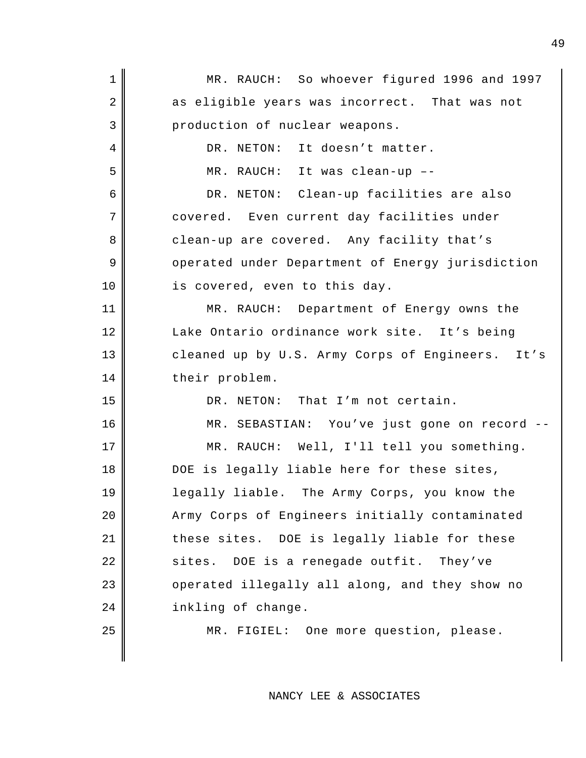MR. RAUCH: So whoever figured 1996 and 1997 as eligible years was incorrect. That was not production of nuclear weapons.

DR. NETON: It doesn't matter.

MR. RAUCH: It was clean-up ––

DR. NETON: Clean-up facilities are also covered. Even current day facilities under clean-up are covered. Any facility that's operated under Department of Energy jurisdiction is covered, even to this day.

MR. RAUCH: Department of Energy owns the Lake Ontario ordinance work site. It's being cleaned up by U.S. Army Corps of Engineers. It's their problem.

DR. NETON: That I'm not certain.

MR. SEBASTIAN: You've just gone on record --

MR. RAUCH: Well, I'll tell you something. DOE is legally liable here for these sites, legally liable. The Army Corps, you know the Army Corps of Engineers initially contaminated these sites. DOE is legally liable for these sites. DOE is a renegade outfit. They've operated illegally all along, and they show no inkling of change.

MR. FIGIEL: One more question, please.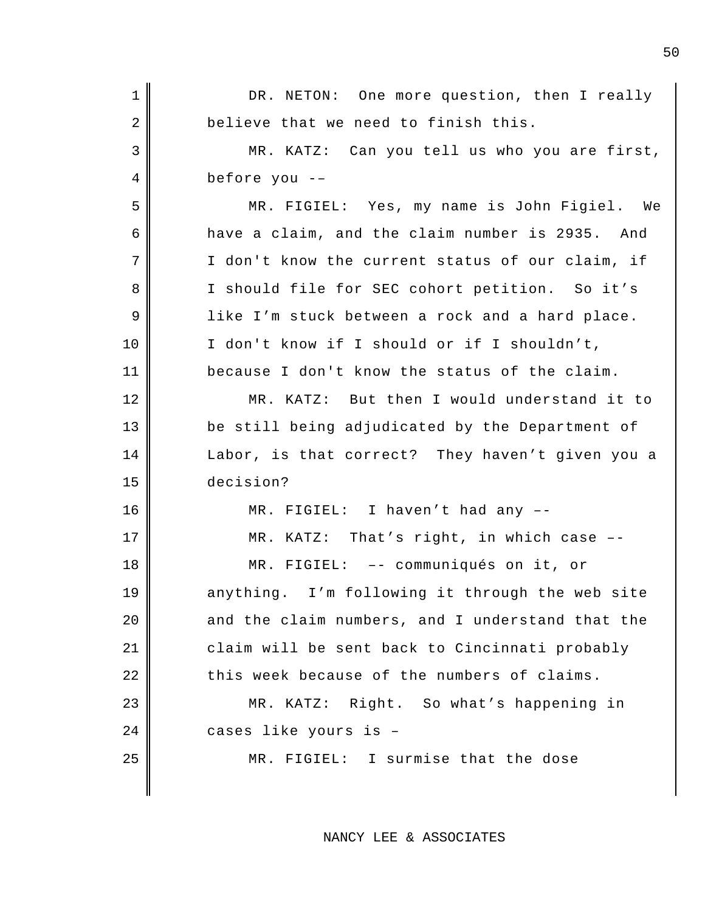DR. NETON: One more question, then I really believe that we need to finish this.

MR. KATZ: Can you tell us who you are first, before you -–

MR. FIGIEL: Yes, my name is John Figiel. We have a claim, and the claim number is 2935. And I don't know the current status of our claim, if I should file for SEC cohort petition. So it’s like I’m stuck between a rock and a hard place. I don't know if I should or if I shouldn’t, because I don't know the status of the claim.

MR. KATZ: But then I would understand it to be still being adjudicated by the Department of Labor, is that correct? They haven’t given you a decision?

MR. FIGIEL: I haven’t had any –-

MR. KATZ: That’s right, in which case –-

MR. FIGIEL: –- communiqués on it, or anything. I’m following it through the web site and the claim numbers, and I understand that the claim will be sent back to Cincinnati probably this week because of the numbers of claims.

MR. KATZ: Right. So what’s happening in cases like yours is –

MR. FIGIEL: I surmise that the dose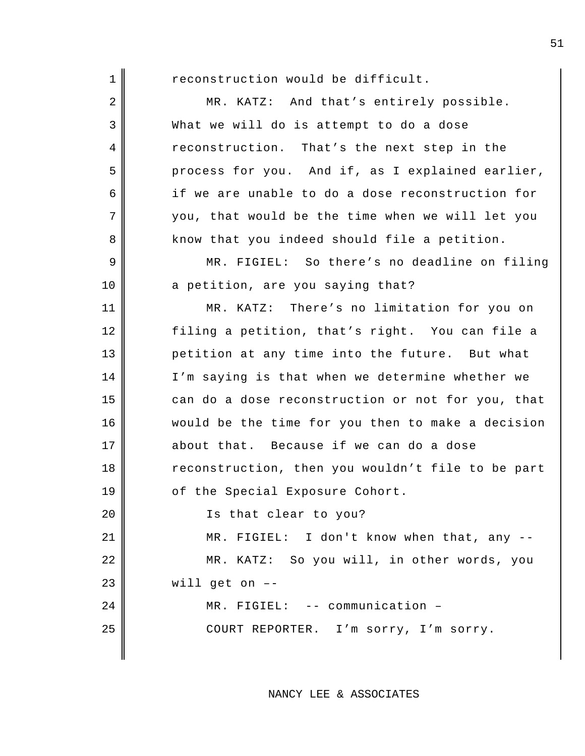reconstruction would be difficult.

MR. KATZ: And that’s entirely possible. What we will do is attempt to do a dose reconstruction. That’s the next step in the process for you. And if, as I explained earlier, if we are unable to do a dose reconstruction for you, that would be the time when we will let you know that you indeed should file a petition.

MR. FIGIEL: So there’s no deadline on filing a petition, are you saying that?

MR. KATZ: There’s no limitation for you on filing a petition, that’s right. You can file a petition at any time into the future. But what I’m saying is that when we determine whether we can do a dose reconstruction or not for you, that would be the time for you then to make a decision about that. Because if we can do a dose reconstruction, then you wouldn’t file to be part of the Special Exposure Cohort.

Is that clear to you?

MR. FIGIEL: I don't know when that, any --

MR. KATZ: So you will, in other words, you will get on –-

MR. FIGIEL: -- communication –

COURT REPORTER. I’m sorry, I’m sorry.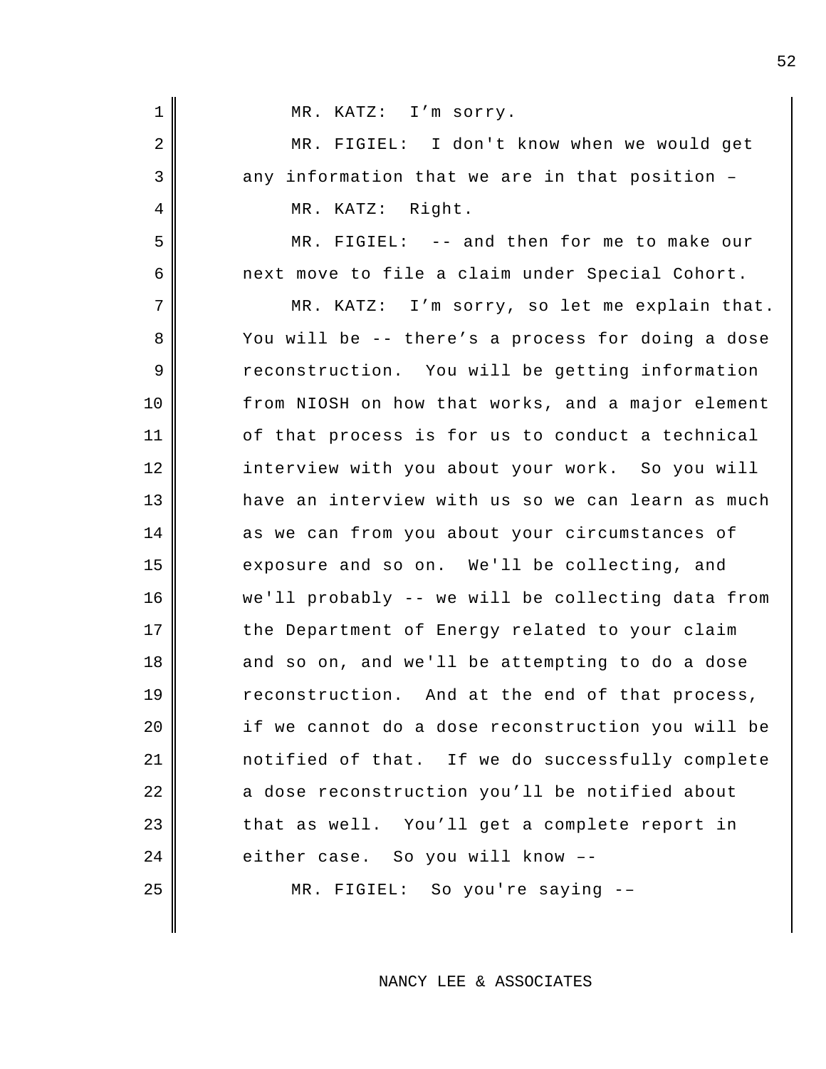MR. KATZ: I’m sorry.

MR. FIGIEL: I don't know when we would get any information that we are in that position –

MR. KATZ: Right.

MR. FIGIEL: -- and then for me to make our next move to file a claim under Special Cohort.

MR. KATZ: I’m sorry, so let me explain that. You will be -- there’s a process for doing a dose reconstruction. You will be getting information from NIOSH on how that works, and a major element of that process is for us to conduct a technical interview with you about your work. So you will have an interview with us so we can learn as much as we can from you about your circumstances of exposure and so on. We'll be collecting, and we'll probably -- we will be collecting data from the Department of Energy related to your claim and so on, and we'll be attempting to do a dose reconstruction. And at the end of that process, if we cannot do a dose reconstruction you will be notified of that. If we do successfully complete a dose reconstruction you’ll be notified about that as well. You’ll get a complete report in either case. So you will know ––

MR. FIGIEL: So you're saying ––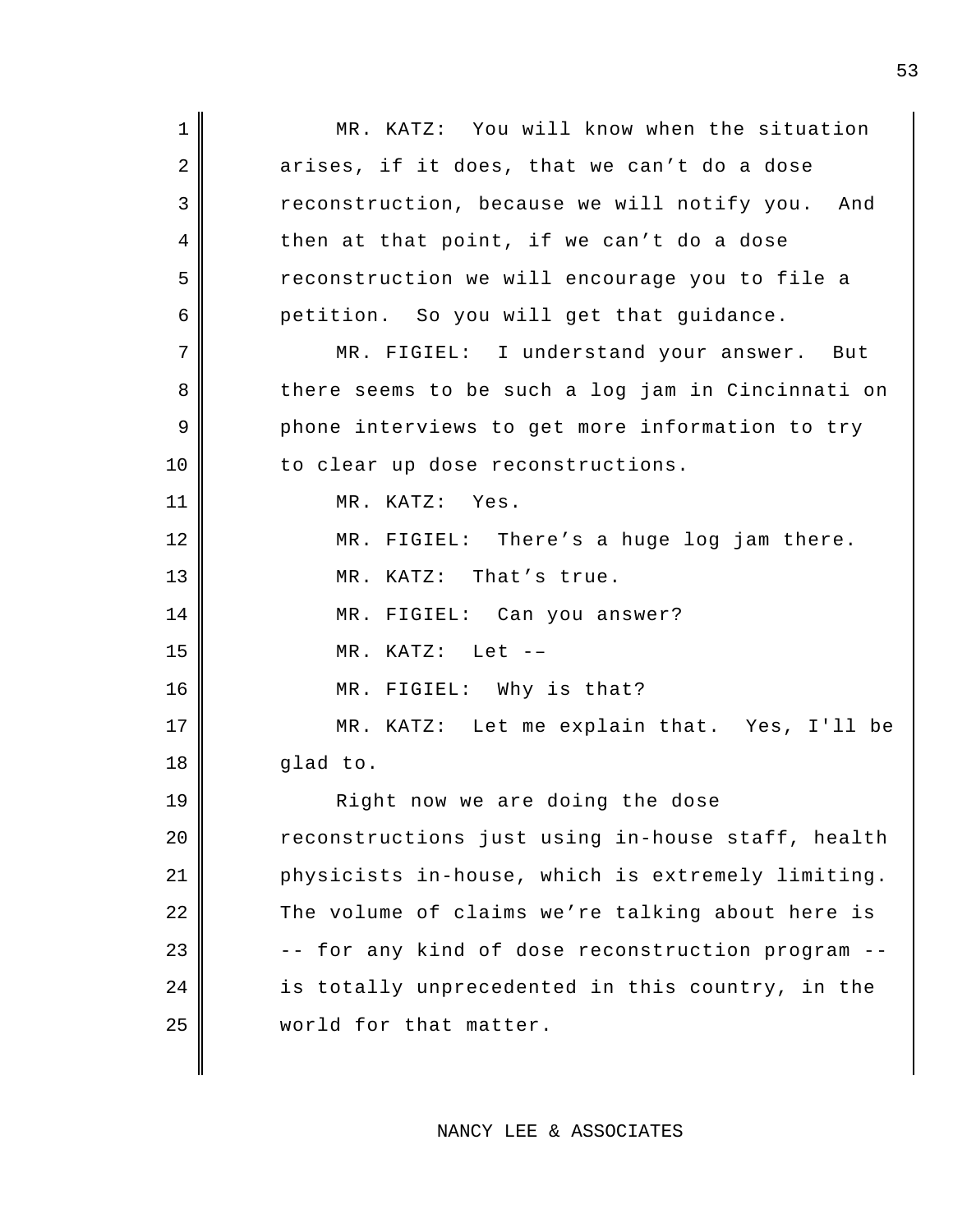MR. KATZ: You will know when the situation arises, if it does, that we can't do a dose reconstruction, because we will notify you. And then at that point, if we can't do a dose reconstruction we will encourage you to file a petition. So you will get that guidance.

MR. FIGIEL: I understand your answer. But there seems to be such a log jam in Cincinnati on phone interviews to get more information to try to clear up dose reconstructions.

MR. KATZ: Yes.

MR. FIGIEL: There's a huge log jam there.

MR. KATZ: That's true.

MR. FIGIEL: Can you answer?

MR. KATZ: Let --

MR. FIGIEL: Why is that?

MR. KATZ: Let me explain that. Yes, I'll be glad to.

Right now we are doing the dose reconstructions just using in-house staff, health physicists in-house, which is extremely limiting. The volume of claims we're talking about here is -- for any kind of dose reconstruction program -- is totally unprecedented in this country, in the world for that matter.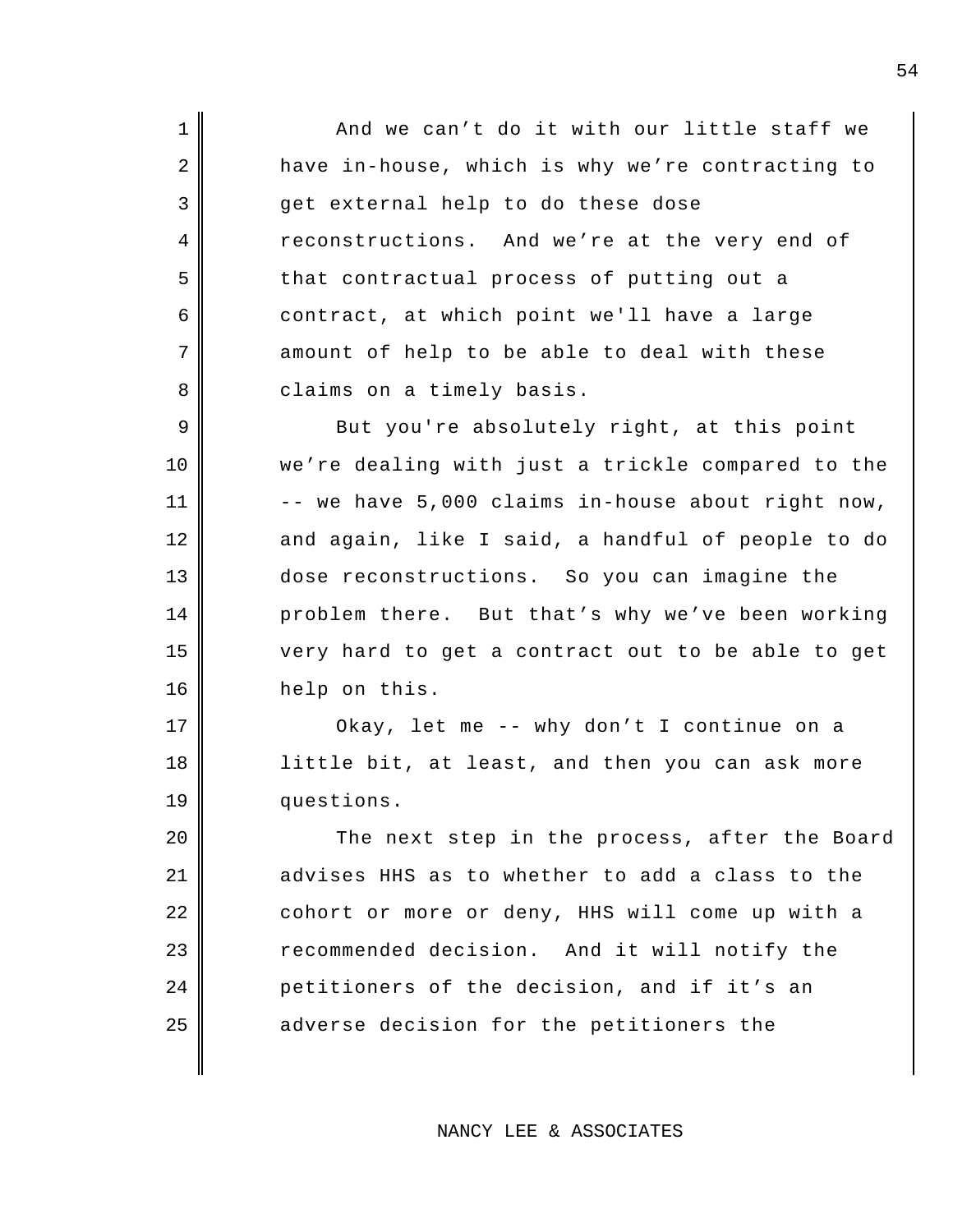And we can’t do it with our little staff we have in-house, which is why we’re contracting to get external help to do these dose reconstructions. And we’re at the very end of that contractual process of putting out a contract, at which point we'll have a large amount of help to be able to deal with these claims on a timely basis.

But you're absolutely right, at this point we’re dealing with just a trickle compared to the -- we have 5,000 claims in-house about right now, and again, like I said, a handful of people to do dose reconstructions. So you can imagine the problem there. But that’s why we’ve been working very hard to get a contract out to be able to get help on this.

Okay, let me -- why don’t I continue on a little bit, at least, and then you can ask more questions.

The next step in the process, after the Board advises HHS as to whether to add a class to the cohort or more or deny, HHS will come up with a recommended decision. And it will notify the petitioners of the decision, and if it’s an adverse decision for the petitioners the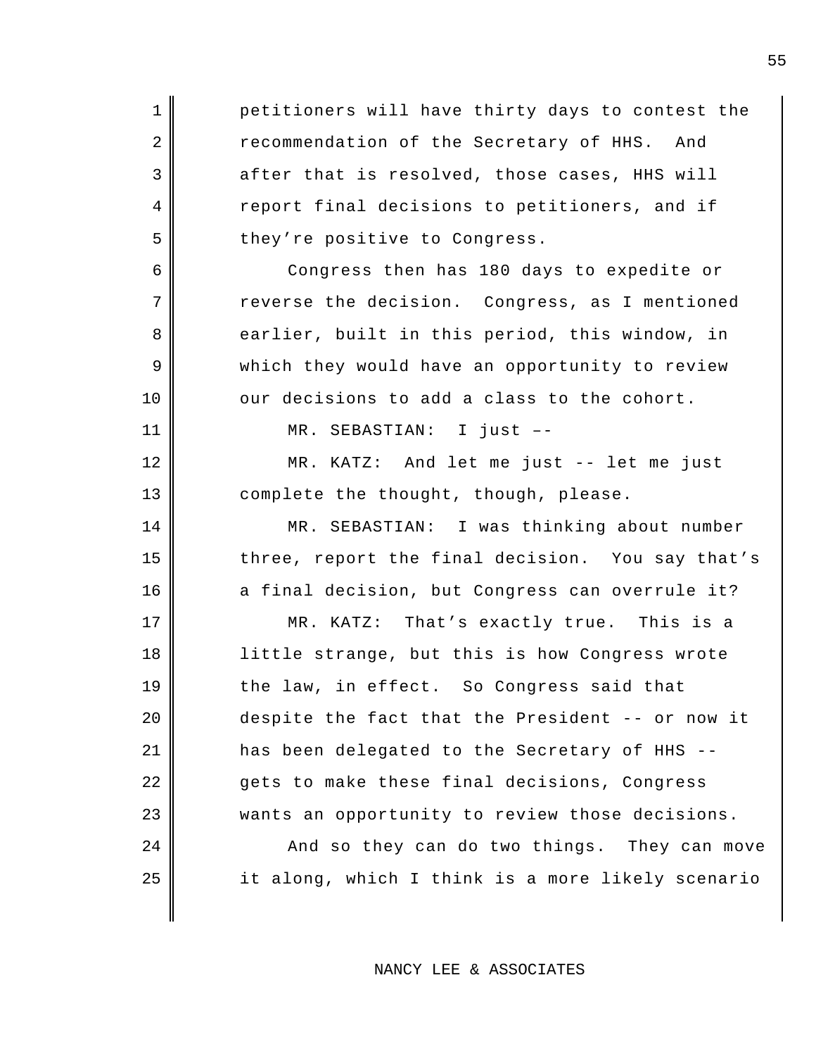petitioners will have thirty days to contest the recommendation of the Secretary of HHS. And after that is resolved, those cases, HHS will report final decisions to petitioners, and if they're positive to Congress.

Congress then has 180 days to expedite or reverse the decision. Congress, as I mentioned earlier, built in this period, this window, in which they would have an opportunity to review our decisions to add a class to the cohort.

MR. SEBASTIAN: I just ––

MR. KATZ: And let me just -- let me just complete the thought, though, please.

MR. SEBASTIAN: I was thinking about number three, report the final decision. You say that's a final decision, but Congress can overrule it?

MR. KATZ: That's exactly true. This is a little strange, but this is how Congress wrote the law, in effect. So Congress said that despite the fact that the President -- or now it has been delegated to the Secretary of HHS -- gets to make these final decisions, Congress wants an opportunity to review those decisions.

And so they can do two things. They can move it along, which I think is a more likely scenario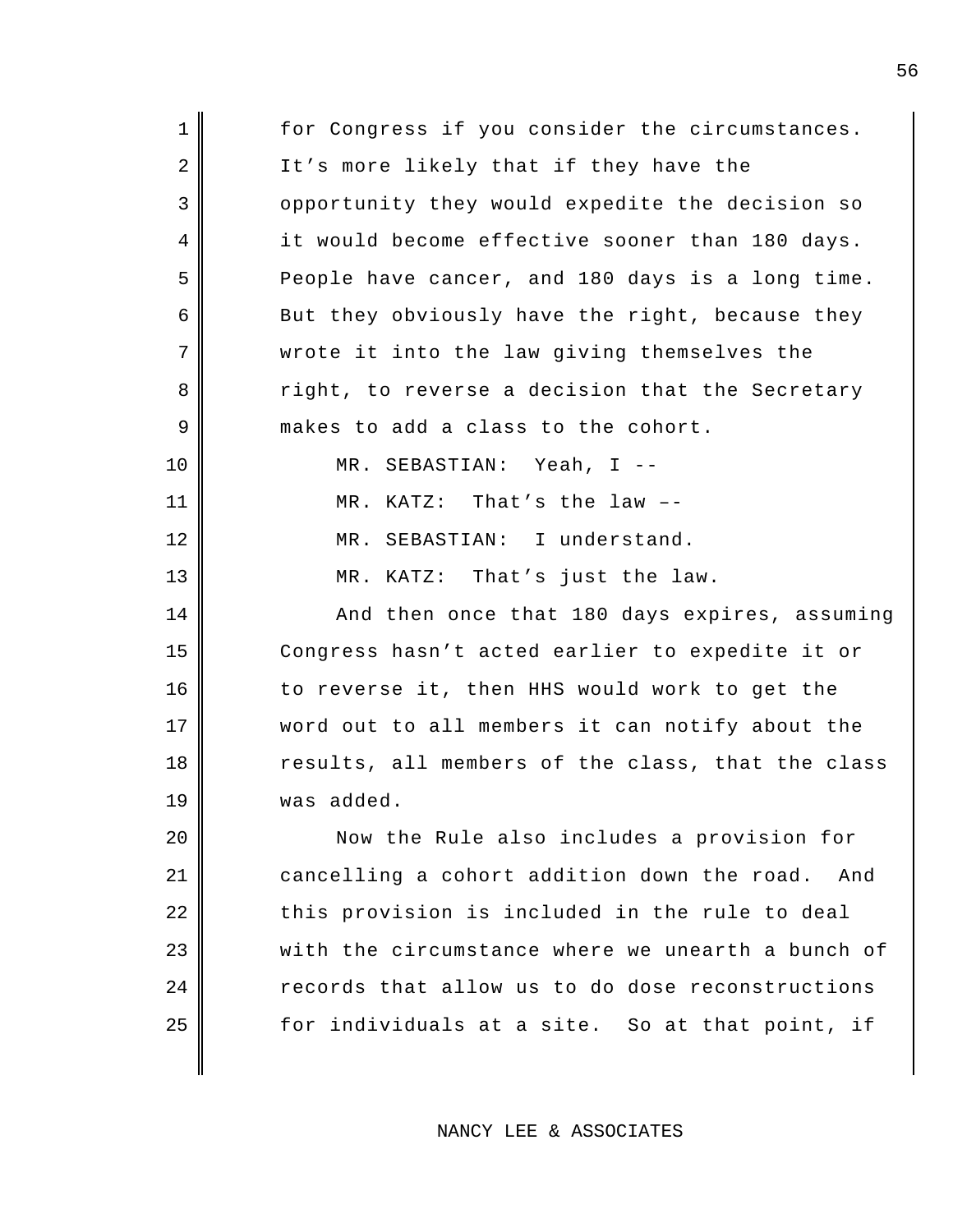for Congress if you consider the circumstances. It's more likely that if they have the opportunity they would expedite the decision so it would become effective sooner than 180 days. People have cancer, and 180 days is a long time. But they obviously have the right, because they wrote it into the law giving themselves the right, to reverse a decision that the Secretary makes to add a class to the cohort.

MR. SEBASTIAN: Yeah, I --

MR. KATZ: That's the law ––

MR. SEBASTIAN: I understand.

MR. KATZ: That's just the law.

And then once that 180 days expires, assuming Congress hasn't acted earlier to expedite it or to reverse it, then HHS would work to get the word out to all members it can notify about the results, all members of the class, that the class was added.

Now the Rule also includes a provision for cancelling a cohort addition down the road. And this provision is included in the rule to deal with the circumstance where we unearth a bunch of records that allow us to do dose reconstructions for individuals at a site. So at that point, if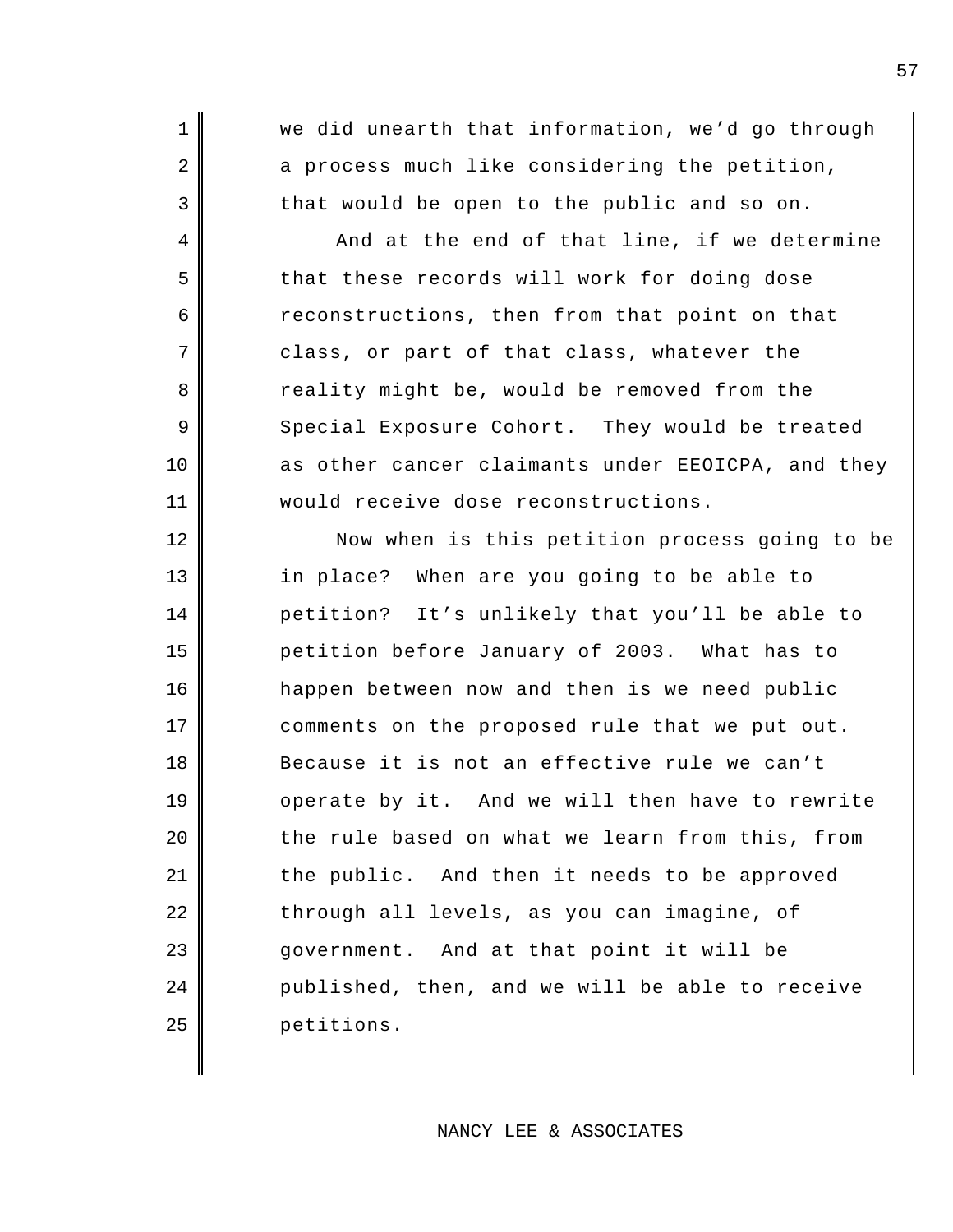we did unearth that information, we'd go through a process much like considering the petition, that would be open to the public and so on.

And at the end of that line, if we determine that these records will work for doing dose reconstructions, then from that point on that class, or part of that class, whatever the reality might be, would be removed from the Special Exposure Cohort. They would be treated as other cancer claimants under EEOICPA, and they would receive dose reconstructions.

Now when is this petition process going to be in place? When are you going to be able to petition? It's unlikely that you'll be able to petition before January of 2003. What has to happen between now and then is we need public comments on the proposed rule that we put out. Because it is not an effective rule we can't operate by it. And we will then have to rewrite the rule based on what we learn from this, from the public. And then it needs to be approved through all levels, as you can imagine, of government. And at that point it will be published, then, and we will be able to receive petitions.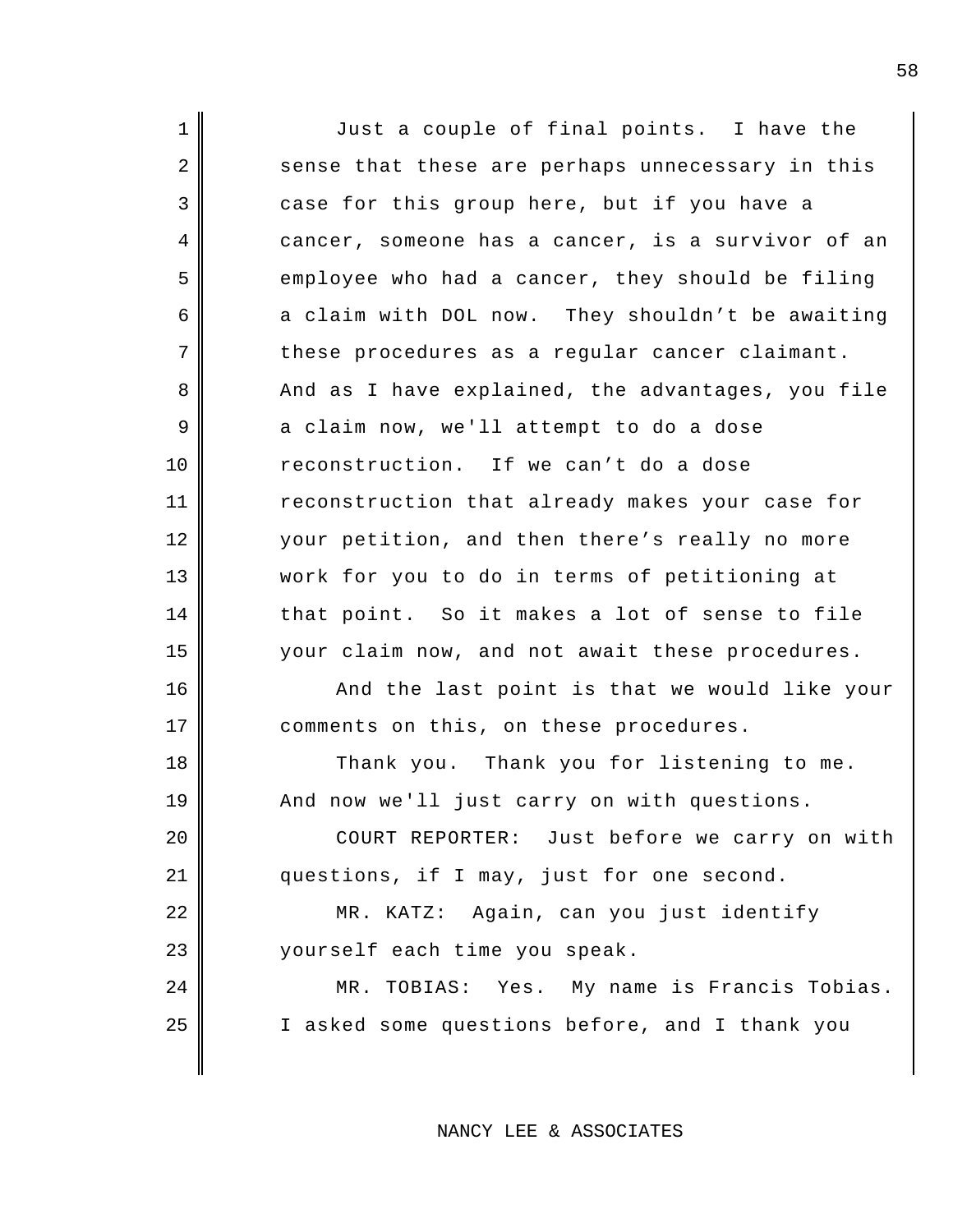Just a couple of final points. I have the sense that these are perhaps unnecessary in this case for this group here, but if you have a cancer, someone has a cancer, is a survivor of an employee who had a cancer, they should be filing a claim with DOL now. They shouldn't be awaiting these procedures as a regular cancer claimant. And as I have explained, the advantages, you file a claim now, we'll attempt to do a dose reconstruction. If we can't do a dose reconstruction that already makes your case for your petition, and then there's really no more work for you to do in terms of petitioning at that point. So it makes a lot of sense to file your claim now, and not await these procedures.

And the last point is that we would like your comments on this, on these procedures.

Thank you. Thank you for listening to me. And now we'll just carry on with questions.

COURT REPORTER: Just before we carry on with questions, if I may, just for one second.

MR. KATZ: Again, can you just identify yourself each time you speak.

MR. TOBIAS: Yes. My name is Francis Tobias. I asked some questions before, and I thank you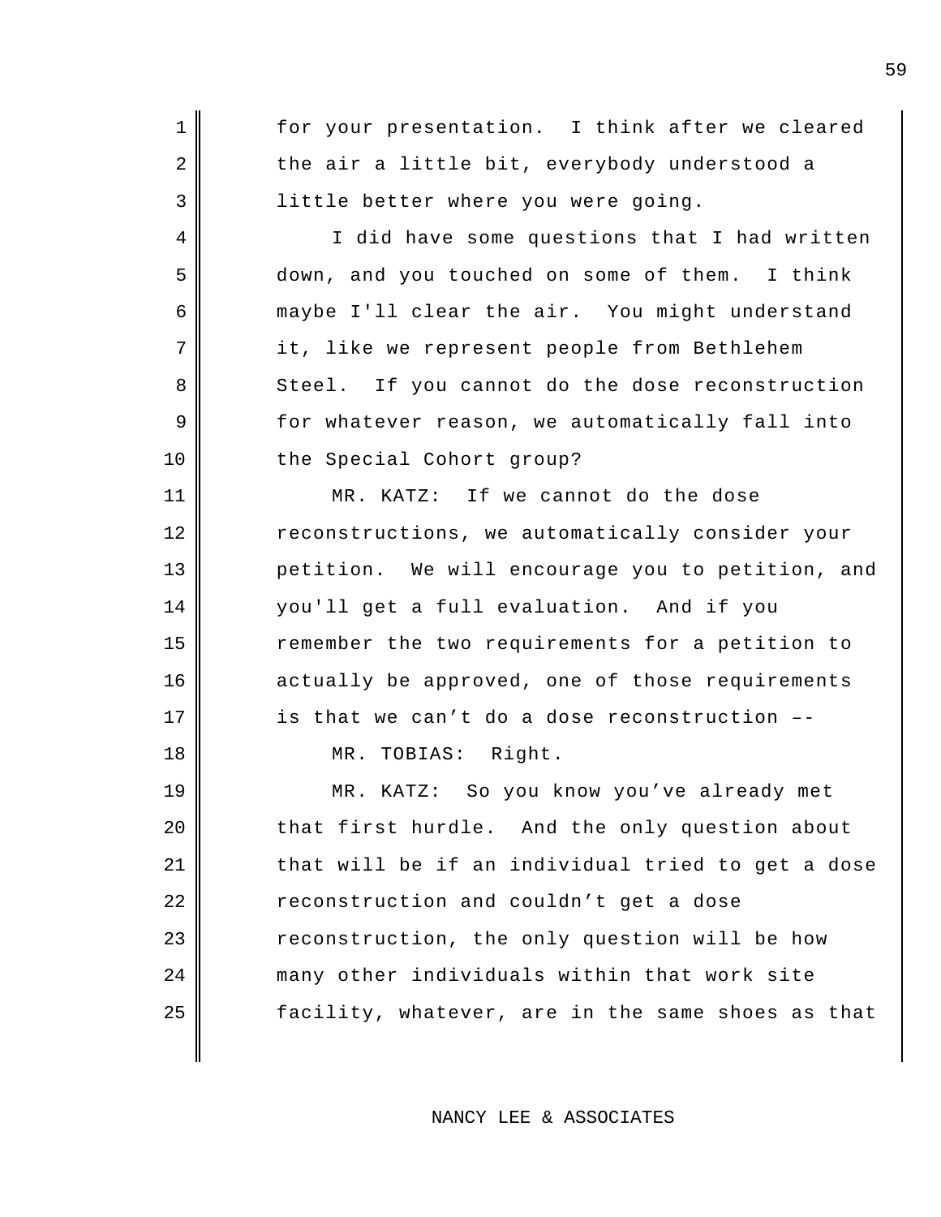for your presentation. I think after we cleared the air a little bit, everybody understood a little better where you were going.

I did have some questions that I had written down, and you touched on some of them. I think maybe I'll clear the air. You might understand it, like we represent people from Bethlehem Steel. If you cannot do the dose reconstruction for whatever reason, we automatically fall into the Special Cohort group?

MR. KATZ: If we cannot do the dose reconstructions, we automatically consider your petition. We will encourage you to petition, and you'll get a full evaluation. And if you remember the two requirements for a petition to actually be approved, one of those requirements is that we can't do a dose reconstruction ––

MR. TOBIAS: Right.

MR. KATZ: So you know you've already met that first hurdle. And the only question about that will be if an individual tried to get a dose reconstruction and couldn't get a dose reconstruction, the only question will be how many other individuals within that work site facility, whatever, are in the same shoes as that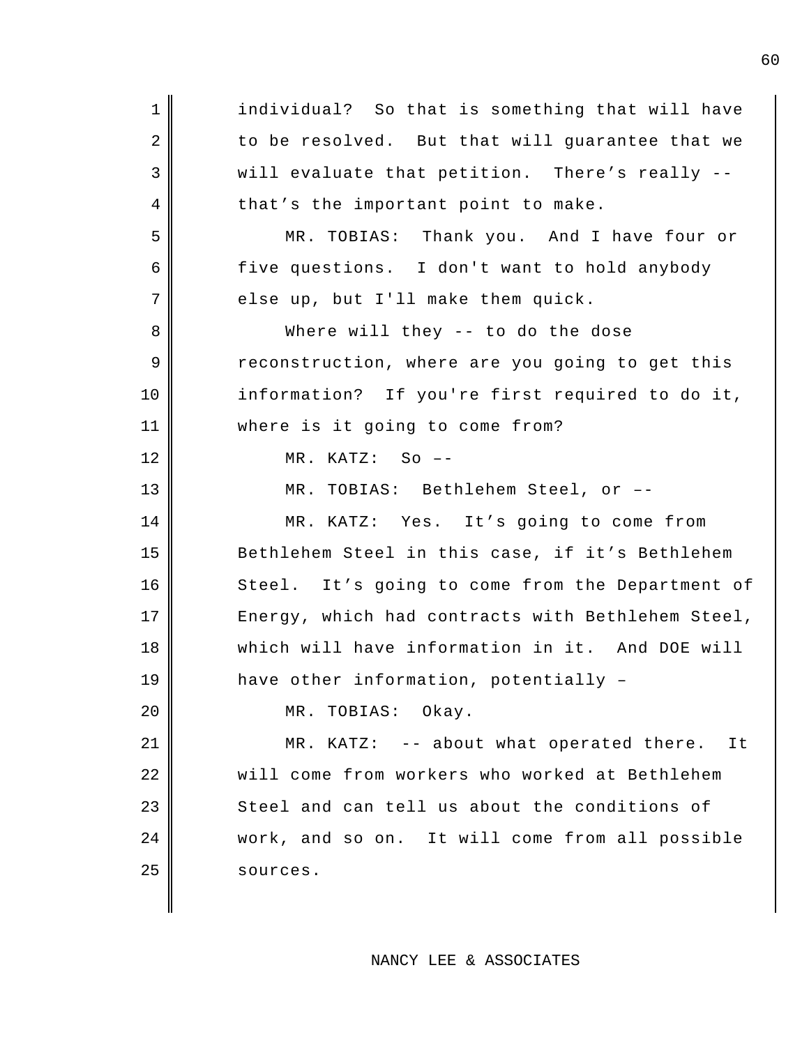individual? So that is something that will have to be resolved. But that will guarantee that we will evaluate that petition. There's really -- that's the important point to make.

MR. TOBIAS: Thank you. And I have four or five questions. I don't want to hold anybody else up, but I'll make them quick.

Where will they -- to do the dose reconstruction, where are you going to get this information? If you're first required to do it, where is it going to come from?

MR. KATZ: So ––

MR. TOBIAS: Bethlehem Steel, or ––

MR. KATZ: Yes. It's going to come from Bethlehem Steel in this case, if it's Bethlehem Steel. It's going to come from the Department of Energy, which had contracts with Bethlehem Steel, which will have information in it. And DOE will have other information, potentially –

MR. TOBIAS: Okay.

MR. KATZ: -- about what operated there. It will come from workers who worked at Bethlehem Steel and can tell us about the conditions of work, and so on. It will come from all possible sources.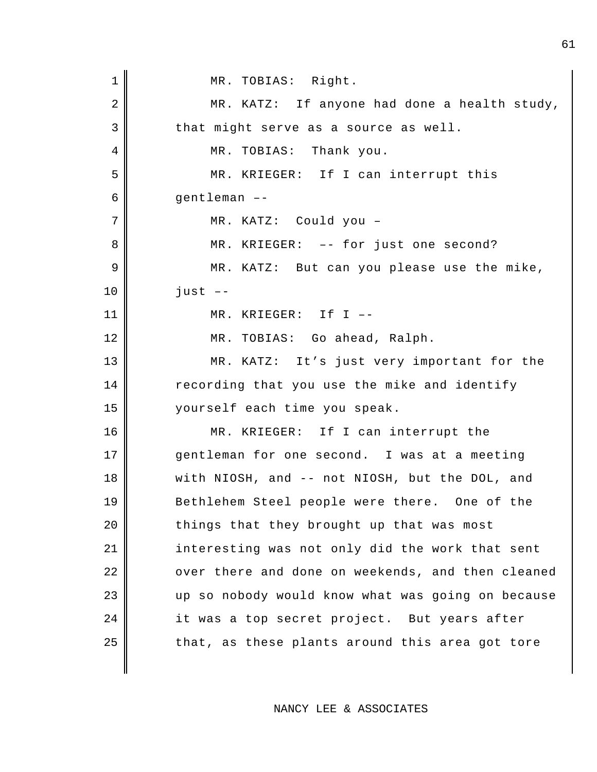MR. TOBIAS: Right.

MR. KATZ: If anyone had done a health study, that might serve as a source as well.

MR. TOBIAS: Thank you.

MR. KRIEGER: If I can interrupt this gentleman ––

MR. KATZ: Could you –

MR. KRIEGER: –– for just one second?

MR. KATZ: But can you please use the mike, just ––

MR. KRIEGER: If I ––

MR. TOBIAS: Go ahead, Ralph.

MR. KATZ: It's just very important for the recording that you use the mike and identify yourself each time you speak.

MR. KRIEGER: If I can interrupt the gentleman for one second. I was at a meeting with NIOSH, and -- not NIOSH, but the DOL, and Bethlehem Steel people were there. One of the things that they brought up that was most interesting was not only did the work that sent over there and done on weekends, and then cleaned up so nobody would know what was going on because it was a top secret project. But years after that, as these plants around this area got tore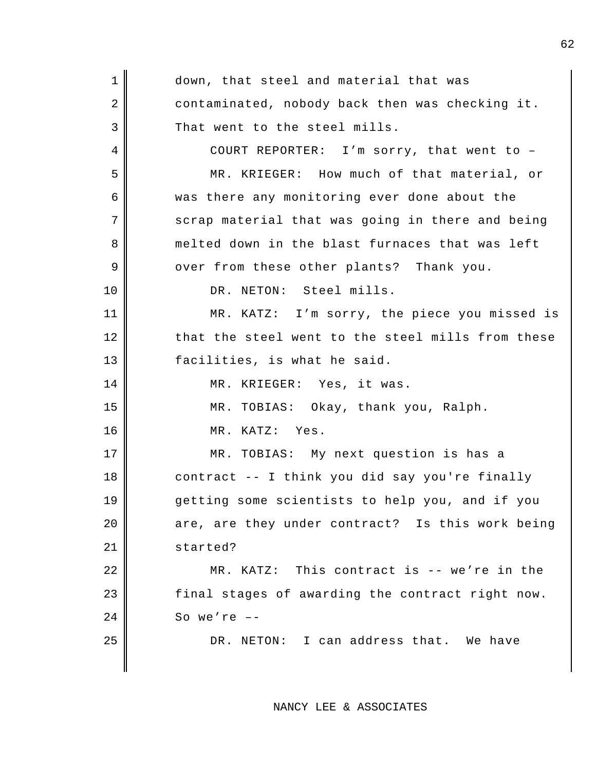down, that steel and material that was contaminated, nobody back then was checking it. That went to the steel mills.

COURT REPORTER: I'm sorry, that went to –

MR. KRIEGER: How much of that material, or was there any monitoring ever done about the scrap material that was going in there and being melted down in the blast furnaces that was left over from these other plants? Thank you.

DR. NETON: Steel mills.

MR. KATZ: I'm sorry, the piece you missed is that the steel went to the steel mills from these facilities, is what he said.

MR. KRIEGER: Yes, it was.

MR. TOBIAS: Okay, thank you, Ralph.

MR. KATZ: Yes.

MR. TOBIAS: My next question is has a contract -- I think you did say you're finally getting some scientists to help you, and if you are, are they under contract? Is this work being started?

MR. KATZ: This contract is -- we're in the final stages of awarding the contract right now. So we're ––

DR. NETON: I can address that. We have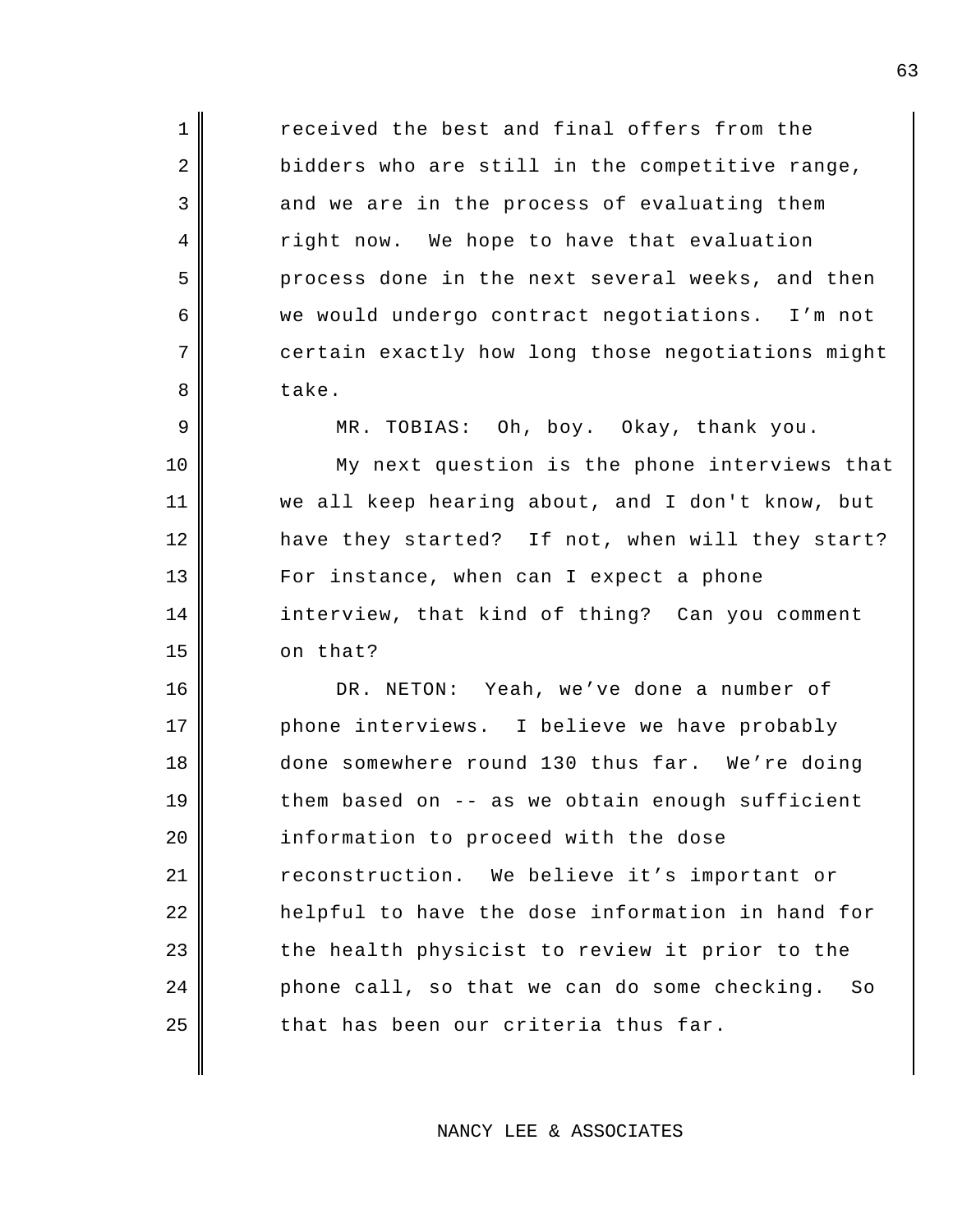received the best and final offers from the bidders who are still in the competitive range, and we are in the process of evaluating them right now. We hope to have that evaluation process done in the next several weeks, and then we would undergo contract negotiations. I’m not certain exactly how long those negotiations might take.

MR. TOBIAS: Oh, boy. Okay, thank you.

My next question is the phone interviews that we all keep hearing about, and I don't know, but have they started? If not, when will they start? For instance, when can I expect a phone interview, that kind of thing? Can you comment on that?

DR. NETON: Yeah, we’ve done a number of phone interviews. I believe we have probably done somewhere round 130 thus far. We’re doing them based on -- as we obtain enough sufficient information to proceed with the dose reconstruction. We believe it’s important or helpful to have the dose information in hand for the health physicist to review it prior to the phone call, so that we can do some checking. So that has been our criteria thus far.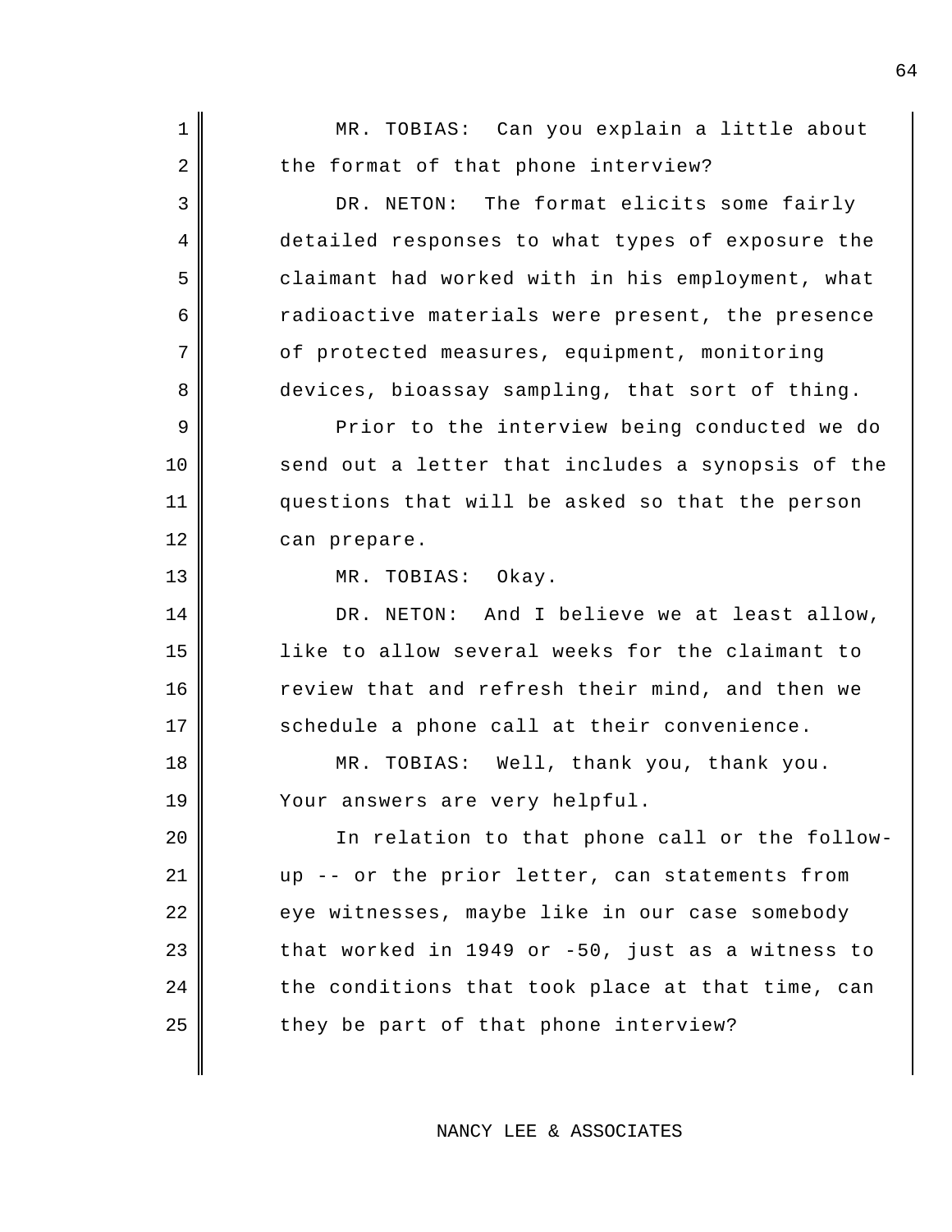MR. TOBIAS: Can you explain a little about the format of that phone interview?

DR. NETON: The format elicits some fairly detailed responses to what types of exposure the claimant had worked with in his employment, what radioactive materials were present, the presence of protected measures, equipment, monitoring devices, bioassay sampling, that sort of thing.

Prior to the interview being conducted we do send out a letter that includes a synopsis of the questions that will be asked so that the person can prepare.

MR. TOBIAS: Okay.

DR. NETON: And I believe we at least allow, like to allow several weeks for the claimant to review that and refresh their mind, and then we schedule a phone call at their convenience.

MR. TOBIAS: Well, thank you, thank you. Your answers are very helpful.

In relation to that phone call or the follow-up -- or the prior letter, can statements from eye witnesses, maybe like in our case somebody that worked in 1949 or -50, just as a witness to the conditions that took place at that time, can they be part of that phone interview?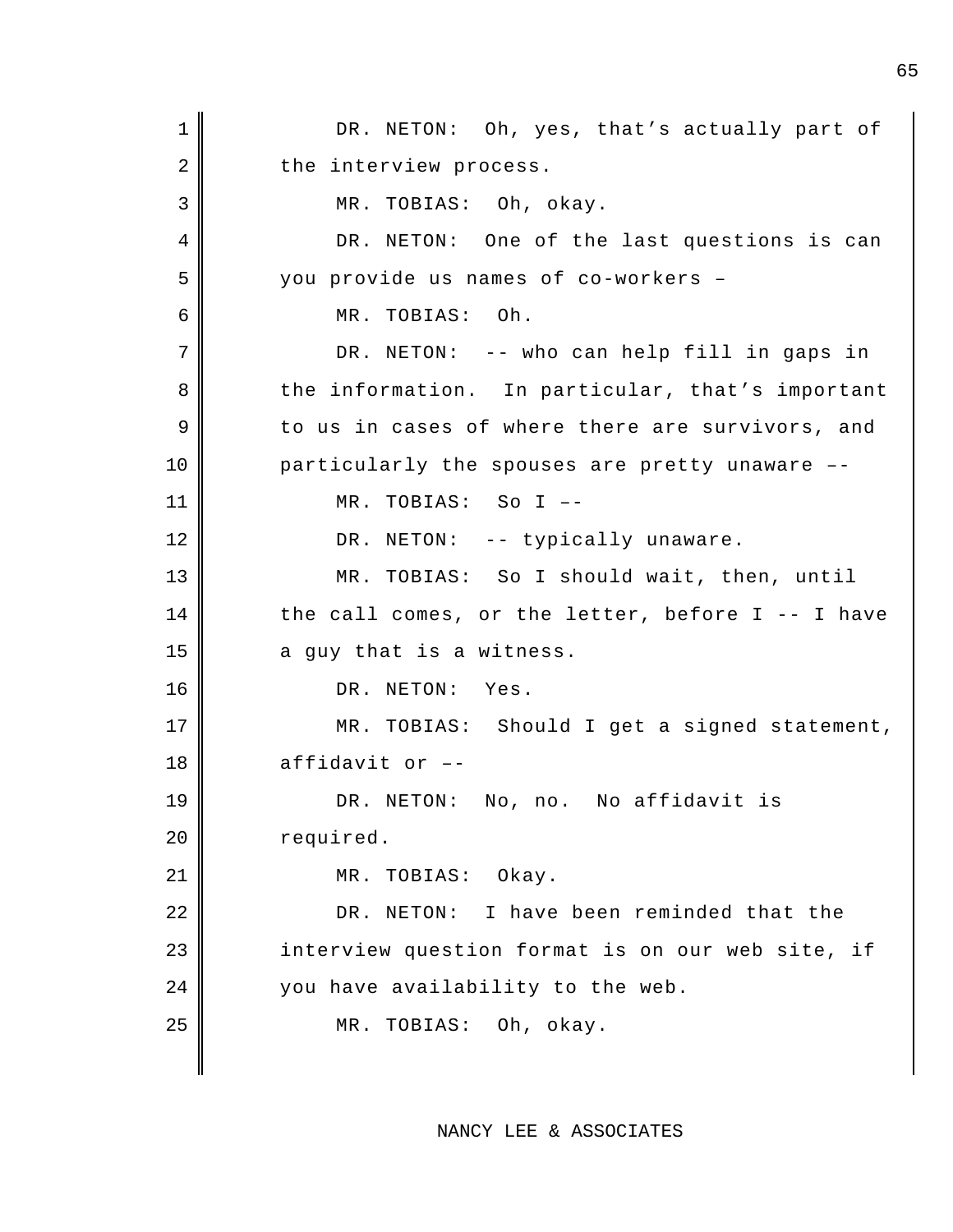DR. NETON: Oh, yes, that’s actually part of the interview process.

MR. TOBIAS: Oh, okay.

DR. NETON: One of the last questions is can you provide us names of co-workers –

MR. TOBIAS: Oh.

DR. NETON: -- who can help fill in gaps in the information. In particular, that’s important to us in cases of where there are survivors, and particularly the spouses are pretty unaware ––

MR. TOBIAS: So I ––

DR. NETON: -- typically unaware.

MR. TOBIAS: So I should wait, then, until the call comes, or the letter, before I -- I have a guy that is a witness.

DR. NETON: Yes.

MR. TOBIAS: Should I get a signed statement, affidavit or ––

DR. NETON: No, no. No affidavit is required.

MR. TOBIAS: Okay.

DR. NETON: I have been reminded that the interview question format is on our web site, if you have availability to the web.

MR. TOBIAS: Oh, okay.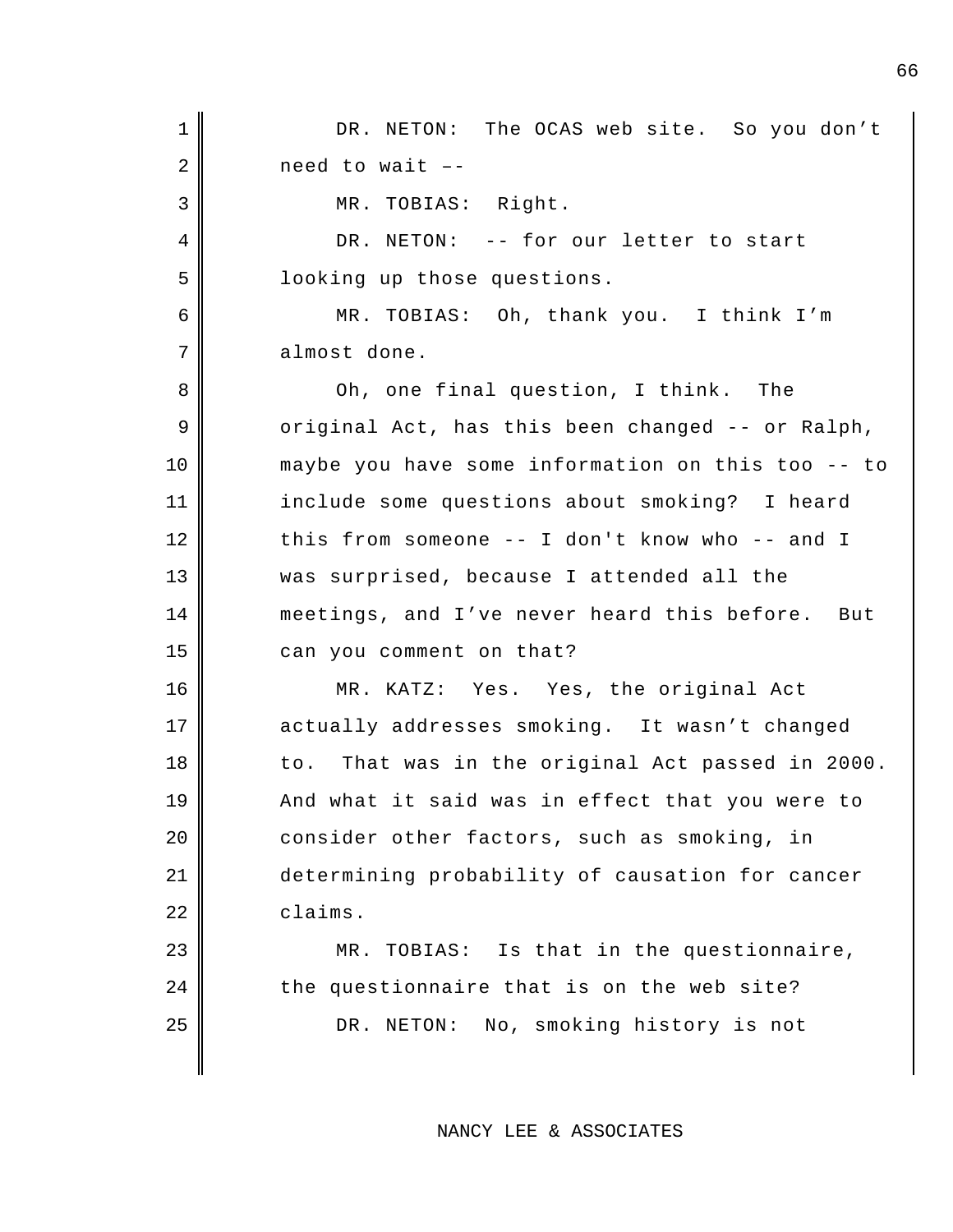DR. NETON: The OCAS web site. So you don't need to wait ––

MR. TOBIAS: Right.

DR. NETON: -- for our letter to start looking up those questions.

MR. TOBIAS: Oh, thank you. I think I'm almost done.

Oh, one final question, I think. The original Act, has this been changed -- or Ralph, maybe you have some information on this too -- to include some questions about smoking? I heard this from someone -- I don't know who -- and I was surprised, because I attended all the meetings, and I've never heard this before. But can you comment on that?

MR. KATZ: Yes. Yes, the original Act actually addresses smoking. It wasn't changed to. That was in the original Act passed in 2000. And what it said was in effect that you were to consider other factors, such as smoking, in determining probability of causation for cancer claims.

MR. TOBIAS: Is that in the questionnaire, the questionnaire that is on the web site?

DR. NETON: No, smoking history is not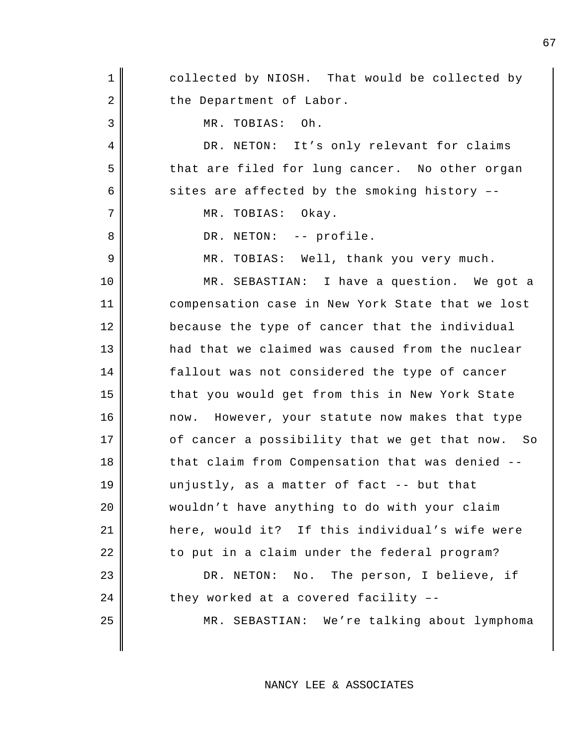collected by NIOSH. That would be collected by the Department of Labor.

MR. TOBIAS: Oh.

DR. NETON: It's only relevant for claims that are filed for lung cancer. No other organ sites are affected by the smoking history ––

MR. TOBIAS: Okay.

DR. NETON: -- profile.

MR. TOBIAS: Well, thank you very much.

MR. SEBASTIAN: I have a question. We got a compensation case in New York State that we lost because the type of cancer that the individual had that we claimed was caused from the nuclear fallout was not considered the type of cancer that you would get from this in New York State now. However, your statute now makes that type of cancer a possibility that we get that now. So that claim from Compensation that was denied -- unjustly, as a matter of fact -- but that wouldn't have anything to do with your claim here, would it? If this individual's wife were to put in a claim under the federal program?

DR. NETON: No. The person, I believe, if they worked at a covered facility ––

MR. SEBASTIAN: We're talking about lymphoma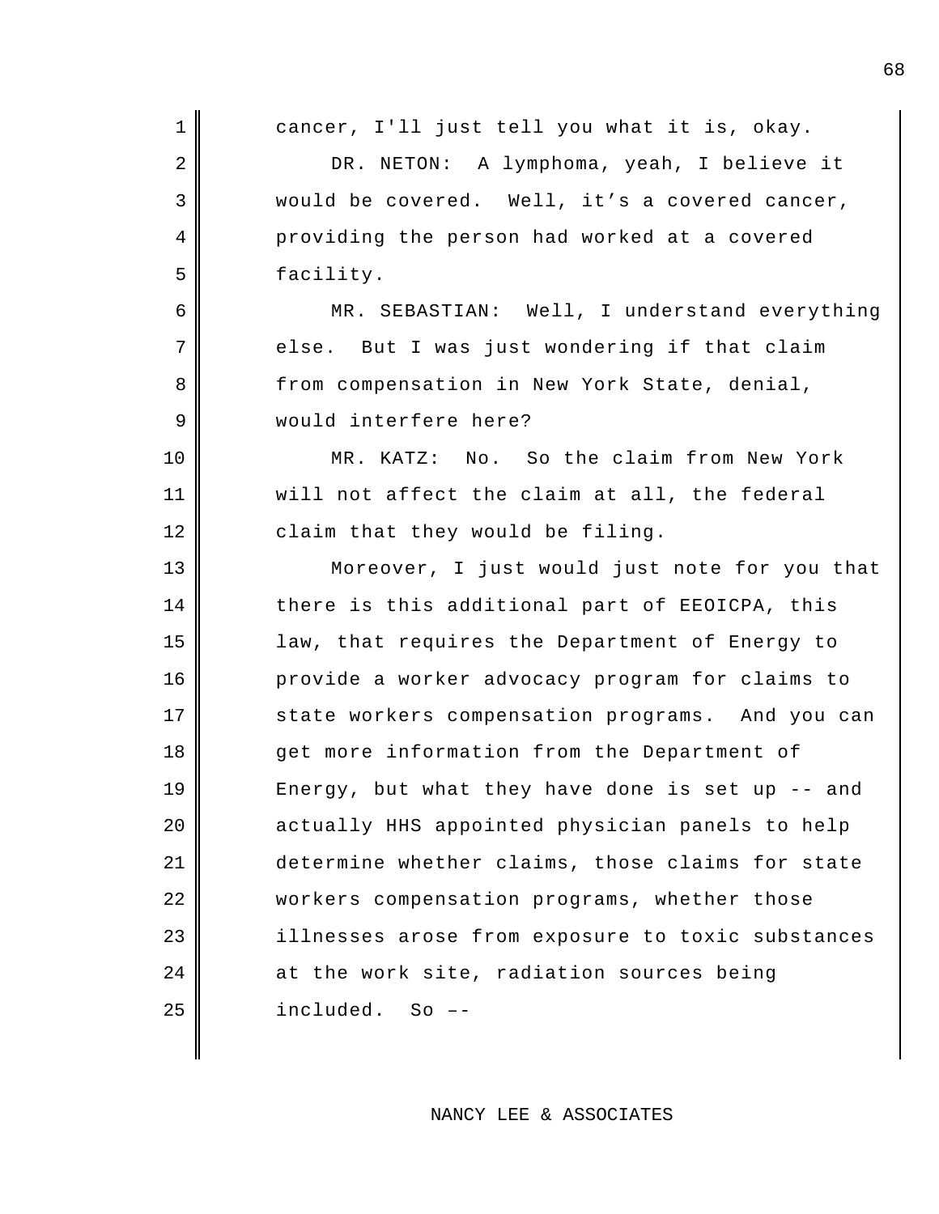cancer, I'll just tell you what it is, okay.

DR. NETON: A lymphoma, yeah, I believe it would be covered. Well, it's a covered cancer, providing the person had worked at a covered facility.

MR. SEBASTIAN: Well, I understand everything else. But I was just wondering if that claim from compensation in New York State, denial, would interfere here?

MR. KATZ: No. So the claim from New York will not affect the claim at all, the federal claim that they would be filing.

Moreover, I just would just note for you that there is this additional part of EEOICPA, this law, that requires the Department of Energy to provide a worker advocacy program for claims to state workers compensation programs. And you can get more information from the Department of Energy, but what they have done is set up -- and actually HHS appointed physician panels to help determine whether claims, those claims for state workers compensation programs, whether those illnesses arose from exposure to toxic substances at the work site, radiation sources being included. So --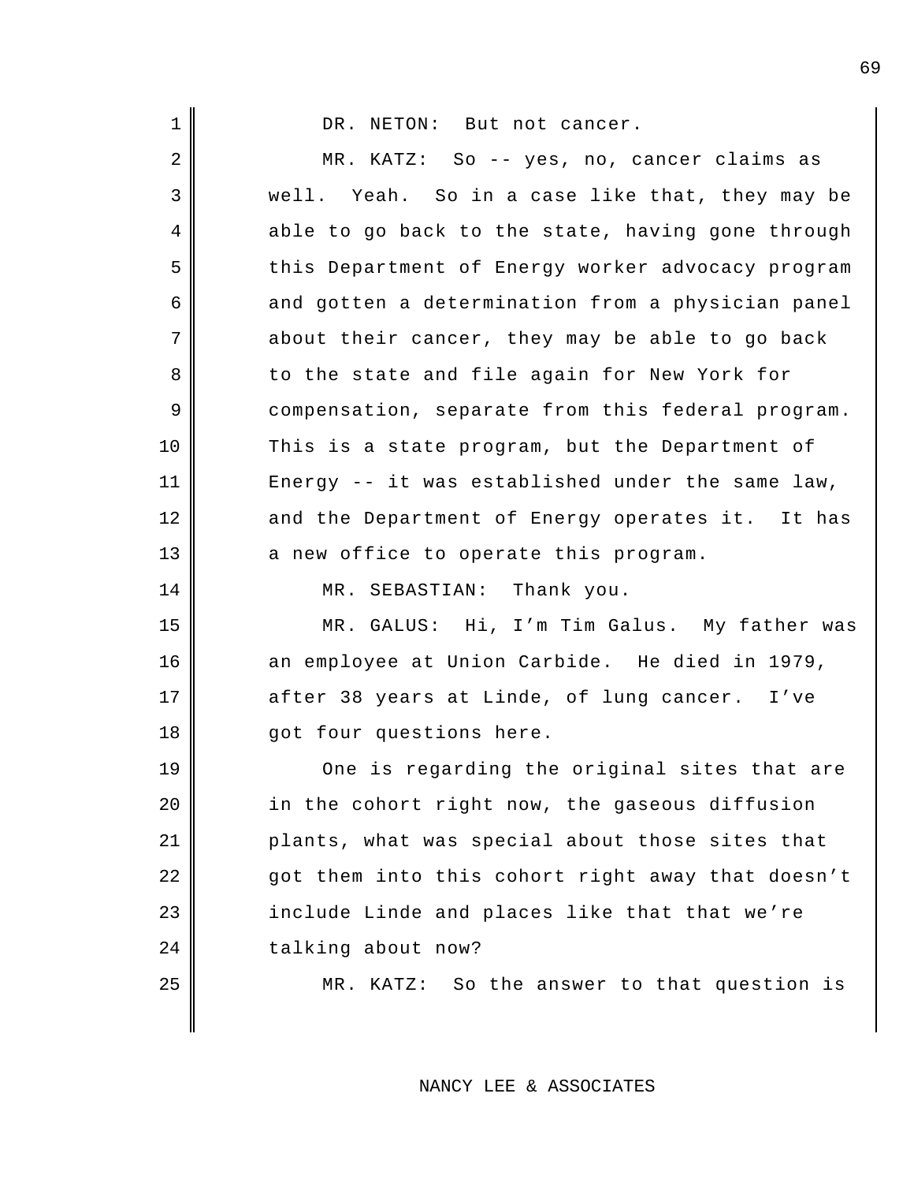DR. NETON: But not cancer.

MR. KATZ: So -- yes, no, cancer claims as well. Yeah. So in a case like that, they may be able to go back to the state, having gone through this Department of Energy worker advocacy program and gotten a determination from a physician panel about their cancer, they may be able to go back to the state and file again for New York for compensation, separate from this federal program. This is a state program, but the Department of Energy -- it was established under the same law, and the Department of Energy operates it. It has a new office to operate this program.

MR. SEBASTIAN: Thank you.

MR. GALUS: Hi, I'm Tim Galus. My father was an employee at Union Carbide. He died in 1979, after 38 years at Linde, of lung cancer. I've got four questions here.

One is regarding the original sites that are in the cohort right now, the gaseous diffusion plants, what was special about those sites that got them into this cohort right away that doesn't include Linde and places like that that we're talking about now?

MR. KATZ: So the answer to that question is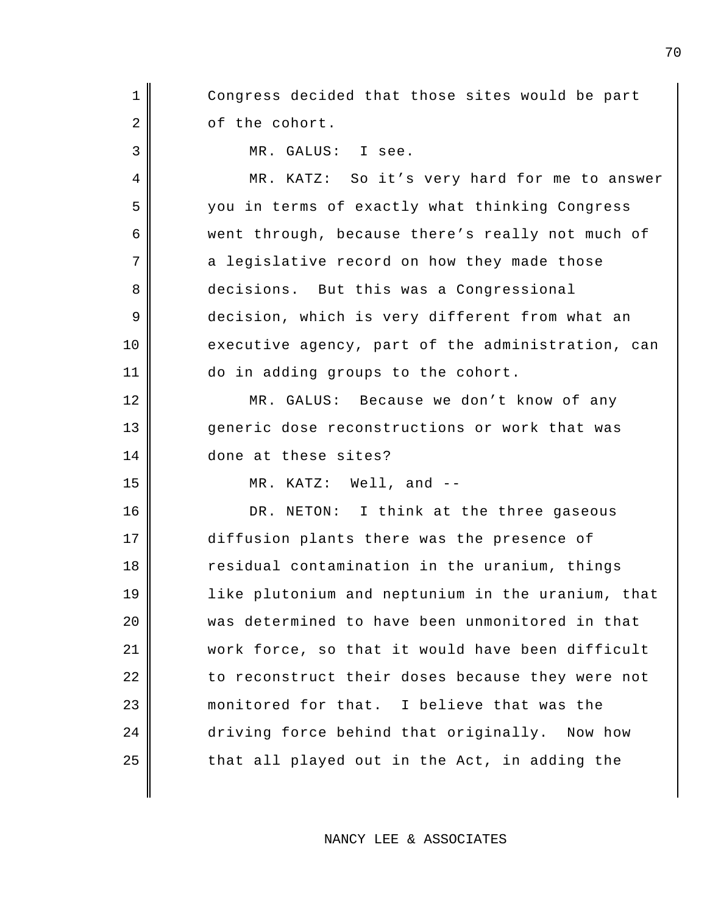Congress decided that those sites would be part of the cohort.

MR. GALUS: I see.

MR. KATZ: So it's very hard for me to answer you in terms of exactly what thinking Congress went through, because there's really not much of a legislative record on how they made those decisions. But this was a Congressional decision, which is very different from what an executive agency, part of the administration, can do in adding groups to the cohort.

MR. GALUS: Because we don't know of any generic dose reconstructions or work that was done at these sites?

MR. KATZ: Well, and --

DR. NETON: I think at the three gaseous diffusion plants there was the presence of residual contamination in the uranium, things like plutonium and neptunium in the uranium, that was determined to have been unmonitored in that work force, so that it would have been difficult to reconstruct their doses because they were not monitored for that. I believe that was the driving force behind that originally. Now how that all played out in the Act, in adding the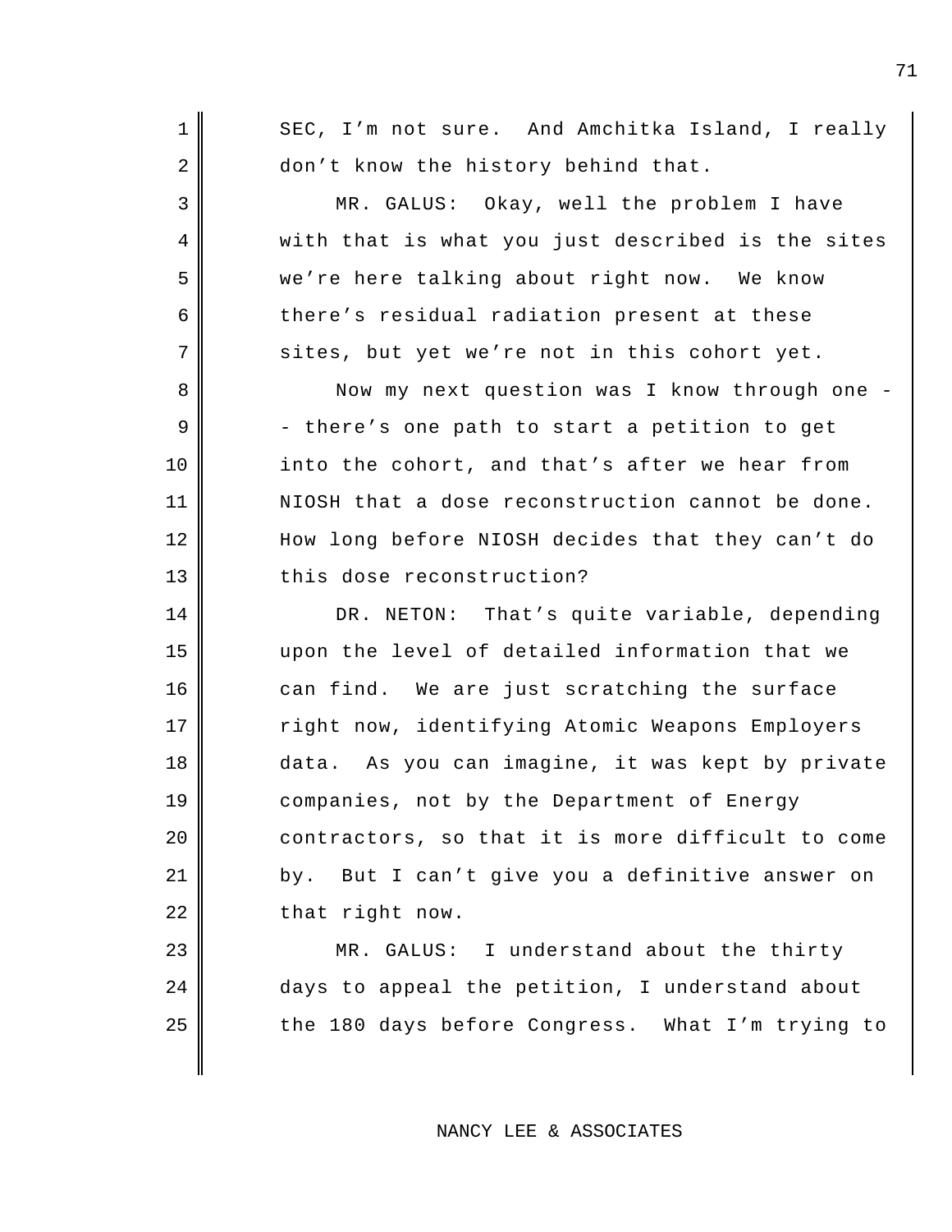SEC, I'm not sure. And Amchitka Island, I really don't know the history behind that.

MR. GALUS: Okay, well the problem I have with that is what you just described is the sites we're here talking about right now. We know there's residual radiation present at these sites, but yet we're not in this cohort yet.

Now my next question was I know through one -- there's one path to start a petition to get into the cohort, and that's after we hear from NIOSH that a dose reconstruction cannot be done. How long before NIOSH decides that they can't do this dose reconstruction?

DR. NETON: That's quite variable, depending upon the level of detailed information that we can find. We are just scratching the surface right now, identifying Atomic Weapons Employers data. As you can imagine, it was kept by private companies, not by the Department of Energy contractors, so that it is more difficult to come by. But I can't give you a definitive answer on that right now.

MR. GALUS: I understand about the thirty days to appeal the petition, I understand about the 180 days before Congress. What I'm trying to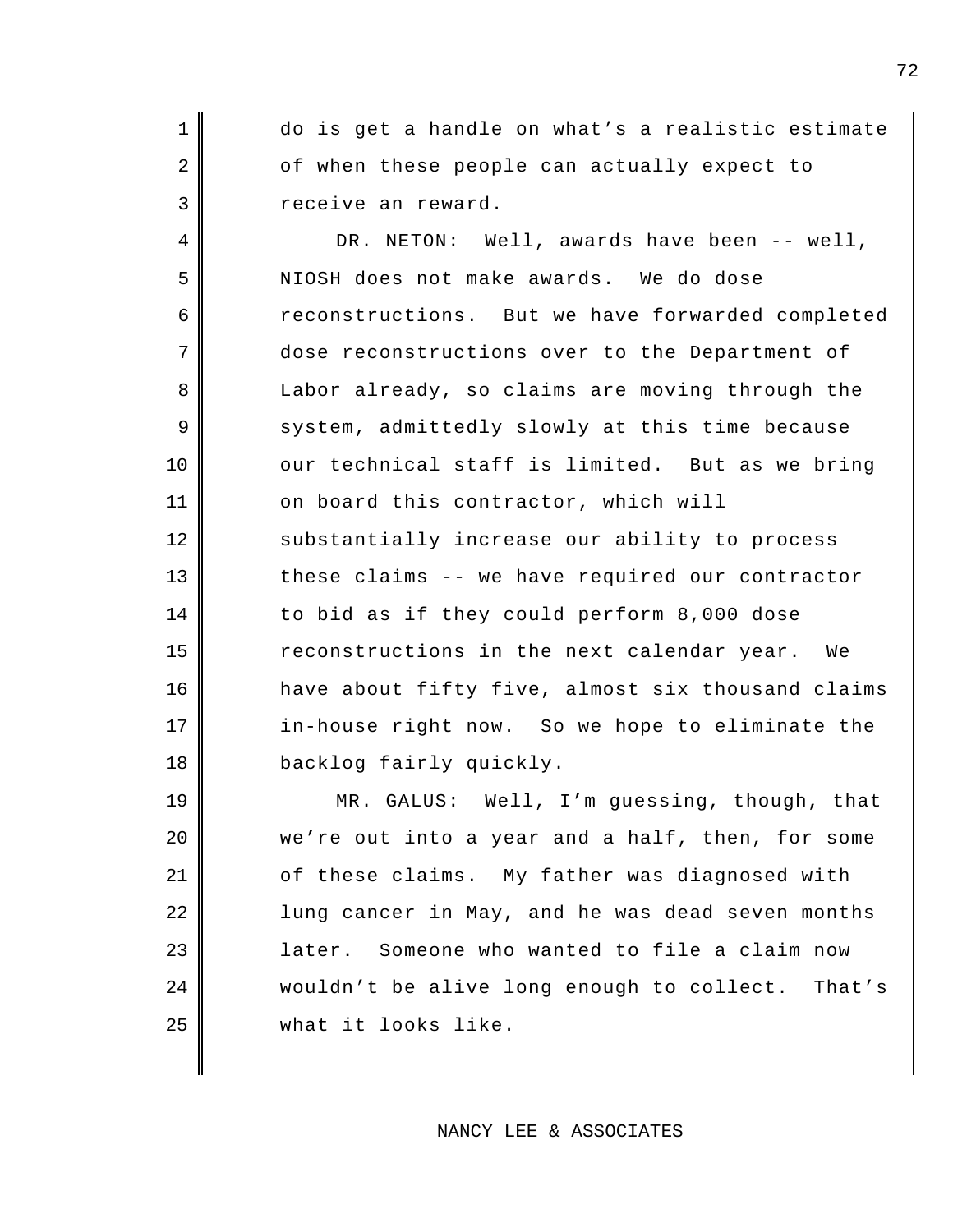do is get a handle on what's a realistic estimate of when these people can actually expect to receive an reward.

DR. NETON: Well, awards have been -- well, NIOSH does not make awards. We do dose reconstructions. But we have forwarded completed dose reconstructions over to the Department of Labor already, so claims are moving through the system, admittedly slowly at this time because our technical staff is limited. But as we bring on board this contractor, which will substantially increase our ability to process these claims -- we have required our contractor to bid as if they could perform 8,000 dose reconstructions in the next calendar year. We have about fifty five, almost six thousand claims in-house right now. So we hope to eliminate the backlog fairly quickly.

MR. GALUS: Well, I'm guessing, though, that we're out into a year and a half, then, for some of these claims. My father was diagnosed with lung cancer in May, and he was dead seven months later. Someone who wanted to file a claim now wouldn't be alive long enough to collect. That's what it looks like.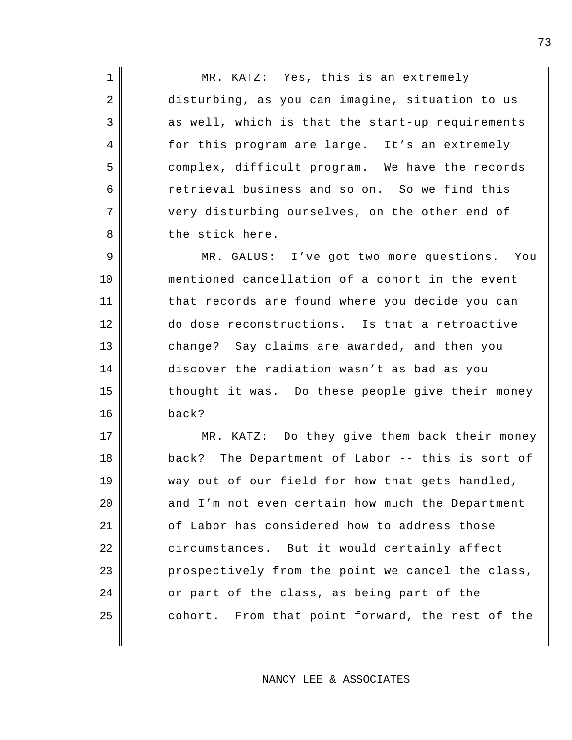MR. KATZ: Yes, this is an extremely disturbing, as you can imagine, situation to us as well, which is that the start-up requirements for this program are large. It's an extremely complex, difficult program. We have the records retrieval business and so on. So we find this very disturbing ourselves, on the other end of the stick here.

MR. GALUS: I've got two more questions. You mentioned cancellation of a cohort in the event that records are found where you decide you can do dose reconstructions. Is that a retroactive change? Say claims are awarded, and then you discover the radiation wasn't as bad as you thought it was. Do these people give their money back?

MR. KATZ: Do they give them back their money back? The Department of Labor -- this is sort of way out of our field for how that gets handled, and I'm not even certain how much the Department of Labor has considered how to address those circumstances. But it would certainly affect prospectively from the point we cancel the class, or part of the class, as being part of the cohort. From that point forward, the rest of the

NANCY LEE & ASSOCIATES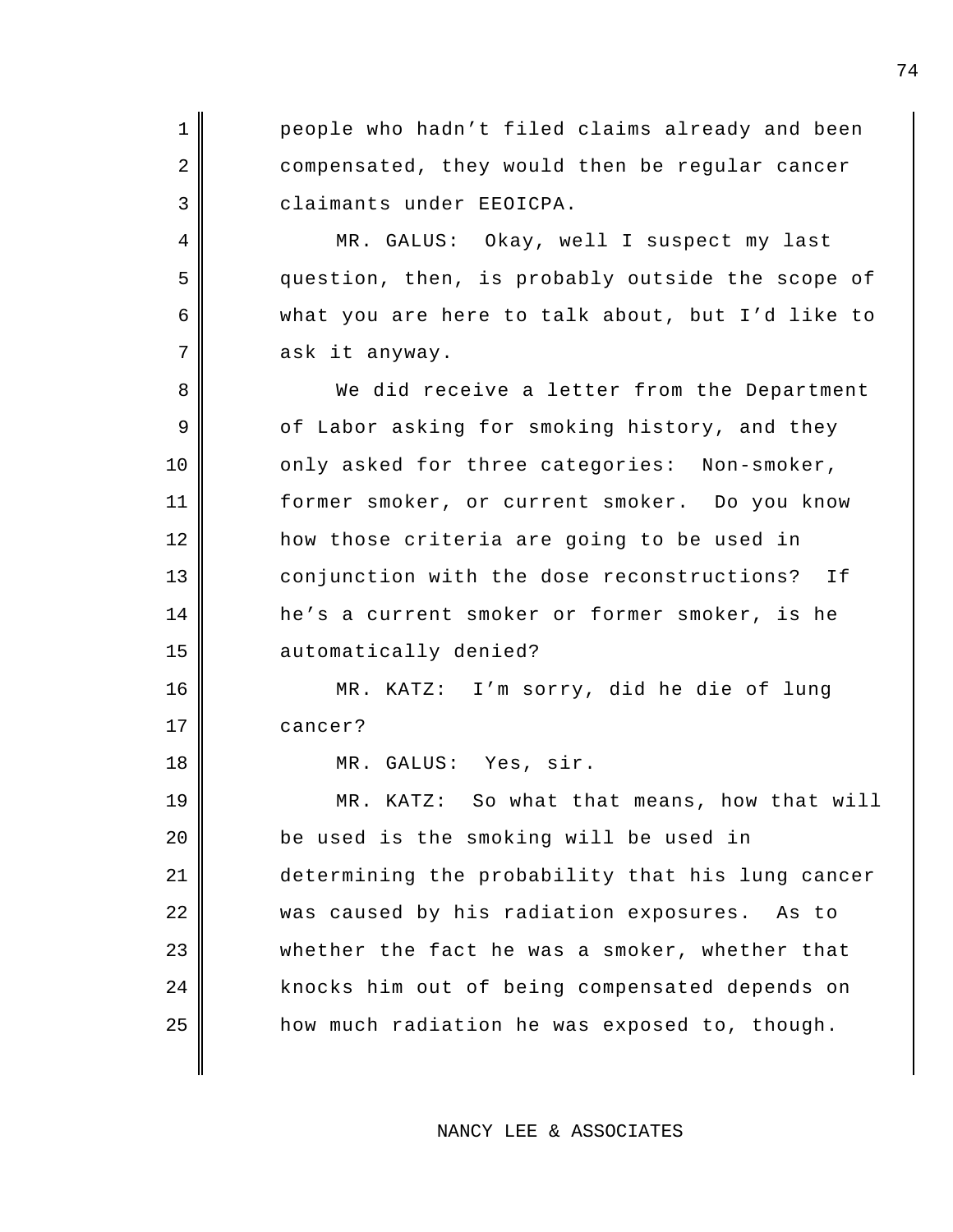people who hadn't filed claims already and been compensated, they would then be regular cancer claimants under EEOICPA.

MR. GALUS: Okay, well I suspect my last question, then, is probably outside the scope of what you are here to talk about, but I'd like to ask it anyway.

We did receive a letter from the Department of Labor asking for smoking history, and they only asked for three categories: Non-smoker, former smoker, or current smoker. Do you know how those criteria are going to be used in conjunction with the dose reconstructions? If he's a current smoker or former smoker, is he automatically denied?

MR. KATZ: I'm sorry, did he die of lung cancer?

MR. GALUS: Yes, sir.

MR. KATZ: So what that means, how that will be used is the smoking will be used in determining the probability that his lung cancer was caused by his radiation exposures. As to whether the fact he was a smoker, whether that knocks him out of being compensated depends on how much radiation he was exposed to, though.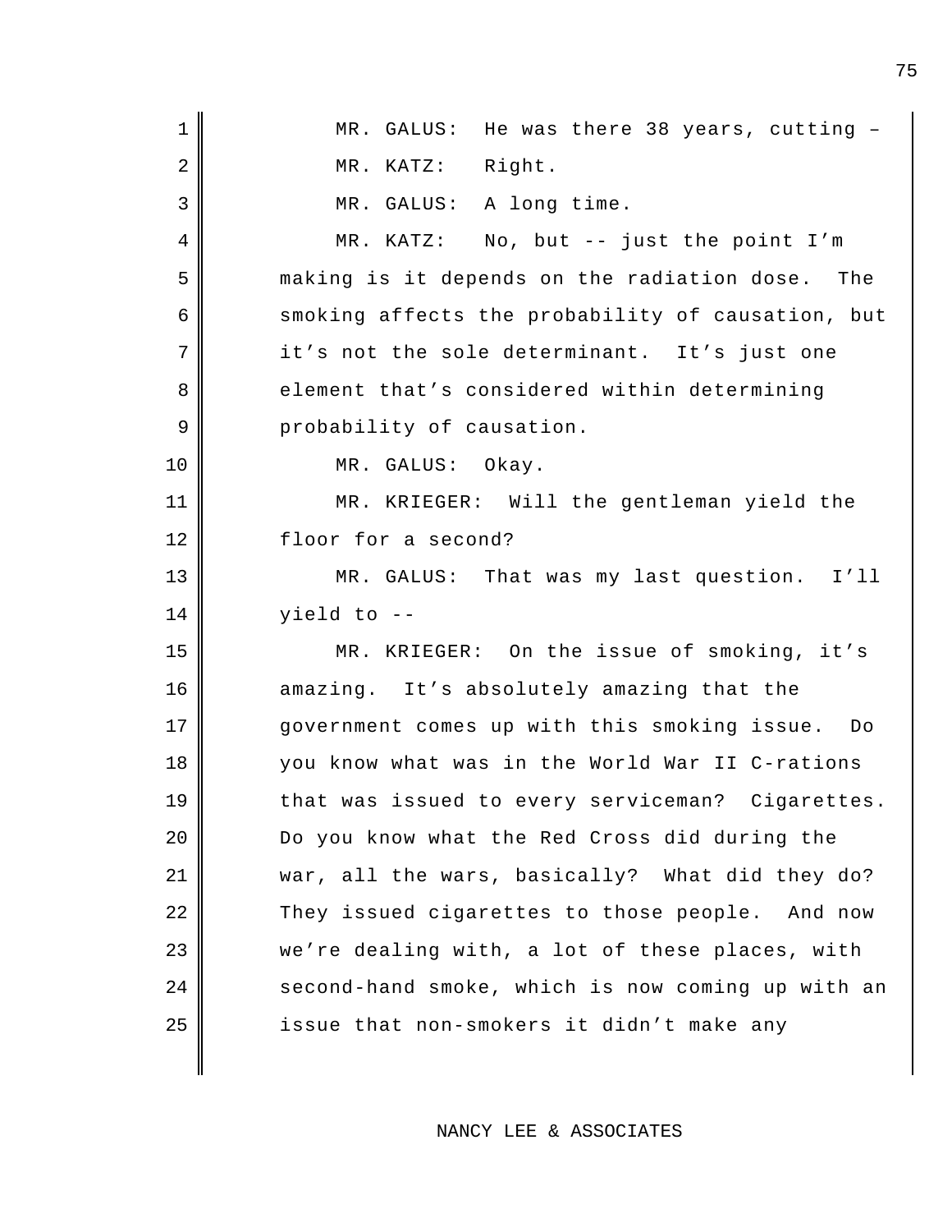MR. GALUS: He was there 38 years, cutting –

MR. KATZ: Right.

MR. GALUS: A long time.

MR. KATZ: No, but -- just the point I'm making is it depends on the radiation dose. The smoking affects the probability of causation, but it's not the sole determinant. It's just one element that's considered within determining probability of causation.

MR. GALUS: Okay.

MR. KRIEGER: Will the gentleman yield the floor for a second?

MR. GALUS: That was my last question. I'll yield to --

MR. KRIEGER: On the issue of smoking, it's amazing. It's absolutely amazing that the government comes up with this smoking issue. Do you know what was in the World War II C-rations that was issued to every serviceman? Cigarettes. Do you know what the Red Cross did during the war, all the wars, basically? What did they do? They issued cigarettes to those people. And now we're dealing with, a lot of these places, with second-hand smoke, which is now coming up with an issue that non-smokers it didn't make any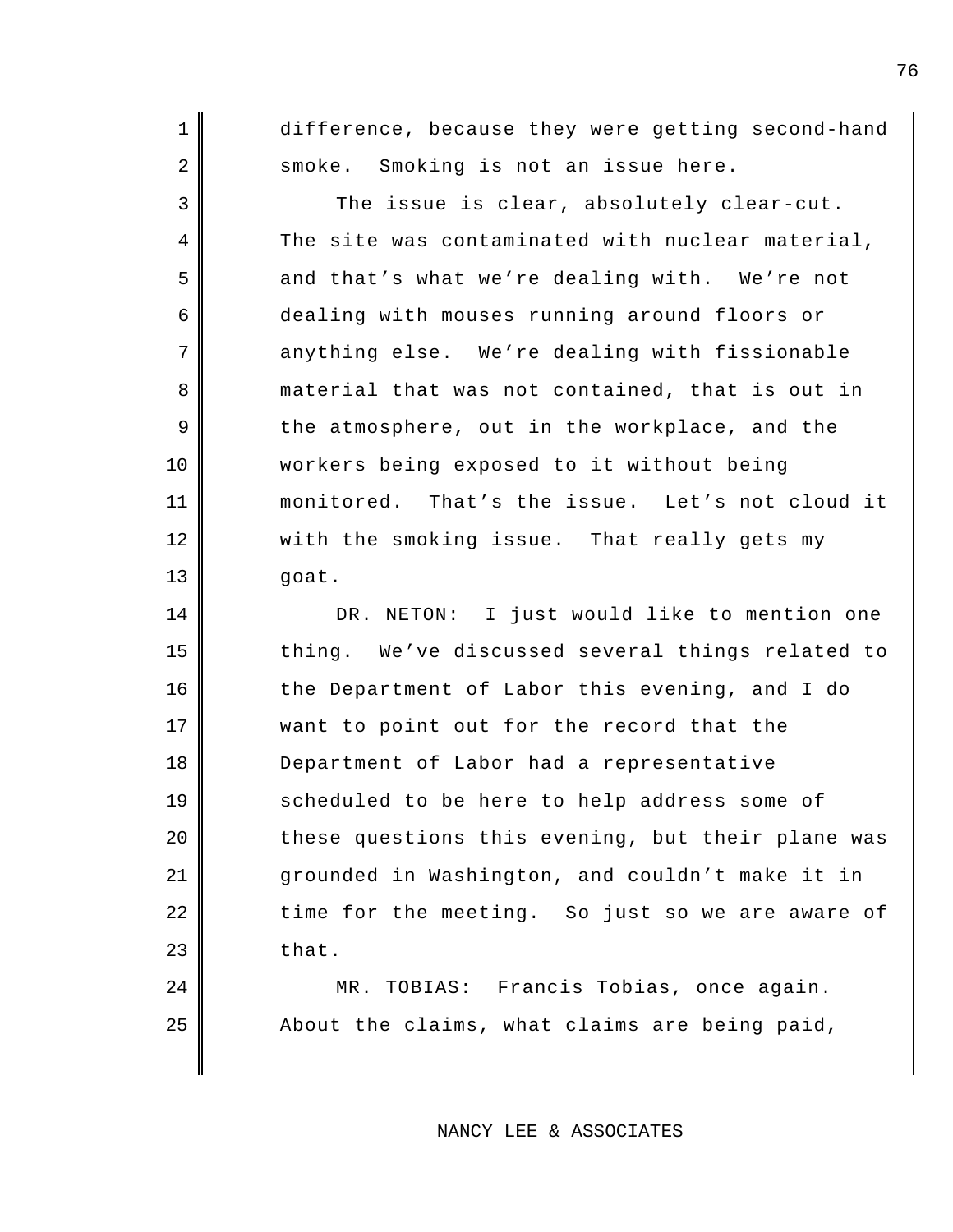difference, because they were getting second-hand smoke. Smoking is not an issue here.

The issue is clear, absolutely clear-cut. The site was contaminated with nuclear material, and that's what we're dealing with. We're not dealing with mouses running around floors or anything else. We're dealing with fissionable material that was not contained, that is out in the atmosphere, out in the workplace, and the workers being exposed to it without being monitored. That's the issue. Let's not cloud it with the smoking issue. That really gets my goat.

DR. NETON: I just would like to mention one thing. We've discussed several things related to the Department of Labor this evening, and I do want to point out for the record that the Department of Labor had a representative scheduled to be here to help address some of these questions this evening, but their plane was grounded in Washington, and couldn't make it in time for the meeting. So just so we are aware of that.

MR. TOBIAS: Francis Tobias, once again. About the claims, what claims are being paid,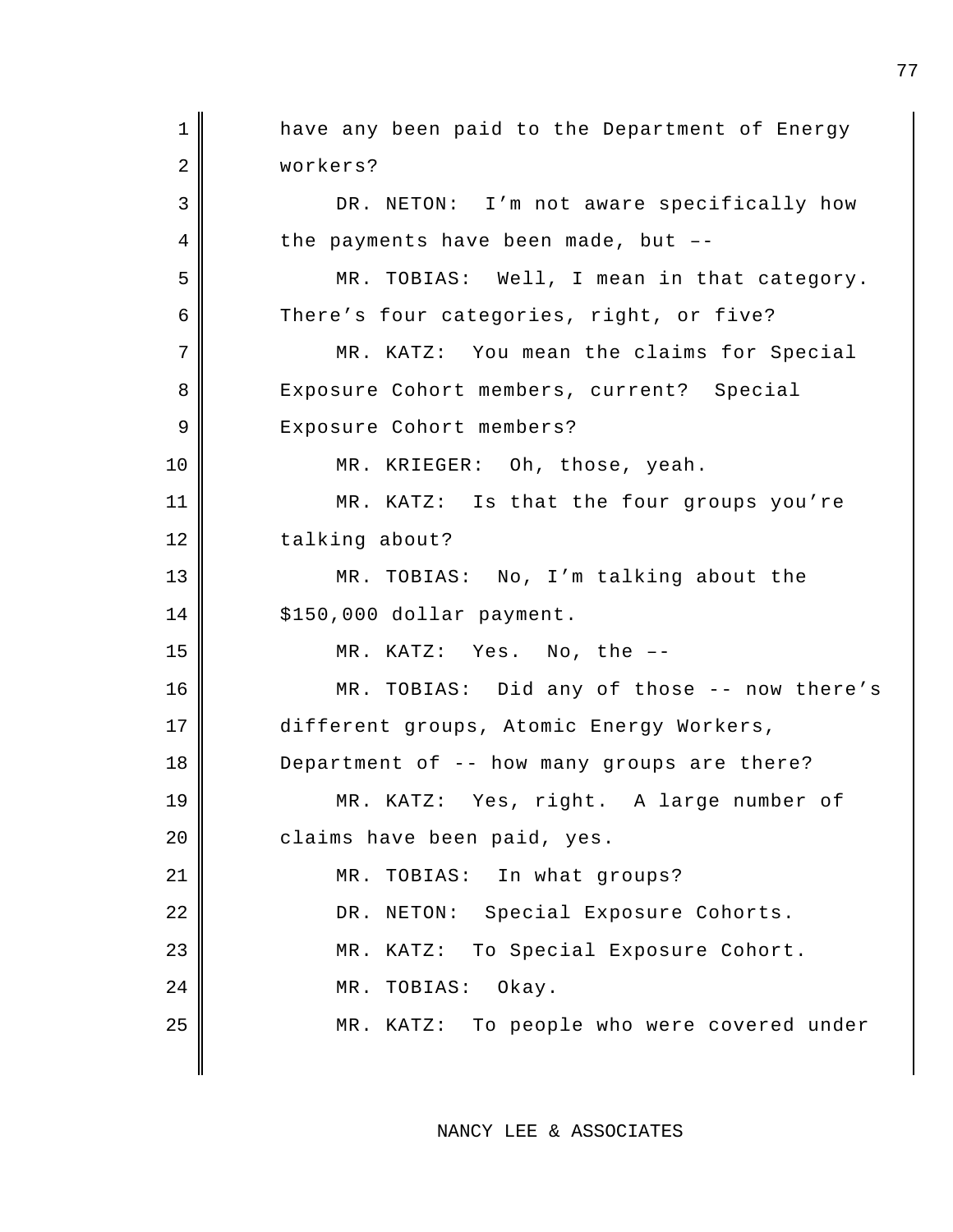have any been paid to the Department of Energy workers?

DR. NETON: I’m not aware specifically how the payments have been made, but ––

MR. TOBIAS: Well, I mean in that category. There’s four categories, right, or five?

MR. KATZ: You mean the claims for Special Exposure Cohort members, current? Special Exposure Cohort members?

MR. KRIEGER: Oh, those, yeah.

MR. KATZ: Is that the four groups you’re talking about?

MR. TOBIAS: No, I’m talking about the $150,000 dollar payment.

MR. KATZ: Yes. No, the ––

MR. TOBIAS: Did any of those -- now there’s different groups, Atomic Energy Workers, Department of -- how many groups are there?

MR. KATZ: Yes, right. A large number of claims have been paid, yes.

MR. TOBIAS: In what groups?

DR. NETON: Special Exposure Cohorts.

MR. KATZ: To Special Exposure Cohort.

MR. TOBIAS: Okay.

MR. KATZ: To people who were covered under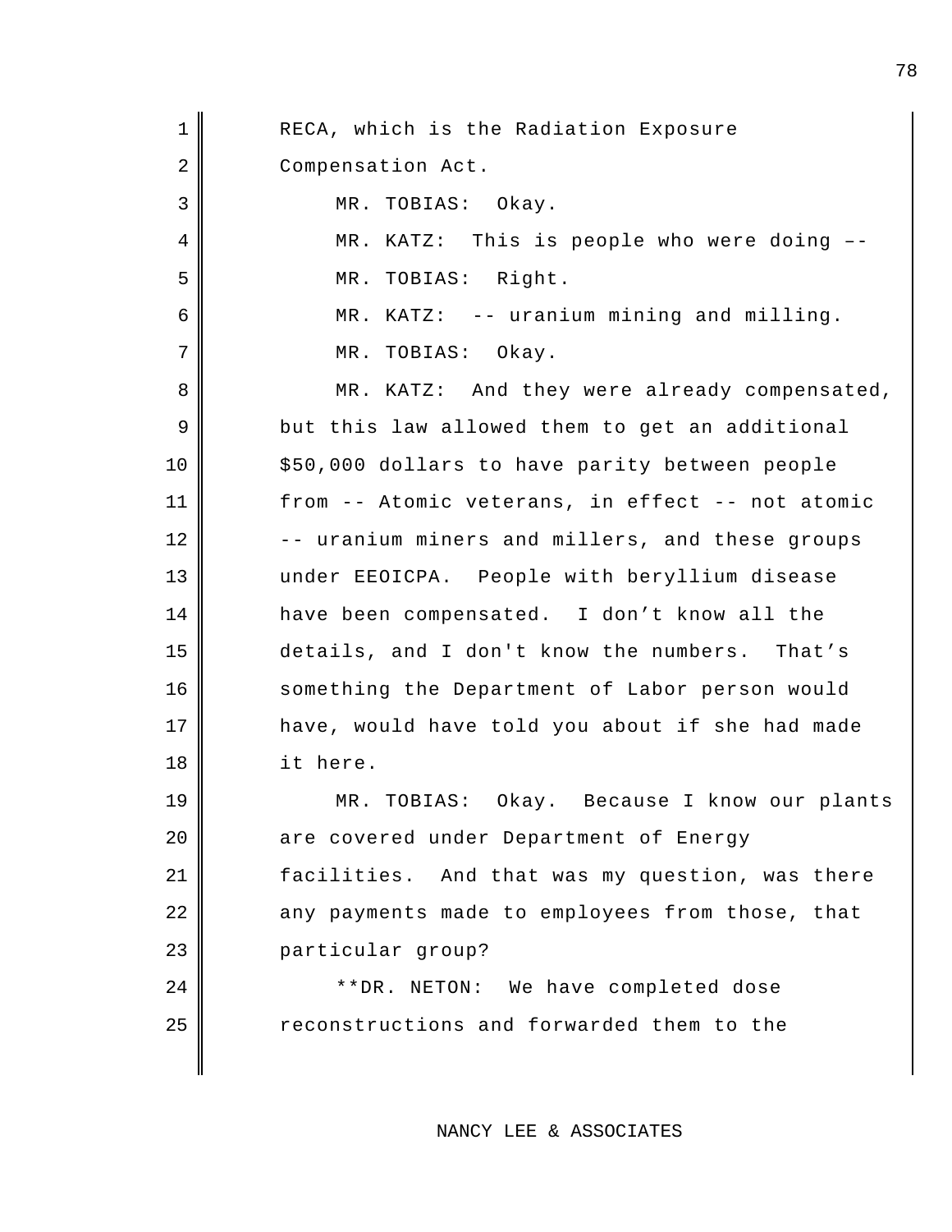RECA, which is the Radiation Exposure Compensation Act.

MR. TOBIAS: Okay.

MR. KATZ: This is people who were doing ––

MR. TOBIAS: Right.

MR. KATZ: -- uranium mining and milling.

MR. TOBIAS: Okay.

MR. KATZ: And they were already compensated, but this law allowed them to get an additional $50,000 dollars to have parity between people from -- Atomic veterans, in effect -- not atomic -- uranium miners and millers, and these groups under EEOICPA. People with beryllium disease have been compensated. I don't know all the details, and I don't know the numbers. That's something the Department of Labor person would have, would have told you about if she had made it here.

MR. TOBIAS: Okay. Because I know our plants are covered under Department of Energy facilities. And that was my question, was there any payments made to employees from those, that particular group?

**DR. NETON: We have completed dose reconstructions and forwarded them to the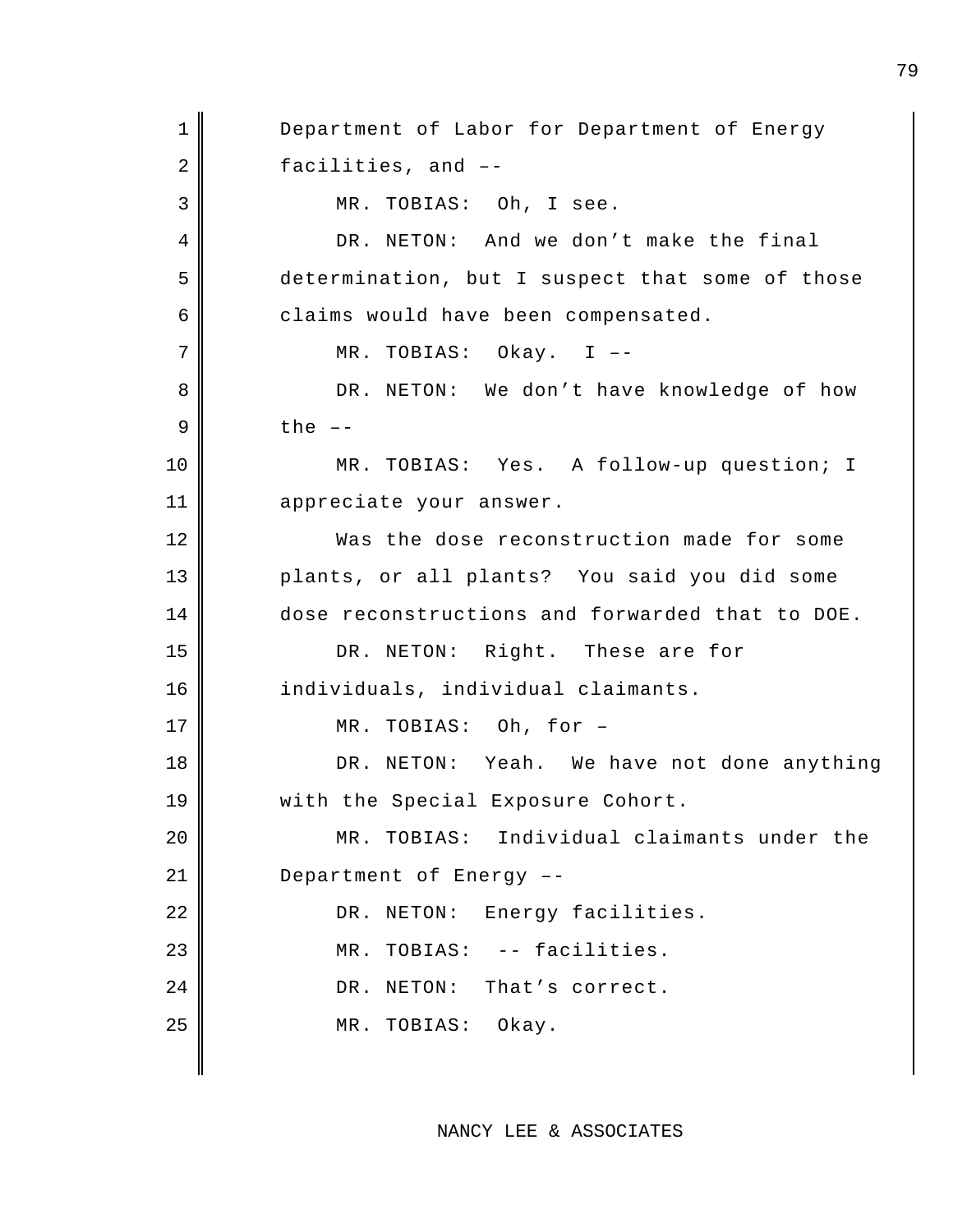Department of Labor for Department of Energy facilities, and ––

MR. TOBIAS: Oh, I see.

DR. NETON: And we don't make the final determination, but I suspect that some of those claims would have been compensated.

MR. TOBIAS: Okay. I ––

DR. NETON: We don't have knowledge of how the ––

MR. TOBIAS: Yes. A follow-up question; I appreciate your answer.

Was the dose reconstruction made for some plants, or all plants? You said you did some dose reconstructions and forwarded that to DOE.

DR. NETON: Right. These are for individuals, individual claimants.

MR. TOBIAS: Oh, for –

DR. NETON: Yeah. We have not done anything with the Special Exposure Cohort.

MR. TOBIAS: Individual claimants under the Department of Energy ––

DR. NETON: Energy facilities.

MR. TOBIAS: -- facilities.

DR. NETON: That's correct.

MR. TOBIAS: Okay.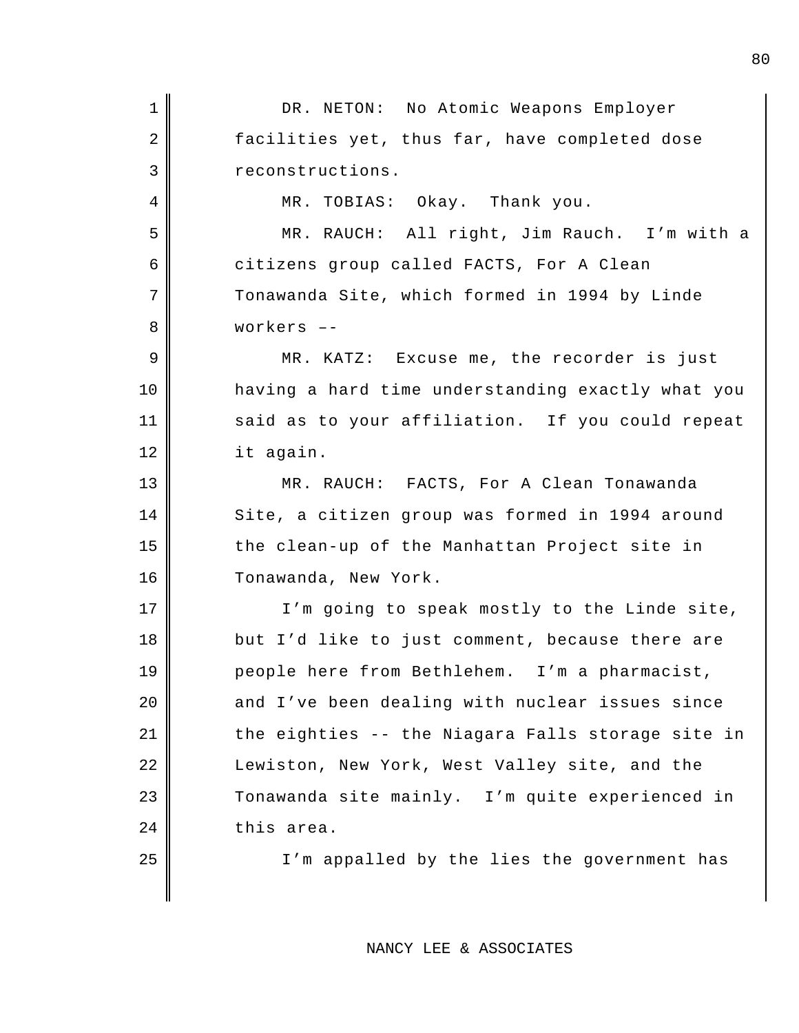DR. NETON: No Atomic Weapons Employer facilities yet, thus far, have completed dose reconstructions.

MR. TOBIAS: Okay. Thank you.

MR. RAUCH: All right, Jim Rauch. I'm with a citizens group called FACTS, For A Clean Tonawanda Site, which formed in 1994 by Linde workers ––

MR. KATZ: Excuse me, the recorder is just having a hard time understanding exactly what you said as to your affiliation. If you could repeat it again.

MR. RAUCH: FACTS, For A Clean Tonawanda Site, a citizen group was formed in 1994 around the clean-up of the Manhattan Project site in Tonawanda, New York.

I'm going to speak mostly to the Linde site, but I'd like to just comment, because there are people here from Bethlehem. I'm a pharmacist, and I've been dealing with nuclear issues since the eighties -- the Niagara Falls storage site in Lewiston, New York, West Valley site, and the Tonawanda site mainly. I'm quite experienced in this area.

I'm appalled by the lies the government has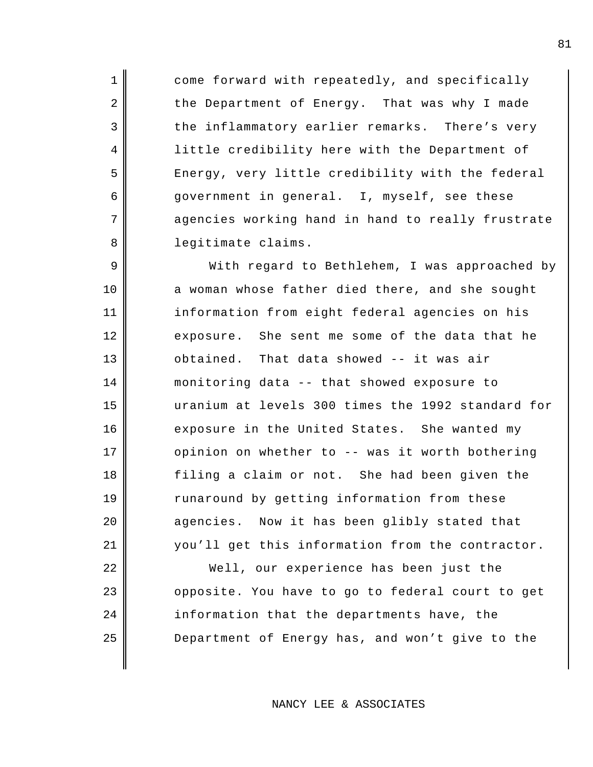come forward with repeatedly, and specifically the Department of Energy. That was why I made the inflammatory earlier remarks. There's very little credibility here with the Department of Energy, very little credibility with the federal government in general. I, myself, see these agencies working hand in hand to really frustrate legitimate claims.

With regard to Bethlehem, I was approached by a woman whose father died there, and she sought information from eight federal agencies on his exposure. She sent me some of the data that he obtained. That data showed -- it was air monitoring data -- that showed exposure to uranium at levels 300 times the 1992 standard for exposure in the United States. She wanted my opinion on whether to -- was it worth bothering filing a claim or not. She had been given the runaround by getting information from these agencies. Now it has been glibly stated that you'll get this information from the contractor.

Well, our experience has been just the opposite. You have to go to federal court to get information that the departments have, the Department of Energy has, and won't give to the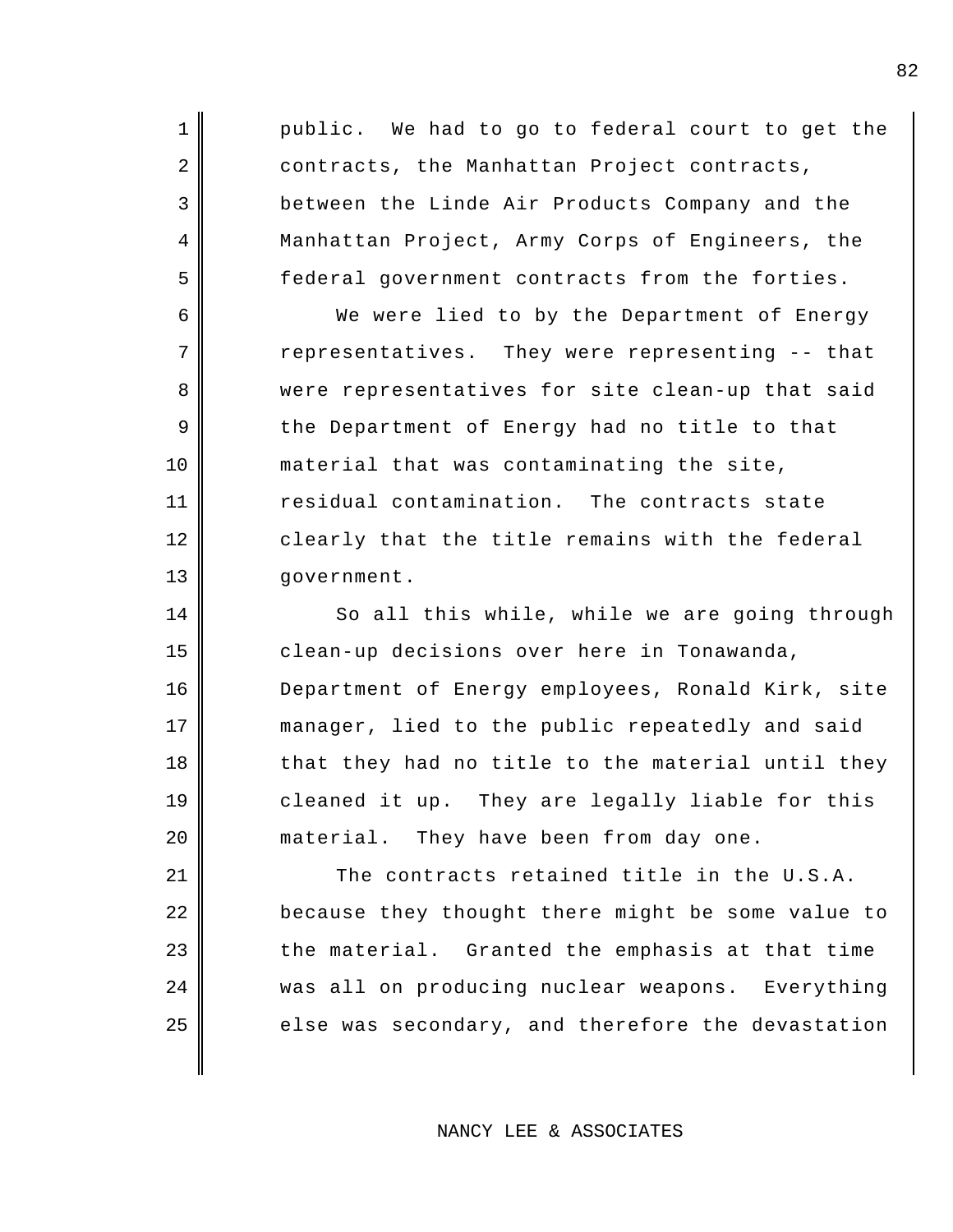public. We had to go to federal court to get the contracts, the Manhattan Project contracts, between the Linde Air Products Company and the Manhattan Project, Army Corps of Engineers, the federal government contracts from the forties.

We were lied to by the Department of Energy representatives. They were representing -- that were representatives for site clean-up that said the Department of Energy had no title to that material that was contaminating the site, residual contamination. The contracts state clearly that the title remains with the federal government.

So all this while, while we are going through clean-up decisions over here in Tonawanda, Department of Energy employees, Ronald Kirk, site manager, lied to the public repeatedly and said that they had no title to the material until they cleaned it up. They are legally liable for this material. They have been from day one.

The contracts retained title in the U.S.A. because they thought there might be some value to the material. Granted the emphasis at that time was all on producing nuclear weapons. Everything else was secondary, and therefore the devastation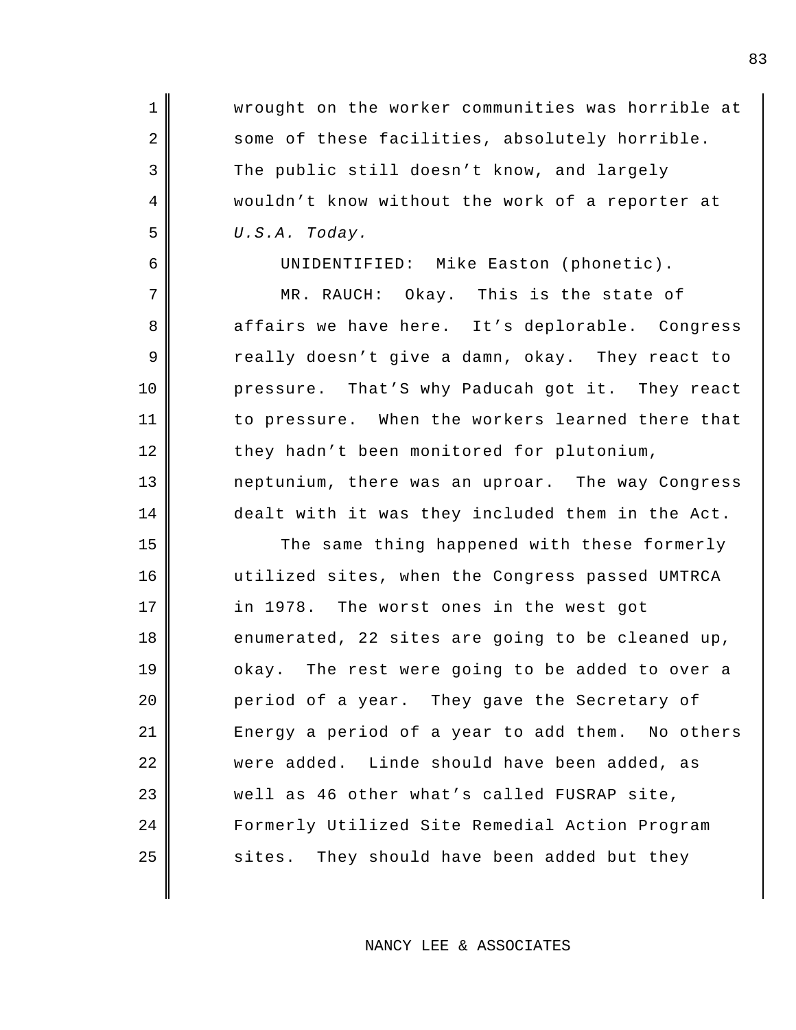wrought on the worker communities was horrible at some of these facilities, absolutely horrible. The public still doesn't know, and largely wouldn't know without the work of a reporter at *U.S.A. Today.*

UNIDENTIFIED: Mike Easton (phonetic).

MR. RAUCH: Okay. This is the state of affairs we have here. It's deplorable. Congress really doesn't give a damn, okay. They react to pressure. That'S why Paducah got it. They react to pressure. When the workers learned there that they hadn't been monitored for plutonium, neptunium, there was an uproar. The way Congress dealt with it was they included them in the Act.

The same thing happened with these formerly utilized sites, when the Congress passed UMTRCA in 1978. The worst ones in the west got enumerated, 22 sites are going to be cleaned up, okay. The rest were going to be added to over a period of a year. They gave the Secretary of Energy a period of a year to add them. No others were added. Linde should have been added, as well as 46 other what's called FUSRAP site, Formerly Utilized Site Remedial Action Program sites. They should have been added but they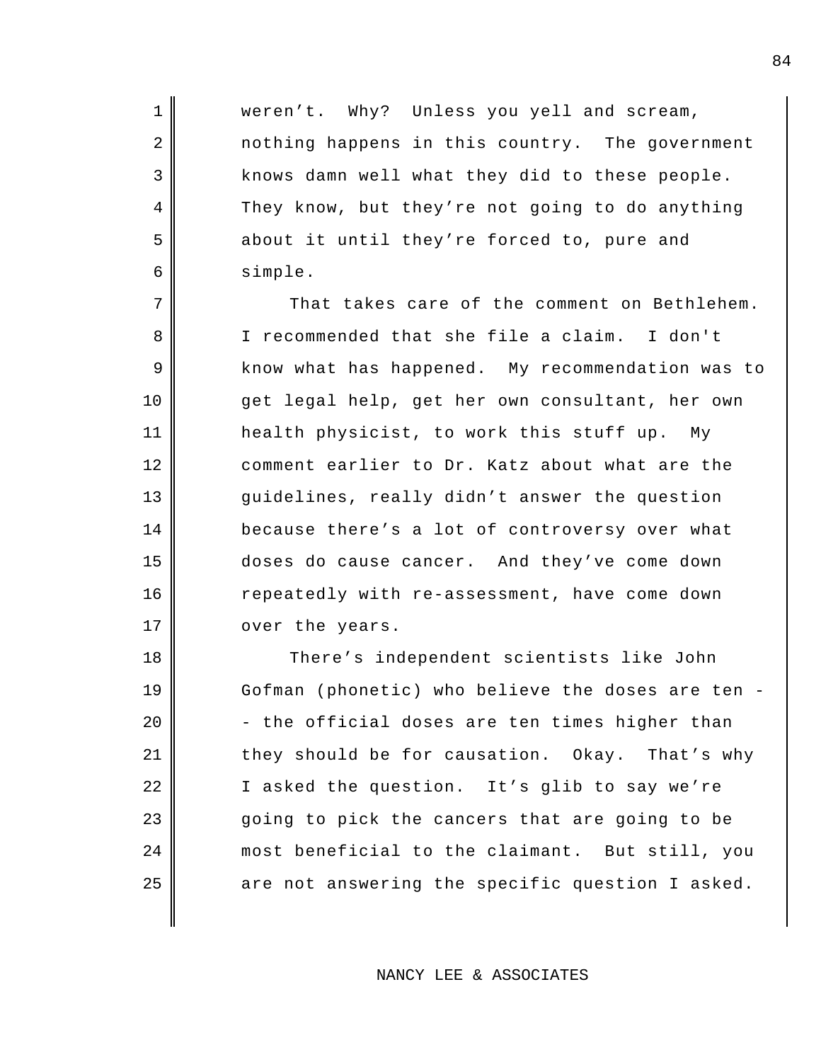weren't. Why? Unless you yell and scream, nothing happens in this country. The government knows damn well what they did to these people. They know, but they're not going to do anything about it until they're forced to, pure and simple.

That takes care of the comment on Bethlehem. I recommended that she file a claim. I don't know what has happened. My recommendation was to get legal help, get her own consultant, her own health physicist, to work this stuff up. My comment earlier to Dr. Katz about what are the guidelines, really didn't answer the question because there's a lot of controversy over what doses do cause cancer. And they've come down repeatedly with re-assessment, have come down over the years.

There's independent scientists like John Gofman (phonetic) who believe the doses are ten -- the official doses are ten times higher than they should be for causation. Okay. That's why I asked the question. It's glib to say we're going to pick the cancers that are going to be most beneficial to the claimant. But still, you are not answering the specific question I asked.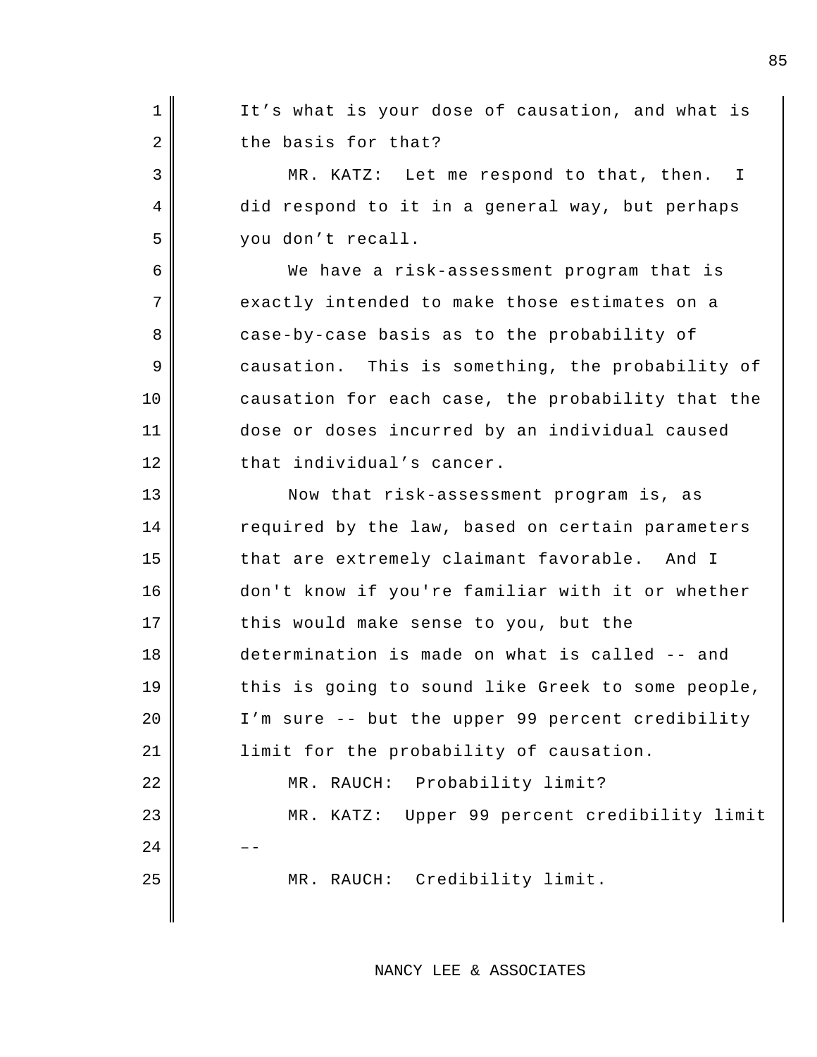It's what is your dose of causation, and what is the basis for that?

MR. KATZ: Let me respond to that, then. I did respond to it in a general way, but perhaps you don't recall.

We have a risk-assessment program that is exactly intended to make those estimates on a case-by-case basis as to the probability of causation. This is something, the probability of causation for each case, the probability that the dose or doses incurred by an individual caused that individual's cancer.

Now that risk-assessment program is, as required by the law, based on certain parameters that are extremely claimant favorable. And I don't know if you're familiar with it or whether this would make sense to you, but the determination is made on what is called -- and this is going to sound like Greek to some people, I'm sure -- but the upper 99 percent credibility limit for the probability of causation.

MR. RAUCH: Probability limit?

MR. KATZ: Upper 99 percent credibility limit --

MR. RAUCH: Credibility limit.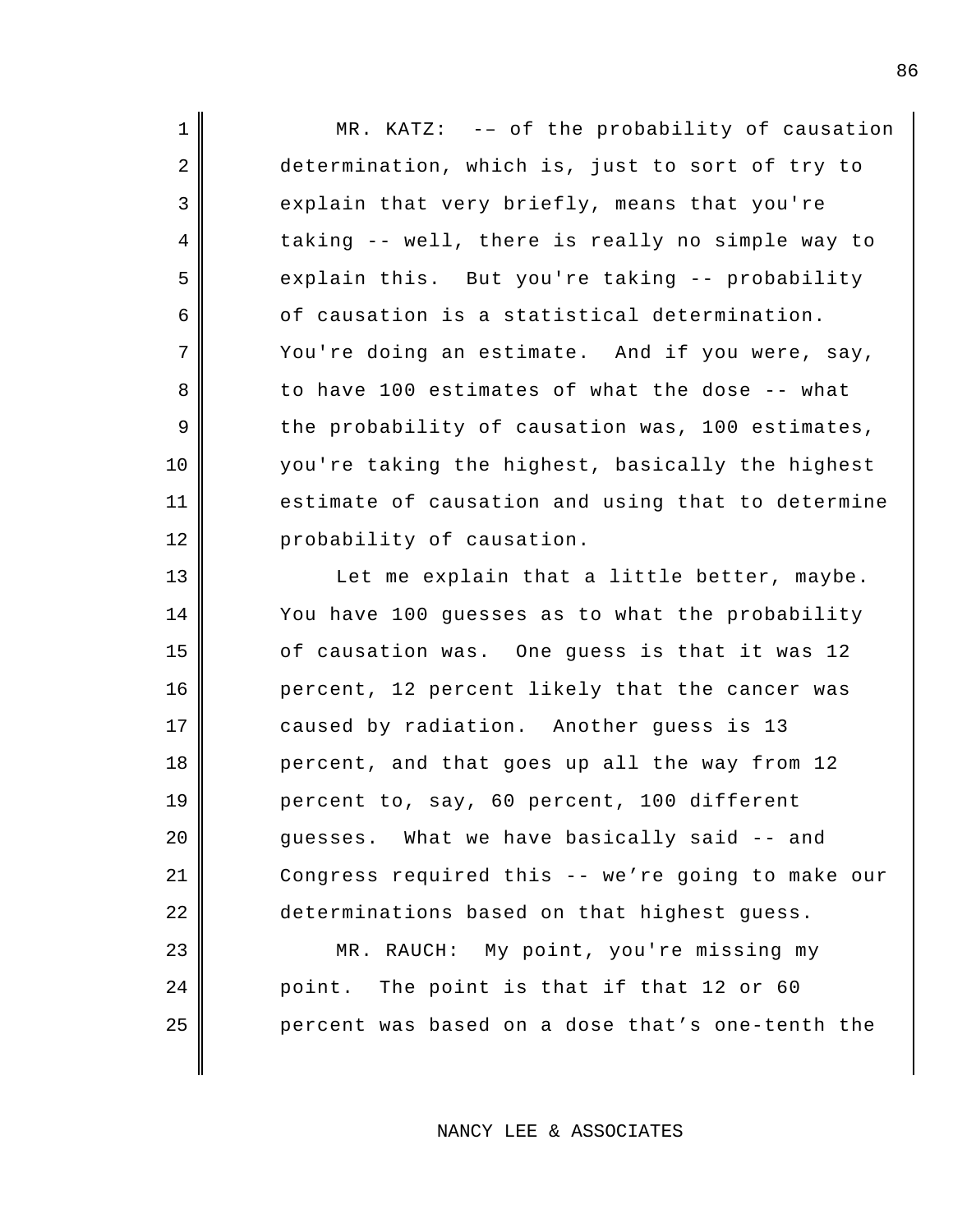MR. KATZ: -– of the probability of causation determination, which is, just to sort of try to explain that very briefly, means that you're taking -- well, there is really no simple way to explain this. But you're taking -- probability of causation is a statistical determination. You're doing an estimate. And if you were, say, to have 100 estimates of what the dose -- what the probability of causation was, 100 estimates, you're taking the highest, basically the highest estimate of causation and using that to determine probability of causation.

Let me explain that a little better, maybe. You have 100 guesses as to what the probability of causation was. One guess is that it was 12 percent, 12 percent likely that the cancer was caused by radiation. Another guess is 13 percent, and that goes up all the way from 12 percent to, say, 60 percent, 100 different guesses. What we have basically said -- and Congress required this -- we’re going to make our determinations based on that highest guess.

MR. RAUCH: My point, you're missing my point. The point is that if that 12 or 60 percent was based on a dose that’s one-tenth the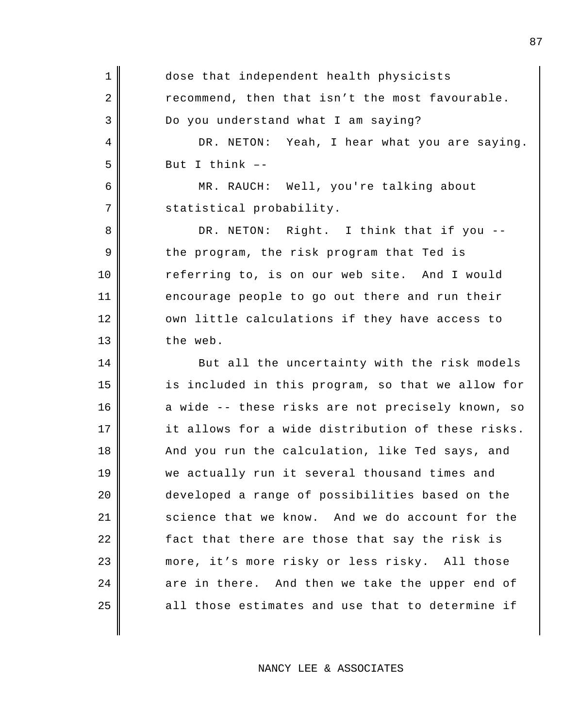dose that independent health physicists recommend, then that isn't the most favourable. Do you understand what I am saying?

DR. NETON: Yeah, I hear what you are saying. But I think ––

MR. RAUCH: Well, you're talking about statistical probability.

DR. NETON: Right. I think that if you -- the program, the risk program that Ted is referring to, is on our web site. And I would encourage people to go out there and run their own little calculations if they have access to the web.

But all the uncertainty with the risk models is included in this program, so that we allow for a wide -- these risks are not precisely known, so it allows for a wide distribution of these risks. And you run the calculation, like Ted says, and we actually run it several thousand times and developed a range of possibilities based on the science that we know. And we do account for the fact that there are those that say the risk is more, it's more risky or less risky. All those are in there. And then we take the upper end of all those estimates and use that to determine if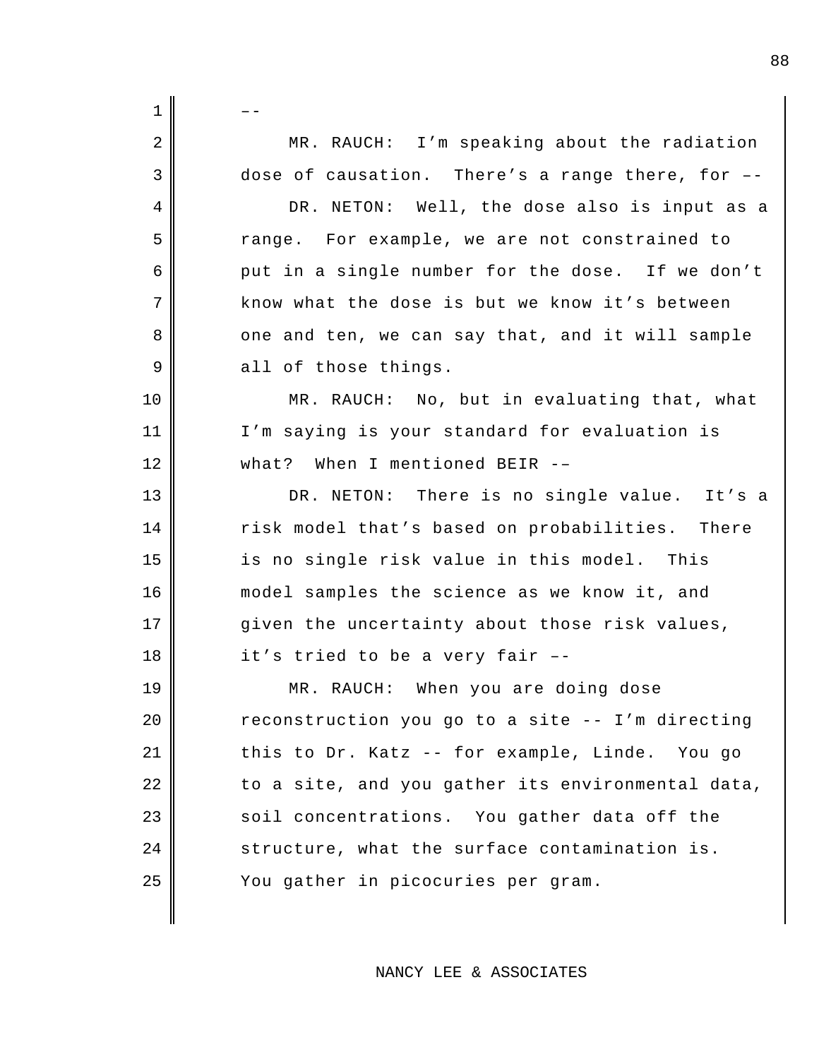––

MR. RAUCH: I'm speaking about the radiation dose of causation. There's a range there, for ––

DR. NETON: Well, the dose also is input as a range. For example, we are not constrained to put in a single number for the dose. If we don't know what the dose is but we know it's between one and ten, we can say that, and it will sample all of those things.

MR. RAUCH: No, but in evaluating that, what I'm saying is your standard for evaluation is what? When I mentioned BEIR ––

DR. NETON: There is no single value. It's a risk model that's based on probabilities. There is no single risk value in this model. This model samples the science as we know it, and given the uncertainty about those risk values, it's tried to be a very fair ––

MR. RAUCH: When you are doing dose reconstruction you go to a site -- I'm directing this to Dr. Katz -- for example, Linde. You go to a site, and you gather its environmental data, soil concentrations. You gather data off the structure, what the surface contamination is. You gather in picocuries per gram.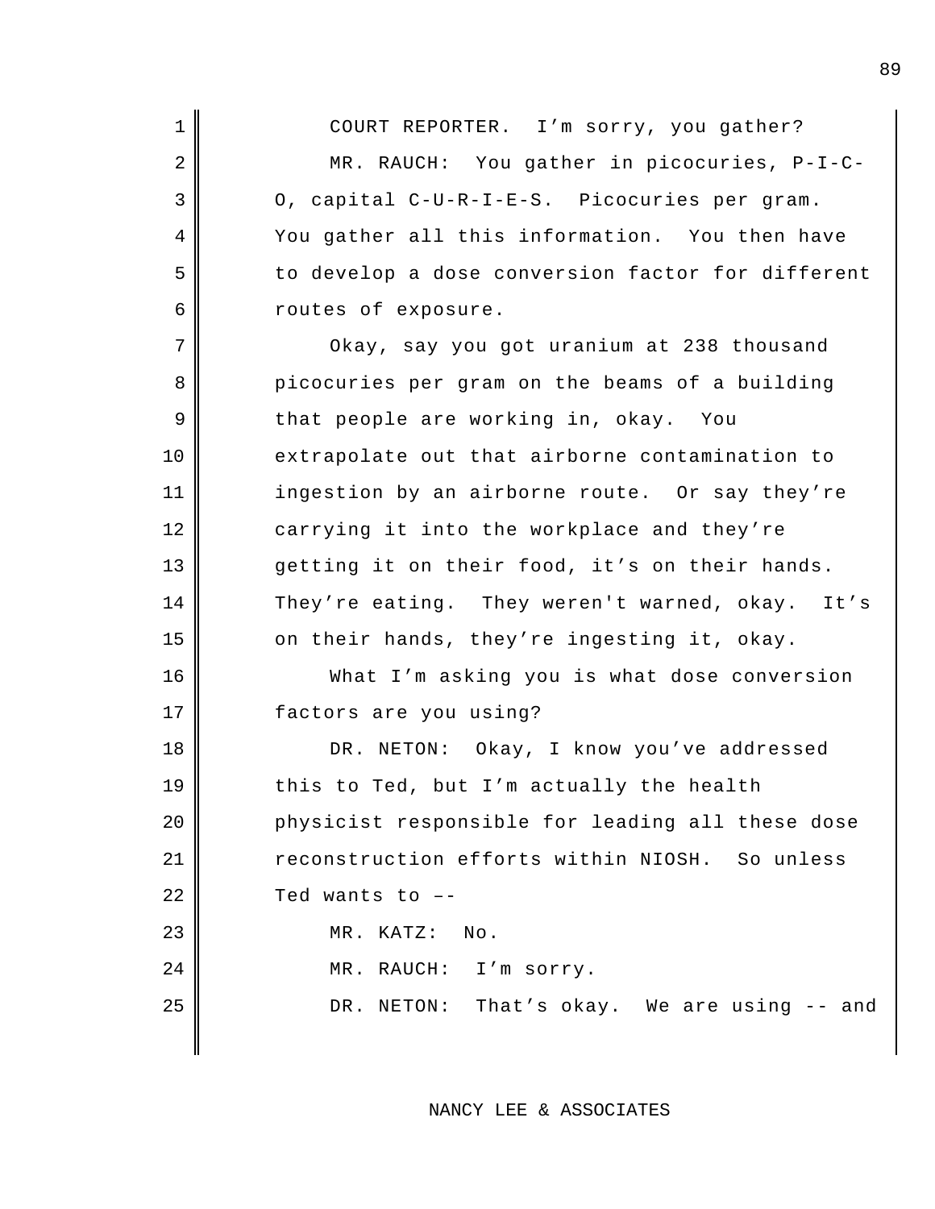COURT REPORTER. I'm sorry, you gather?

MR. RAUCH: You gather in picocuries, P-I-C-O, capital C-U-R-I-E-S. Picocuries per gram. You gather all this information. You then have to develop a dose conversion factor for different routes of exposure.

Okay, say you got uranium at 238 thousand picocuries per gram on the beams of a building that people are working in, okay. You extrapolate out that airborne contamination to ingestion by an airborne route. Or say they're carrying it into the workplace and they're getting it on their food, it's on their hands. They're eating. They weren't warned, okay. It's on their hands, they're ingesting it, okay.

What I'm asking you is what dose conversion factors are you using?

DR. NETON: Okay, I know you've addressed this to Ted, but I'm actually the health physicist responsible for leading all these dose reconstruction efforts within NIOSH. So unless Ted wants to –-

MR. KATZ: No.

MR. RAUCH: I'm sorry.

DR. NETON: That's okay. We are using -- and

NANCY LEE & ASSOCIATES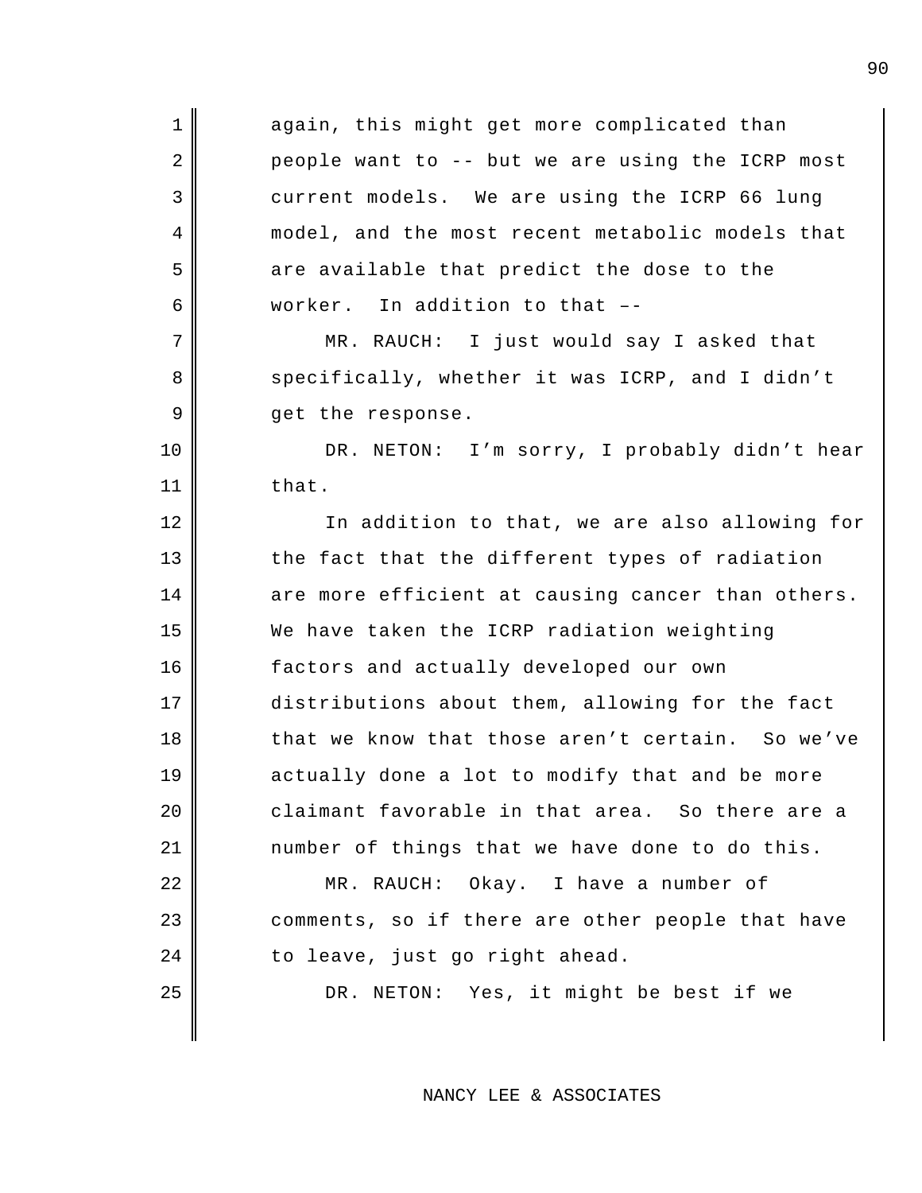again, this might get more complicated than people want to -- but we are using the ICRP most current models. We are using the ICRP 66 lung model, and the most recent metabolic models that are available that predict the dose to the worker. In addition to that ––

MR. RAUCH: I just would say I asked that specifically, whether it was ICRP, and I didn't get the response.

DR. NETON: I'm sorry, I probably didn't hear that.

In addition to that, we are also allowing for the fact that the different types of radiation are more efficient at causing cancer than others. We have taken the ICRP radiation weighting factors and actually developed our own distributions about them, allowing for the fact that we know that those aren't certain. So we've actually done a lot to modify that and be more claimant favorable in that area. So there are a number of things that we have done to do this.

MR. RAUCH: Okay. I have a number of comments, so if there are other people that have to leave, just go right ahead.

DR. NETON: Yes, it might be best if we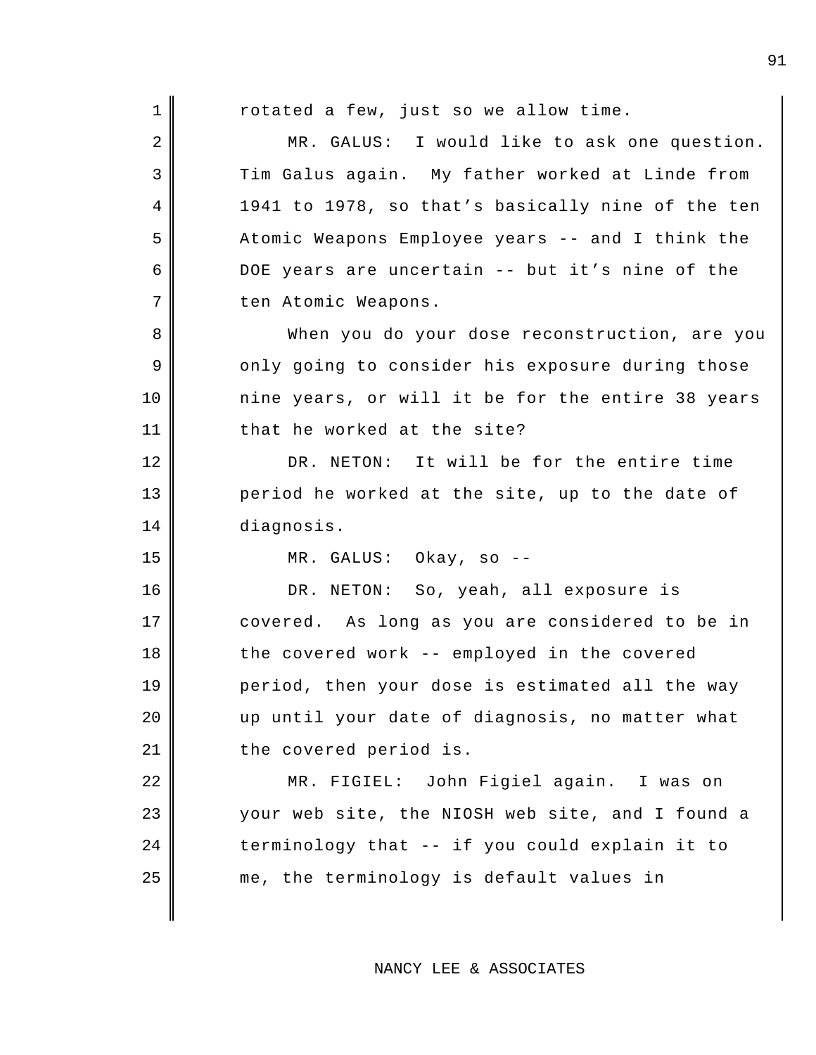rotated a few, just so we allow time.

MR. GALUS: I would like to ask one question. Tim Galus again. My father worked at Linde from 1941 to 1978, so that's basically nine of the ten Atomic Weapons Employee years -- and I think the DOE years are uncertain -- but it's nine of the ten Atomic Weapons.

When you do your dose reconstruction, are you only going to consider his exposure during those nine years, or will it be for the entire 38 years that he worked at the site?

DR. NETON: It will be for the entire time period he worked at the site, up to the date of diagnosis.

MR. GALUS: Okay, so --

DR. NETON: So, yeah, all exposure is covered. As long as you are considered to be in the covered work -- employed in the covered period, then your dose is estimated all the way up until your date of diagnosis, no matter what the covered period is.

MR. FIGIEL: John Figiel again. I was on your web site, the NIOSH web site, and I found a terminology that -- if you could explain it to me, the terminology is default values in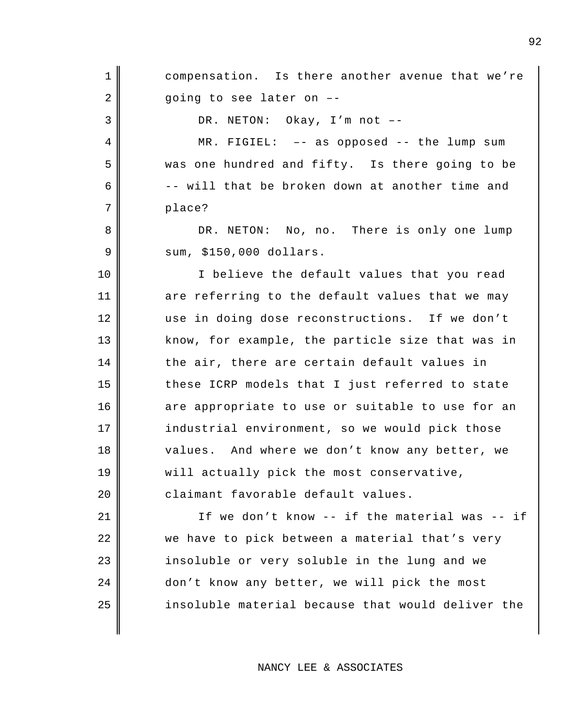compensation. Is there another avenue that we're going to see later on ––

DR. NETON: Okay, I'm not ––

MR. FIGIEL: –– as opposed -- the lump sum was one hundred and fifty. Is there going to be -- will that be broken down at another time and place?

DR. NETON: No, no. There is only one lump sum, $150,000 dollars.

I believe the default values that you read are referring to the default values that we may use in doing dose reconstructions. If we don't know, for example, the particle size that was in the air, there are certain default values in these ICRP models that I just referred to state are appropriate to use or suitable to use for an industrial environment, so we would pick those values. And where we don't know any better, we will actually pick the most conservative, claimant favorable default values.

If we don't know -- if the material was -- if we have to pick between a material that's very insoluble or very soluble in the lung and we don't know any better, we will pick the most insoluble material because that would deliver the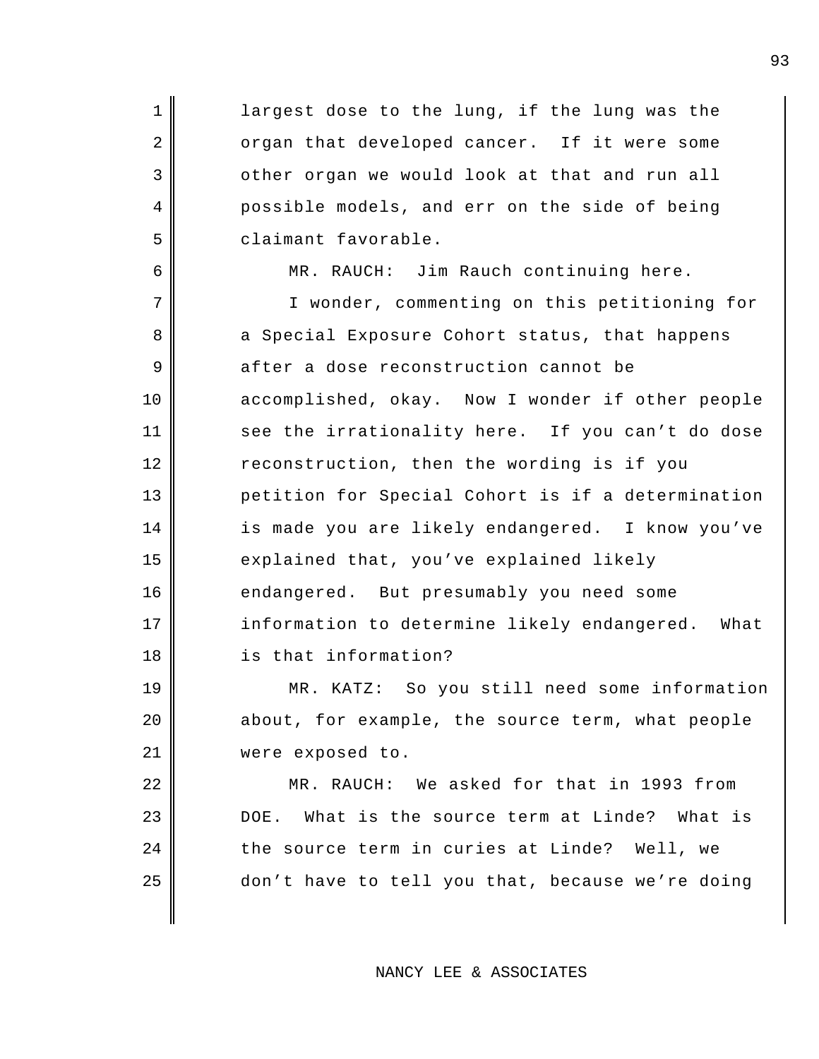largest dose to the lung, if the lung was the organ that developed cancer. If it were some other organ we would look at that and run all possible models, and err on the side of being claimant favorable.

MR. RAUCH: Jim Rauch continuing here.

I wonder, commenting on this petitioning for a Special Exposure Cohort status, that happens after a dose reconstruction cannot be accomplished, okay. Now I wonder if other people see the irrationality here. If you can't do dose reconstruction, then the wording is if you petition for Special Cohort is if a determination is made you are likely endangered. I know you've explained that, you've explained likely endangered. But presumably you need some information to determine likely endangered. What is that information?

MR. KATZ: So you still need some information about, for example, the source term, what people were exposed to.

MR. RAUCH: We asked for that in 1993 from DOE. What is the source term at Linde? What is the source term in curies at Linde? Well, we don't have to tell you that, because we're doing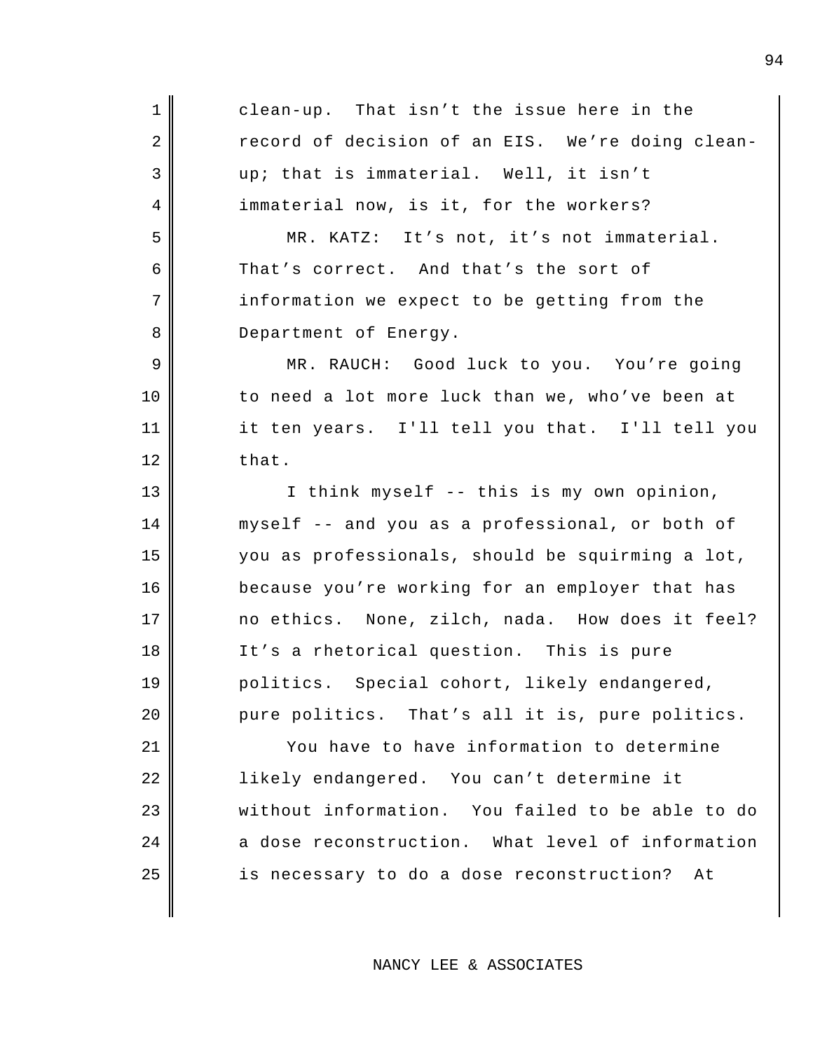clean-up. That isn't the issue here in the record of decision of an EIS. We're doing clean-up; that is immaterial. Well, it isn't immaterial now, is it, for the workers?

MR. KATZ: It's not, it's not immaterial. That's correct. And that's the sort of information we expect to be getting from the Department of Energy.

MR. RAUCH: Good luck to you. You're going to need a lot more luck than we, who've been at it ten years. I'll tell you that. I'll tell you that.

I think myself -- this is my own opinion, myself -- and you as a professional, or both of you as professionals, should be squirming a lot, because you're working for an employer that has no ethics. None, zilch, nada. How does it feel? It's a rhetorical question. This is pure politics. Special cohort, likely endangered, pure politics. That's all it is, pure politics.

You have to have information to determine likely endangered. You can't determine it without information. You failed to be able to do a dose reconstruction. What level of information is necessary to do a dose reconstruction? At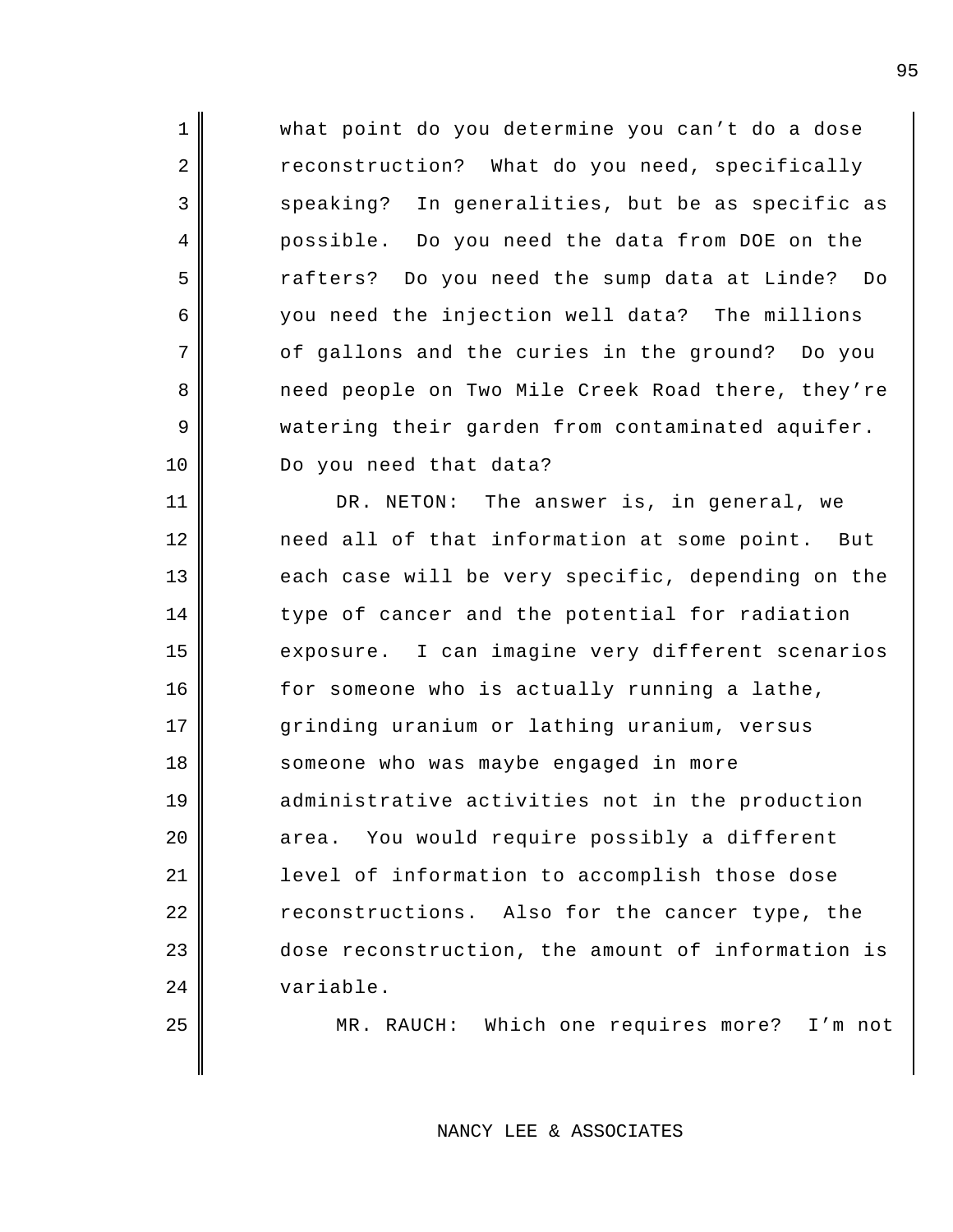what point do you determine you can't do a dose reconstruction? What do you need, specifically speaking? In generalities, but be as specific as possible. Do you need the data from DOE on the rafters? Do you need the sump data at Linde? Do you need the injection well data? The millions of gallons and the curies in the ground? Do you need people on Two Mile Creek Road there, they're watering their garden from contaminated aquifer. Do you need that data?

DR. NETON: The answer is, in general, we need all of that information at some point. But each case will be very specific, depending on the type of cancer and the potential for radiation exposure. I can imagine very different scenarios for someone who is actually running a lathe, grinding uranium or lathing uranium, versus someone who was maybe engaged in more administrative activities not in the production area. You would require possibly a different level of information to accomplish those dose reconstructions. Also for the cancer type, the dose reconstruction, the amount of information is variable.

MR. RAUCH: Which one requires more? I'm not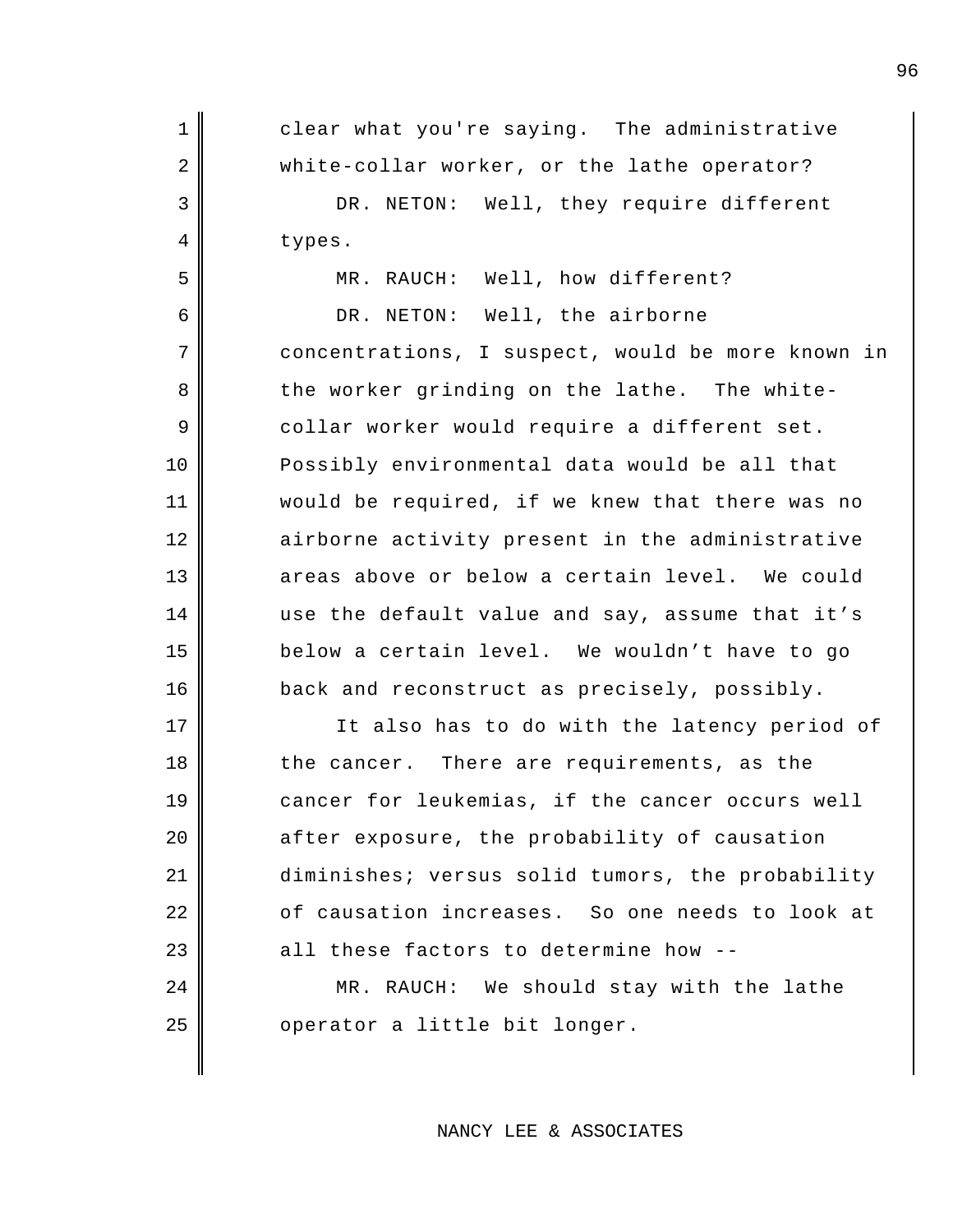clear what you're saying. The administrative white-collar worker, or the lathe operator?

DR. NETON: Well, they require different types.

MR. RAUCH: Well, how different?

DR. NETON: Well, the airborne concentrations, I suspect, would be more known in the worker grinding on the lathe. The white-collar worker would require a different set. Possibly environmental data would be all that would be required, if we knew that there was no airborne activity present in the administrative areas above or below a certain level. We could use the default value and say, assume that it's below a certain level. We wouldn't have to go back and reconstruct as precisely, possibly.

It also has to do with the latency period of the cancer. There are requirements, as the cancer for leukemias, if the cancer occurs well after exposure, the probability of causation diminishes; versus solid tumors, the probability of causation increases. So one needs to look at all these factors to determine how --

MR. RAUCH: We should stay with the lathe operator a little bit longer.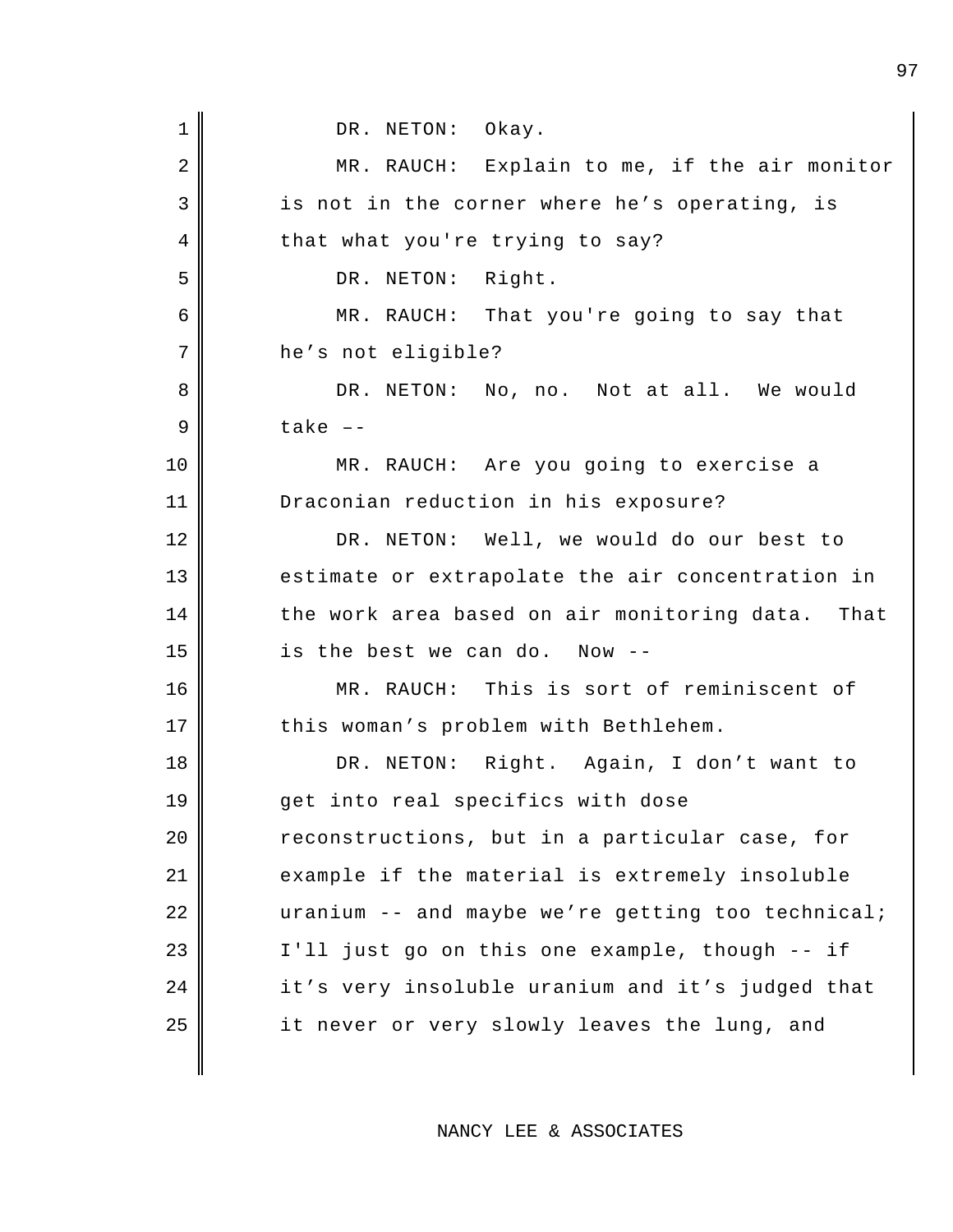DR. NETON: Okay.

MR. RAUCH: Explain to me, if the air monitor is not in the corner where he's operating, is that what you're trying to say?

DR. NETON: Right.

MR. RAUCH: That you're going to say that he's not eligible?

DR. NETON: No, no. Not at all. We would take ––

MR. RAUCH: Are you going to exercise a Draconian reduction in his exposure?

DR. NETON: Well, we would do our best to estimate or extrapolate the air concentration in the work area based on air monitoring data. That is the best we can do. Now --

MR. RAUCH: This is sort of reminiscent of this woman's problem with Bethlehem.

DR. NETON: Right. Again, I don't want to get into real specifics with dose reconstructions, but in a particular case, for example if the material is extremely insoluble uranium -- and maybe we're getting too technical; I'll just go on this one example, though -- if it's very insoluble uranium and it's judged that it never or very slowly leaves the lung, and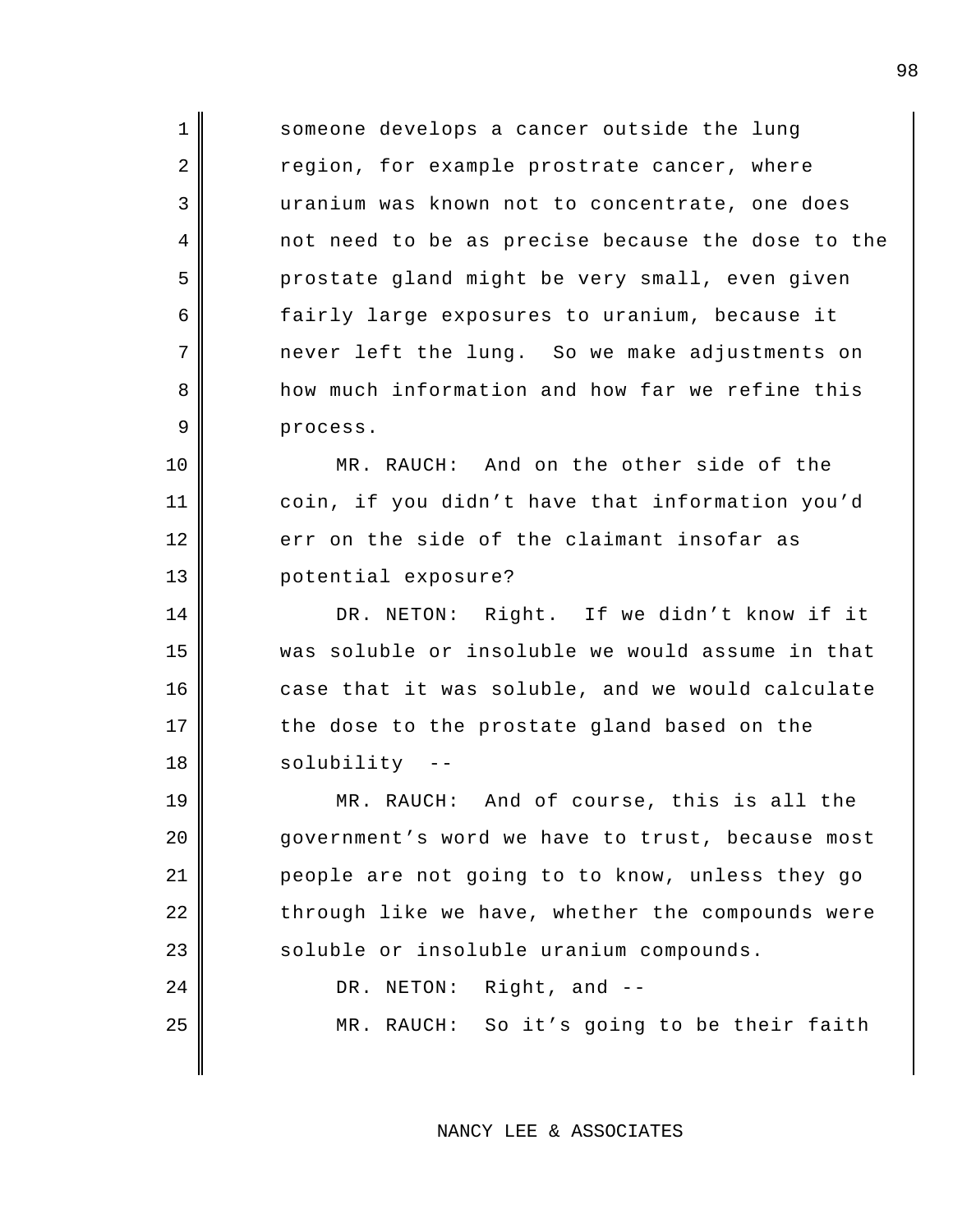someone develops a cancer outside the lung region, for example prostrate cancer, where uranium was known not to concentrate, one does not need to be as precise because the dose to the prostate gland might be very small, even given fairly large exposures to uranium, because it never left the lung. So we make adjustments on how much information and how far we refine this process.

MR. RAUCH: And on the other side of the coin, if you didn't have that information you'd err on the side of the claimant insofar as potential exposure?

DR. NETON: Right. If we didn't know if it was soluble or insoluble we would assume in that case that it was soluble, and we would calculate the dose to the prostate gland based on the solubility --

MR. RAUCH: And of course, this is all the government's word we have to trust, because most people are not going to to know, unless they go through like we have, whether the compounds were soluble or insoluble uranium compounds.

DR. NETON: Right, and --

MR. RAUCH: So it's going to be their faith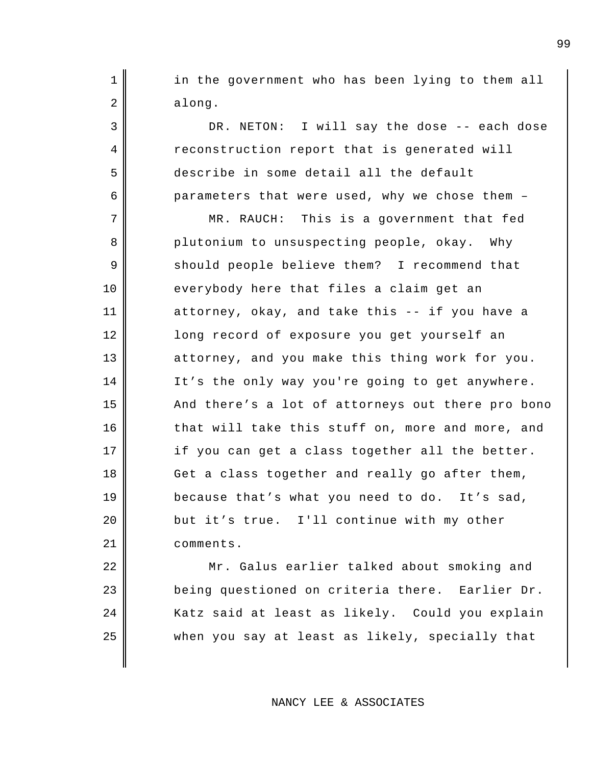in the government who has been lying to them all along.

DR. NETON: I will say the dose -- each dose reconstruction report that is generated will describe in some detail all the default parameters that were used, why we chose them –

MR. RAUCH: This is a government that fed plutonium to unsuspecting people, okay. Why should people believe them? I recommend that everybody here that files a claim get an attorney, okay, and take this -- if you have a long record of exposure you get yourself an attorney, and you make this thing work for you. It’s the only way you're going to get anywhere. And there’s a lot of attorneys out there pro bono that will take this stuff on, more and more, and if you can get a class together all the better. Get a class together and really go after them, because that’s what you need to do. It’s sad, but it’s true. I'll continue with my other comments.

Mr. Galus earlier talked about smoking and being questioned on criteria there. Earlier Dr. Katz said at least as likely. Could you explain when you say at least as likely, specially that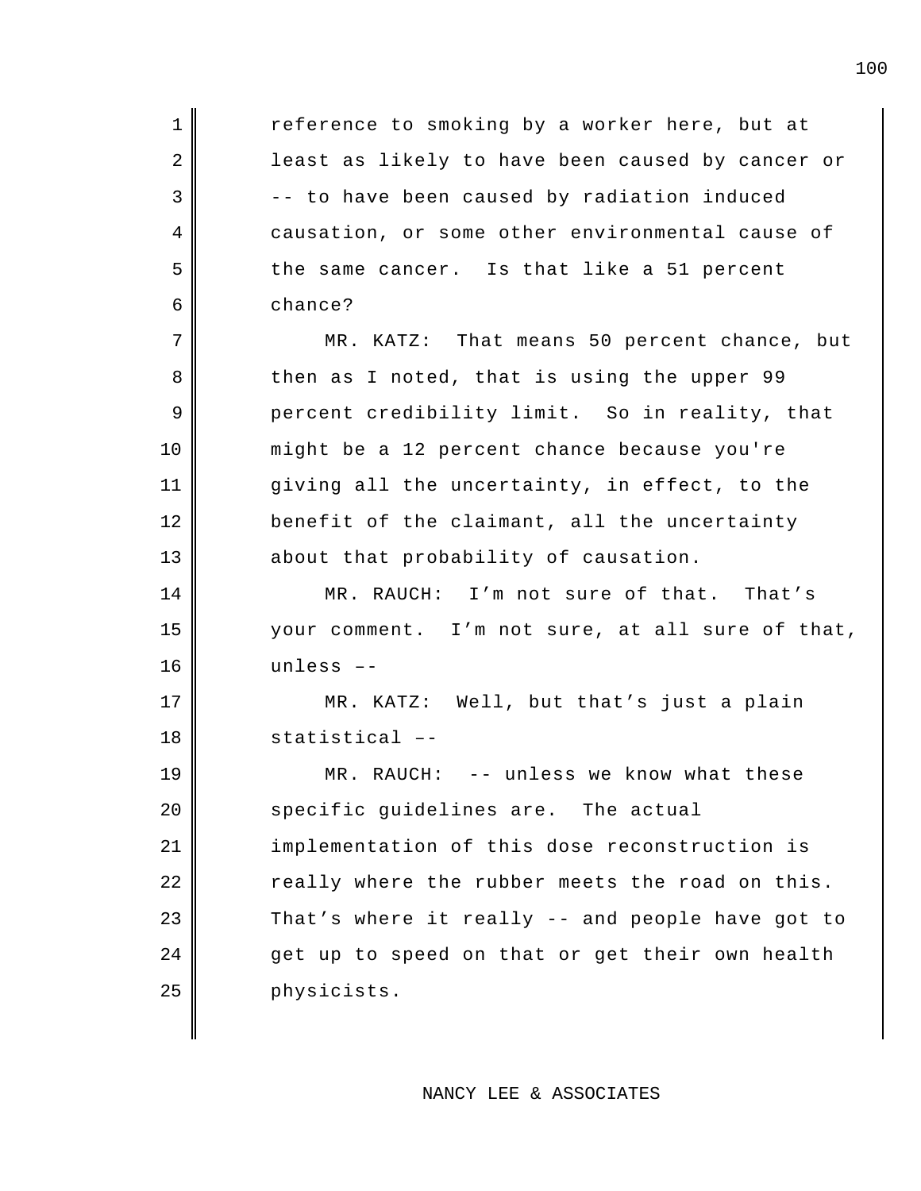reference to smoking by a worker here, but at least as likely to have been caused by cancer or -- to have been caused by radiation induced causation, or some other environmental cause of the same cancer. Is that like a 51 percent chance?

MR. KATZ: That means 50 percent chance, but then as I noted, that is using the upper 99 percent credibility limit. So in reality, that might be a 12 percent chance because you're giving all the uncertainty, in effect, to the benefit of the claimant, all the uncertainty about that probability of causation.

MR. RAUCH: I'm not sure of that. That's your comment. I'm not sure, at all sure of that, unless ––

MR. KATZ: Well, but that's just a plain statistical ––

MR. RAUCH: -- unless we know what these specific guidelines are. The actual implementation of this dose reconstruction is really where the rubber meets the road on this. That's where it really -- and people have got to get up to speed on that or get their own health physicists.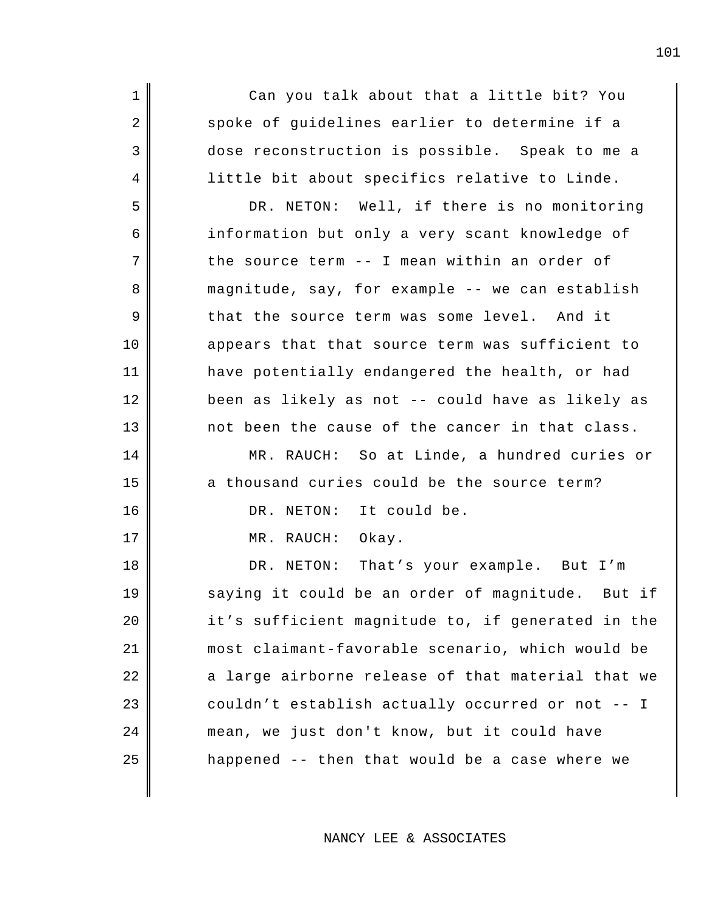Can you talk about that a little bit? You spoke of guidelines earlier to determine if a dose reconstruction is possible. Speak to me a little bit about specifics relative to Linde.

DR. NETON: Well, if there is no monitoring information but only a very scant knowledge of the source term -- I mean within an order of magnitude, say, for example -- we can establish that the source term was some level. And it appears that that source term was sufficient to have potentially endangered the health, or had been as likely as not -- could have as likely as not been the cause of the cancer in that class.

MR. RAUCH: So at Linde, a hundred curies or a thousand curies could be the source term?

DR. NETON: It could be.

MR. RAUCH: Okay.

DR. NETON: That's your example. But I'm saying it could be an order of magnitude. But if it's sufficient magnitude to, if generated in the most claimant-favorable scenario, which would be a large airborne release of that material that we couldn't establish actually occurred or not -- I mean, we just don't know, but it could have happened -- then that would be a case where we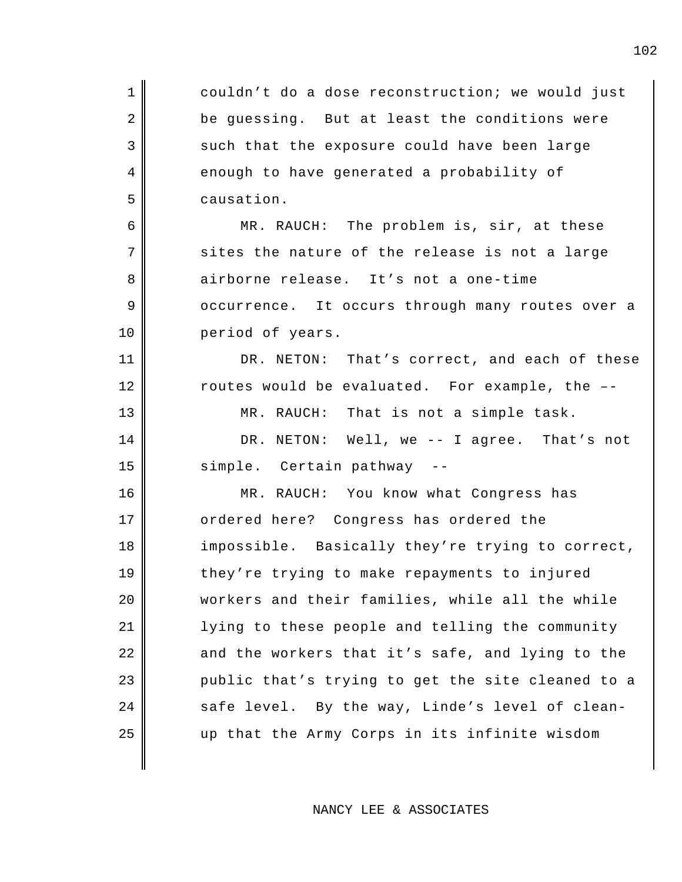couldn't do a dose reconstruction; we would just be guessing. But at least the conditions were such that the exposure could have been large enough to have generated a probability of causation.

MR. RAUCH: The problem is, sir, at these sites the nature of the release is not a large airborne release. It's not a one-time occurrence. It occurs through many routes over a period of years.

DR. NETON: That's correct, and each of these routes would be evaluated. For example, the ––

MR. RAUCH: That is not a simple task.

DR. NETON: Well, we -- I agree. That's not simple. Certain pathway --

MR. RAUCH: You know what Congress has ordered here? Congress has ordered the impossible. Basically they're trying to correct, they're trying to make repayments to injured workers and their families, while all the while lying to these people and telling the community and the workers that it's safe, and lying to the public that's trying to get the site cleaned to a safe level. By the way, Linde's level of clean-up that the Army Corps in its infinite wisdom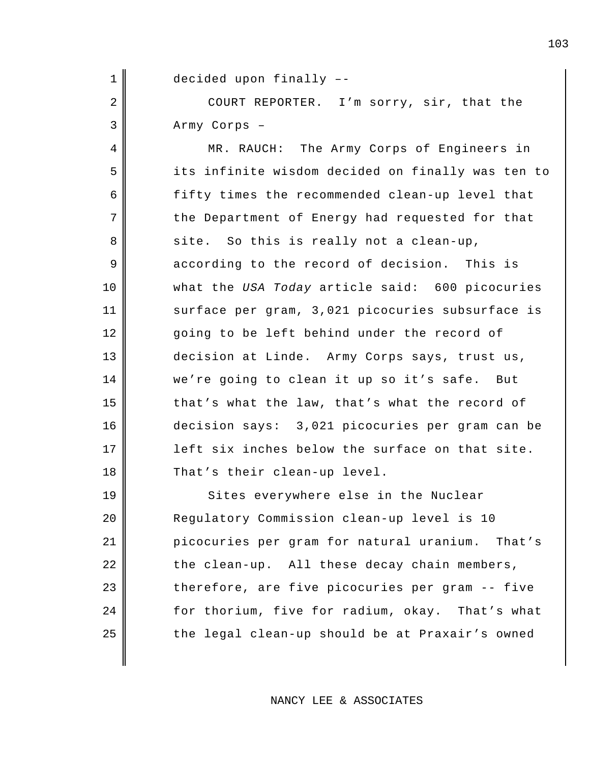decided upon finally --

COURT REPORTER. I'm sorry, sir, that the Army Corps –

MR. RAUCH: The Army Corps of Engineers in its infinite wisdom decided on finally was ten to fifty times the recommended clean-up level that the Department of Energy had requested for that site. So this is really not a clean-up, according to the record of decision. This is what the *USA Today* article said: 600 picocuries surface per gram, 3,021 picocuries subsurface is going to be left behind under the record of decision at Linde. Army Corps says, trust us, we're going to clean it up so it's safe. But that's what the law, that's what the record of decision says: 3,021 picocuries per gram can be left six inches below the surface on that site. That's their clean-up level.

Sites everywhere else in the Nuclear Regulatory Commission clean-up level is 10 picocuries per gram for natural uranium. That's the clean-up. All these decay chain members, therefore, are five picocuries per gram -- five for thorium, five for radium, okay. That's what the legal clean-up should be at Praxair's owned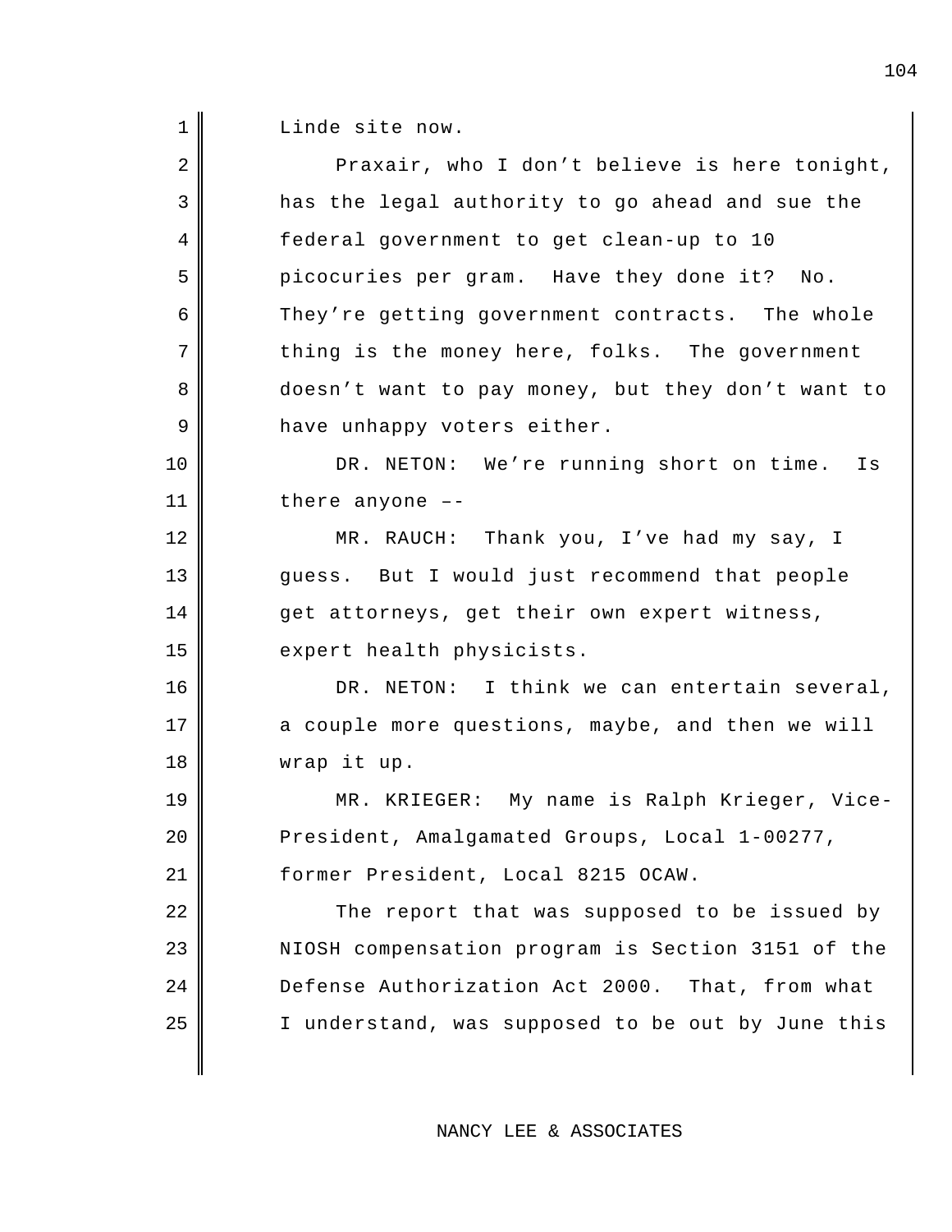Linde site now.

Praxair, who I don't believe is here tonight, has the legal authority to go ahead and sue the federal government to get clean-up to 10 picocuries per gram. Have they done it? No. They're getting government contracts. The whole thing is the money here, folks. The government doesn't want to pay money, but they don't want to have unhappy voters either.

DR. NETON: We're running short on time. Is there anyone ––

MR. RAUCH: Thank you, I've had my say, I guess. But I would just recommend that people get attorneys, get their own expert witness, expert health physicists.

DR. NETON: I think we can entertain several, a couple more questions, maybe, and then we will wrap it up.

MR. KRIEGER: My name is Ralph Krieger, Vice-President, Amalgamated Groups, Local 1-00277, former President, Local 8215 OCAW.

The report that was supposed to be issued by NIOSH compensation program is Section 3151 of the Defense Authorization Act 2000. That, from what I understand, was supposed to be out by June this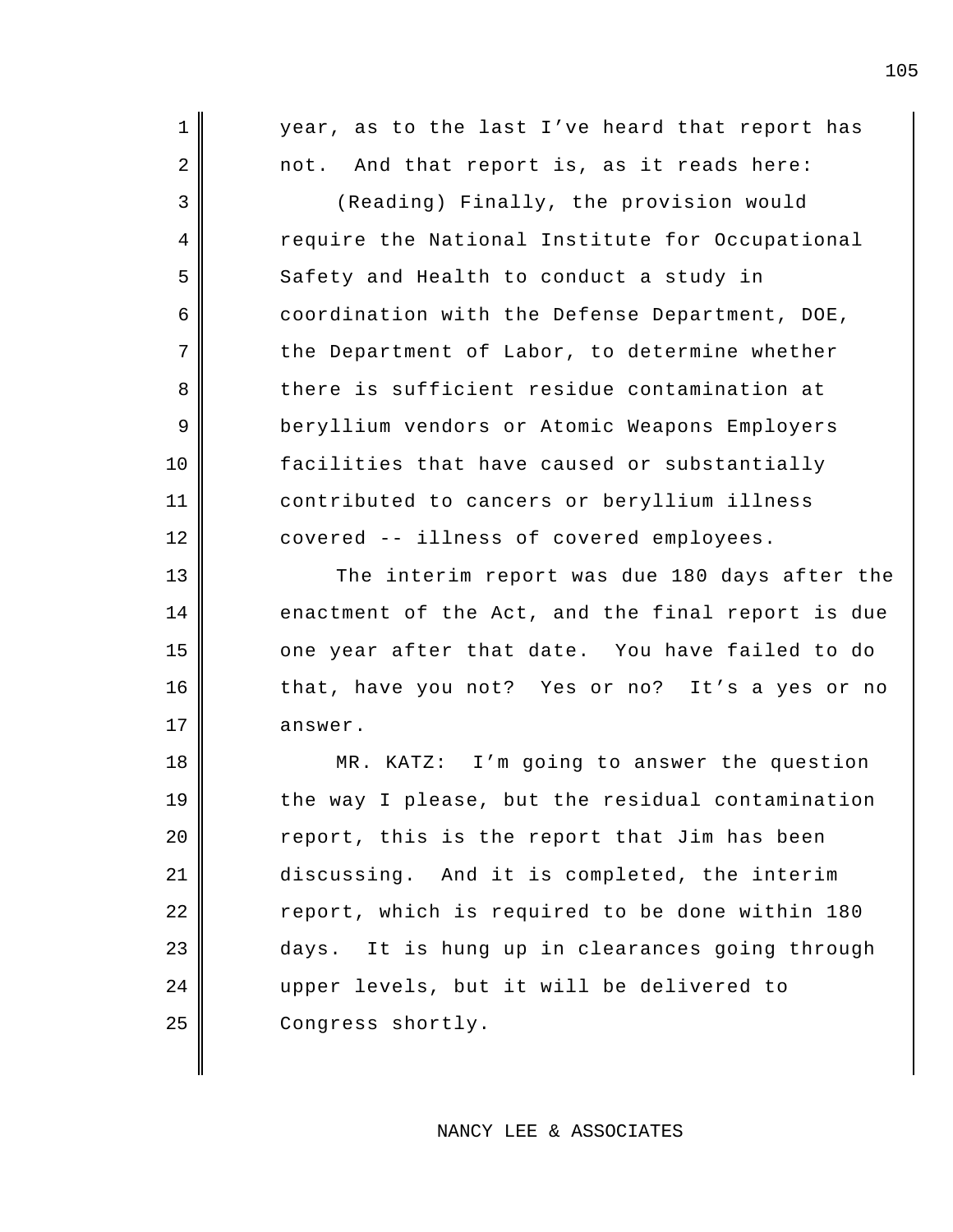year, as to the last I've heard that report has not. And that report is, as it reads here:

(Reading) Finally, the provision would require the National Institute for Occupational Safety and Health to conduct a study in coordination with the Defense Department, DOE, the Department of Labor, to determine whether there is sufficient residue contamination at beryllium vendors or Atomic Weapons Employers facilities that have caused or substantially contributed to cancers or beryllium illness covered -- illness of covered employees.

The interim report was due 180 days after the enactment of the Act, and the final report is due one year after that date. You have failed to do that, have you not? Yes or no? It's a yes or no answer.

MR. KATZ: I'm going to answer the question the way I please, but the residual contamination report, this is the report that Jim has been discussing. And it is completed, the interim report, which is required to be done within 180 days. It is hung up in clearances going through upper levels, but it will be delivered to Congress shortly.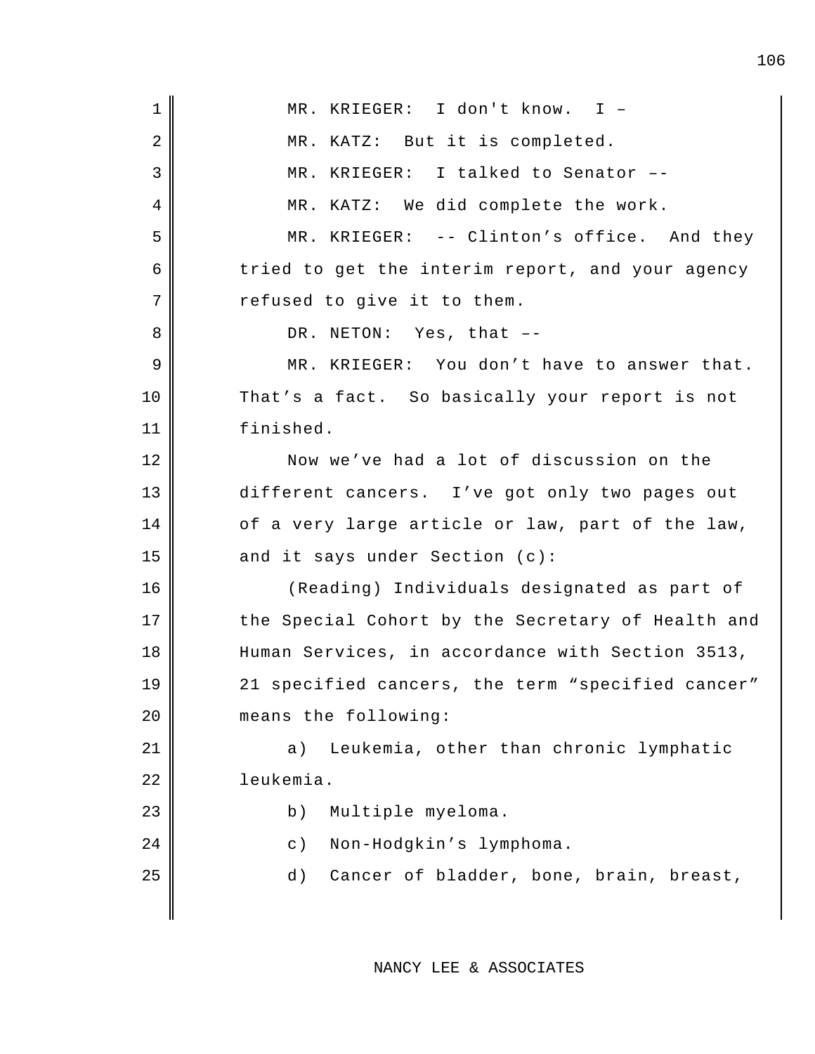MR. KRIEGER: I don't know. I –

MR. KATZ: But it is completed.

MR. KRIEGER: I talked to Senator ––

MR. KATZ: We did complete the work.

MR. KRIEGER: -- Clinton's office. And they tried to get the interim report, and your agency refused to give it to them.

DR. NETON: Yes, that ––

MR. KRIEGER: You don't have to answer that. That's a fact. So basically your report is not finished.

Now we've had a lot of discussion on the different cancers. I've got only two pages out of a very large article or law, part of the law, and it says under Section (c):

(Reading) Individuals designated as part of the Special Cohort by the Secretary of Health and Human Services, in accordance with Section 3513, 21 specified cancers, the term "specified cancer" means the following:

a) Leukemia, other than chronic lymphatic leukemia.

b) Multiple myeloma.

c) Non-Hodgkin's lymphoma.

d) Cancer of bladder, bone, brain, breast,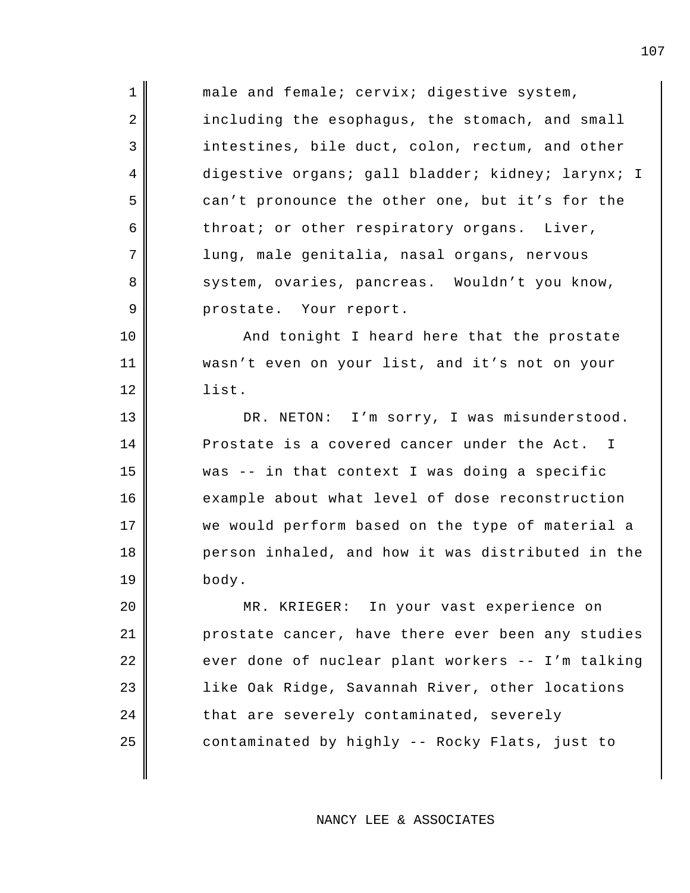male and female; cervix; digestive system, including the esophagus, the stomach, and small intestines, bile duct, colon, rectum, and other digestive organs; gall bladder; kidney; larynx; I can't pronounce the other one, but it's for the throat; or other respiratory organs. Liver, lung, male genitalia, nasal organs, nervous system, ovaries, pancreas. Wouldn't you know, prostate. Your report.

And tonight I heard here that the prostate wasn't even on your list, and it's not on your list.

DR. NETON: I'm sorry, I was misunderstood. Prostate is a covered cancer under the Act. I was -- in that context I was doing a specific example about what level of dose reconstruction we would perform based on the type of material a person inhaled, and how it was distributed in the body.

MR. KRIEGER: In your vast experience on prostate cancer, have there ever been any studies ever done of nuclear plant workers -- I'm talking like Oak Ridge, Savannah River, other locations that are severely contaminated, severely contaminated by highly -- Rocky Flats, just to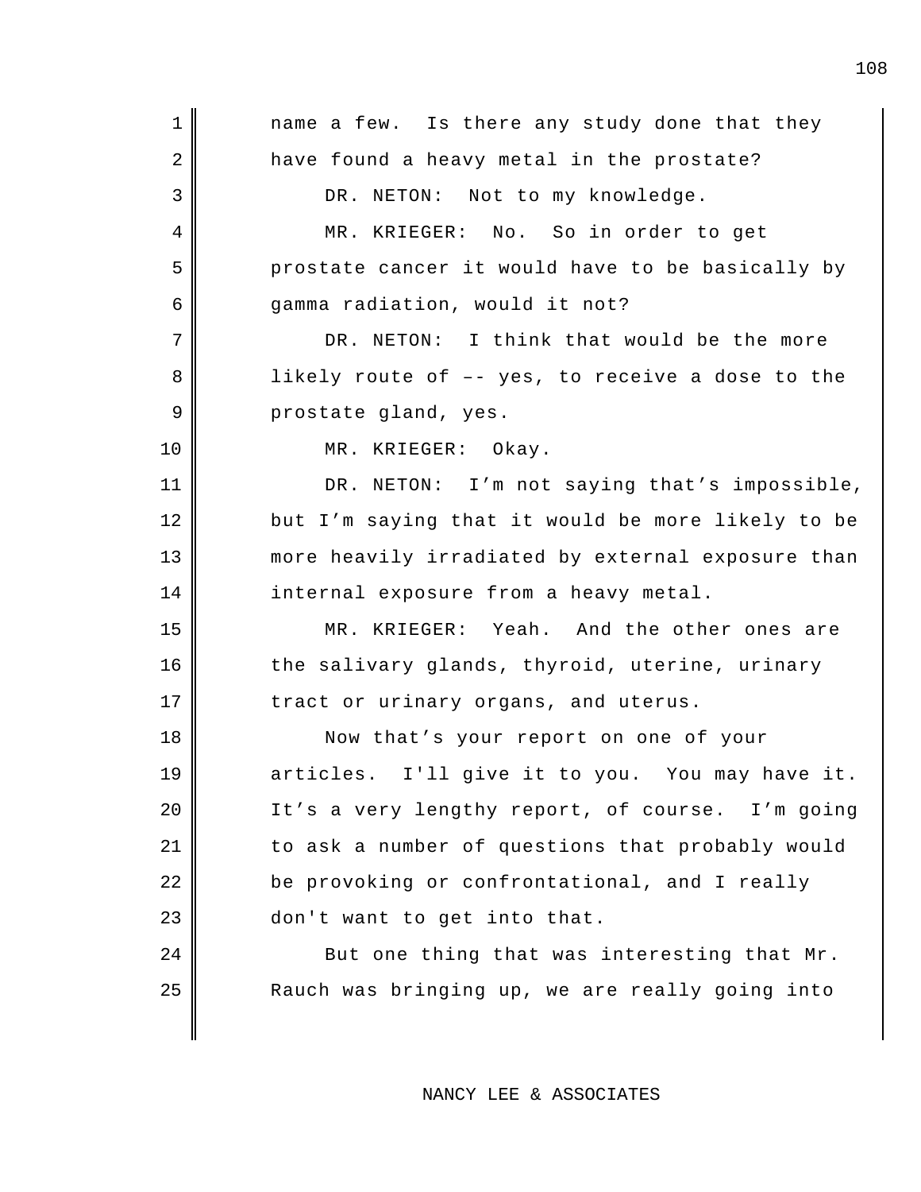name a few. Is there any study done that they have found a heavy metal in the prostate?

DR. NETON: Not to my knowledge.

MR. KRIEGER: No. So in order to get prostate cancer it would have to be basically by gamma radiation, would it not?

DR. NETON: I think that would be the more likely route of –- yes, to receive a dose to the prostate gland, yes.

MR. KRIEGER: Okay.

DR. NETON: I'm not saying that's impossible, but I'm saying that it would be more likely to be more heavily irradiated by external exposure than internal exposure from a heavy metal.

MR. KRIEGER: Yeah. And the other ones are the salivary glands, thyroid, uterine, urinary tract or urinary organs, and uterus.

Now that's your report on one of your articles. I'll give it to you. You may have it. It's a very lengthy report, of course. I'm going to ask a number of questions that probably would be provoking or confrontational, and I really don't want to get into that.

But one thing that was interesting that Mr. Rauch was bringing up, we are really going into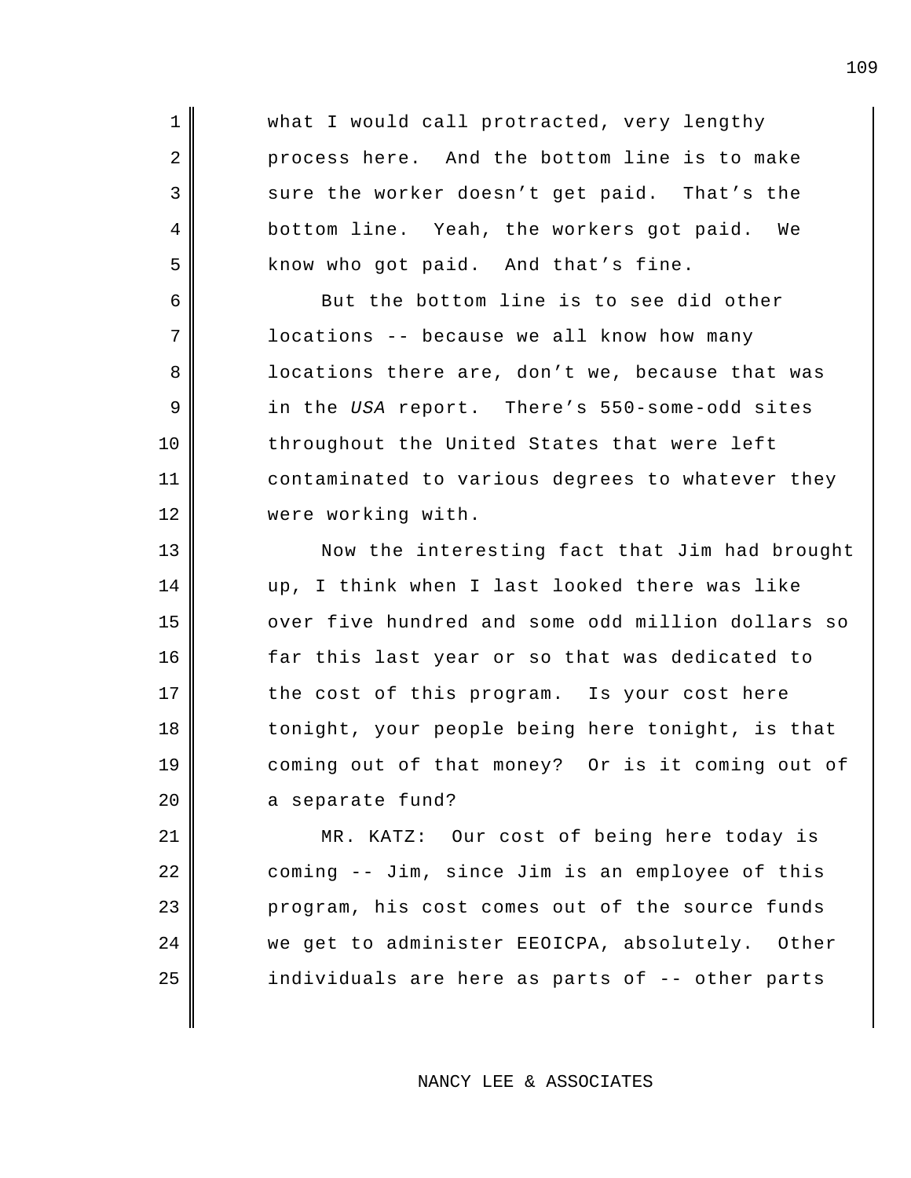what I would call protracted, very lengthy process here. And the bottom line is to make sure the worker doesn't get paid. That's the bottom line. Yeah, the workers got paid. We know who got paid. And that's fine.

But the bottom line is to see did other locations -- because we all know how many locations there are, don't we, because that was in the *USA* report. There's 550-some-odd sites throughout the United States that were left contaminated to various degrees to whatever they were working with.

Now the interesting fact that Jim had brought up, I think when I last looked there was like over five hundred and some odd million dollars so far this last year or so that was dedicated to the cost of this program. Is your cost here tonight, your people being here tonight, is that coming out of that money? Or is it coming out of a separate fund?

MR. KATZ: Our cost of being here today is coming -- Jim, since Jim is an employee of this program, his cost comes out of the source funds we get to administer EEOICPA, absolutely. Other individuals are here as parts of -- other parts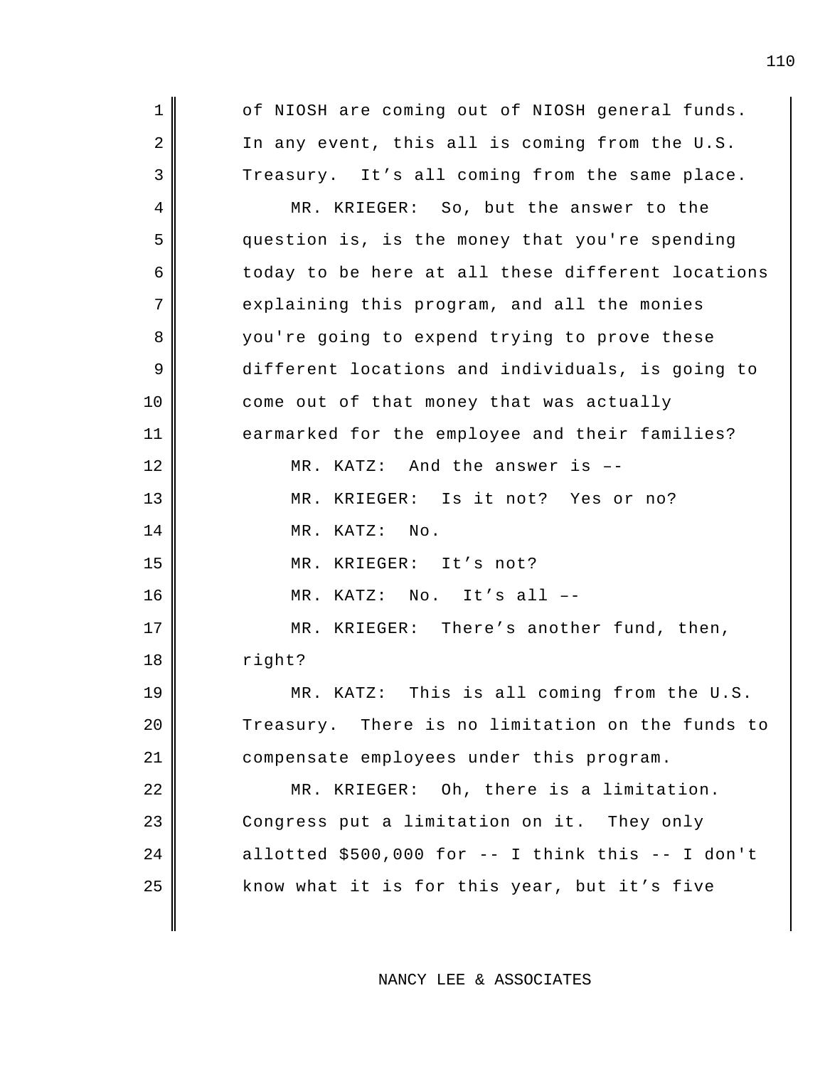of NIOSH are coming out of NIOSH general funds. In any event, this all is coming from the U.S. Treasury. It's all coming from the same place.

MR. KRIEGER: So, but the answer to the question is, is the money that you're spending today to be here at all these different locations explaining this program, and all the monies you're going to expend trying to prove these different locations and individuals, is going to come out of that money that was actually earmarked for the employee and their families?

MR. KATZ: And the answer is ––

MR. KRIEGER: Is it not? Yes or no?

MR. KATZ: No.

MR. KRIEGER: It's not?

MR. KATZ: No. It's all ––

MR. KRIEGER: There's another fund, then, right?

MR. KATZ: This is all coming from the U.S. Treasury. There is no limitation on the funds to compensate employees under this program.

MR. KRIEGER: Oh, there is a limitation. Congress put a limitation on it. They only allotted $500,000 for -- I think this -- I don't know what it is for this year, but it's five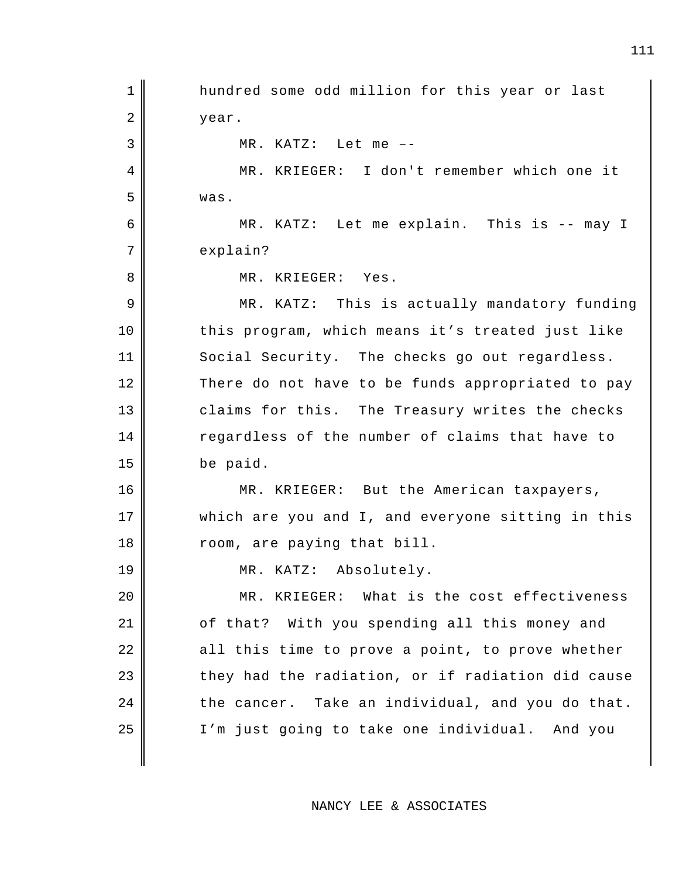hundred some odd million for this year or last year.

MR. KATZ: Let me ––

MR. KRIEGER: I don't remember which one it was.

MR. KATZ: Let me explain. This is -- may I explain?

MR. KRIEGER: Yes.

MR. KATZ: This is actually mandatory funding this program, which means it’s treated just like Social Security. The checks go out regardless. There do not have to be funds appropriated to pay claims for this. The Treasury writes the checks regardless of the number of claims that have to be paid.

MR. KRIEGER: But the American taxpayers, which are you and I, and everyone sitting in this room, are paying that bill.

MR. KATZ: Absolutely.

MR. KRIEGER: What is the cost effectiveness of that? With you spending all this money and all this time to prove a point, to prove whether they had the radiation, or if radiation did cause the cancer. Take an individual, and you do that. I’m just going to take one individual. And you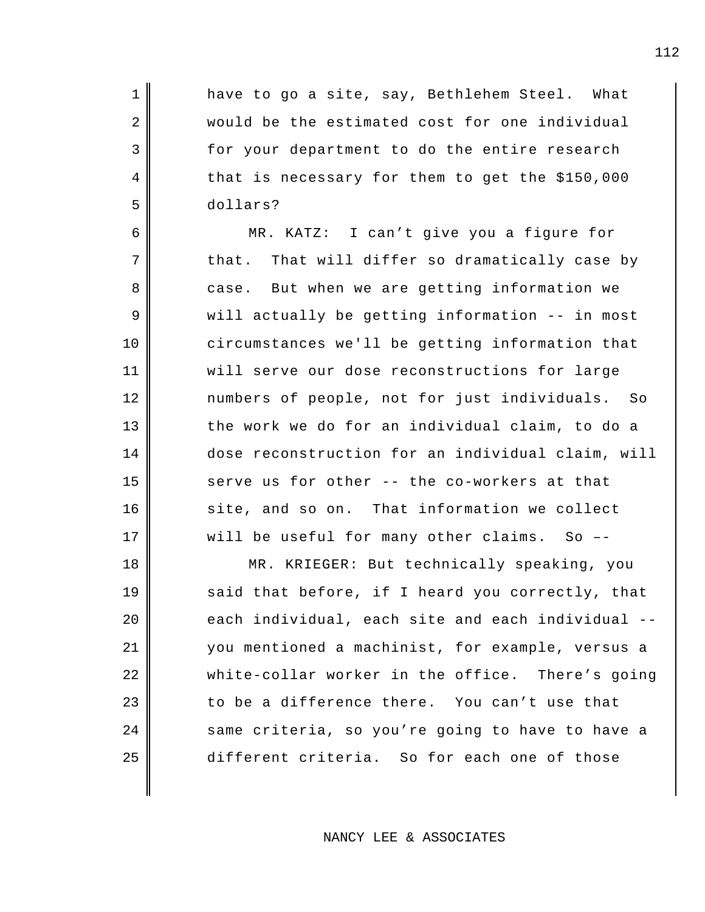have to go a site, say, Bethlehem Steel. What would be the estimated cost for one individual for your department to do the entire research that is necessary for them to get the $150,000 dollars?

MR. KATZ: I can't give you a figure for that. That will differ so dramatically case by case. But when we are getting information we will actually be getting information -- in most circumstances we'll be getting information that will serve our dose reconstructions for large numbers of people, not for just individuals. So the work we do for an individual claim, to do a dose reconstruction for an individual claim, will serve us for other -- the co-workers at that site, and so on. That information we collect will be useful for many other claims. So ––

MR. KRIEGER: But technically speaking, you said that before, if I heard you correctly, that each individual, each site and each individual -- you mentioned a machinist, for example, versus a white-collar worker in the office. There's going to be a difference there. You can't use that same criteria, so you're going to have to have a different criteria. So for each one of those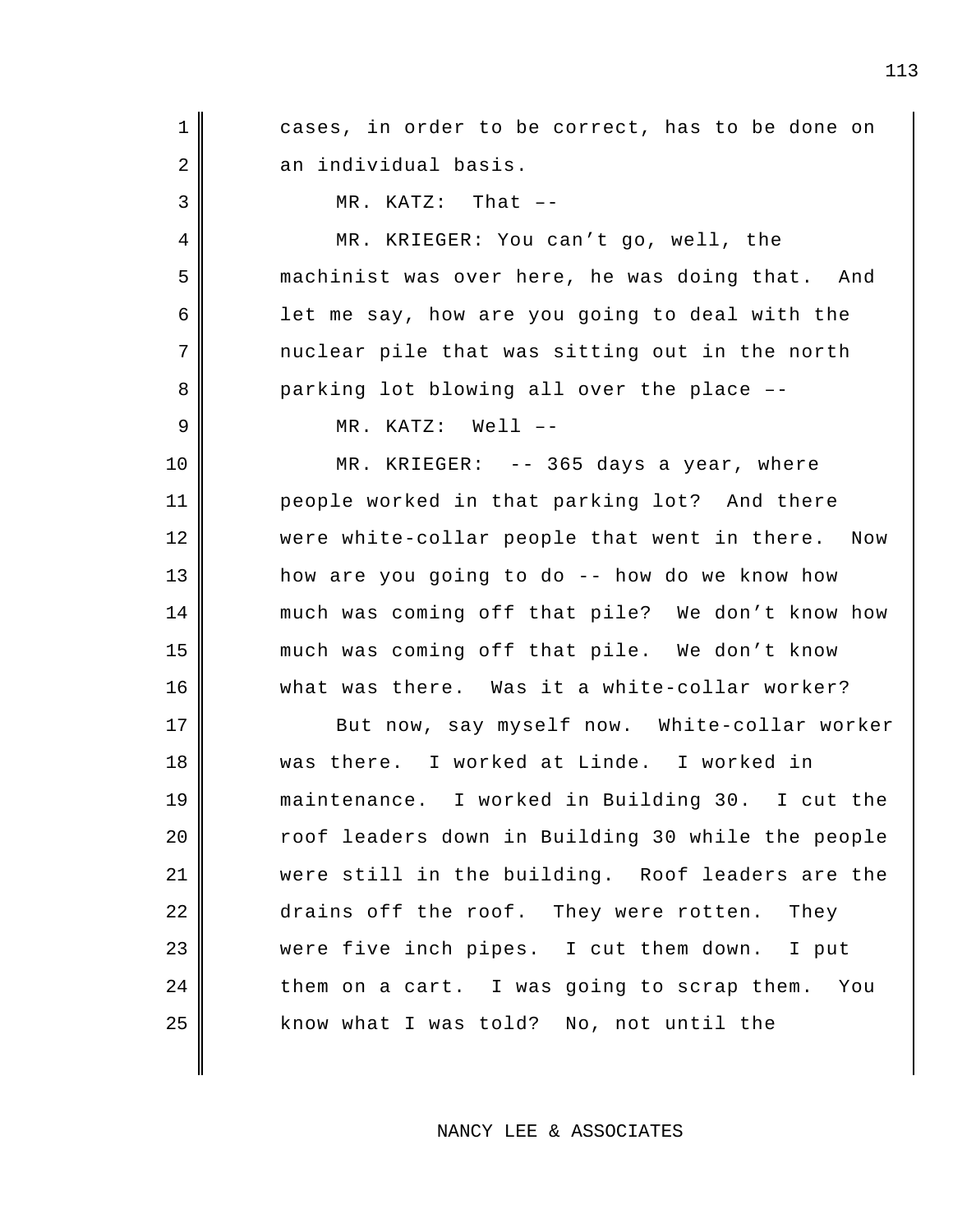cases, in order to be correct, has to be done on an individual basis.

MR. KATZ: That ––

MR. KRIEGER: You can't go, well, the machinist was over here, he was doing that. And let me say, how are you going to deal with the nuclear pile that was sitting out in the north parking lot blowing all over the place ––

MR. KATZ: Well ––

MR. KRIEGER: -- 365 days a year, where people worked in that parking lot? And there were white-collar people that went in there. Now how are you going to do -- how do we know how much was coming off that pile? We don't know how much was coming off that pile. We don't know what was there. Was it a white-collar worker?

But now, say myself now. White-collar worker was there. I worked at Linde. I worked in maintenance. I worked in Building 30. I cut the roof leaders down in Building 30 while the people were still in the building. Roof leaders are the drains off the roof. They were rotten. They were five inch pipes. I cut them down. I put them on a cart. I was going to scrap them. You know what I was told? No, not until the

NANCY LEE & ASSOCIATES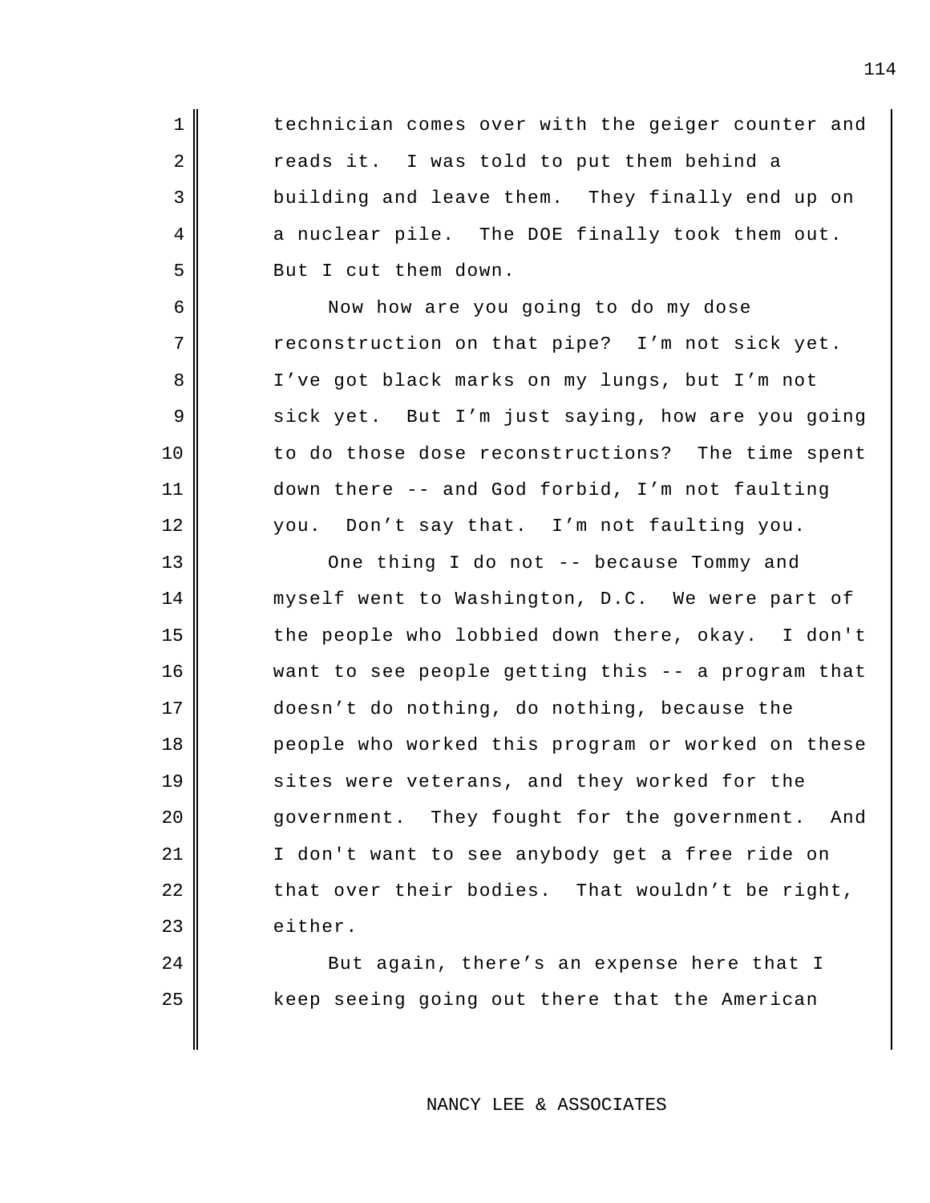technician comes over with the geiger counter and reads it. I was told to put them behind a building and leave them. They finally end up on a nuclear pile. The DOE finally took them out. But I cut them down.

Now how are you going to do my dose reconstruction on that pipe? I'm not sick yet. I've got black marks on my lungs, but I'm not sick yet. But I'm just saying, how are you going to do those dose reconstructions? The time spent down there -- and God forbid, I'm not faulting you. Don't say that. I'm not faulting you.

One thing I do not -- because Tommy and myself went to Washington, D.C. We were part of the people who lobbied down there, okay. I don't want to see people getting this -- a program that doesn't do nothing, do nothing, because the people who worked this program or worked on these sites were veterans, and they worked for the government. They fought for the government. And I don't want to see anybody get a free ride on that over their bodies. That wouldn't be right, either.

But again, there's an expense here that I keep seeing going out there that the American

NANCY LEE & ASSOCIATES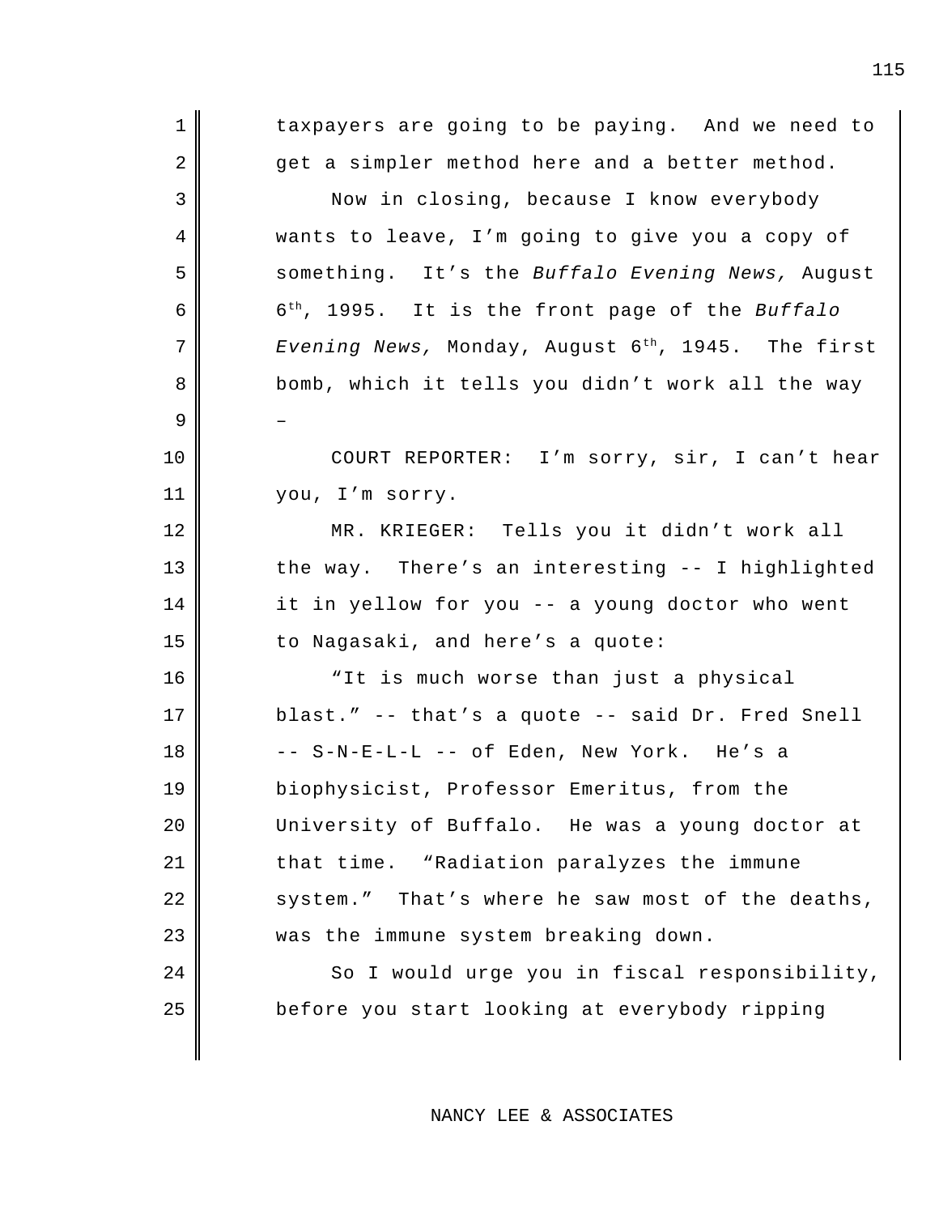taxpayers are going to be paying. And we need to get a simpler method here and a better method.

Now in closing, because I know everybody wants to leave, I'm going to give you a copy of something. It's the *Buffalo Evening News,* August 6th, 1995. It is the front page of the *Buffalo Evening News,* Monday, August 6th, 1945. The first bomb, which it tells you didn't work all the way –

COURT REPORTER: I'm sorry, sir, I can't hear you, I'm sorry.

MR. KRIEGER: Tells you it didn't work all the way. There's an interesting -- I highlighted it in yellow for you -- a young doctor who went to Nagasaki, and here's a quote:

"It is much worse than just a physical blast." -- that's a quote -- said Dr. Fred Snell -- S-N-E-L-L -- of Eden, New York. He's a biophysicist, Professor Emeritus, from the University of Buffalo. He was a young doctor at that time. "Radiation paralyzes the immune system." That's where he saw most of the deaths, was the immune system breaking down.

So I would urge you in fiscal responsibility, before you start looking at everybody ripping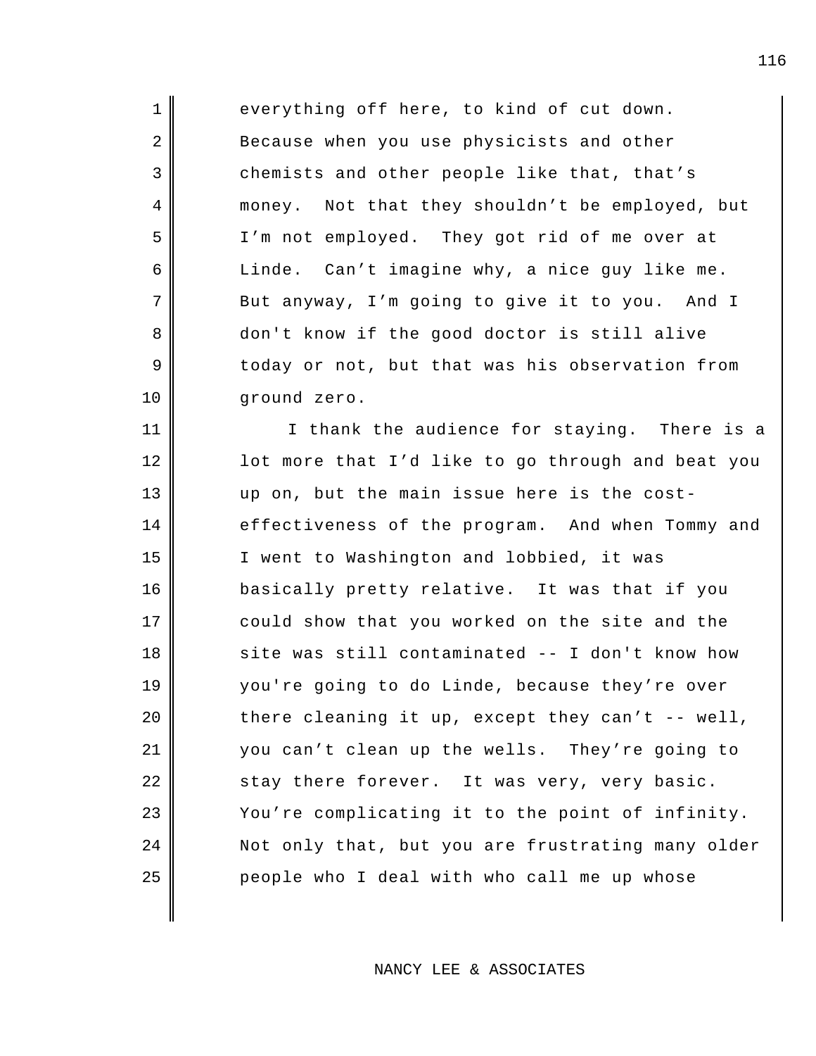everything off here, to kind of cut down. Because when you use physicists and other chemists and other people like that, that's money. Not that they shouldn't be employed, but I'm not employed. They got rid of me over at Linde. Can't imagine why, a nice guy like me. But anyway, I'm going to give it to you. And I don't know if the good doctor is still alive today or not, but that was his observation from ground zero.

I thank the audience for staying. There is a lot more that I'd like to go through and beat you up on, but the main issue here is the cost-effectiveness of the program. And when Tommy and I went to Washington and lobbied, it was basically pretty relative. It was that if you could show that you worked on the site and the site was still contaminated -- I don't know how you're going to do Linde, because they're over there cleaning it up, except they can't -- well, you can't clean up the wells. They're going to stay there forever. It was very, very basic. You're complicating it to the point of infinity. Not only that, but you are frustrating many older people who I deal with who call me up whose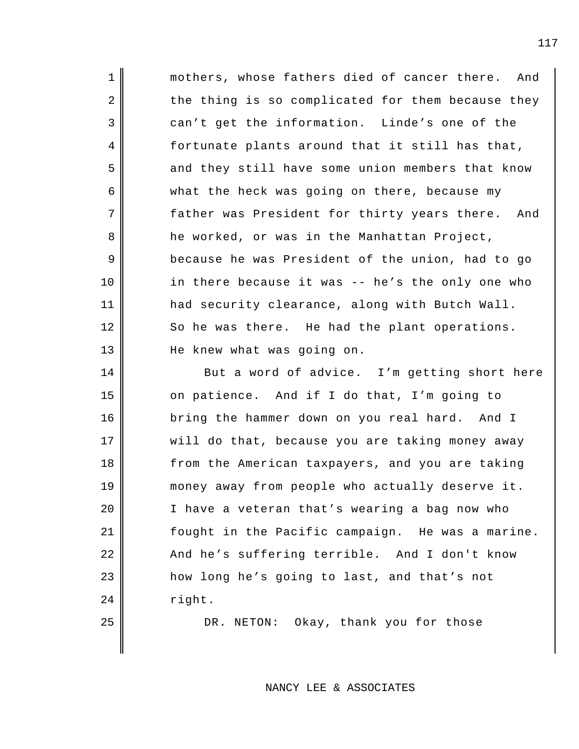mothers, whose fathers died of cancer there. And the thing is so complicated for them because they can't get the information. Linde's one of the fortunate plants around that it still has that, and they still have some union members that know what the heck was going on there, because my father was President for thirty years there. And he worked, or was in the Manhattan Project, because he was President of the union, had to go in there because it was -- he's the only one who had security clearance, along with Butch Wall. So he was there. He had the plant operations. He knew what was going on.

But a word of advice. I'm getting short here on patience. And if I do that, I'm going to bring the hammer down on you real hard. And I will do that, because you are taking money away from the American taxpayers, and you are taking money away from people who actually deserve it. I have a veteran that's wearing a bag now who fought in the Pacific campaign. He was a marine. And he's suffering terrible. And I don't know how long he's going to last, and that's not right.

DR. NETON: Okay, thank you for those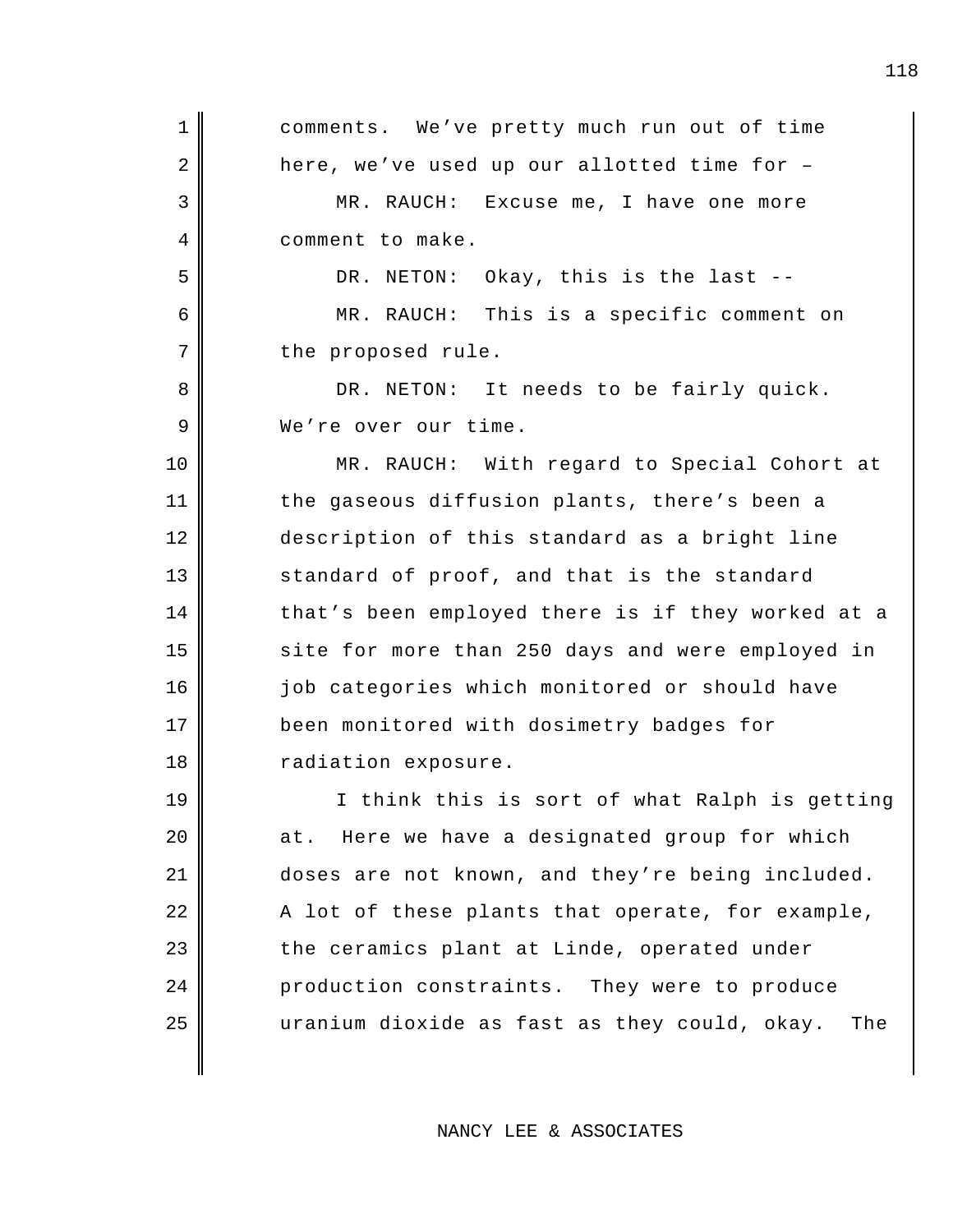comments. We've pretty much run out of time here, we've used up our allotted time for –

MR. RAUCH: Excuse me, I have one more comment to make.

DR. NETON: Okay, this is the last --

MR. RAUCH: This is a specific comment on the proposed rule.

DR. NETON: It needs to be fairly quick. We're over our time.

MR. RAUCH: With regard to Special Cohort at the gaseous diffusion plants, there's been a description of this standard as a bright line standard of proof, and that is the standard that's been employed there is if they worked at a site for more than 250 days and were employed in job categories which monitored or should have been monitored with dosimetry badges for radiation exposure.

I think this is sort of what Ralph is getting at. Here we have a designated group for which doses are not known, and they're being included. A lot of these plants that operate, for example, the ceramics plant at Linde, operated under production constraints. They were to produce uranium dioxide as fast as they could, okay. The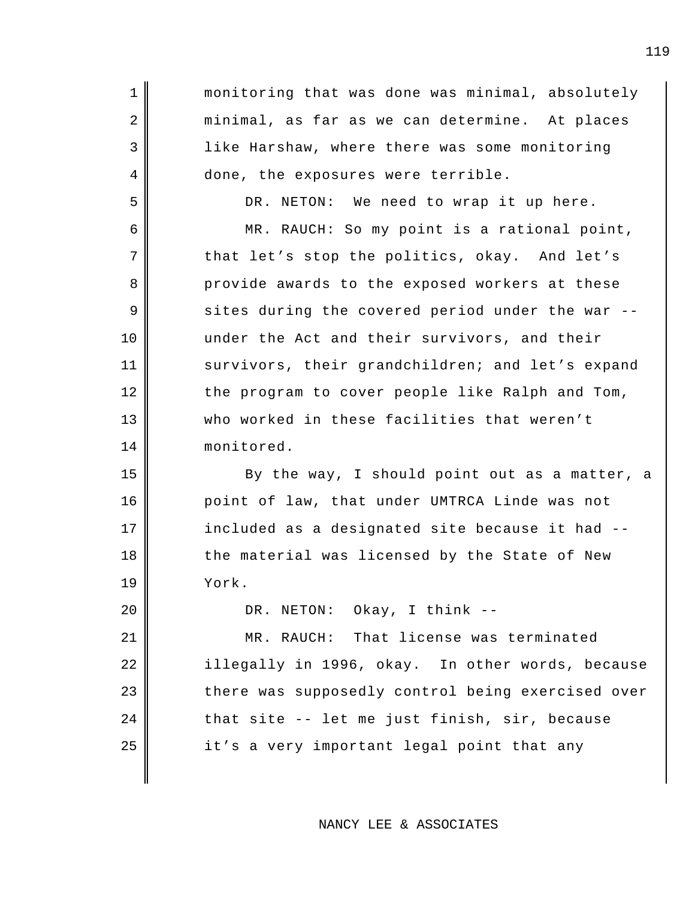monitoring that was done was minimal, absolutely minimal, as far as we can determine. At places like Harshaw, where there was some monitoring done, the exposures were terrible.

DR. NETON: We need to wrap it up here.

MR. RAUCH: So my point is a rational point, that let’s stop the politics, okay. And let’s provide awards to the exposed workers at these sites during the covered period under the war -- under the Act and their survivors, and their survivors, their grandchildren; and let’s expand the program to cover people like Ralph and Tom, who worked in these facilities that weren’t monitored.

By the way, I should point out as a matter, a point of law, that under UMTRCA Linde was not included as a designated site because it had -- the material was licensed by the State of New York.

DR. NETON: Okay, I think --

MR. RAUCH: That license was terminated illegally in 1996, okay. In other words, because there was supposedly control being exercised over that site -- let me just finish, sir, because it’s a very important legal point that any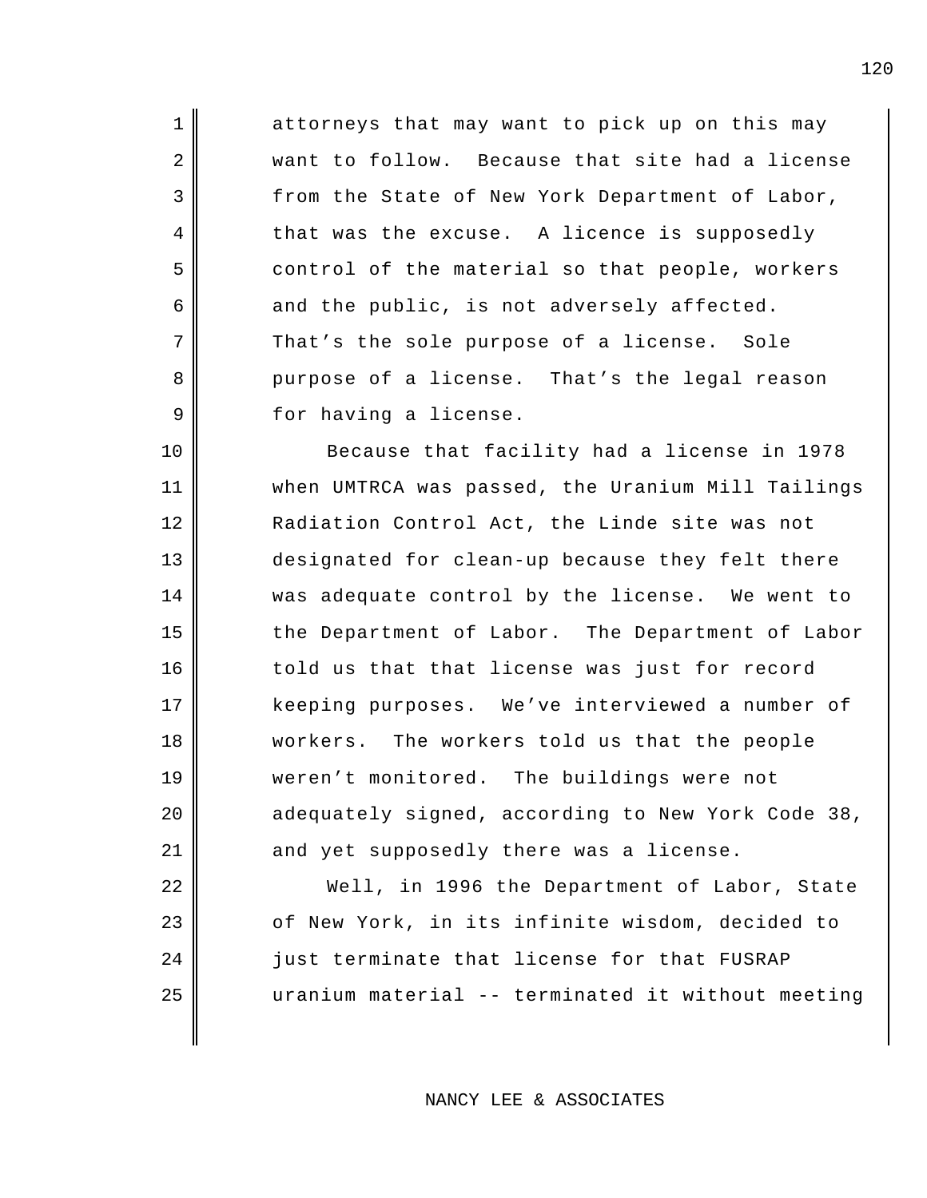attorneys that may want to pick up on this may want to follow. Because that site had a license from the State of New York Department of Labor, that was the excuse. A licence is supposedly control of the material so that people, workers and the public, is not adversely affected. That's the sole purpose of a license. Sole purpose of a license. That's the legal reason for having a license.

Because that facility had a license in 1978 when UMTRCA was passed, the Uranium Mill Tailings Radiation Control Act, the Linde site was not designated for clean-up because they felt there was adequate control by the license. We went to the Department of Labor. The Department of Labor told us that that license was just for record keeping purposes. We've interviewed a number of workers. The workers told us that the people weren't monitored. The buildings were not adequately signed, according to New York Code 38, and yet supposedly there was a license.

Well, in 1996 the Department of Labor, State of New York, in its infinite wisdom, decided to just terminate that license for that FUSRAP uranium material -- terminated it without meeting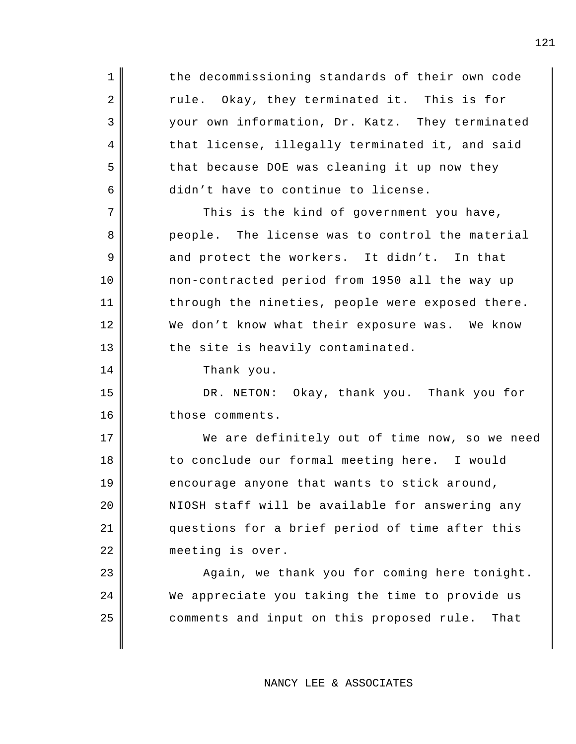the decommissioning standards of their own code rule. Okay, they terminated it. This is for your own information, Dr. Katz. They terminated that license, illegally terminated it, and said that because DOE was cleaning it up now they didn't have to continue to license.

This is the kind of government you have, people. The license was to control the material and protect the workers. It didn't. In that non-contracted period from 1950 all the way up through the nineties, people were exposed there. We don't know what their exposure was. We know the site is heavily contaminated.

Thank you.

DR. NETON: Okay, thank you. Thank you for those comments.

We are definitely out of time now, so we need to conclude our formal meeting here. I would encourage anyone that wants to stick around, NIOSH staff will be available for answering any questions for a brief period of time after this meeting is over.

Again, we thank you for coming here tonight. We appreciate you taking the time to provide us comments and input on this proposed rule. That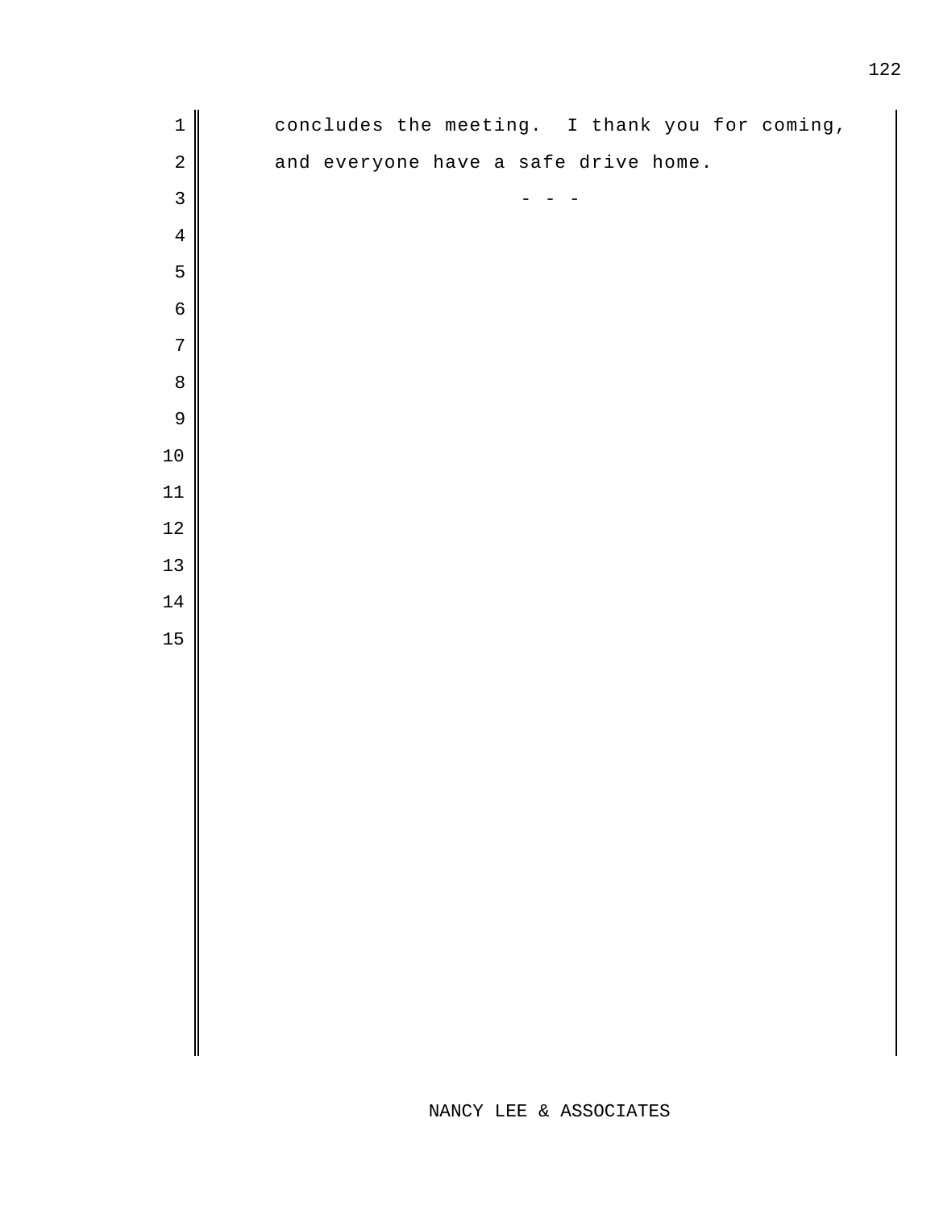concludes the meeting. I thank you for coming, and everyone have a safe drive home.

- - -